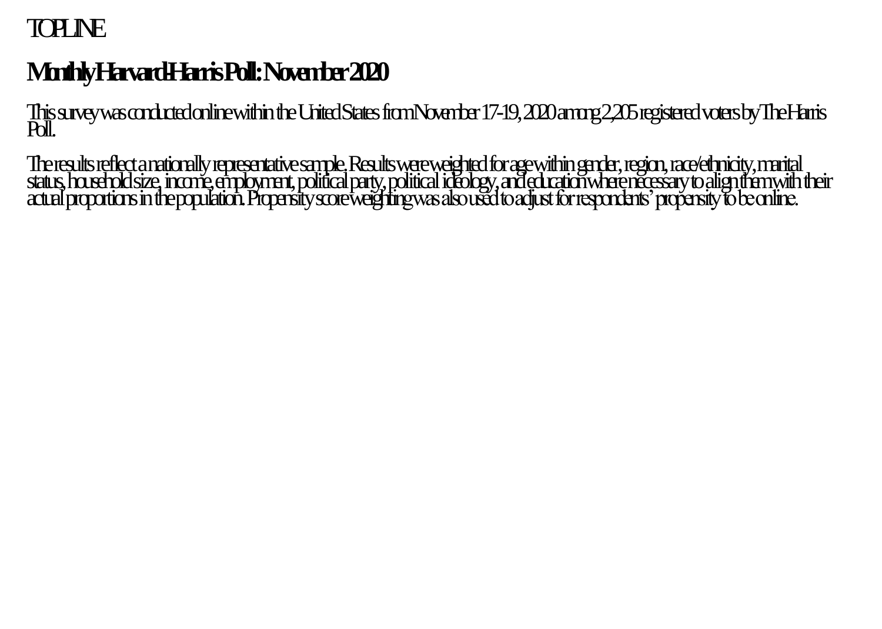TOPLINE

# Monthly Harvard-Harris Poll: November 2020

This survey was conducted online within the United States from November 17-19, 2020 among 2,205 registered voters by The Harris Poll.

The results reflect a nationally representative sample. Results were weighted for age within gender, region, race/ethnicity, marital status, household size, income, employment, political party, political ideology, and education where necessary to align them with their actual proportions in the population. Propensity score weighting was also used to adjust for respondents' propensity to be online.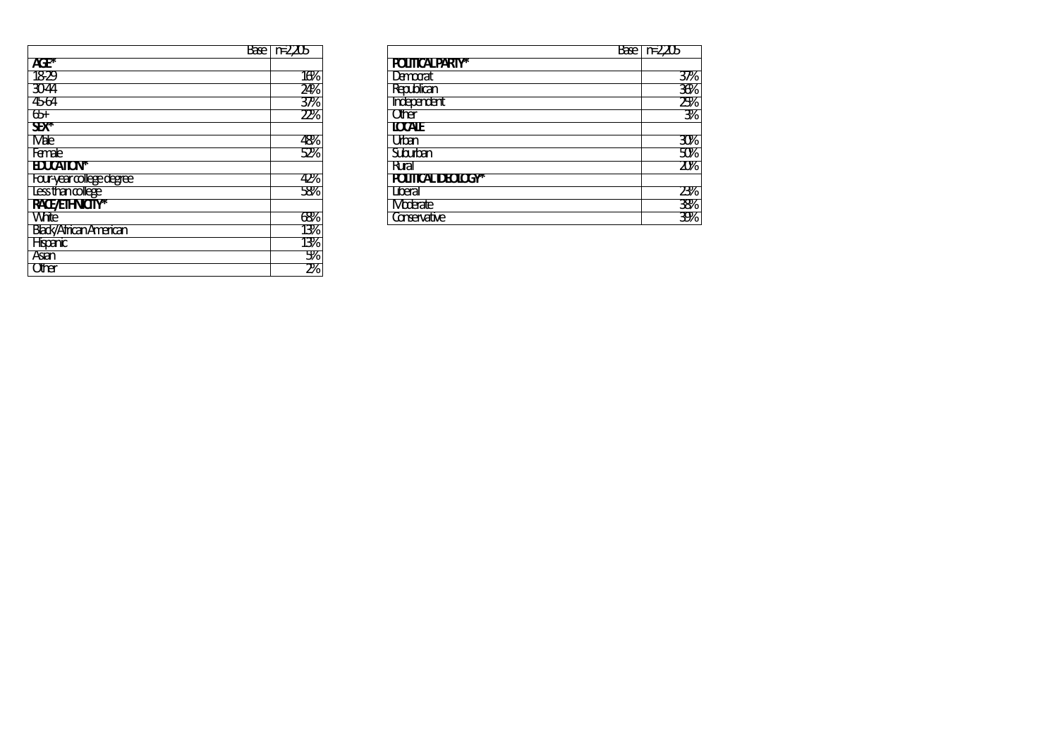| Base | n=2,205 |
|---|---|
| **AGE*** | |
| 18-29 | 16% |
| 30-44 | 24% |
| 45-64 | 37% |
| 65+ | 22% |
| **SEX*** | |
| Male | 48% |
| Female | 52% |
| **EDUCATION*** | |
| Four-year college degree | 42% |
| Less than college | 58% |
| **RACE/ETHNICITY*** | |
| White | 68% |
| Black/African American | 13% |
| Hispanic | 13% |
| Asian | 5% |
| Other | 2% |

| Base | n=2,205 |
|---|---|
| **POLITICAL PARTY*** | |
| Democrat | 37% |
| Republican | 36% |
| Independent | 25% |
| Other | 3% |
| **LOCALE** | |
| Urban | 30% |
| Suburban | 50% |
| Rural | 20% |
| **POLITICAL IDEOLOGY*** | |
| Liberal | 23% |
| Moderate | 38% |
| Conservative | 39% |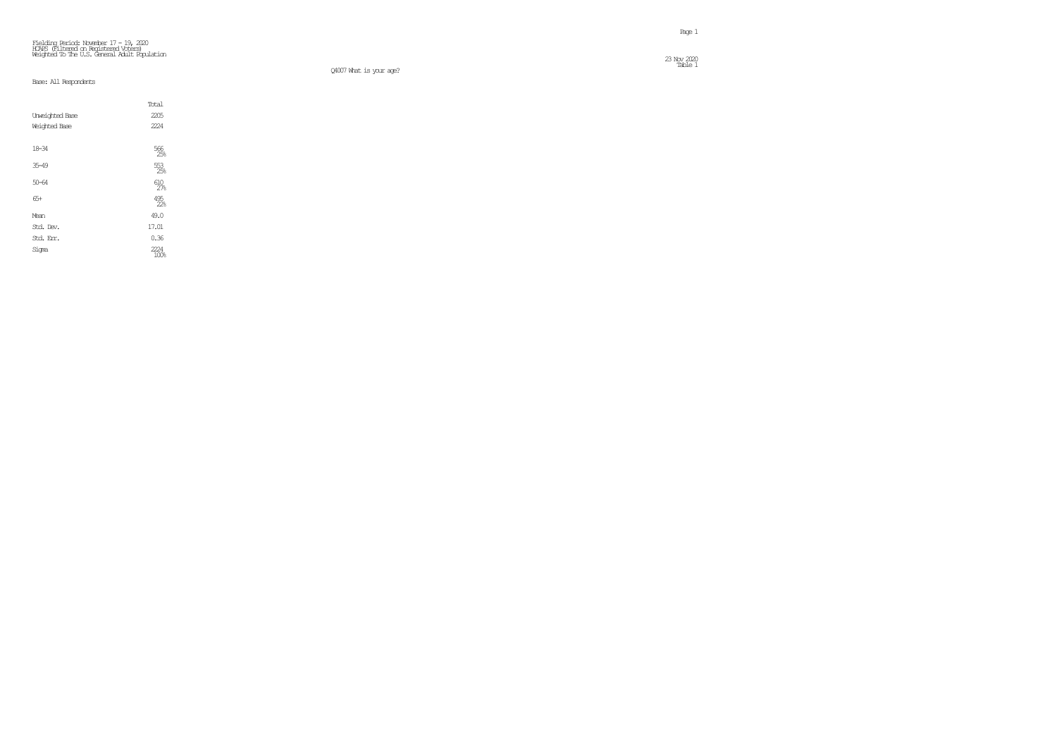Fielding Period: November 17 - 19, 2020
HCAPS (Filtered on Registered Voters)
Weighted To The U.S. General Adult Population

23 Nov 2020
Table 1

Q4007 What is your age?

Base: All Respondents

| | Total |
|---|---|
| Unweighted Base | 2205 |
| Weighted Base | 2224 |
| 18-34 | 566<br>25% |
| 35-49 | 553<br>25% |
| 50-64 | 610<br>27% |
| 65+ | 495<br>22% |
| Mean | 49.0 |
| Std. Dev. | 17.01 |
| Std. Err. | 0.36 |
| Sigma | 2224<br>100% |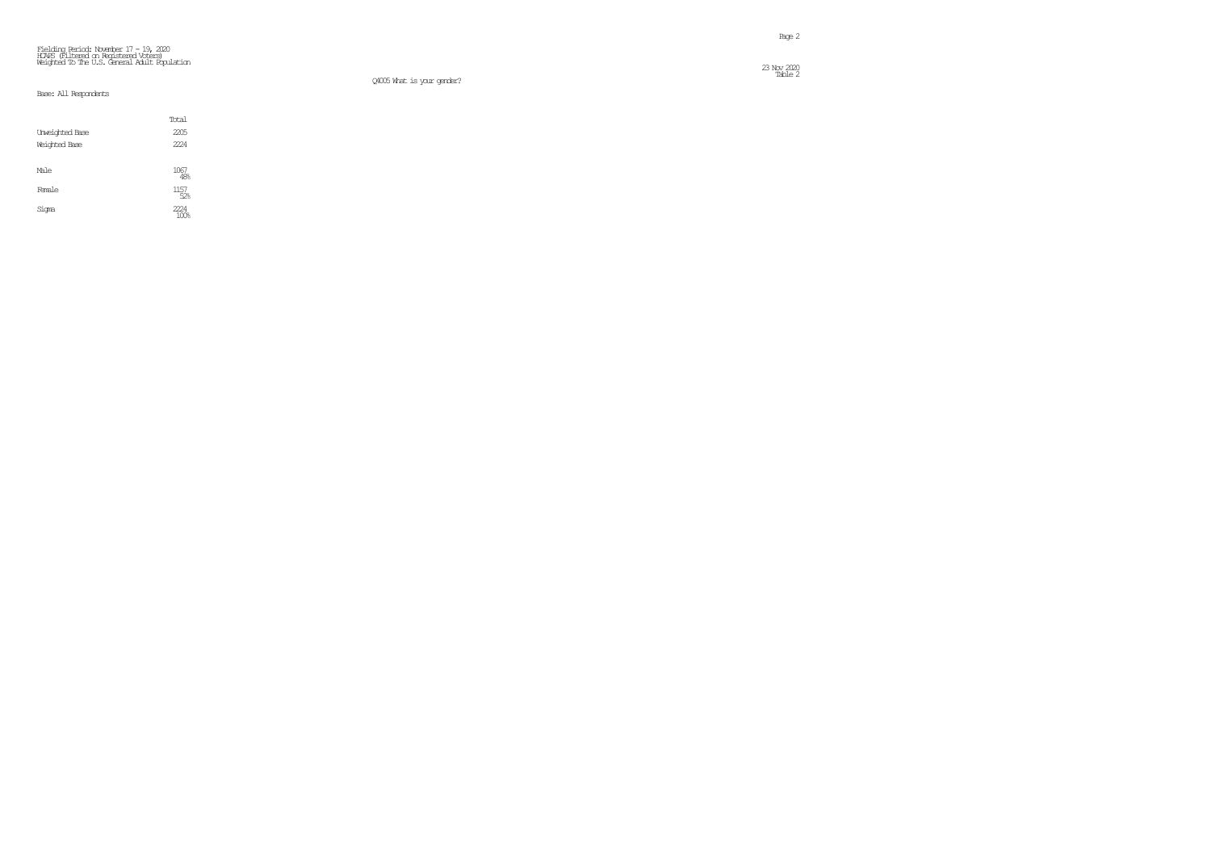Fielding Period: November 17 - 19, 2020
HCAPS (Filtered on Registered Voters)
Weighted To The U.S. General Adult Population

23 Nov 2020
Table 2

Q4005 What is your gender?

Base: All Respondents

| | Total |
|---|---|
| Unweighted Base | 2205 |
| Weighted Base | 2224 |
| Male | 1067<br>48% |
| Female | 1157<br>52% |
| Sigma | 2224<br>100% |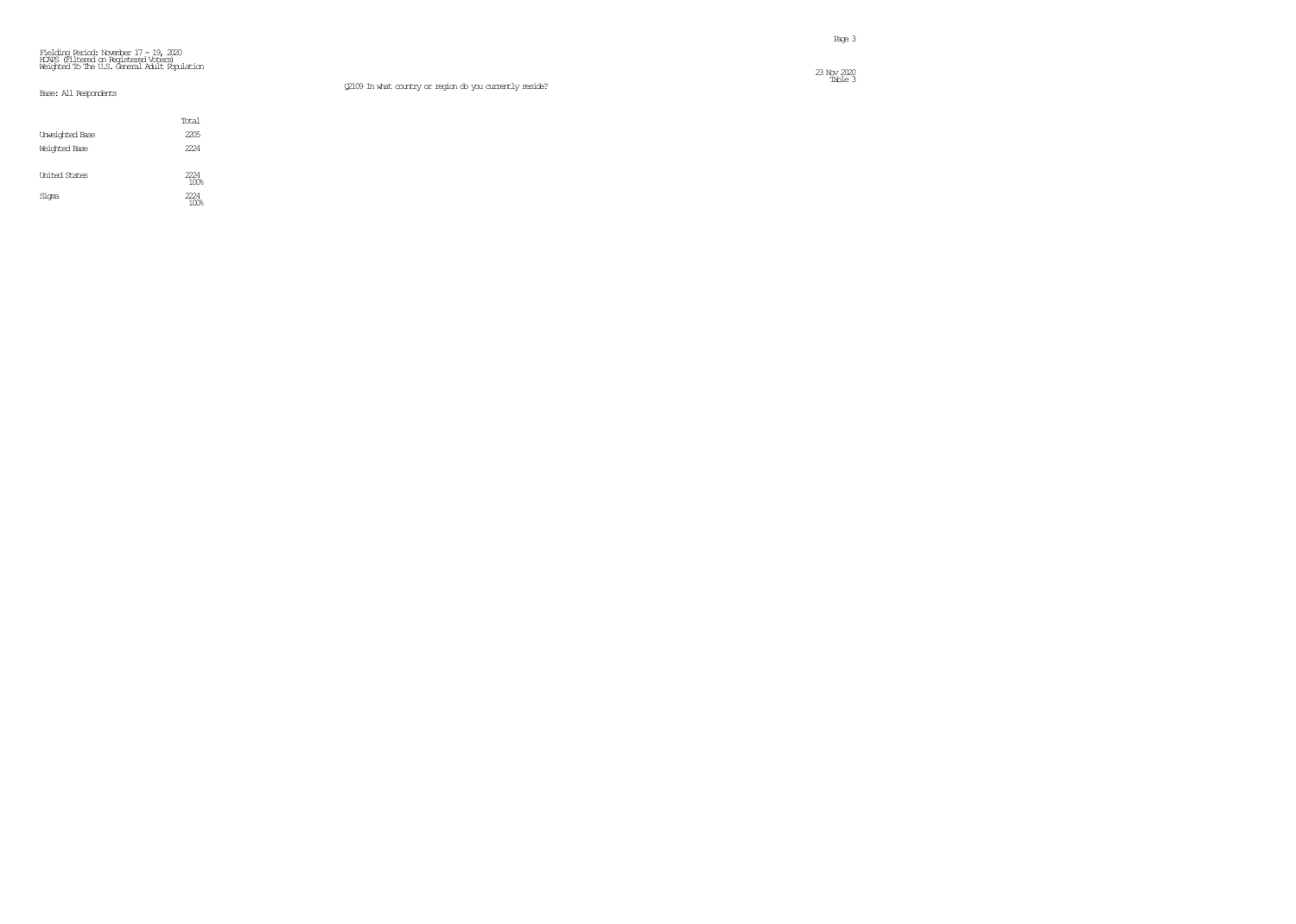Fielding Period: November 17 - 19, 2020
HCAPS (Filtered on Registered Voters)
Weighted To The U.S. General Adult Population

Table 3

Q2109 In what country or region do you currently reside?

Base: All Respondents

| | Total |
|---|---|
| Unweighted Base | 2205 |
| Weighted Base | 2224 |
| United States | 2224<br>100% |
| Sigma | 2224<br>100% |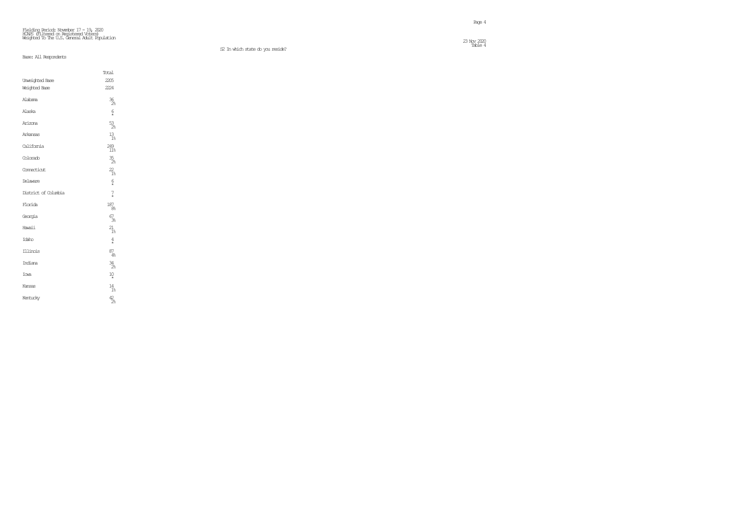Fielding Period: November 17 - 19, 2020
HCAPS (Filtered on Registered Voters)
Weighted To The U.S. General Adult Population

23 Nov 2020
Table 4

S2 In which state do you reside?

Base: All Respondents

| | Total |
|---|---|
| Unweighted Base | 2205 |
| Weighted Base | 2224 |
| Alabama | 36<br>2% |
| Alaska | 6<br>* |
| Arizona | 53<br>2% |
| Arkansas | 13<br>1% |
| California | 249<br>11% |
| Colorado | 35<br>2% |
| Connecticut | 22<br>1% |
| Delaware | 6<br>* |
| District of Columbia | 7<br>* |
| Florida | 187<br>8% |
| Georgia | 67<br>3% |
| Hawaii | 21<br>1% |
| Idaho | 4<br>* |
| Illinois | 87<br>4% |
| Indiana | 34<br>2% |
| Iowa | 10<br>* |
| Kansas | 14<br>1% |
| Kentucky | 42<br>2% |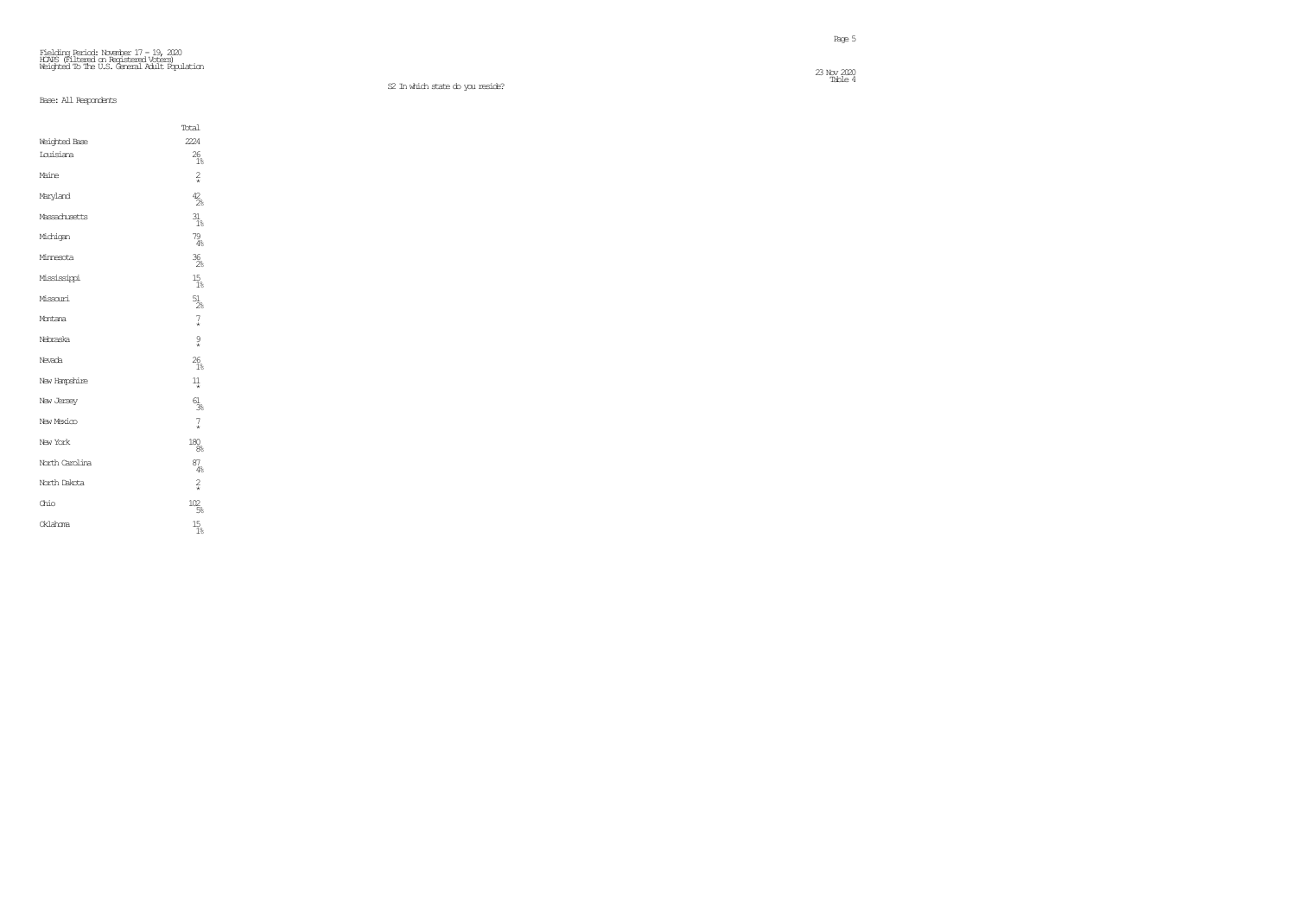Fielding Period: November 17 - 19, 2020
HCAPS (Filtered on Registered Voters)
Weighted To The U.S. General Adult Population

23 Nov 2020
Table 4

S2 In which state do you reside?

Base: All Respondents

| | Total |
|---|---|
| Weighted Base | 2224 |
| Louisiana | 26<br>1% |
| Maine | 2<br>* |
| Maryland | 42<br>2% |
| Massachusetts | 31<br>1% |
| Michigan | 79<br>4% |
| Minnesota | 36<br>2% |
| Mississippi | 15<br>1% |
| Missouri | 51<br>2% |
| Montana | 7<br>* |
| Nebraska | 9<br>* |
| Nevada | 26<br>1% |
| New Hampshire | 11<br>* |
| New Jersey | 61<br>3% |
| New Mexico | 7<br>* |
| New York | 180<br>8% |
| North Carolina | 87<br>4% |
| North Dakota | 2<br>* |
| Ohio | 102<br>5% |
| Oklahoma | 15<br>1% |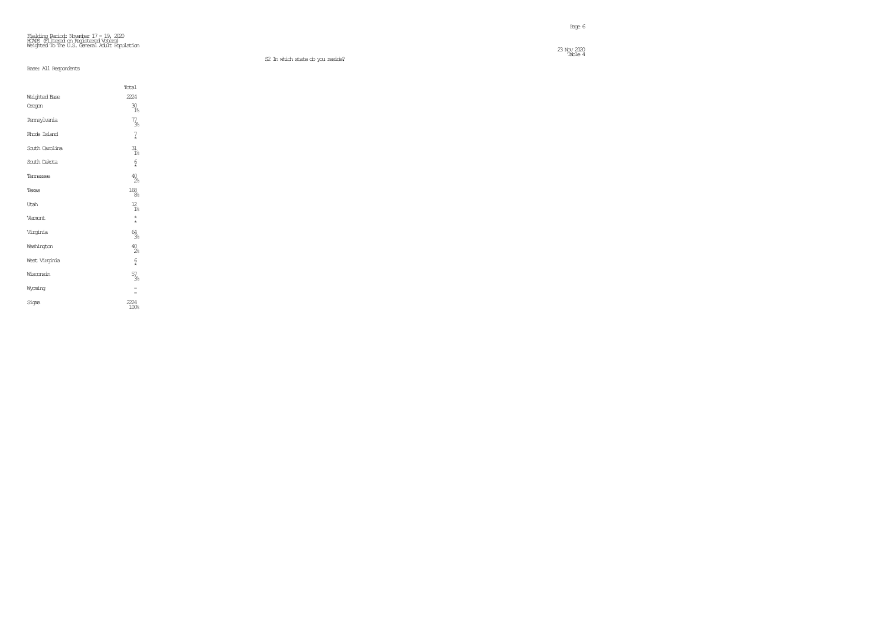Fielding Period: November 17 - 19, 2020
HCAPS (Filtered on Registered Voters)
Weighted To The U.S. General Adult Population

23 Nov 2020
Table 4

S2 In which state do you reside?

Base: All Respondents

| | Total |
|---|---|
| Weighted Base | 2224 |
| Oregon | 30<br>1% |
| Pennsylvania | 77<br>3% |
| Rhode Island | 7<br>* |
| South Carolina | 31<br>1% |
| South Dakota | 6<br>* |
| Tennessee | 40<br>2% |
| Texas | 168<br>8% |
| Utah | 12<br>1% |
| Vermont | *<br>* |
| Virginia | 64<br>3% |
| Washington | 40<br>2% |
| West Virginia | 6<br>* |
| Wisconsin | 57<br>3% |
| Wyoming | -<br>- |
| Sigma | 2224<br>100% |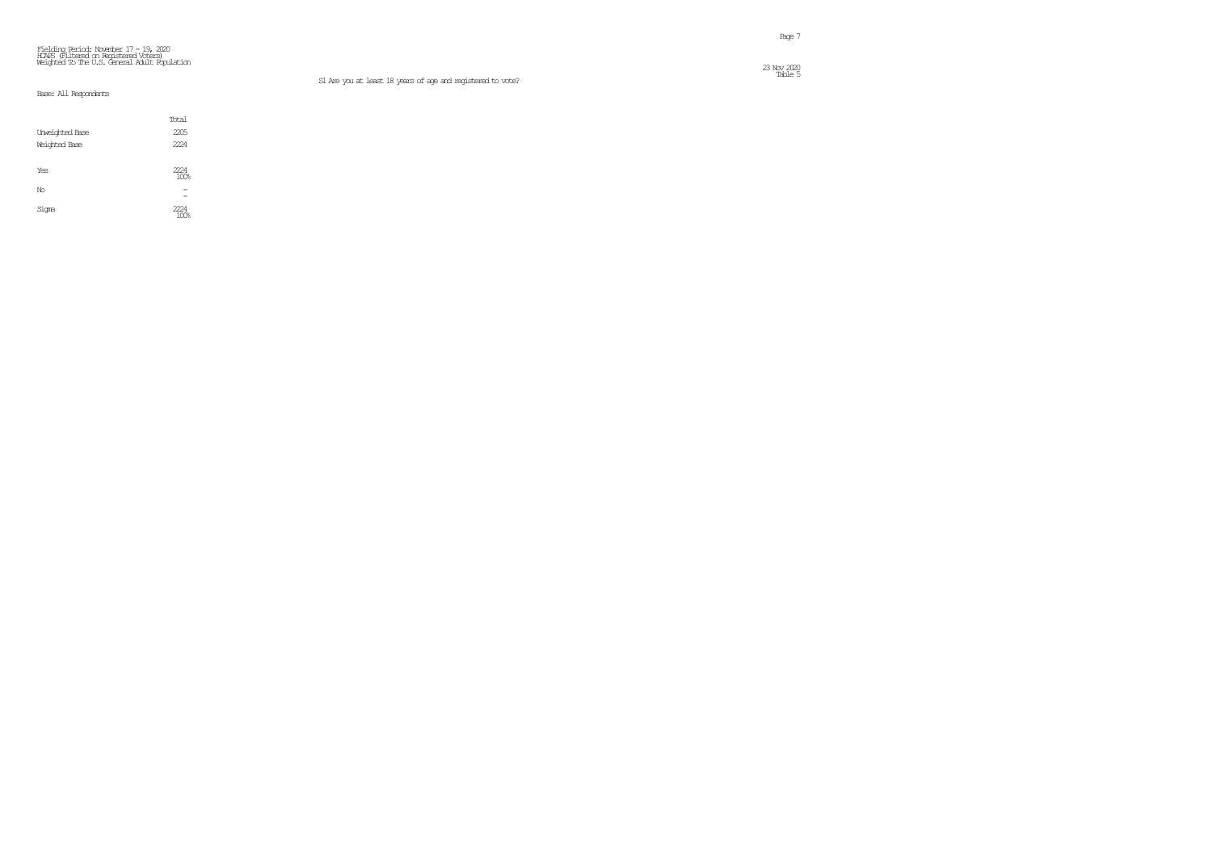Fielding Period: November 17 - 19, 2020
HCAPS (Filtered on Registered Voters)
Weighted To The U.S. General Adult Population

23 Nov 2020
Table 5

S1 Are you at least 18 years of age and registered to vote?

Base: All Respondents

| | Total |
|---|---|
| Unweighted Base | 2205 |
| Weighted Base | 2224 |
| Yes | 2224<br>100% |
| No | -<br>- |
| Sigma | 2224<br>100% |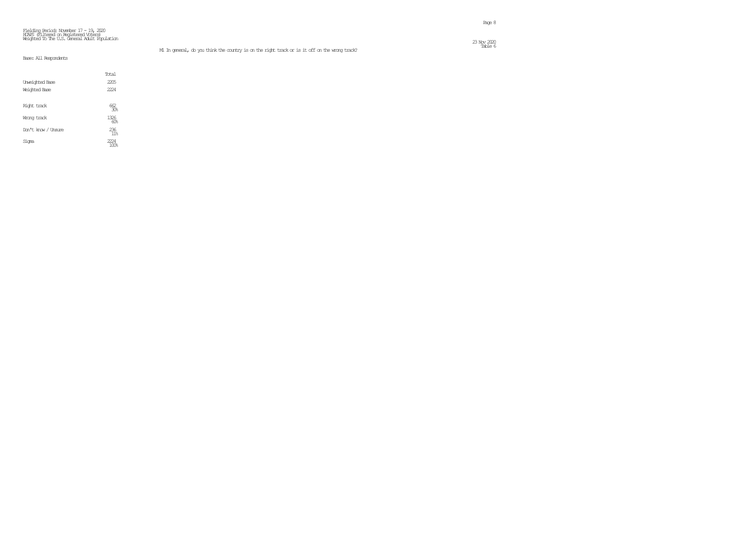Fielding Period: November 17 - 19, 2020
HCAPS (Filtered on Registered Voters)
Weighted To The U.S. General Adult Population

Table 6

M1 In general, do you think the country is on the right track or is it off on the wrong track?

Base: All Respondents

| | Total |
|---|---|
| Unweighted Base | 2205 |
| Weighted Base | 2224 |
| Right track | 662<br>30% |
| Wrong track | 1326<br>60% |
| Don't know / Unsure | 236<br>11% |
| Sigma | 2224<br>100% |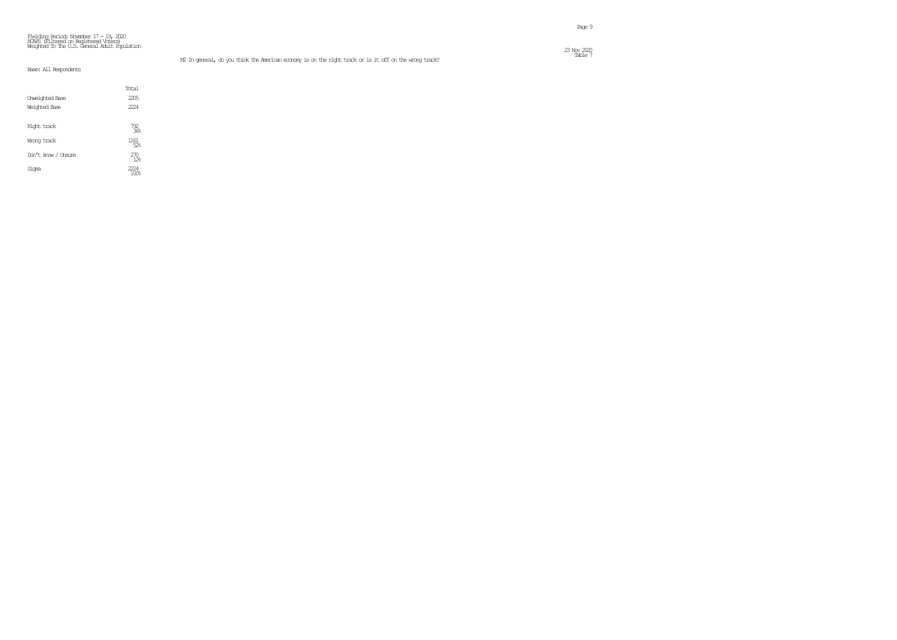Fielding Period: November 17 - 19, 2020
HCAPS (Filtered on Registered Voters)
Weighted To The U.S. General Adult Population

23 Nov 2020
Table 7

M2 In general, do you think the American economy is on the right track or is it off on the wrong track?

Base: All Respondents

| | Total |
|---|---|
| Unweighted Base | 2205 |
| Weighted Base | 2224 |
| Right track | 792<br>36% |
| Wrong track | 1161<br>52% |
| Don't know / Unsure | 270<br>12% |
| Sigma | 2224<br>100% |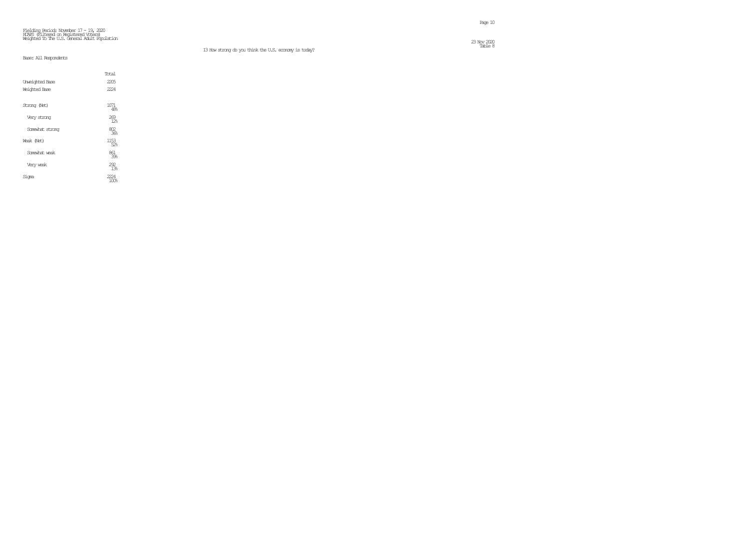Fielding Period: November 17 - 19, 2020
HCAPS (Filtered on Registered Voters)
Weighted To The U.S. General Adult Population

23 Nov 2020
Table 8

13 How strong do you think the U.S. economy is today?

Base: All Respondents

| | Total |
|---|---|
| Unweighted Base | 2205 |
| Weighted Base | 2224 |
| Strong (Net) | 1071<br>48% |
| Very strong | 269<br>12% |
| Somewhat strong | 802<br>36% |
| Weak (Net) | 1153<br>52% |
| Somewhat weak | 861<br>39% |
| Very weak | 292<br>13% |
| Sigma | 2224<br>100% |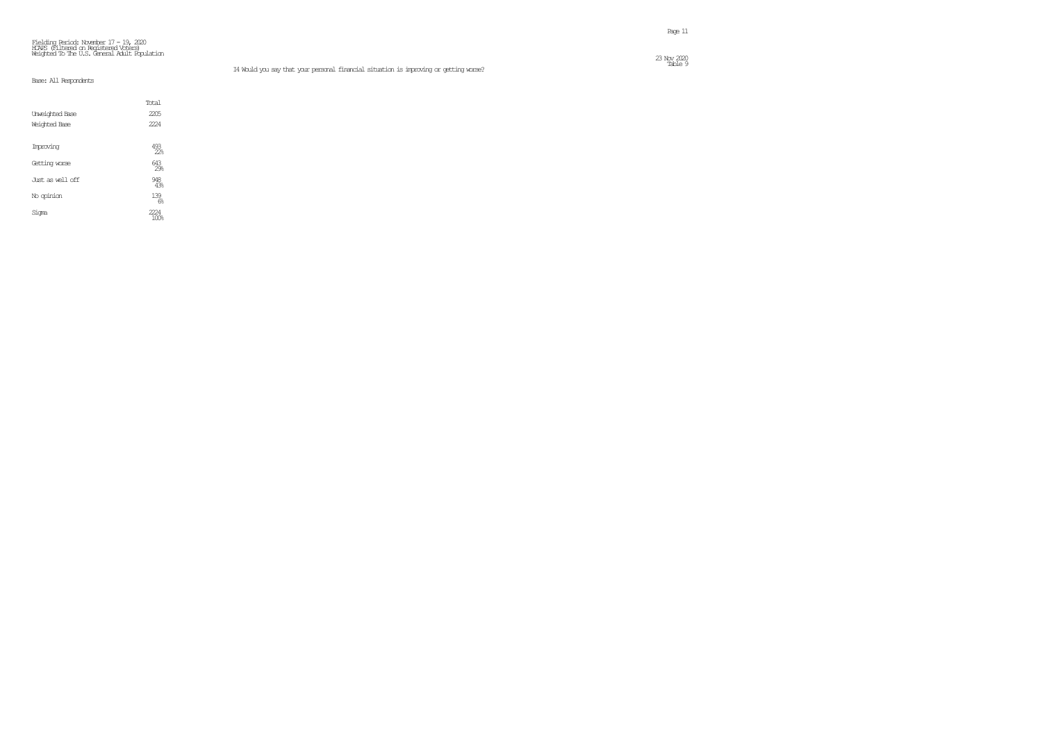Fielding Period: November 17 - 19, 2020
HCAPS (Filtered on Registered Voters)
Weighted To The U.S. General Adult Population

Table 9

I4 Would you say that your personal financial situation is improving or getting worse?

Base: All Respondents

| | Total |
|---|---|
| Unweighted Base | 2205 |
| Weighted Base | 2224 |
| Improving | 493<br>22% |
| Getting worse | 643<br>29% |
| Just as well off | 948<br>43% |
| No opinion | 139<br>6% |
| Sigma | 2224<br>100% |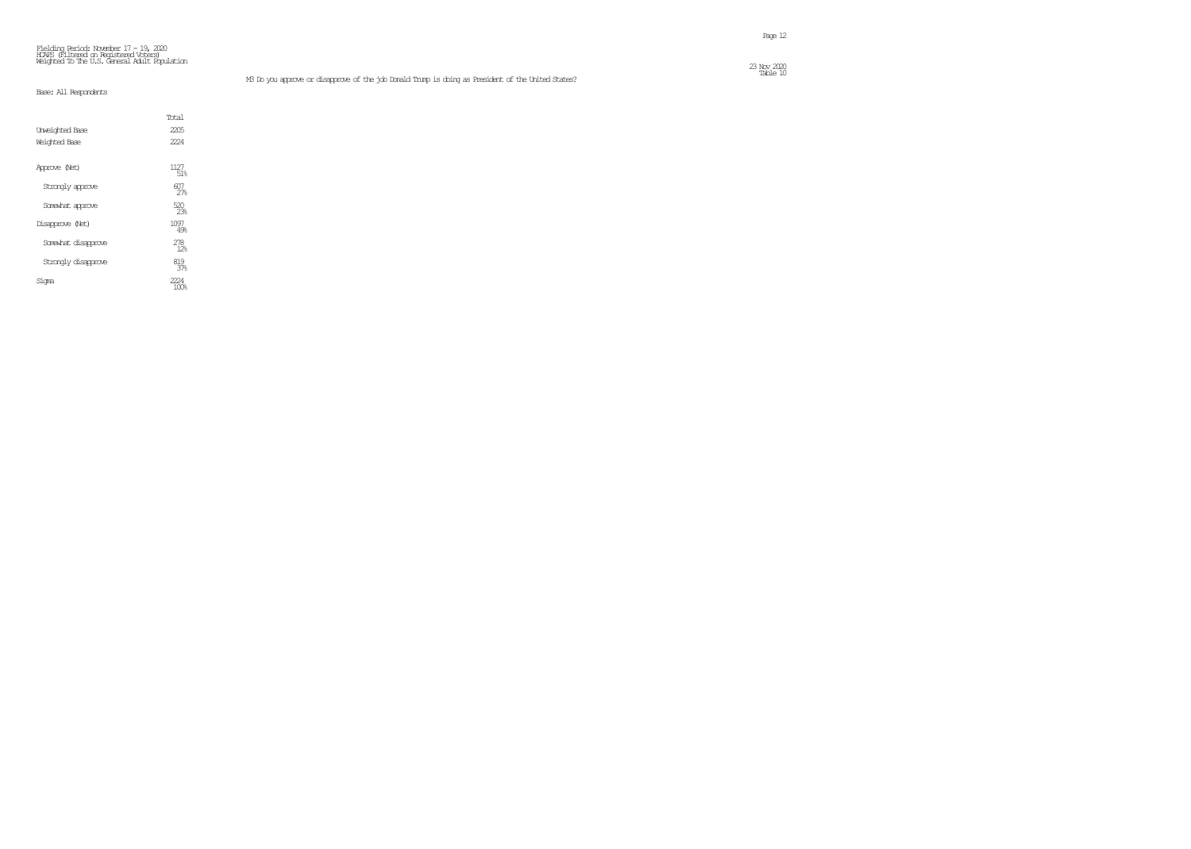Fielding Period: November 17 - 19, 2020
HCAPS (Filtered on Registered Voters)
Weighted To The U.S. General Adult Population

23 Nov 2020
Table 10

M3 Do you approve or disapprove of the job Donald Trump is doing as President of the United States?

Base: All Respondents

| | Total |
|---|---|
| Unweighted Base | 2205 |
| Weighted Base | 2224 |
| Approve (Net) | 1127<br>51% |
| Strongly approve | 607<br>27% |
| Somewhat approve | 520<br>23% |
| Disapprove (Net) | 1097<br>49% |
| Somewhat disapprove | 278<br>12% |
| Strongly disapprove | 819<br>37% |
| Sigma | 2224<br>100% |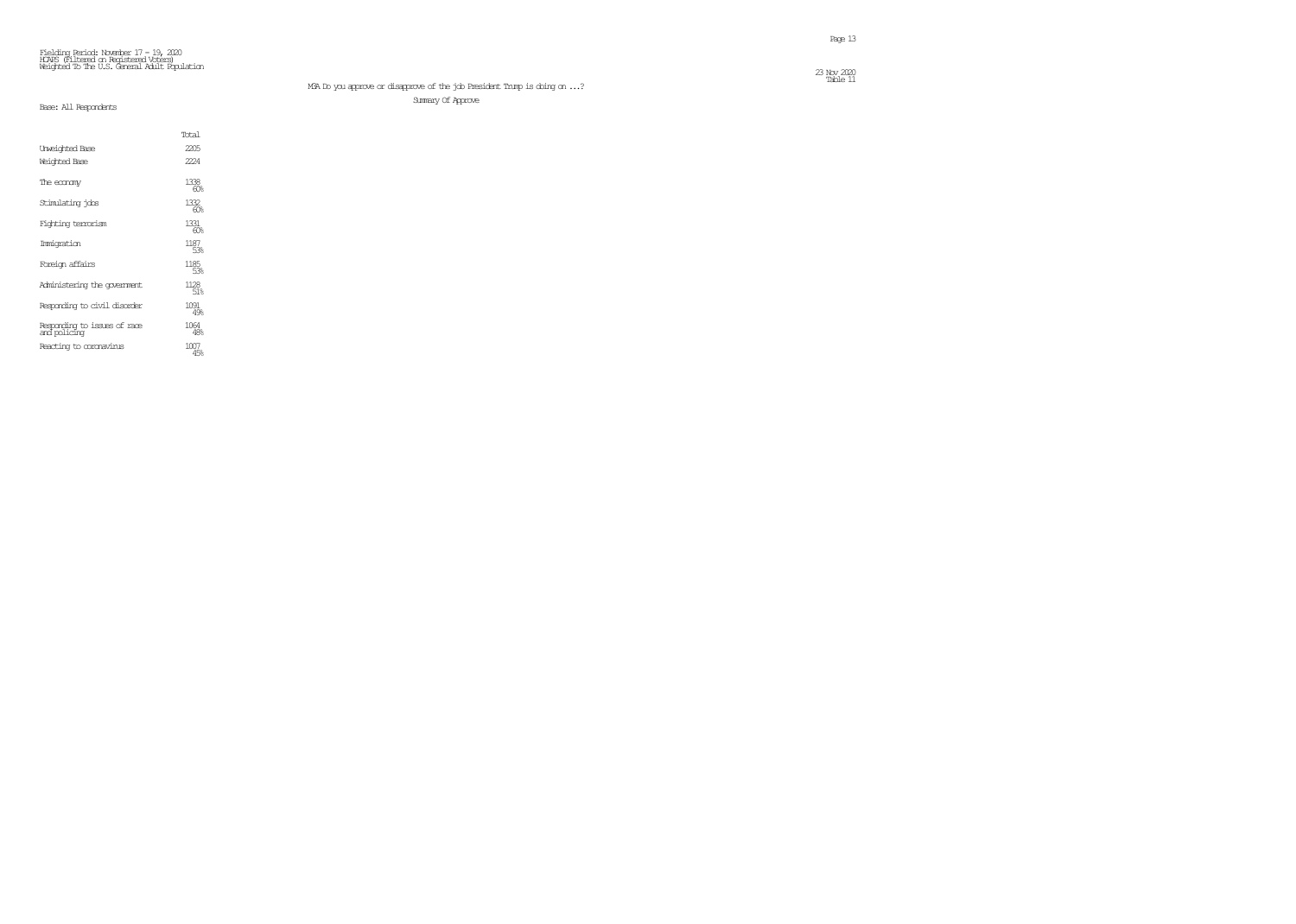Fielding Period: November 17 - 19, 2020
HCAPS (Filtered on Registered Voters)
Weighted To The U.S. General Adult Population

23 Nov 2020
Table 11

M5A Do you approve or disapprove of the job President Trump is doing on ...?

Summary Of Approve

Base: All Respondents

| | Total |
|---|---|
| Unweighted Base | 2205 |
| Weighted Base | 2224 |
| The economy | 1338<br>60% |
| Stimulating jobs | 1332<br>60% |
| Fighting terrorism | 1331<br>60% |
| Immigration | 1187<br>53% |
| Foreign affairs | 1185<br>53% |
| Administering the government | 1128<br>51% |
| Responding to civil disorder | 1091<br>49% |
| Responding to issues of race and policing | 1064<br>48% |
| Reacting to coronavirus | 1007<br>45% |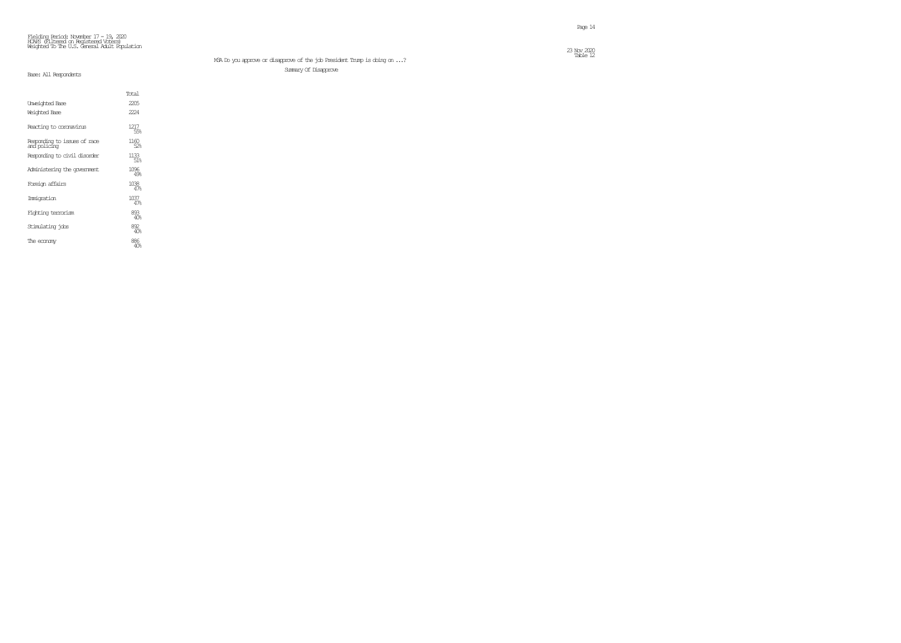Fielding Period: November 17 - 19, 2020
HCAPS (Filtered on Registered Voters)
Weighted To The U.S. General Adult Population

23 Nov 2020
Table 12

M3A Do you approve or disapprove of the job President Trump is doing on ...?

Summary Of Disapprove

Base: All Respondents

| | Total |
|---|---|
| Unweighted Base | 2205 |
| Weighted Base | 2224 |
| Reacting to coronavirus | 1217<br>55% |
| Responding to issues of race and policing | 1160<br>52% |
| Responding to civil disorder | 1133<br>51% |
| Administering the government | 1096<br>49% |
| Foreign affairs | 1038<br>47% |
| Immigration | 1037<br>47% |
| Fighting terrorism | 893<br>40% |
| Stimulating jobs | 892<br>40% |
| The economy | 886<br>40% |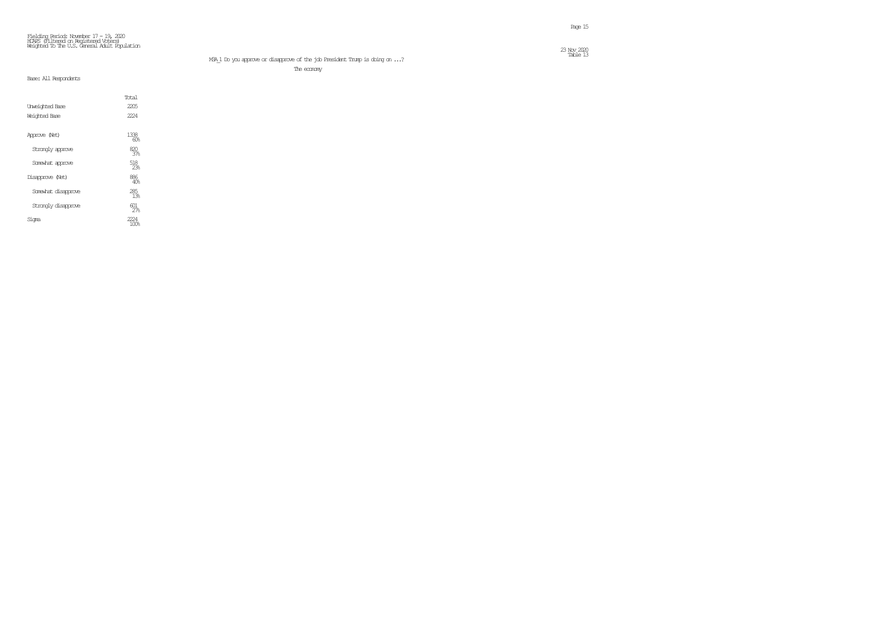Fielding Period: November 17 - 19, 2020
HCAPS (Filtered on Registered Voters)
Weighted To The U.S. General Adult Population

23 Nov 2020
Table 13

MSA_1 Do you approve or disapprove of the job President Trump is doing on ...?

The economy

Base: All Respondents

| | Total |
|---|---|
| Unweighted Base | 2205 |
| Weighted Base | 2224 |
| Approve (Net) | 1338<br>60% |
| Strongly approve | 820<br>37% |
| Somewhat approve | 518<br>23% |
| Disapprove (Net) | 886<br>40% |
| Somewhat disapprove | 285<br>13% |
| Strongly disapprove | 601<br>27% |
| Sigma | 2224<br>100% |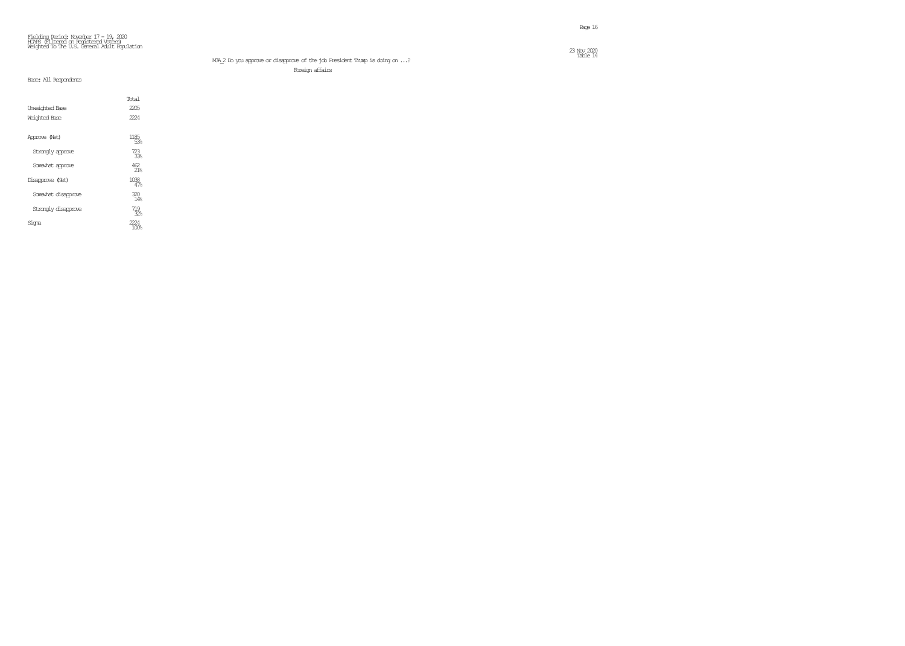Fielding Period: November 17 - 19, 2020
HCAPS (Filtered on Registered Voters)
Weighted To The U.S. General Adult Population

23 Nov 2020
Table 14

MSA_2 Do you approve or disapprove of the job President Trump is doing on ...?

Foreign affairs

Base: All Respondents

| | Total |
|---|---|
| Unweighted Base | 2205 |
| Weighted Base | 2224 |
| Approve (Net) | 1185 |
| | 53% |
| Strongly approve | 723 |
| | 33% |
| Somewhat approve | 462 |
| | 21% |
| Disapprove (Net) | 1038 |
| | 47% |
| Somewhat disapprove | 320 |
| | 14% |
| Strongly disapprove | 719 |
| | 32% |
| Sigma | 2224 |
| | 100% |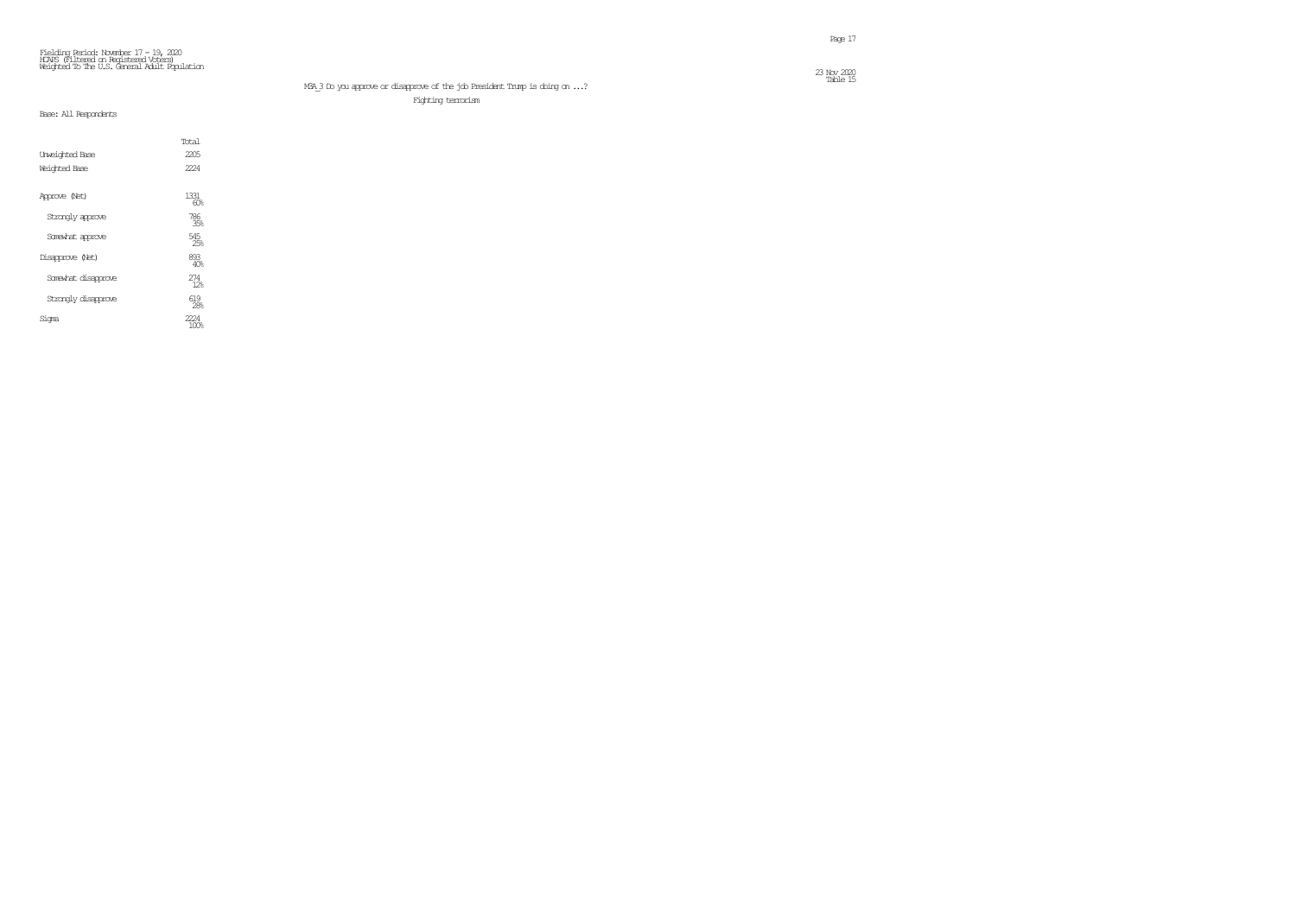Fielding Period: November 17 - 19, 2020
HCAPS (Filtered on Registered Voters)
Weighted To The U.S. General Adult Population

Table 15

MSA_3 Do you approve or disapprove of the job President Trump is doing on ...?

Fighting terrorism

Base: All Respondents

| | Total |
|---|---|
| Unweighted Base | 2205 |
| Weighted Base | 2224 |
| Approve (Net) | 1331<br>60% |
| Strongly approve | 786<br>35% |
| Somewhat approve | 545<br>25% |
| Disapprove (Net) | 893<br>40% |
| Somewhat disapprove | 274<br>12% |
| Strongly disapprove | 619<br>28% |
| Sigma | 2224<br>100% |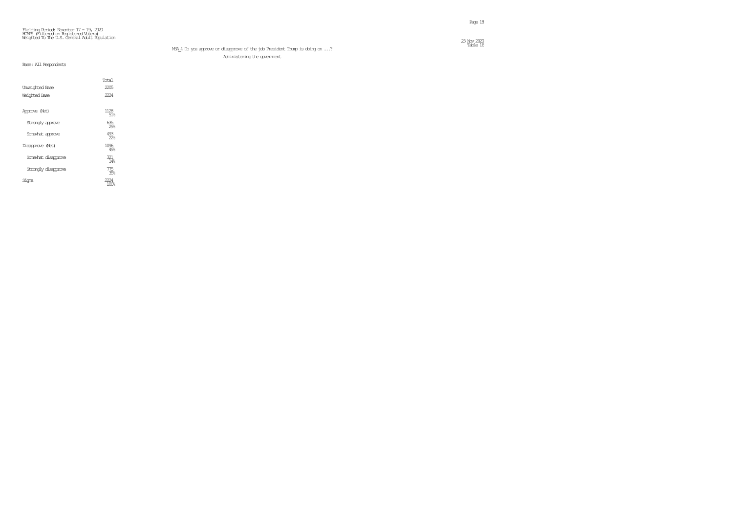Fielding Period: November 17 - 19, 2020
HCAPS (Filtered on Registered Voters)
Weighted To The U.S. General Adult Population

23 Nov 2020
Table 16

MSA_4 Do you approve or disapprove of the job President Trump is doing on ...?

Administering the government

Base: All Respondents

| | Total |
|---|---|
| Unweighted Base | 2205 |
| Weighted Base | 2224 |
| Approve (Net) | 1128<br>51% |
| Strongly approve | 635<br>29% |
| Somewhat approve | 493<br>22% |
| Disapprove (Net) | 1096<br>49% |
| Somewhat disapprove | 321<br>14% |
| Strongly disapprove | 775<br>35% |
| Sigma | 2224<br>100% |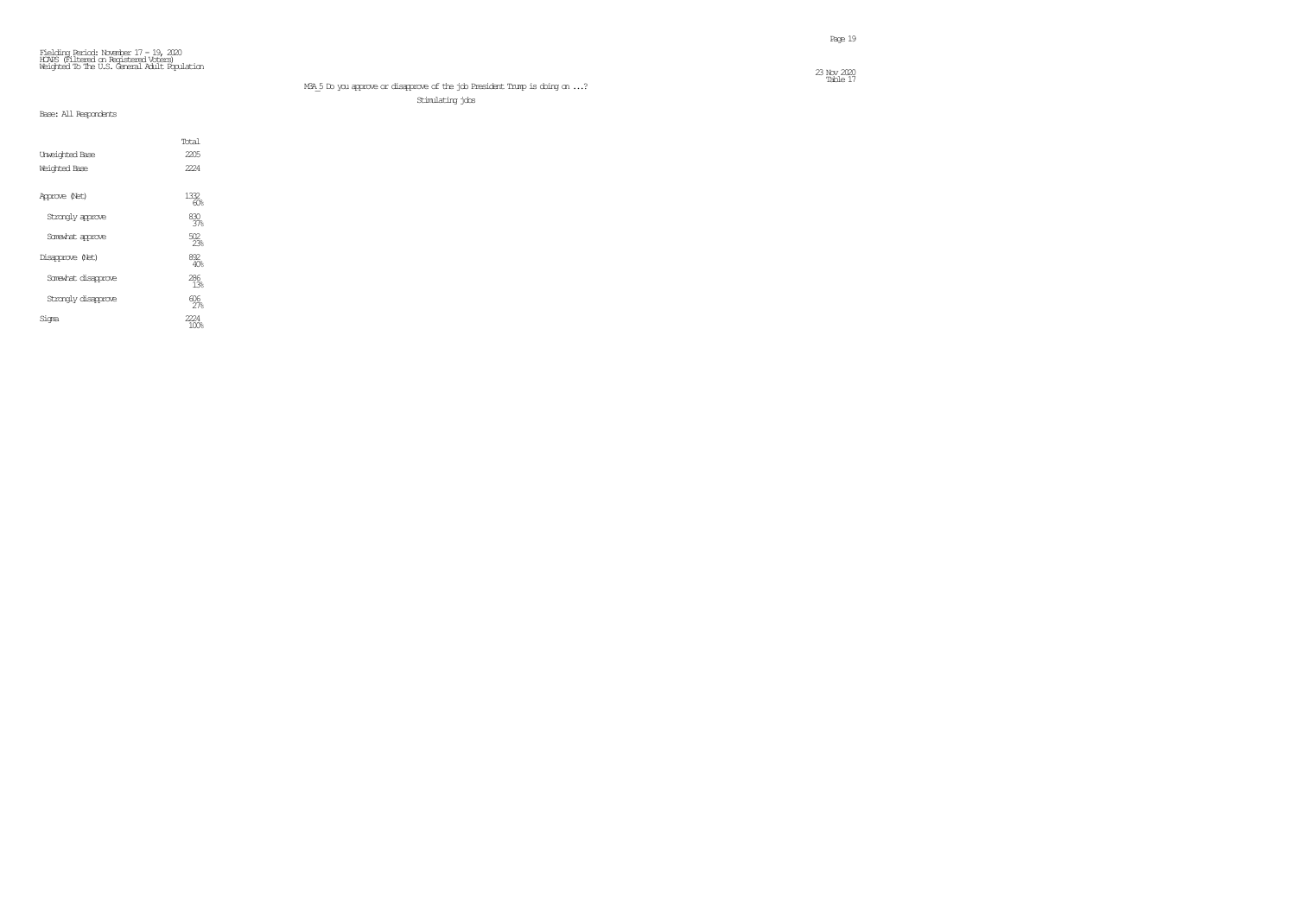Fielding Period: November 17 - 19, 2020
HCAPS (Filtered on Registered Voters)
Weighted To The U.S. General Adult Population

23 Nov 2020
Table 17

MSA_5 Do you approve or disapprove of the job President Trump is doing on ...?

Stimulating jobs

Base: All Respondents

| | Total |
|---|---|
| Unweighted Base | 2205 |
| Weighted Base | 2224 |
| Approve (Net) | 1332<br>60% |
| Strongly approve | 830<br>37% |
| Somewhat approve | 502<br>23% |
| Disapprove (Net) | 892<br>40% |
| Somewhat disapprove | 286<br>13% |
| Strongly disapprove | 606<br>27% |
| Sigma | 2224<br>100% |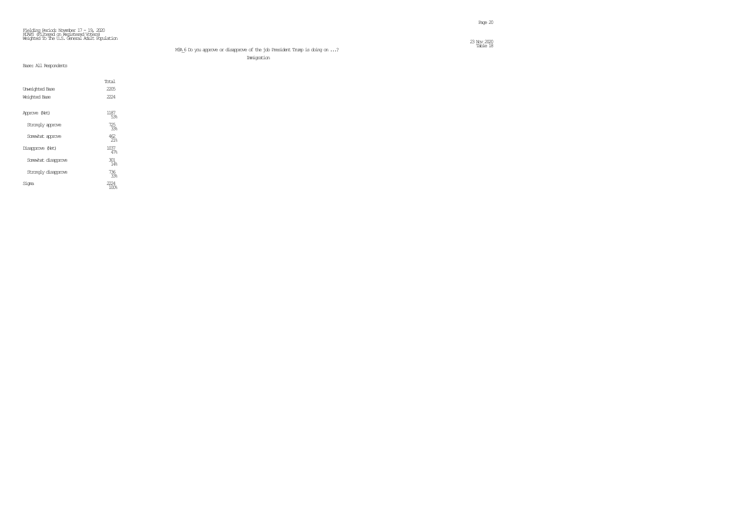Fielding Period: November 17 - 19, 2020
HCAPS (Filtered on Registered Voters)
Weighted To The U.S. General Adult Population

23 Nov 2020
Table 18

MSA_6 Do you approve or disapprove of the job President Trump is doing on ...?

Immigration

Base: All Respondents

| | Total |
|---|---|
| Unweighted Base | 2205 |
| Weighted Base | 2224 |
| Approve (Net) | 1187<br>53% |
| Strongly approve | 725<br>33% |
| Somewhat approve | 462<br>21% |
| Disapprove (Net) | 1037<br>47% |
| Somewhat disapprove | 301<br>14% |
| Strongly disapprove | 736<br>33% |
| Sigma | 2224<br>100% |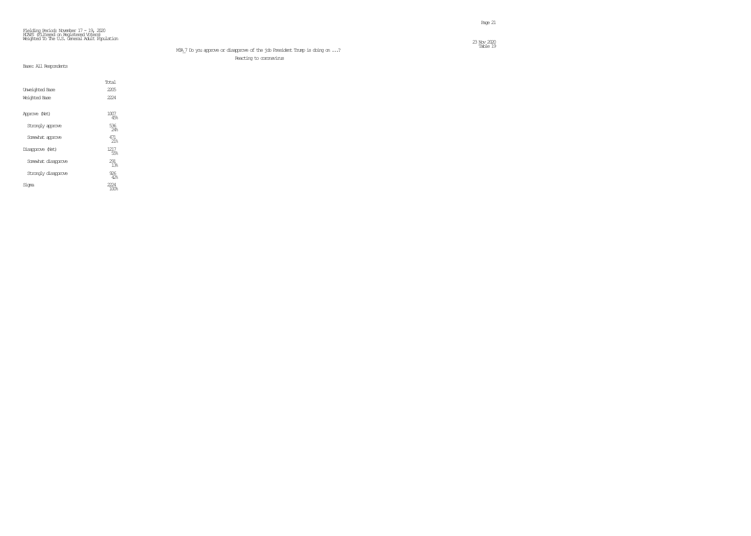Fielding Period: November 17 - 19, 2020
HCAPS (Filtered on Registered Voters)
Weighted To The U.S. General Adult Population

23 Nov 2020
Table 19

MSA_7 Do you approve or disapprove of the job President Trump is doing on ...?

Reacting to coronavirus

Base: All Respondents

| | Total |
|---|---|
| Unweighted Base | 2205 |
| Weighted Base | 2224 |
| Approve (Net) | 1007<br>45% |
| Strongly approve | 536<br>24% |
| Somewhat approve | 471<br>21% |
| Disapprove (Net) | 1217<br>55% |
| Somewhat disapprove | 291<br>13% |
| Strongly disapprove | 926<br>42% |
| Sigma | 2224<br>100% |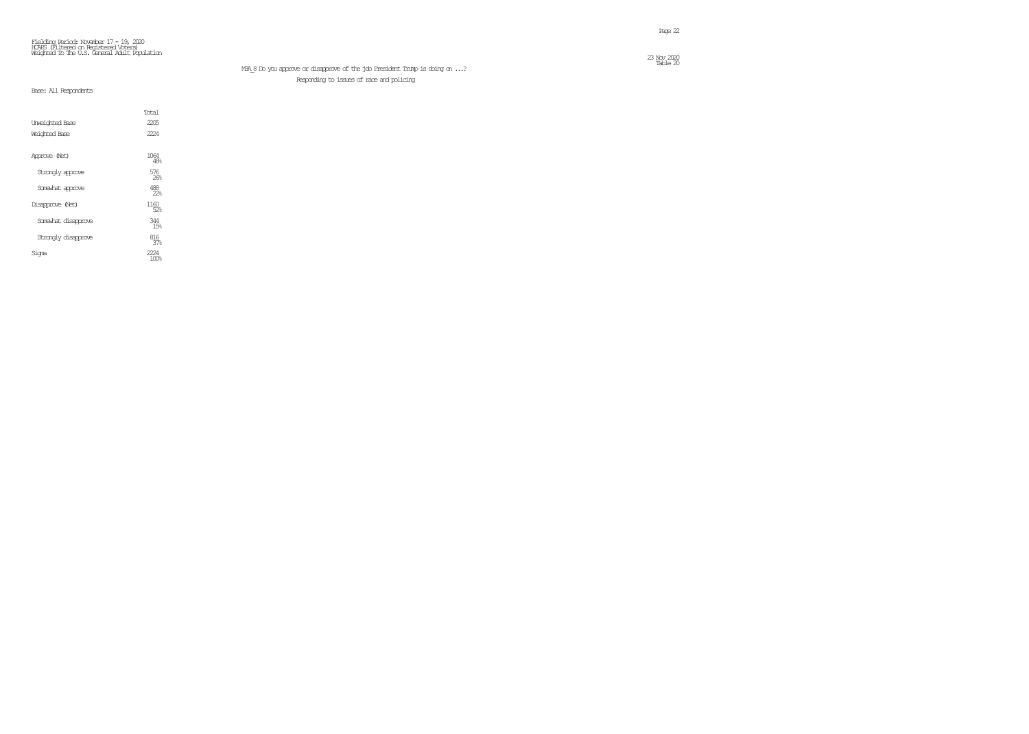Fielding Period: November 17 – 19, 2020
HCAPS (Filtered on Registered Voters)
Weighted To The U.S. General Adult Population

23 Nov 2020
Table 20

MSA_8 Do you approve or disapprove of the job President Trump is doing on ...?

Responding to issues of race and policing

Base: All Respondents

| | Total |
|---|---|
| Unweighted Base | 2205 |
| Weighted Base | 2224 |
| Approve (Net) | 1064<br>48% |
| Strongly approve | 576<br>26% |
| Somewhat approve | 488<br>22% |
| Disapprove (Net) | 1160<br>52% |
| Somewhat disapprove | 344<br>15% |
| Strongly disapprove | 816<br>37% |
| Sigma | 2224<br>100% |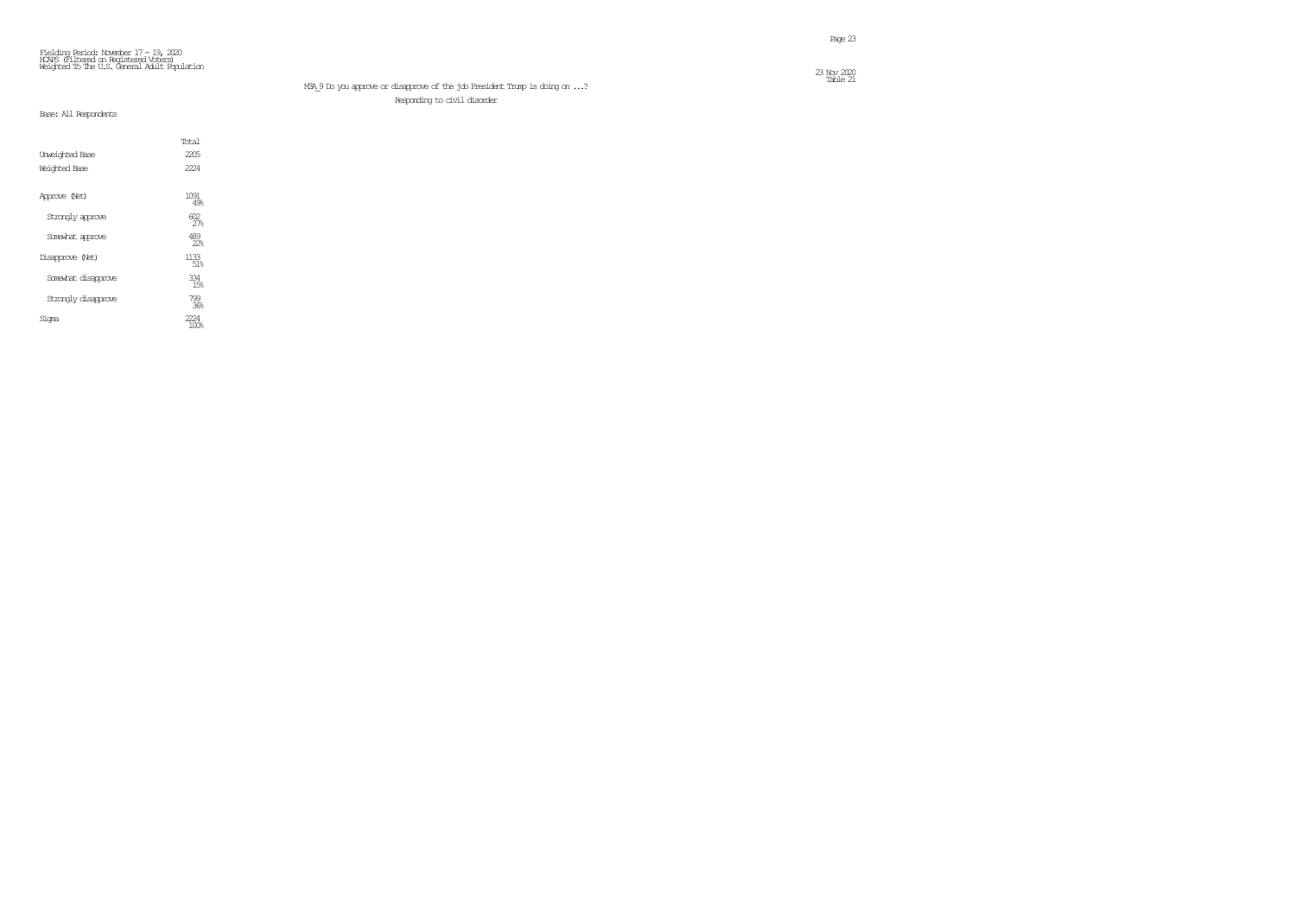Fielding Period: November 17 - 19, 2020
HCAPS (Filtered on Registered Voters)
Weighted To The U.S. General Adult Population

23 Nov 2020
Table 21

MSA_9 Do you approve or disapprove of the job President Trump is doing on ...?

Responding to civil disorder

Base: All Respondents

| | Total |
|---|---|
| Unweighted Base | 2205 |
| Weighted Base | 2224 |
| Approve (Net) | 1091<br>49% |
| Strongly approve | 602<br>27% |
| Somewhat approve | 489<br>22% |
| Disapprove (Net) | 1133<br>51% |
| Somewhat disapprove | 334<br>15% |
| Strongly disapprove | 799<br>36% |
| Sigma | 2224<br>100% |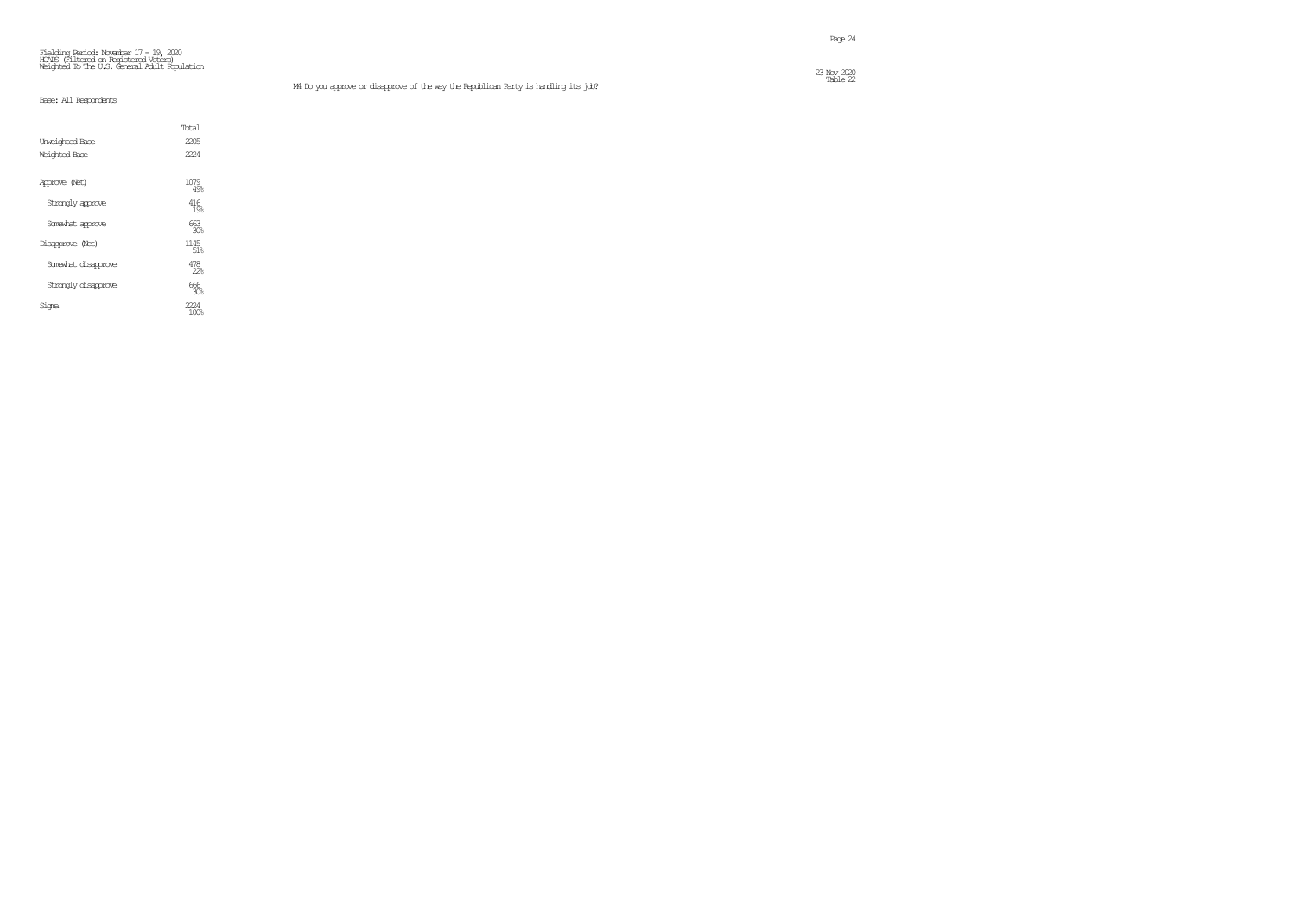Fielding Period: November 17 - 19, 2020
HCAPS (Filtered on Registered Voters)
Weighted To The U.S. General Adult Population

Table 22

M4 Do you approve or disapprove of the way the Republican Party is handling its job?

Base: All Respondents

| | Total |
|---|---|
| Unweighted Base | 2205 |
| Weighted Base | 2224 |
| Approve (Net) | 1079<br>49% |
| Strongly approve | 416<br>19% |
| Somewhat approve | 663<br>30% |
| Disapprove (Net) | 1145<br>51% |
| Somewhat disapprove | 478<br>22% |
| Strongly disapprove | 666<br>30% |
| Sigma | 2224<br>100% |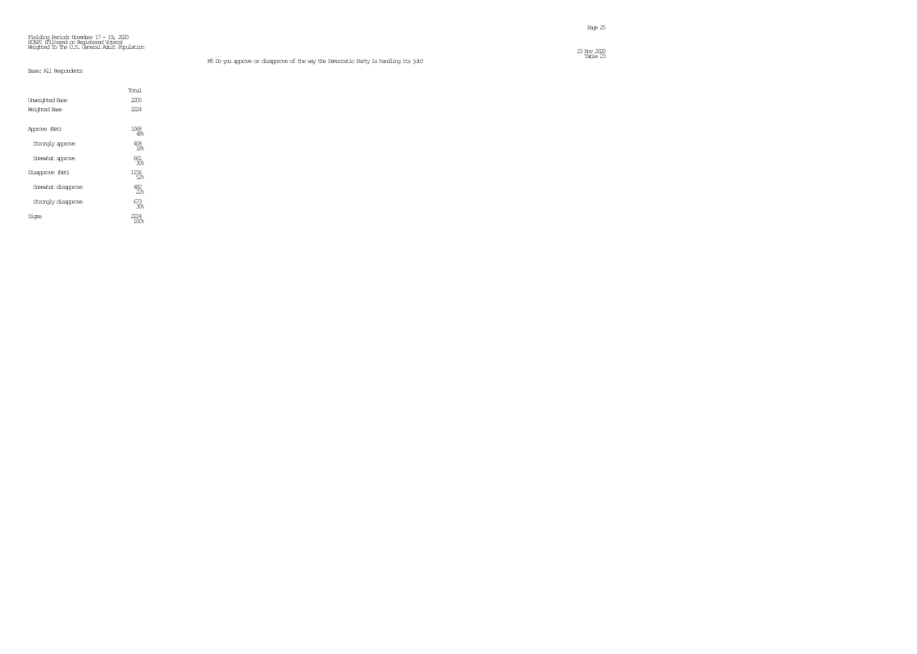Fielding Period: November 17 - 19, 2020
HCAPS (Filtered on Registered Voters)
Weighted To The U.S. General Adult Population

Table 23

M5 Do you approve or disapprove of the way the Democratic Party is handling its job?

Base: All Respondents

| | Total |
|---|---|
| Unweighted Base | 2205 |
| Weighted Base | 2224 |
| Approve (Net) | 1068<br>48% |
| Strongly approve | 408<br>18% |
| Somewhat approve | 661<br>30% |
| Disapprove (Net) | 1156<br>52% |
| Somewhat disapprove | 482<br>22% |
| Strongly disapprove | 673<br>30% |
| Sigma | 2224<br>100% |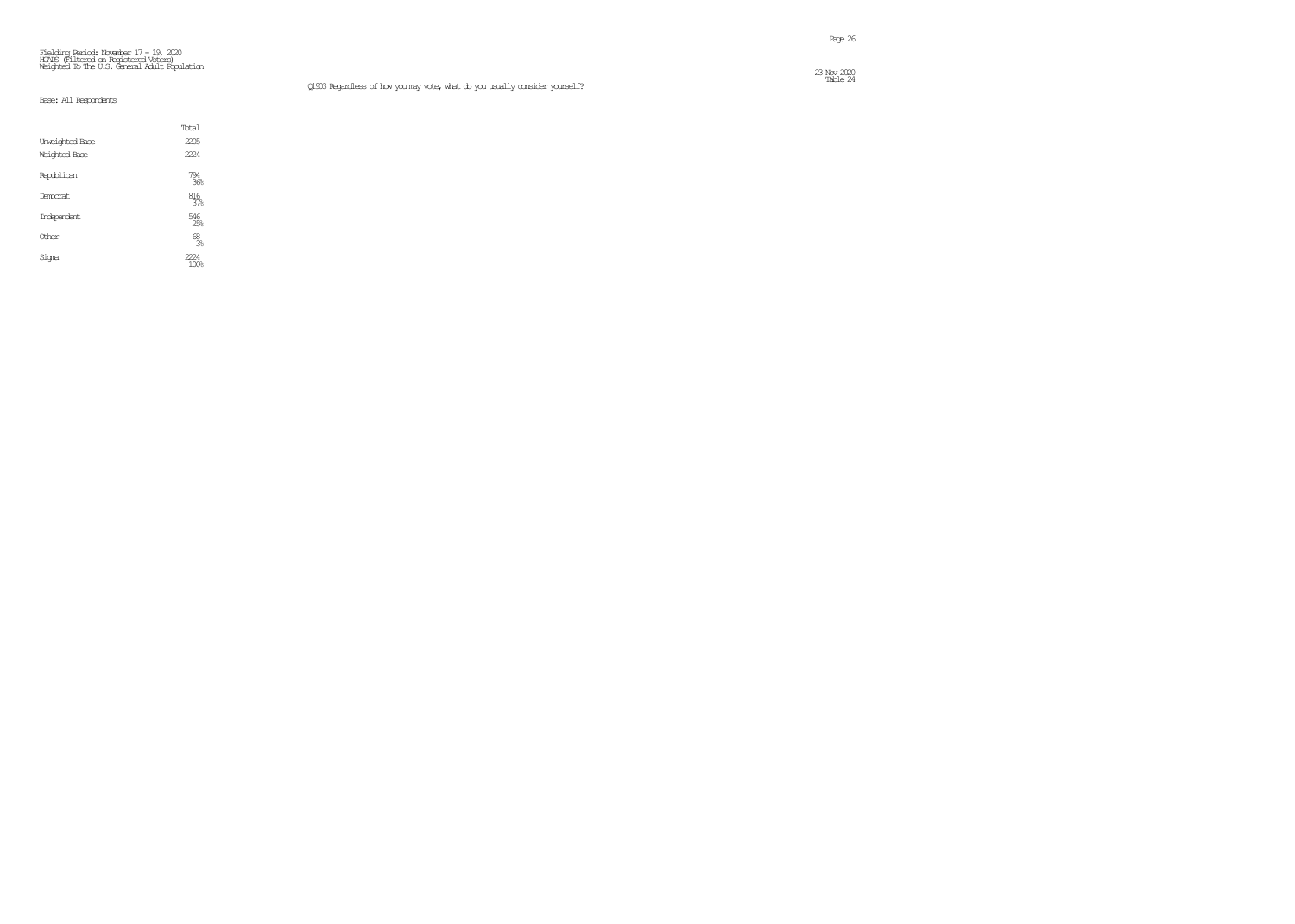Fielding Period: November 17 - 19, 2020
HCAPS (Filtered on Registered Voters)
Weighted To The U.S. General Adult Population

Table 24

Q1903 Regardless of how you may vote, what do you usually consider yourself?

Base: All Respondents

| | Total |
|---|---|
| Unweighted Base | 2205 |
| Weighted Base | 2224 |
| Republican | 794<br>36% |
| Democrat | 816<br>37% |
| Independent | 546<br>25% |
| Other | 68<br>3% |
| Sigma | 2224<br>100% |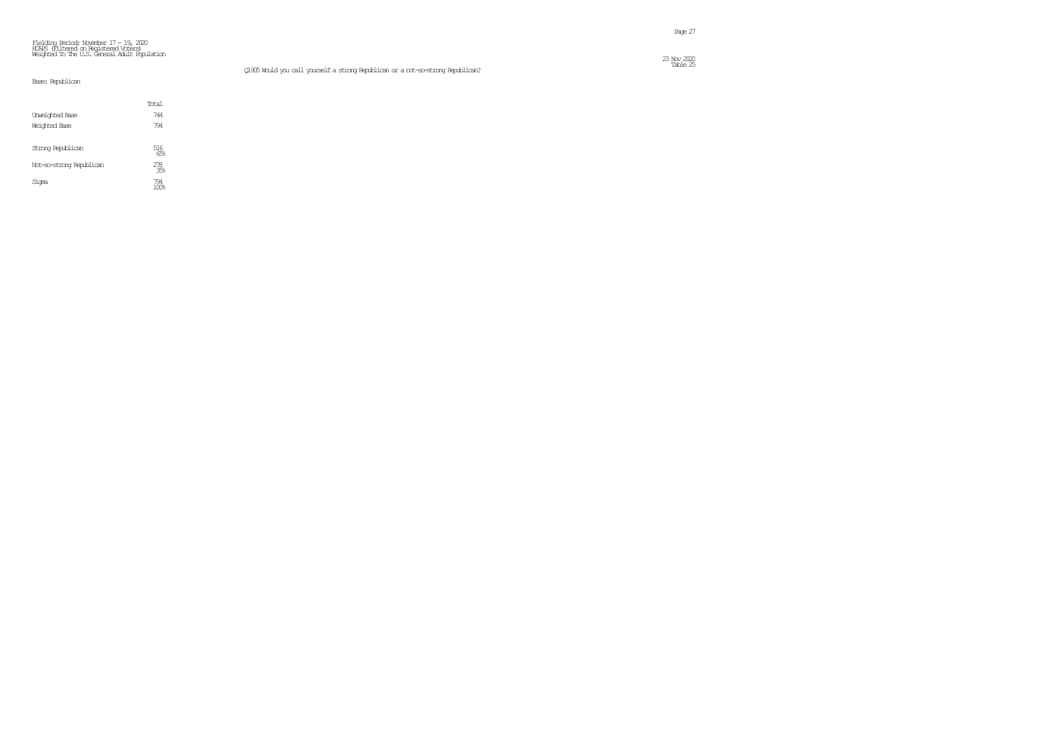Fielding Period: November 17 - 19, 2020
HCAPS (Filtered on Registered Voters)
Weighted To The U.S. General Adult Population

23 Nov 2020
Table 25

Q1905 Would you call yourself a strong Republican or a not-so-strong Republican?

Base: Republican

| | Total |
|---|---|
| Unweighted Base | 744 |
| Weighted Base | 794 |
| Strong Republican | 516<br>65% |
| Not-so-strong Republican | 278<br>35% |
| Sigma | 794<br>100% |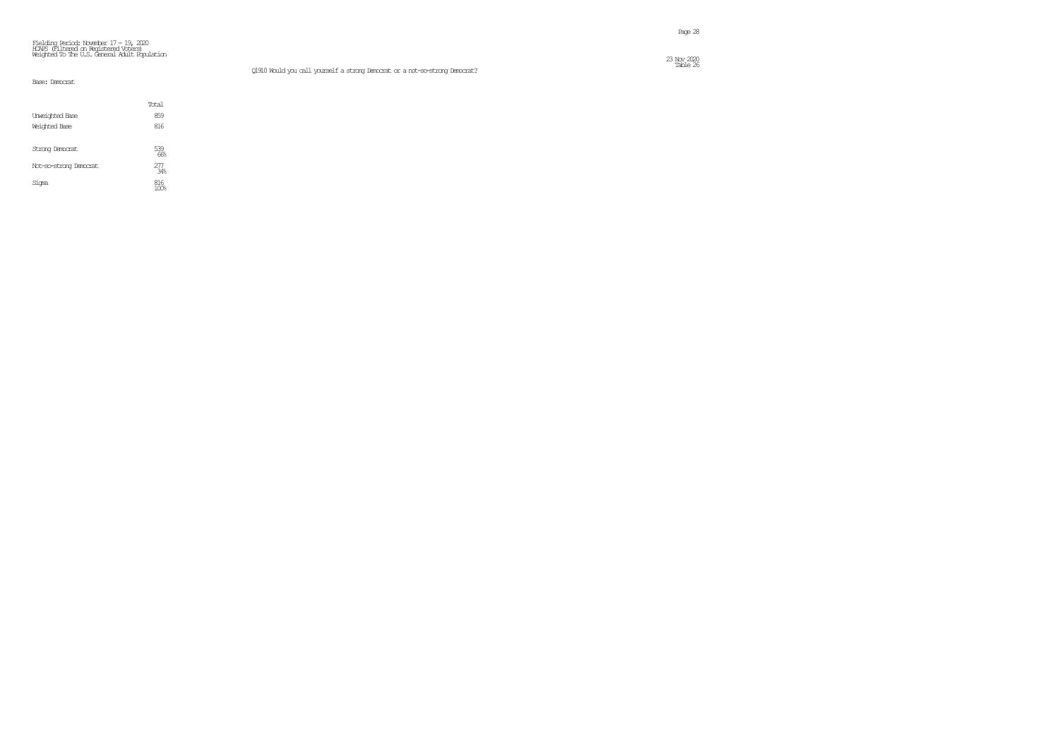Fielding Period: November 17 - 19, 2020
HCAPS (Filtered on Registered Voters)
Weighted To The U.S. General Adult Population

Table 26

Q1910 Would you call yourself a strong Democrat or a not-so-strong Democrat?

Base: Democrat

| | Total |
|---|---|
| Unweighted Base | 859 |
| Weighted Base | 816 |
| Strong Democrat | 539<br>66% |
| Not-so-strong Democrat | 277<br>34% |
| Sigma | 816<br>100% |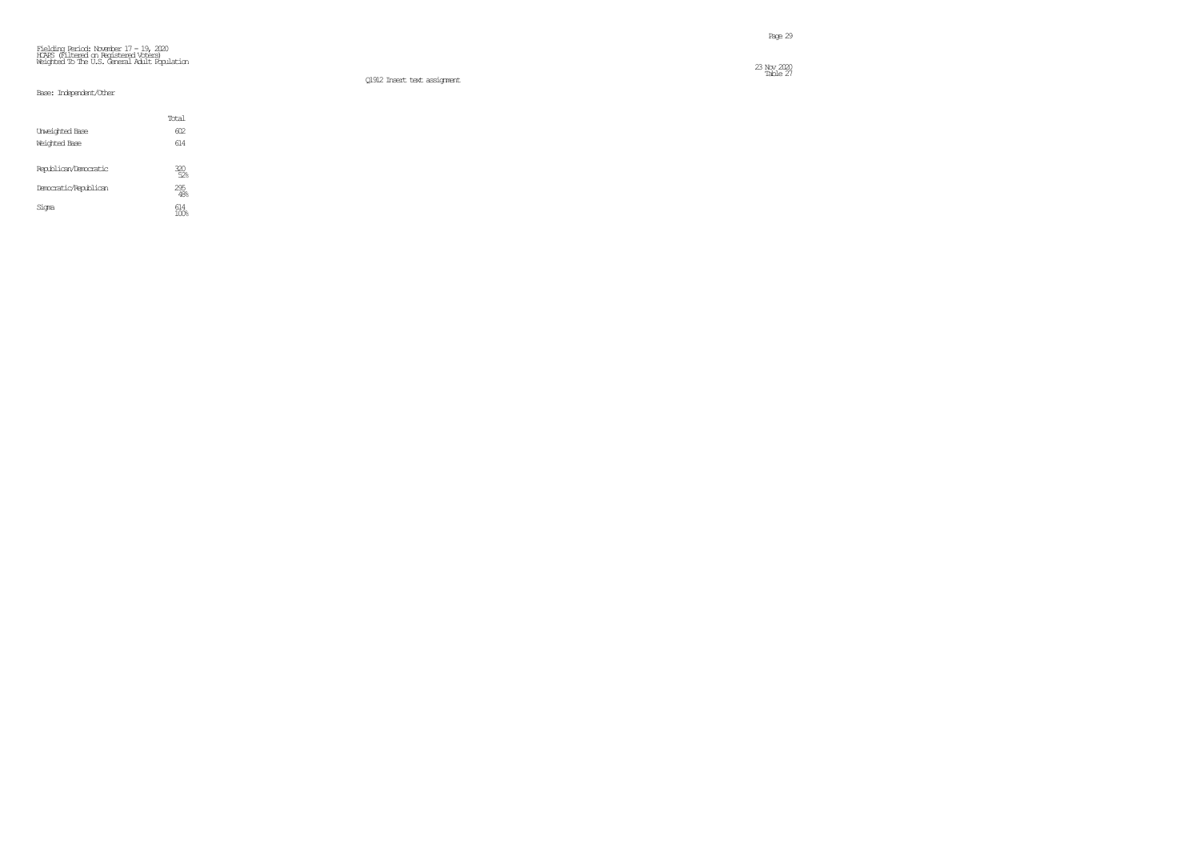Fielding Period: November 17 - 19, 2020
HCAPS (Filtered on Registered Voters)
Weighted To The U.S. General Adult Population

23 Nov 2020
Table 27

Q1912 Insert text assignment

Base: Independent/Other

| | Total |
|---|---|
| Unweighted Base | 602 |
| Weighted Base | 614 |
| Republican/Democratic | 320<br>52% |
| Democratic/Republican | 295<br>48% |
| Sigma | 614<br>100% |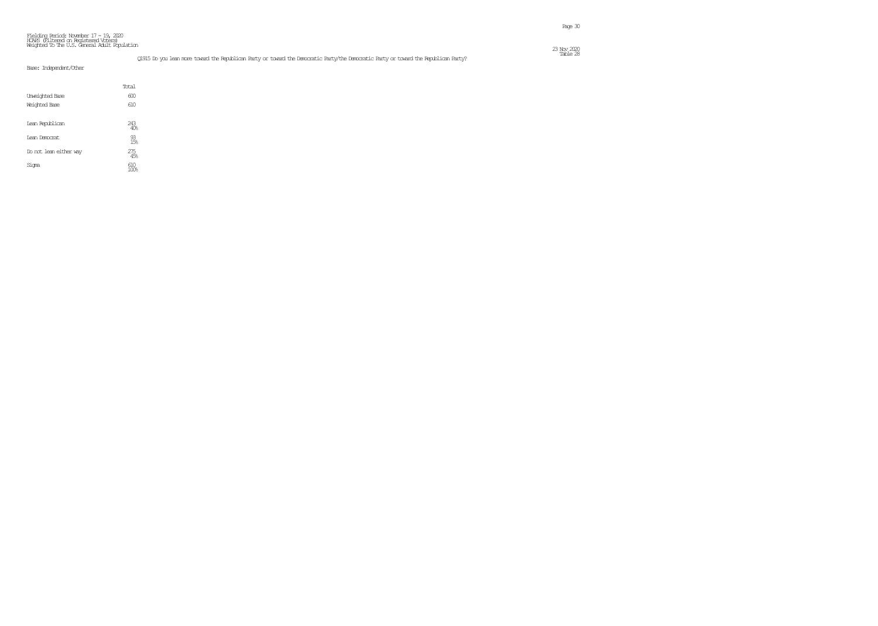Fielding Period: November 17 - 19, 2020
HCAPS (Filtered on Registered Voters)
Weighted To The U.S. General Adult Population

Table 28

Q1915 Do you lean more toward the Republican Party or toward the Democratic Party/the Democratic Party or toward the Republican Party?

Base: Independent/Other

| | Total |
|---|---|
| Unweighted Base | 600 |
| Weighted Base | 610 |
| Lean Republican | 243<br>40% |
| Lean Democrat | 93<br>15% |
| Do not lean either way | 275<br>45% |
| Sigma | 610<br>100% |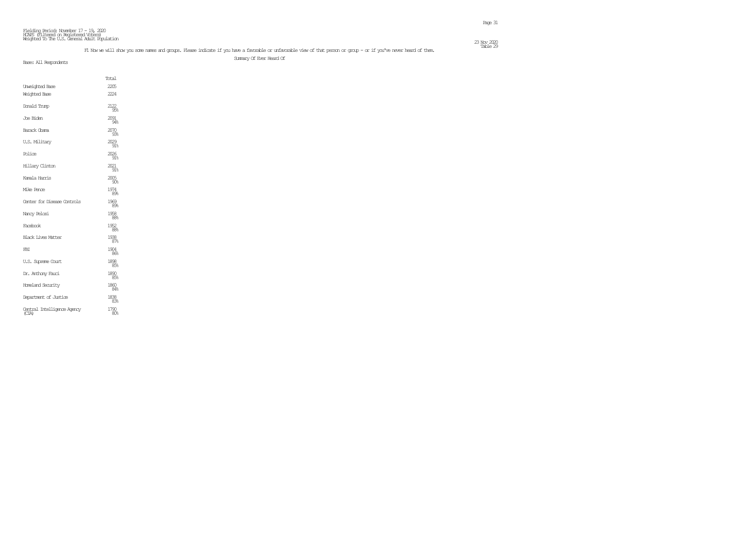Fielding Period: November 17 - 19, 2020
HCAPS (Filtered on Registered Voters)
Weighted To The U.S. General Adult Population

23 Nov 2020
Table 29

F1 Now we will show you some names and groups. Please indicate if you have a favorable or unfavorable view of that person or group - or if you've never heard of them.

Summary Of Ever Heard Of

Base: All Respondents

| | Total |
|---|---|
| Unweighted Base | 2205 |
| Weighted Base | 2224 |
| Donald Trump | 2122<br>95% |
| Joe Biden | 2091<br>94% |
| Barack Obama | 2070<br>93% |
| U.S. Military | 2029<br>91% |
| Police | 2026<br>91% |
| Hillary Clinton | 2021<br>91% |
| Kamala Harris | 2005<br>90% |
| Mike Pence | 1974<br>89% |
| Center for Disease Controls | 1969<br>89% |
| Nancy Pelosi | 1958<br>88% |
| Facebook | 1952<br>88% |
| Black Lives Matter | 1938<br>87% |
| FBI | 1904<br>86% |
| U.S. Supreme Court | 1898<br>85% |
| Dr. Anthony Fauci | 1890<br>85% |
| Homeland Security | 1860<br>84% |
| Department of Justice | 1838<br>83% |
| Central Intelligence Agency (CIA) | 1790<br>80% |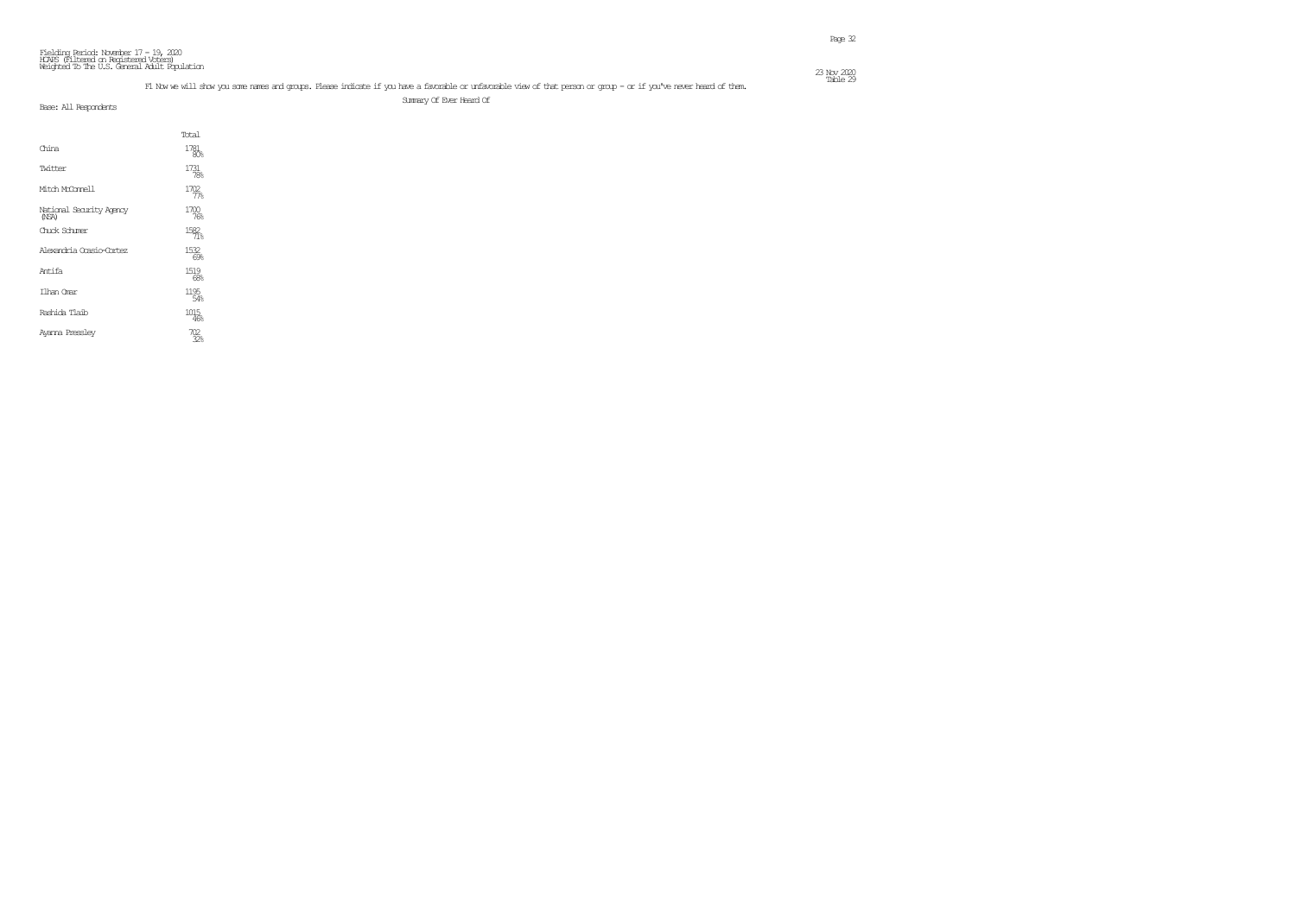Fielding Period: November 17 - 19, 2020
HCAPS (Filtered on Registered Voters)
Weighted To The U.S. General Adult Population

Table 29

F1 Now we will show you some names and groups. Please indicate if you have a favorable or unfavorable view of that person or group - or if you've never heard of them.

Summary Of Ever Heard Of

Base: All Respondents

| | Total |
|---|---|
| China | 1781<br>80% |
| Twitter | 1731<br>78% |
| Mitch McConnell | 1702<br>77% |
| National Security Agency (NSA) | 1700<br>76% |
| Chuck Schumer | 1582<br>71% |
| Alexandria Ocasio-Cortez | 1532<br>69% |
| Antifa | 1519<br>68% |
| Ilhan Omar | 1195<br>54% |
| Rashida Tlaib | 1015<br>46% |
| Ayanna Pressley | 702<br>32% |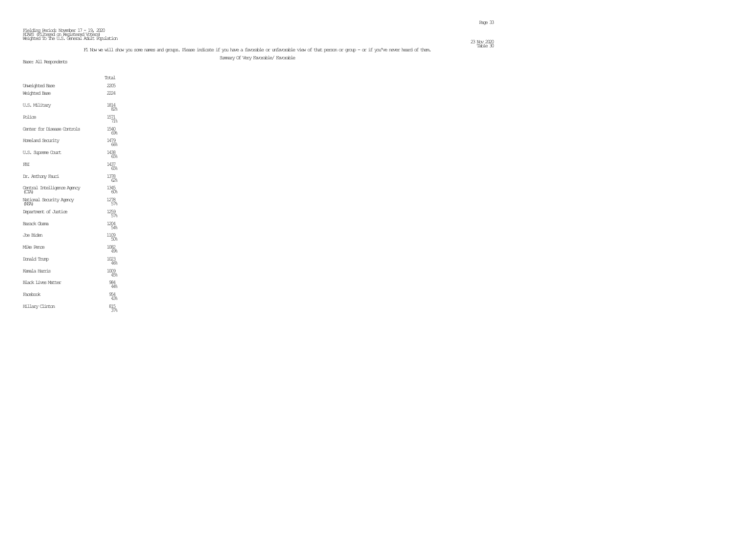Fielding Period: November 17 - 19, 2020
HCAPS (Filtered on Registered Voters)
Weighted To The U.S. General Adult Population

23 Nov 2020
Table 30

F1 Now we will show you some names and groups. Please indicate if you have a favorable or unfavorable view of that person or group - or if you've never heard of them.

Summary Of Very Favorable/ Favorable

Base: All Respondents

| | Total |
|---|---|
| Unweighted Base | 2205 |
| Weighted Base | 2224 |
| U.S. Military | 1814 82% |
| Police | 1571 71% |
| Center for Disease Controls | 1540 69% |
| Homeland Security | 1479 66% |
| U.S. Supreme Court | 1438 65% |
| FBI | 1437 65% |
| Dr. Anthony Fauci | 1378 62% |
| Central Intelligence Agency (CIA) | 1345 60% |
| National Security Agency (NSA) | 1278 57% |
| Department of Justice | 1259 57% |
| Barack Obama | 1204 54% |
| Joe Biden | 1109 50% |
| Mike Pence | 1082 49% |
| Donald Trump | 1023 46% |
| Kamala Harris | 1009 45% |
| Black Lives Matter | 984 44% |
| Facebook | 954 43% |
| Hillary Clinton | 815 37% |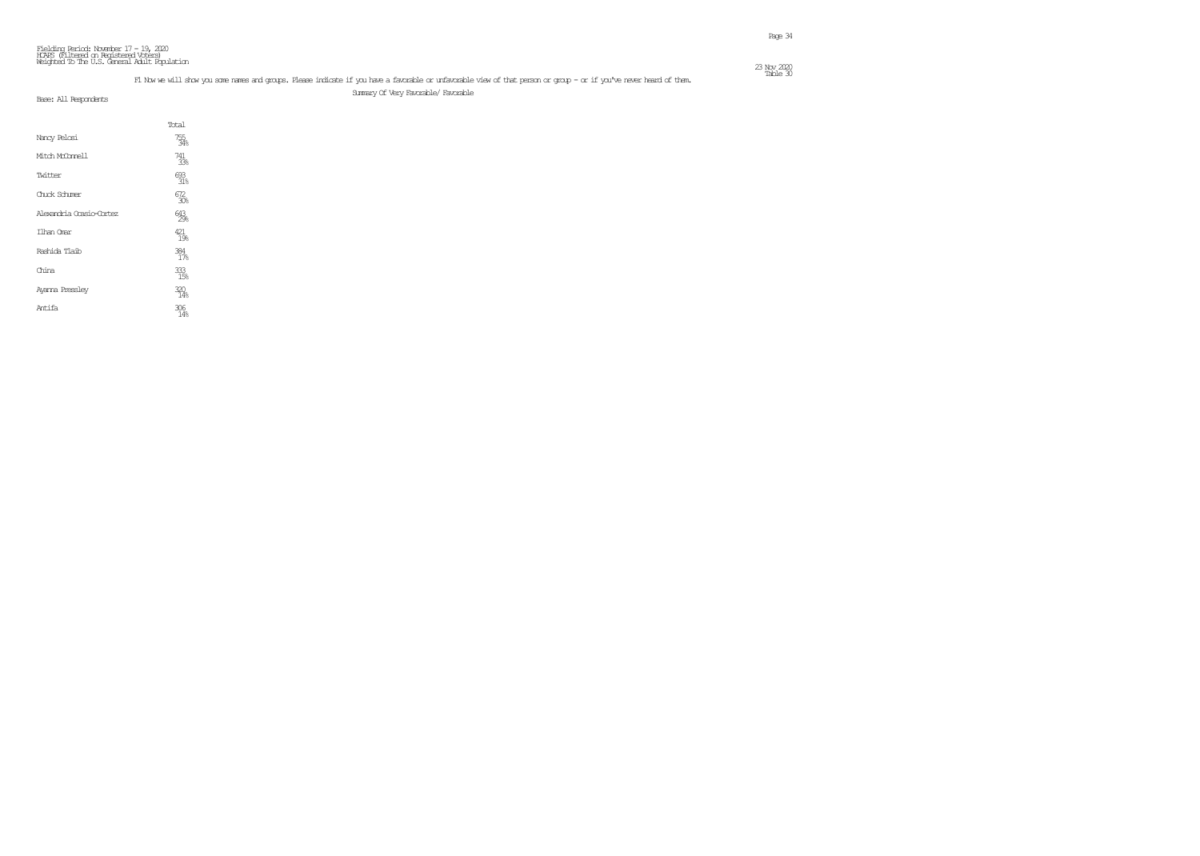Fielding Period: November 17 - 19, 2020
HCAPS (Filtered on Registered Voters)
Weighted To The U.S. General Adult Population

Table 30

F1 Now we will show you some names and groups. Please indicate if you have a favorable or unfavorable view of that person or group - or if you've never heard of them.

Summary Of Very Favorable/ Favorable

Base: All Respondents

| | Total |
|---|---|
| Nancy Pelosi | 755<br>34% |
| Mitch McConnell | 741<br>33% |
| Twitter | 693<br>31% |
| Chuck Schumer | 672<br>30% |
| Alexandria Ocasio-Cortez | 643<br>29% |
| Ilhan Omar | 421<br>19% |
| Rashida Tlaib | 384<br>17% |
| China | 333<br>15% |
| Ayanna Pressley | 320<br>14% |
| Antifa | 306<br>14% |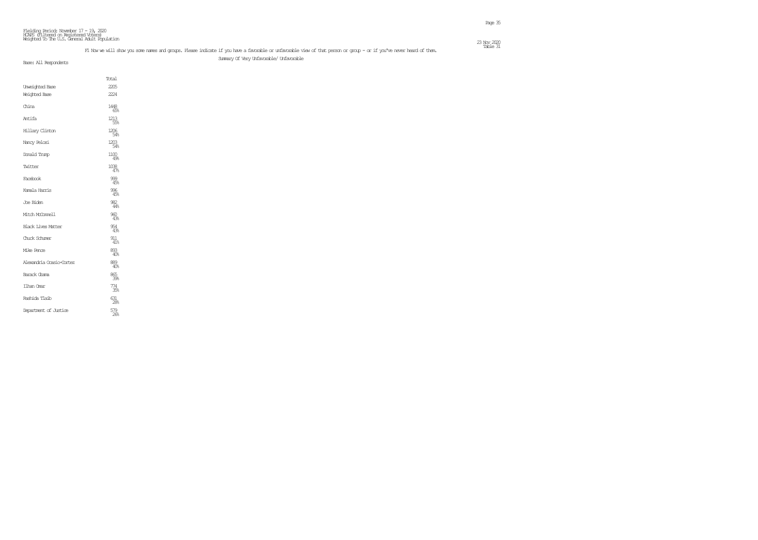Fielding Period: November 17 - 19, 2020
HCAPS (Filtered on Registered Voters)
Weighted To The U.S. General Adult Population

Table 31

F1 Now we will show you some names and groups. Please indicate if you have a favorable or unfavorable view of that person or group - or if you've never heard of them.

Summary Of Very Unfavorable/ Unfavorable

Base: All Respondents

| | Total |
|---|---|
| Unweighted Base | 2205 |
| Weighted Base | 2224 |
| China | 1448<br>65% |
| Antifa | 1213<br>55% |
| Hillary Clinton | 1206<br>54% |
| Nancy Pelosi | 1203<br>54% |
| Donald Trump | 1100<br>49% |
| Twitter | 1038<br>47% |
| Facebook | 999<br>45% |
| Kamala Harris | 996<br>45% |
| Joe Biden | 982<br>44% |
| Mitch McConnell | 960<br>43% |
| Black Lives Matter | 954<br>43% |
| Chuck Schumer | 911<br>41% |
| Mike Pence | 893<br>40% |
| Alexandria Ocasio-Cortez | 889<br>40% |
| Barack Obama | 865<br>39% |
| Ilhan Omar | 774<br>35% |
| Rashida Tlaib | 631<br>28% |
| Department of Justice | 579<br>26% |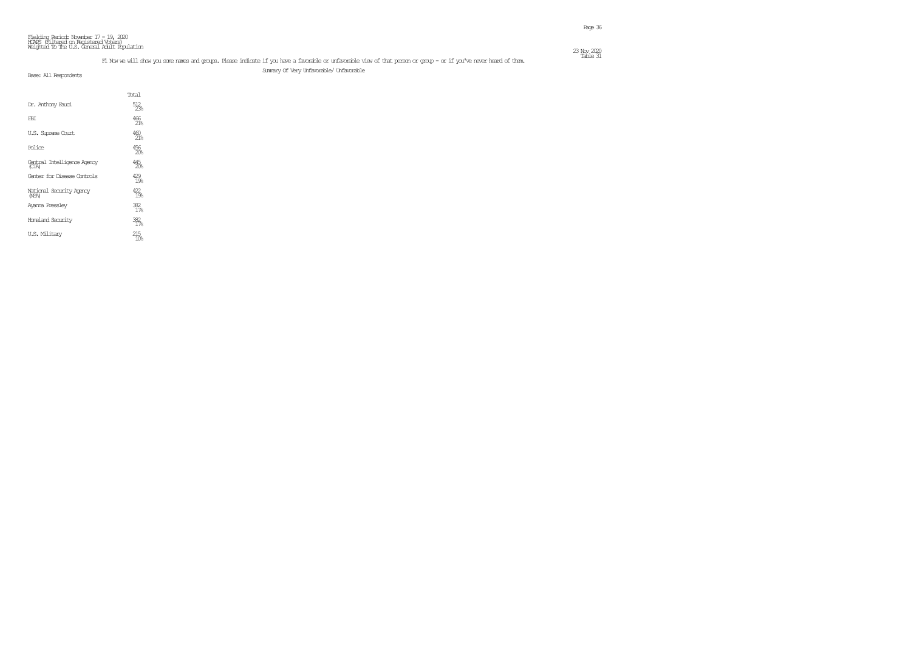Fielding Period: November 17 - 19, 2020
HCAPS (Filtered on Registered Voters)
Weighted To The U.S. General Adult Population

Table 31

F1 Now we will show you some names and groups. Please indicate if you have a favorable or unfavorable view of that person or group - or if you've never heard of them.

Summary Of Very Unfavorable/ Unfavorable

Base: All Respondents

| | Total |
|---|---|
| Dr. Anthony Fauci | 512<br>23% |
| FBI | 466<br>21% |
| U.S. Supreme Court | 460<br>21% |
| Police | 456<br>20% |
| Central Intelligence Agency (CIA) | 445<br>20% |
| Center for Disease Controls | 429<br>19% |
| National Security Agency (NSA) | 422<br>19% |
| Ayanna Pressley | 382<br>17% |
| Homeland Security | 382<br>17% |
| U.S. Military | 215<br>10% |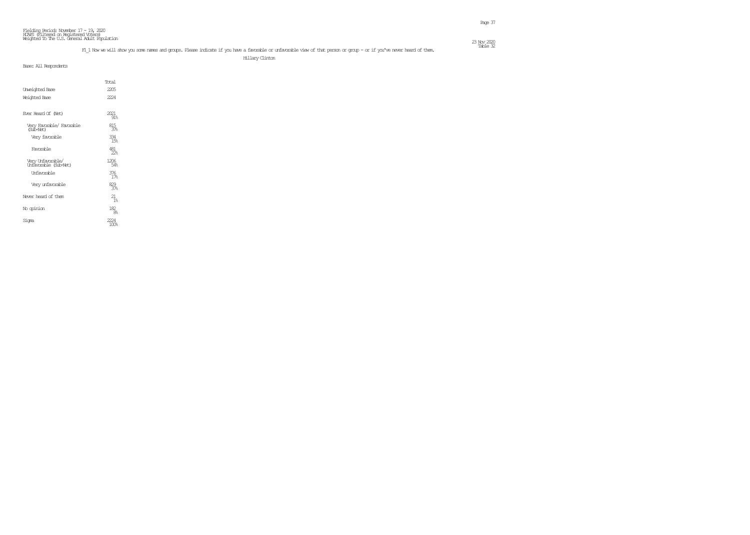Fielding Period: November 17 - 19, 2020
HCAPS (Filtered on Registered Voters)
Weighted To The U.S. General Adult Population

23 Nov 2020
Table 32

F1_1 Now we will show you some names and groups. Please indicate if you have a favorable or unfavorable view of that person or group - or if you've never heard of them.

Hillary Clinton

Base: All Respondents

| | Total |
|---|---|
| Unweighted Base | 2205 |
| Weighted Base | 2224 |
| Ever Heard Of (Net) | 2021<br>91% |
| Very Favorable/ Favorable (Sub-Net) | 815<br>37% |
| Very favorable | 334<br>15% |
| Favorable | 481<br>22% |
| Very Unfavorable/ Unfavorable (Sub-Net) | 1206<br>54% |
| Unfavorable | 376<br>17% |
| Very unfavorable | 829<br>37% |
| Never heard of them | 21<br>1% |
| No opinion | 182<br>8% |
| Sigma | 2224<br>100% |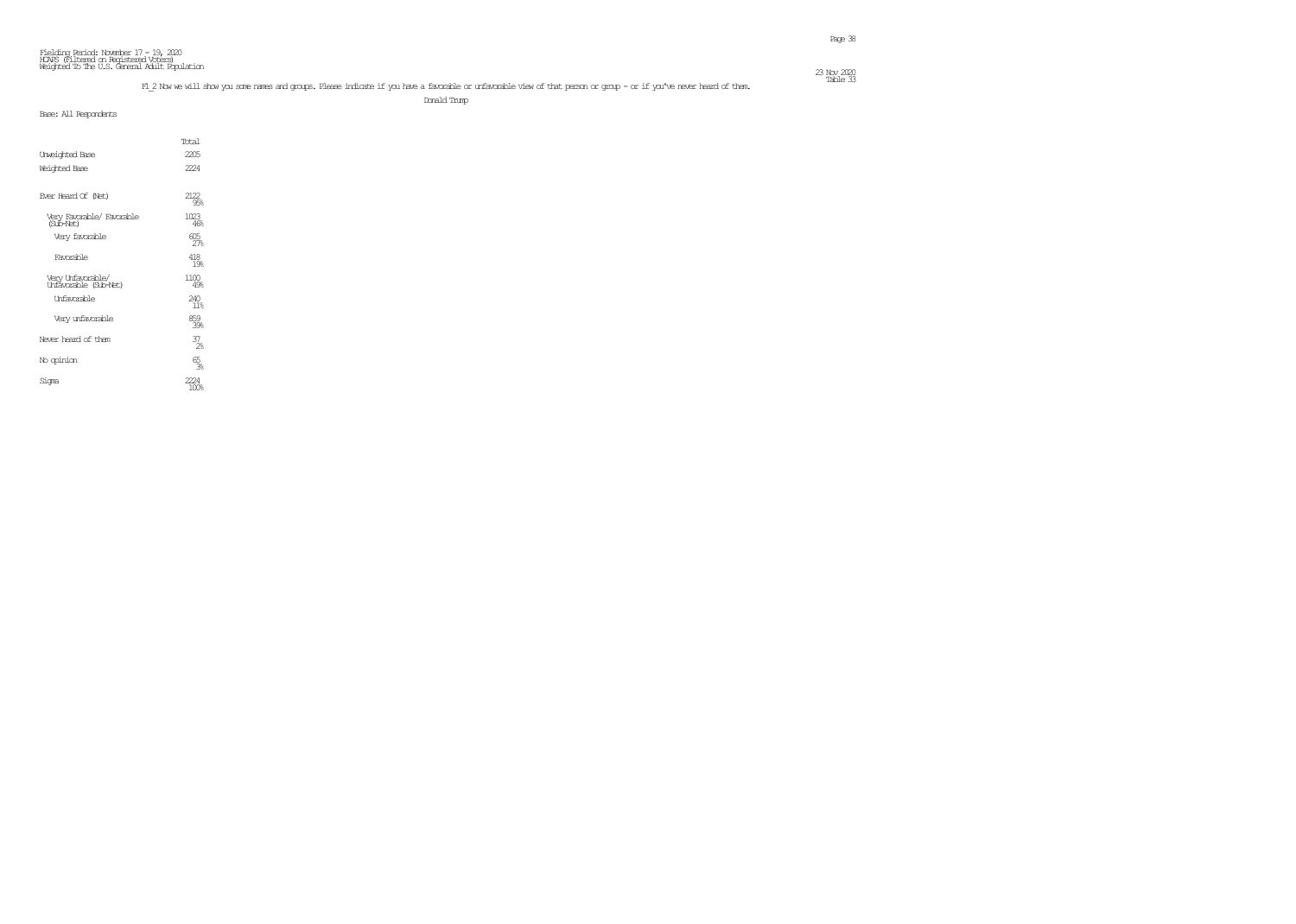Fielding Period: November 17 - 19, 2020
HCAPS (Filtered on Registered Voters)
Weighted To The U.S. General Adult Population

23 Nov 2020
Table 33

F1_2 Now we will show you some names and groups. Please indicate if you have a favorable or unfavorable view of that person or group - or if you've never heard of them.

Donald Trump

Base: All Respondents

| | Total |
|---|---|
| Unweighted Base | 2205 |
| Weighted Base | 2224 |
| Ever Heard Of (Net) | 2122<br>95% |
| Very Favorable/ Favorable (Sub-Net) | 1023<br>46% |
| Very favorable | 605<br>27% |
| Favorable | 418<br>19% |
| Very Unfavorable/ Unfavorable (Sub-Net) | 1100<br>49% |
| Unfavorable | 240<br>11% |
| Very unfavorable | 859<br>39% |
| Never heard of them | 37<br>2% |
| No opinion | 65<br>3% |
| Sigma | 2224<br>100% |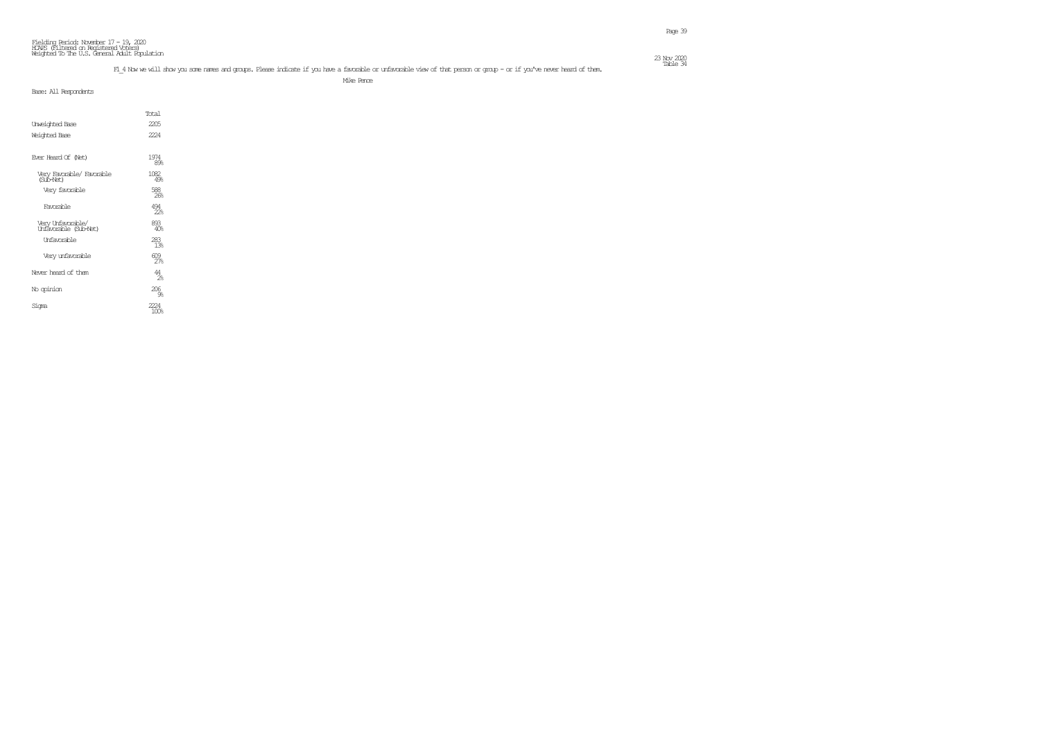Fielding Period: November 17 - 19, 2020
HCAPS (Filtered on Registered Voters)
Weighted To The U.S. General Adult Population

23 Nov 2020
Table 34

F1_4 Now we will show you some names and groups. Please indicate if you have a favorable or unfavorable view of that person or group - or if you've never heard of them.

Mike Pence

Base: All Respondents

| | Total |
|---|---|
| Unweighted Base | 2205 |
| Weighted Base | 2224 |
| Ever Heard Of (Net) | 1974<br>89% |
| Very Favorable/ Favorable (Sub-Net) | 1082<br>49% |
| Very favorable | 588<br>26% |
| Favorable | 494<br>22% |
| Very Unfavorable/ Unfavorable (Sub-Net) | 893<br>40% |
| Unfavorable | 283<br>13% |
| Very unfavorable | 609<br>27% |
| Never heard of them | 44<br>2% |
| No opinion | 206<br>9% |
| Sigma | 2224<br>100% |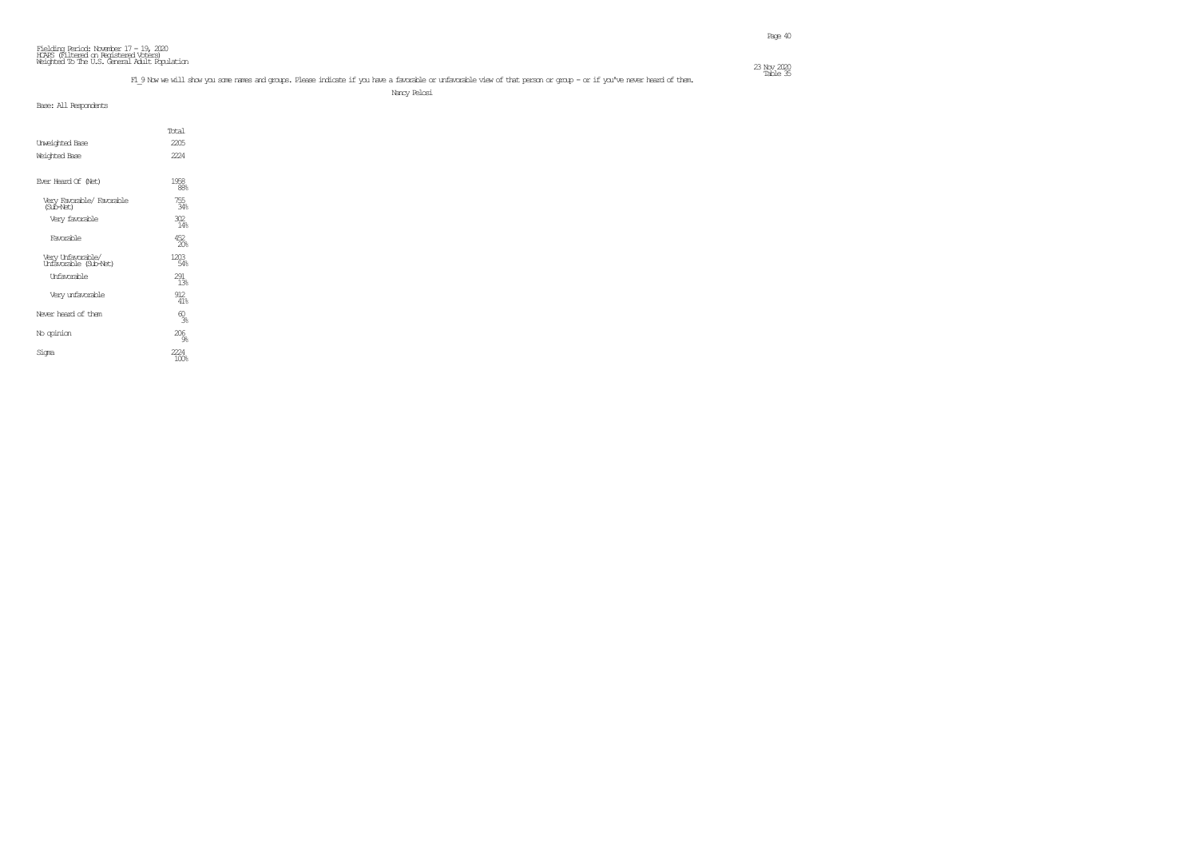Fielding Period: November 17 - 19, 2020
HCAPS (Filtered on Registered Voters)
Weighted To The U.S. General Adult Population

23 Nov 2020
Table 35

F1_9 Now we will show you some names and groups. Please indicate if you have a favorable or unfavorable view of that person or group - or if you've never heard of them.

Nancy Pelosi

Base: All Respondents

| | Total |
|---|---|
| Unweighted Base | 2205 |
| Weighted Base | 2224 |
| Ever Heard Of (Net) | 1958<br>88% |
| Very Favorable/ Favorable (Sub-Net) | 755<br>34% |
| Very favorable | 302<br>14% |
| Favorable | 452<br>20% |
| Very Unfavorable/ Unfavorable (Sub-Net) | 1203<br>54% |
| Unfavorable | 291<br>13% |
| Very unfavorable | 912<br>41% |
| Never heard of them | 60<br>3% |
| No opinion | 206<br>9% |
| Sigma | 2224<br>100% |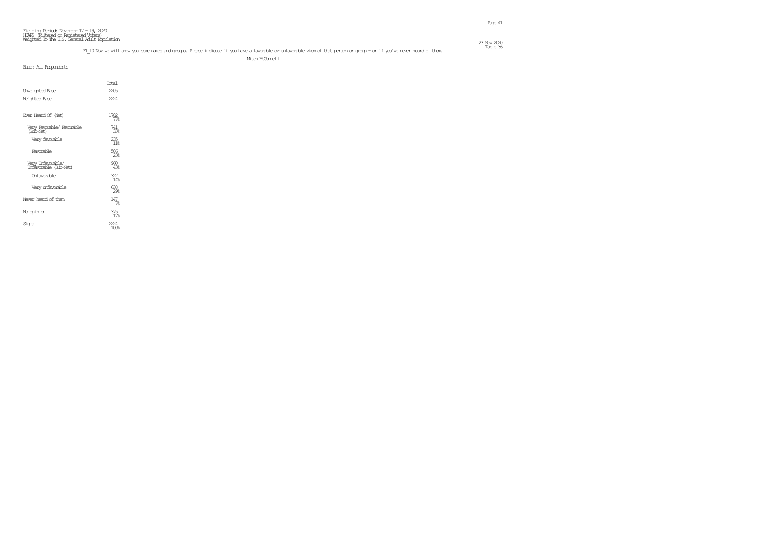Fielding Period: November 17 - 19, 2020
HCAPS (Filtered on Registered Voters)
Weighted To The U.S. General Adult Population

23 Nov 2020
Table 36

F1_10 Now we will show you some names and groups. Please indicate if you have a favorable or unfavorable view of that person or group - or if you've never heard of them.

Mitch McConnell

Base: All Respondents

| | Total |
|---|---|
| Unweighted Base | 2205 |
| Weighted Base | 2224 |
| Ever Heard Of (Net) | 1702 77% |
| Very Favorable/ Favorable (Sub-Net) | 741 33% |
| Very favorable | 235 11% |
| Favorable | 506 23% |
| Very Unfavorable/ Unfavorable (Sub-Net) | 960 43% |
| Unfavorable | 322 14% |
| Very unfavorable | 638 29% |
| Never heard of them | 147 7% |
| No opinion | 375 17% |
| Sigma | 2224 100% |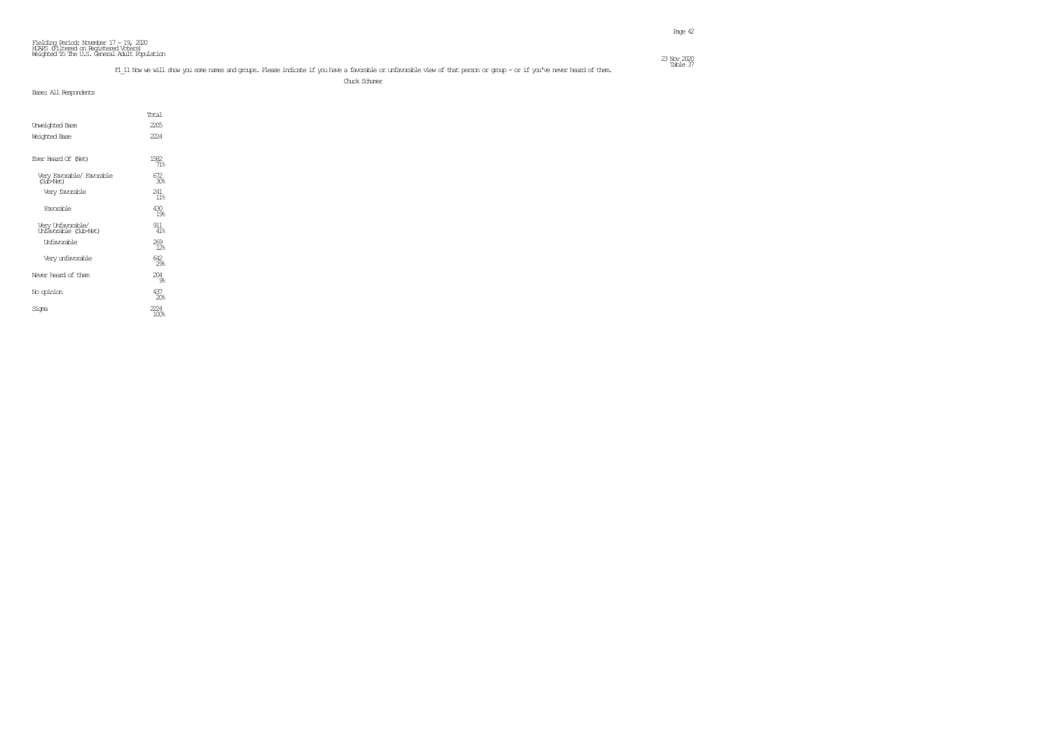Fielding Period: November 17 - 19, 2020
HCAPS (Filtered on Registered Voters)
Weighted To The U.S. General Adult Population

23 Nov 2020
Table 37

F1_11 Now we will show you some names and groups. Please indicate if you have a favorable or unfavorable view of that person or group - or if you've never heard of them.

Chuck Schumer

Base: All Respondents

| | Total |
|---|---|
| Unweighted Base | 2205 |
| Weighted Base | 2224 |
| Ever Heard Of (Net) | 1582<br>71% |
| Very Favorable/ Favorable (Sub-Net) | 672<br>30% |
| Very favorable | 241<br>11% |
| Favorable | 430<br>19% |
| Very Unfavorable/ Unfavorable (Sub-Net) | 911<br>41% |
| Unfavorable | 269<br>12% |
| Very unfavorable | 642<br>29% |
| Never heard of them | 204<br>9% |
| No opinion | 437<br>20% |
| Sigma | 2224<br>100% |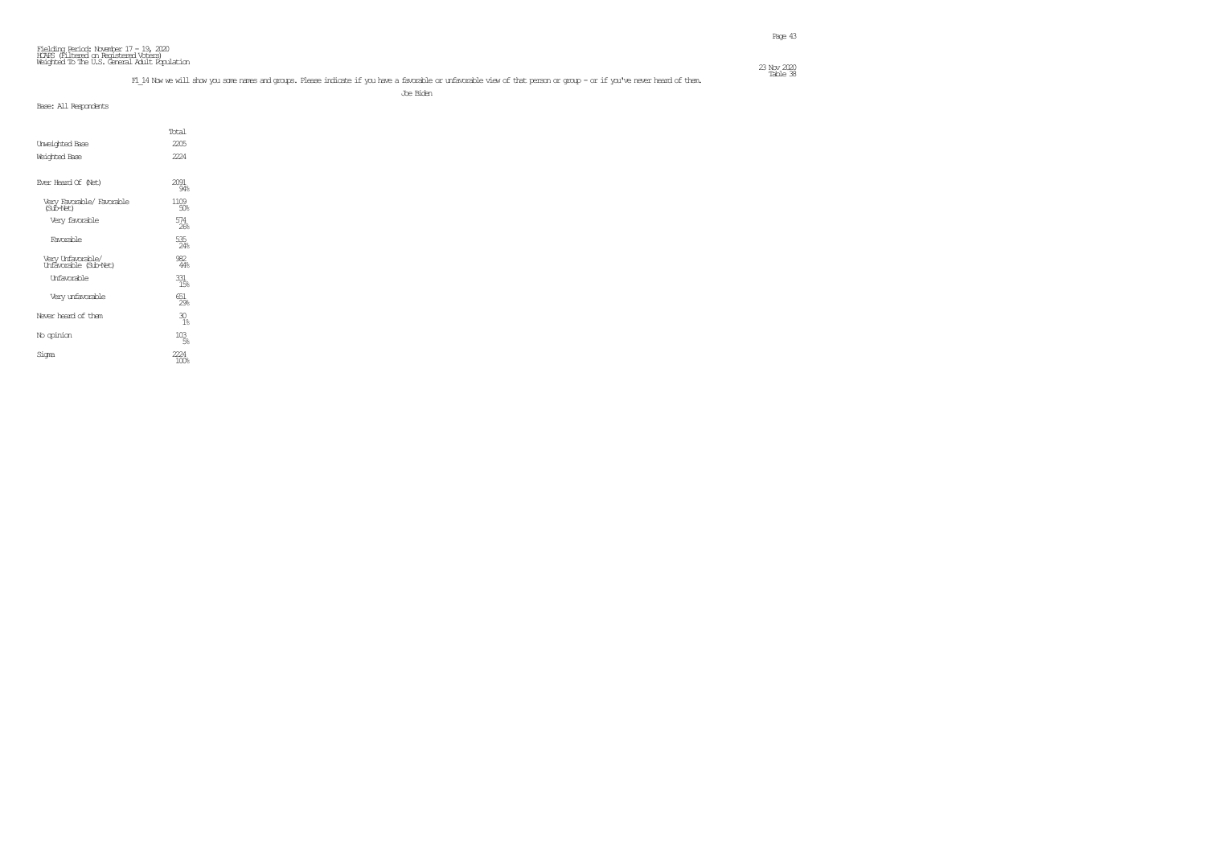Fielding Period: November 17 - 19, 2020
HCAPS (Filtered on Registered Voters)
Weighted To The U.S. General Adult Population

23 Nov 2020
Table 38

F1_14 Now we will show you some names and groups. Please indicate if you have a favorable or unfavorable view of that person or group - or if you've never heard of them.

Joe Biden

Base: All Respondents

| | Total |
|---|---|
| Unweighted Base | 2205 |
| Weighted Base | 2224 |
| Ever Heard Of (Net) | 2091<br>94% |
| Very Favorable/ Favorable (Sub-Net) | 1109<br>50% |
| Very favorable | 574<br>26% |
| Favorable | 535<br>24% |
| Very Unfavorable/ Unfavorable (Sub-Net) | 982<br>44% |
| Unfavorable | 331<br>15% |
| Very unfavorable | 651<br>29% |
| Never heard of them | 30<br>1% |
| No opinion | 103<br>5% |
| Sigma | 2224<br>100% |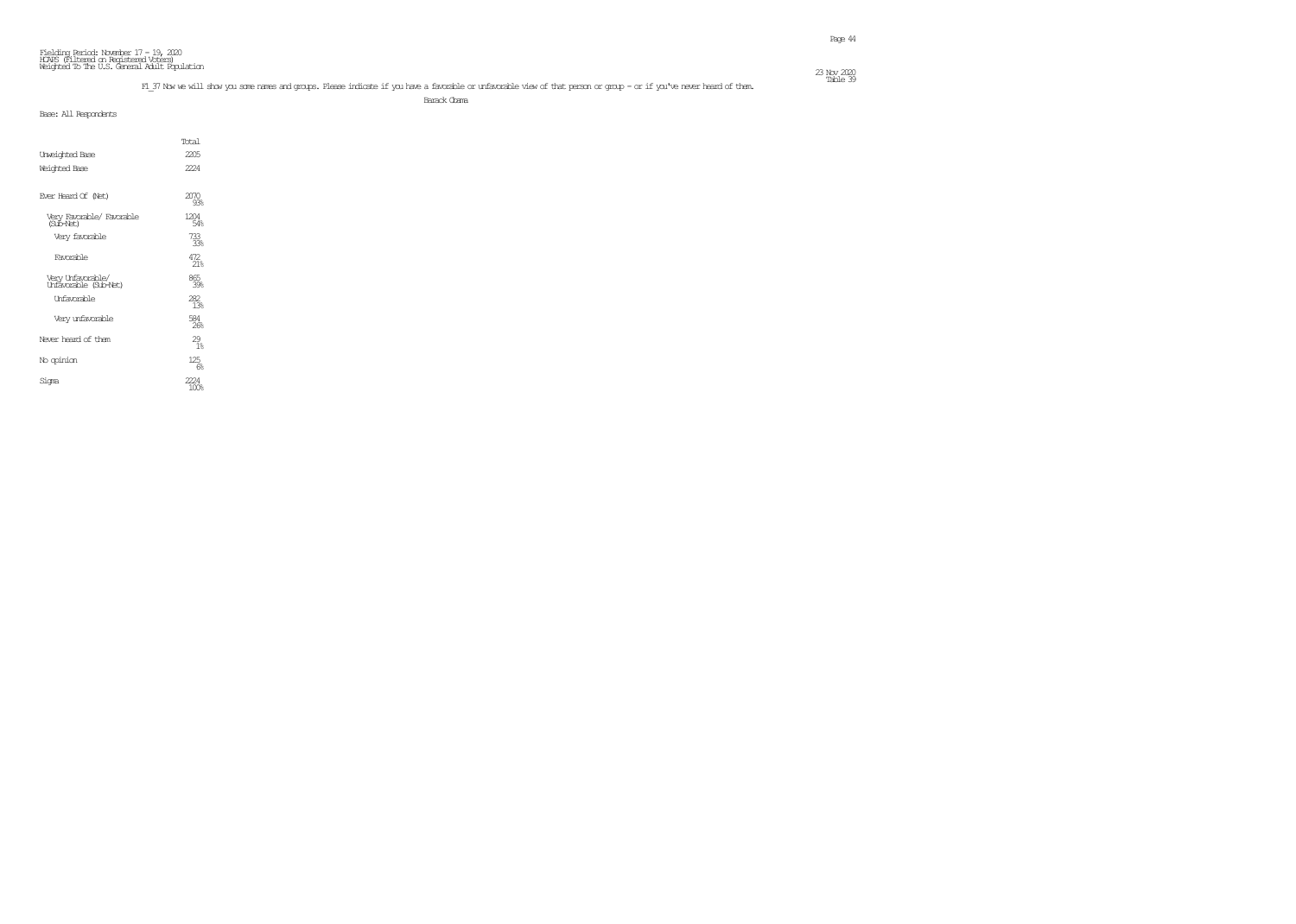Fielding Period: November 17 - 19, 2020
HCAPS (Filtered on Registered Voters)
Weighted To The U.S. General Adult Population

23 Nov 2020
Table 39

F1_37 Now we will show you some names and groups. Please indicate if you have a favorable or unfavorable view of that person or group - or if you've never heard of them.

Barack Obama

Base: All Respondents

| | Total |
|---|---|
| Unweighted Base | 2205 |
| Weighted Base | 2224 |
| Ever Heard Of (Net) | 2070<br>93% |
| Very Favorable/ Favorable (Sub-Net) | 1204<br>54% |
| Very favorable | 733<br>33% |
| Favorable | 472<br>21% |
| Very Unfavorable/ Unfavorable (Sub-Net) | 865<br>39% |
| Unfavorable | 282<br>13% |
| Very unfavorable | 584<br>26% |
| Never heard of them | 29<br>1% |
| No opinion | 125<br>6% |
| Sigma | 2224<br>100% |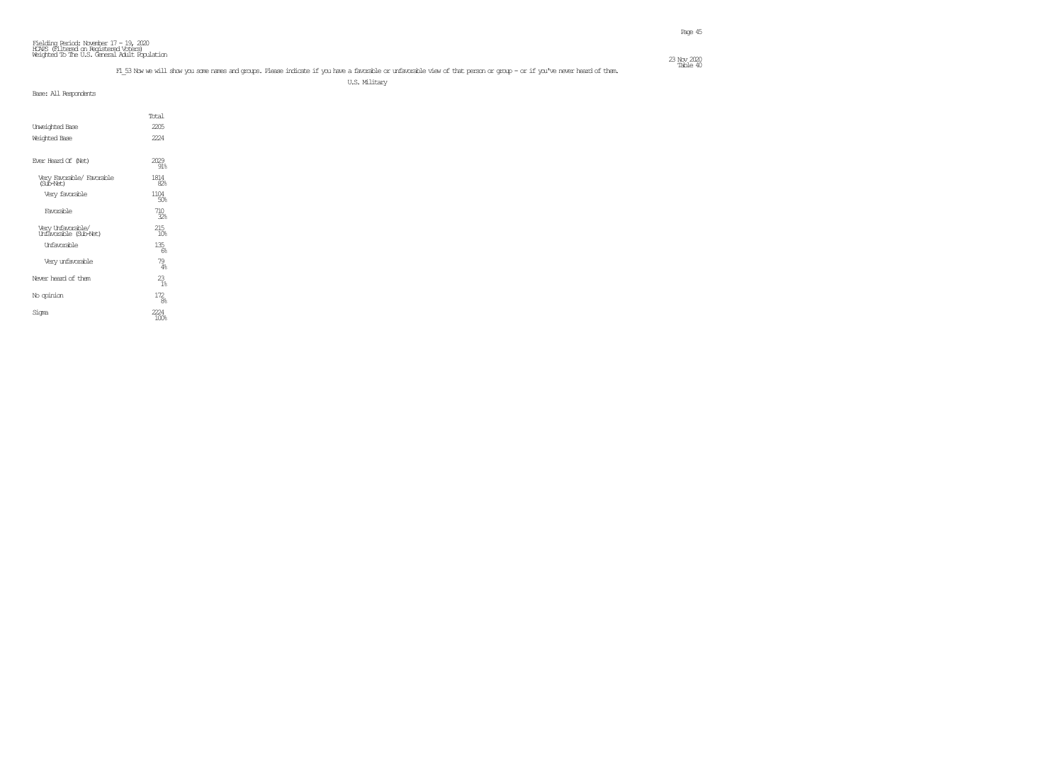Fielding Period: November 17 - 19, 2020
HCAPS (Filtered on Registered Voters)
Weighted To The U.S. General Adult Population

23 Nov 2020
Table 40

F1_53 Now we will show you some names and groups. Please indicate if you have a favorable or unfavorable view of that person or group - or if you've never heard of them.

U.S. Military

Base: All Respondents

| | Total |
|---|---|
| Unweighted Base | 2205 |
| Weighted Base | 2224 |
| Ever Heard Of (Net) | 2029<br>91% |
| Very Favorable/ Favorable (Sub-Net) | 1814<br>82% |
| Very favorable | 1104<br>50% |
| Favorable | 710<br>32% |
| Very Unfavorable/ Unfavorable (Sub-Net) | 215<br>10% |
| Unfavorable | 135<br>6% |
| Very unfavorable | 79<br>4% |
| Never heard of them | 23<br>1% |
| No opinion | 172<br>8% |
| Sigma | 2224<br>100% |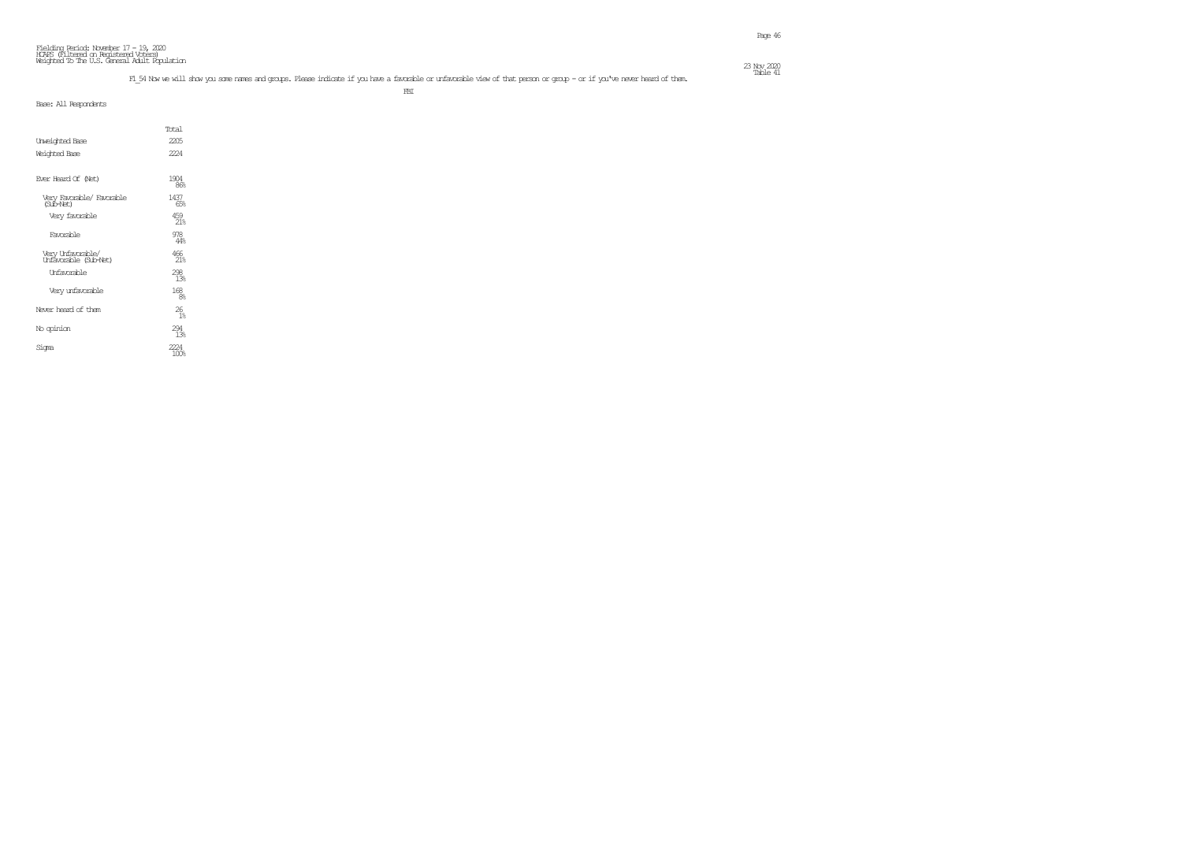Fielding Period: November 17 - 19, 2020
HCAPS (Filtered on Registered Voters)
Weighted To The U.S. General Adult Population

23 Nov 2020
Table 41

F1_54 Now we will show you some names and groups. Please indicate if you have a favorable or unfavorable view of that person or group - or if you've never heard of them.

FBI

Base: All Respondents

| | Total |
|---|---|
| Unweighted Base | 2205 |
| Weighted Base | 2224 |
| Ever Heard Of (Net) | 1904<br>86% |
| Very Favorable/ Favorable (Sub-Net) | 1437<br>65% |
| Very favorable | 459<br>21% |
| Favorable | 978<br>44% |
| Very Unfavorable/ Unfavorable (Sub-Net) | 466<br>21% |
| Unfavorable | 298<br>13% |
| Very unfavorable | 168<br>8% |
| Never heard of them | 26<br>1% |
| No opinion | 294<br>13% |
| Sigma | 2224<br>100% |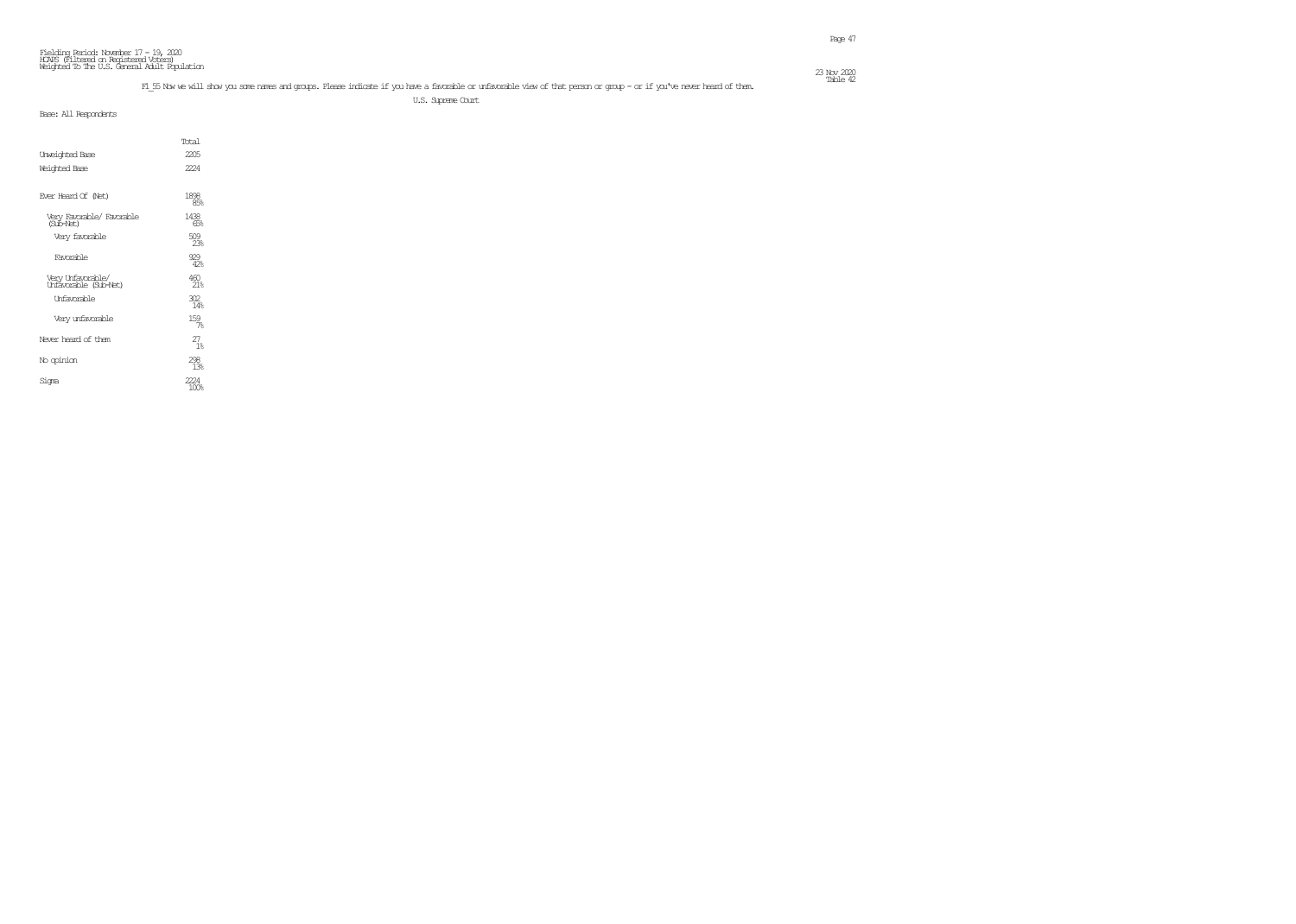Fielding Period: November 17 - 19, 2020
HCAPS (Filtered on Registered Voters)
Weighted To The U.S. General Adult Population

23 Nov 2020
Table 42

F1_55 Now we will show you some names and groups. Please indicate if you have a favorable or unfavorable view of that person or group - or if you've never heard of them.

U.S. Supreme Court

Base: All Respondents

| | Total |
|---|---|
| Unweighted Base | 2205 |
| Weighted Base | 2224 |
| Ever Heard Of (Net) | 1898<br>85% |
| Very Favorable/ Favorable (Sub-Net) | 1438<br>65% |
| Very favorable | 509<br>23% |
| Favorable | 929<br>42% |
| Very Unfavorable/ Unfavorable (Sub-Net) | 460<br>21% |
| Unfavorable | 302<br>14% |
| Very unfavorable | 159<br>7% |
| Never heard of them | 27<br>1% |
| No opinion | 298<br>13% |
| Sigma | 2224<br>100% |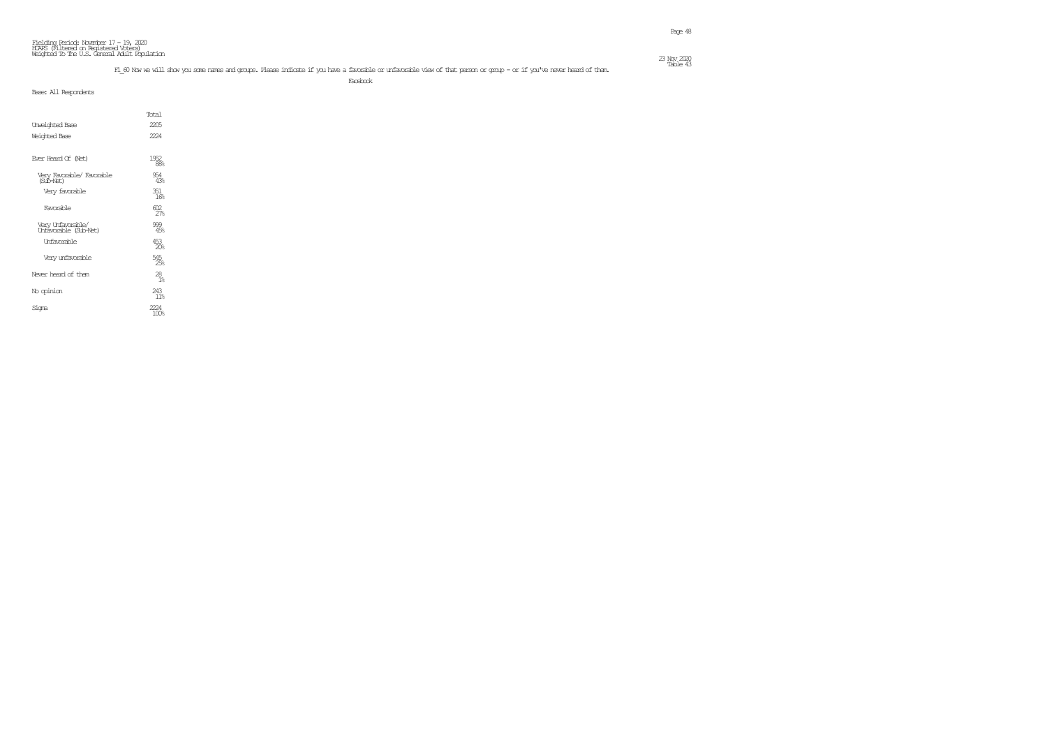Fielding Period: November 17 - 19, 2020
HCAPS (Filtered on Registered Voters)
Weighted To The U.S. General Adult Population

Table 43

F1_60 Now we will show you some names and groups. Please indicate if you have a favorable or unfavorable view of that person or group - or if you've never heard of them.

Facebook

Base: All Respondents

| | Total |
|---|---|
| Unweighted Base | 2205 |
| Weighted Base | 2224 |
| Ever Heard Of (Net) | 1952<br>88% |
| Very Favorable/ Favorable (Sub-Net) | 954<br>43% |
| Very favorable | 351<br>16% |
| Favorable | 602<br>27% |
| Very Unfavorable/ Unfavorable (Sub-Net) | 999<br>45% |
| Unfavorable | 453<br>20% |
| Very unfavorable | 545<br>25% |
| Never heard of them | 28<br>1% |
| No opinion | 243<br>11% |
| Sigma | 2224<br>100% |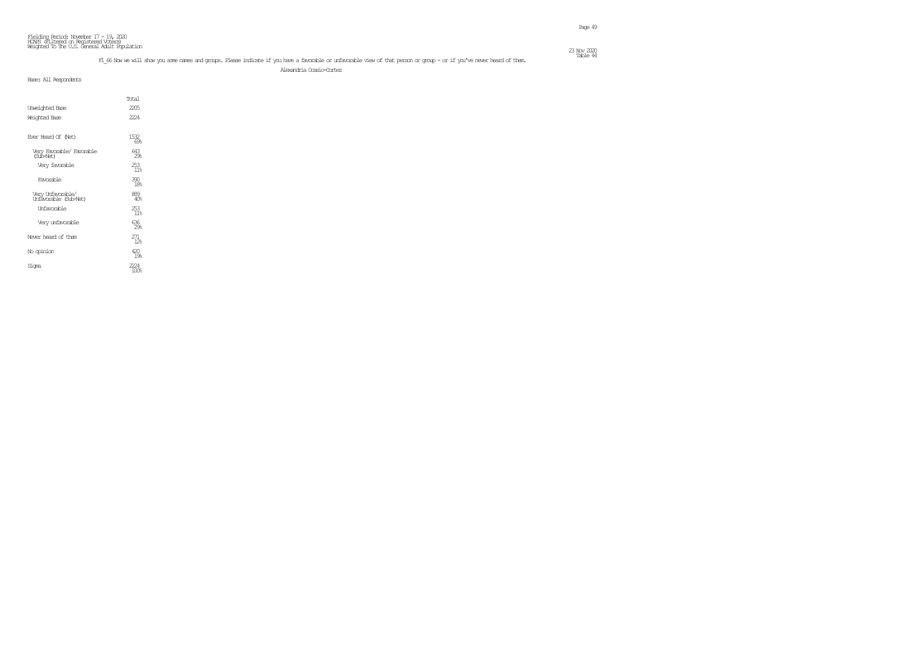Fielding Period: November 17 - 19, 2020
HCAPS (Filtered on Registered Voters)
Weighted To The U.S. General Adult Population

23 Nov 2020
Table 44

F1_66 Now we will show you some names and groups. Please indicate if you have a favorable or unfavorable view of that person or group - or if you've never heard of them.

Alexandria Ocasio-Cortez

Base: All Respondents

| | Total |
|---|---|
| Unweighted Base | 2205 |
| Weighted Base | 2224 |
| Ever Heard Of (Net) | 1532<br>69% |
| Very Favorable/ Favorable (Sub-Net) | 643<br>29% |
| Very favorable | 253<br>11% |
| Favorable | 390<br>18% |
| Very Unfavorable/ Unfavorable (Sub-Net) | 889<br>40% |
| Unfavorable | 253<br>11% |
| Very unfavorable | 636<br>29% |
| Never heard of them | 271<br>12% |
| No opinion | 420<br>19% |
| Sigma | 2224<br>100% |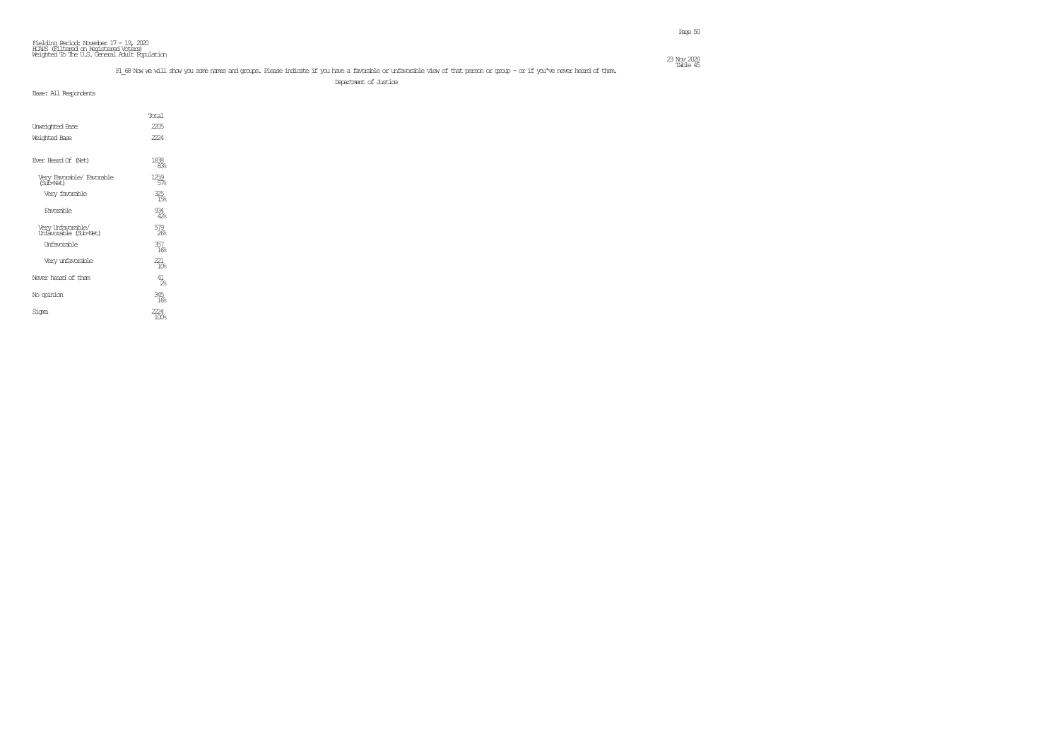Fielding Period: November 17 - 19, 2020
HCAPS (Filtered on Registered Voters)
Weighted To The U.S. General Adult Population

23 Nov 2020
Table 45

F1_68 Now we will show you some names and groups. Please indicate if you have a favorable or unfavorable view of that person or group - or if you've never heard of them.

Department of Justice

Base: All Respondents

| | Total |
|---|---|
| Unweighted Base | 2205 |
| Weighted Base | 2224 |
| Ever Heard Of (Net) | 1838<br>83% |
| Very Favorable/ Favorable (Sub-Net) | 1259<br>57% |
| Very favorable | 325<br>15% |
| Favorable | 934<br>42% |
| Very Unfavorable/ Unfavorable (Sub-Net) | 579<br>26% |
| Unfavorable | 357<br>16% |
| Very unfavorable | 221<br>10% |
| Never heard of them | 41<br>2% |
| No opinion | 345<br>16% |
| Sigma | 2224<br>100% |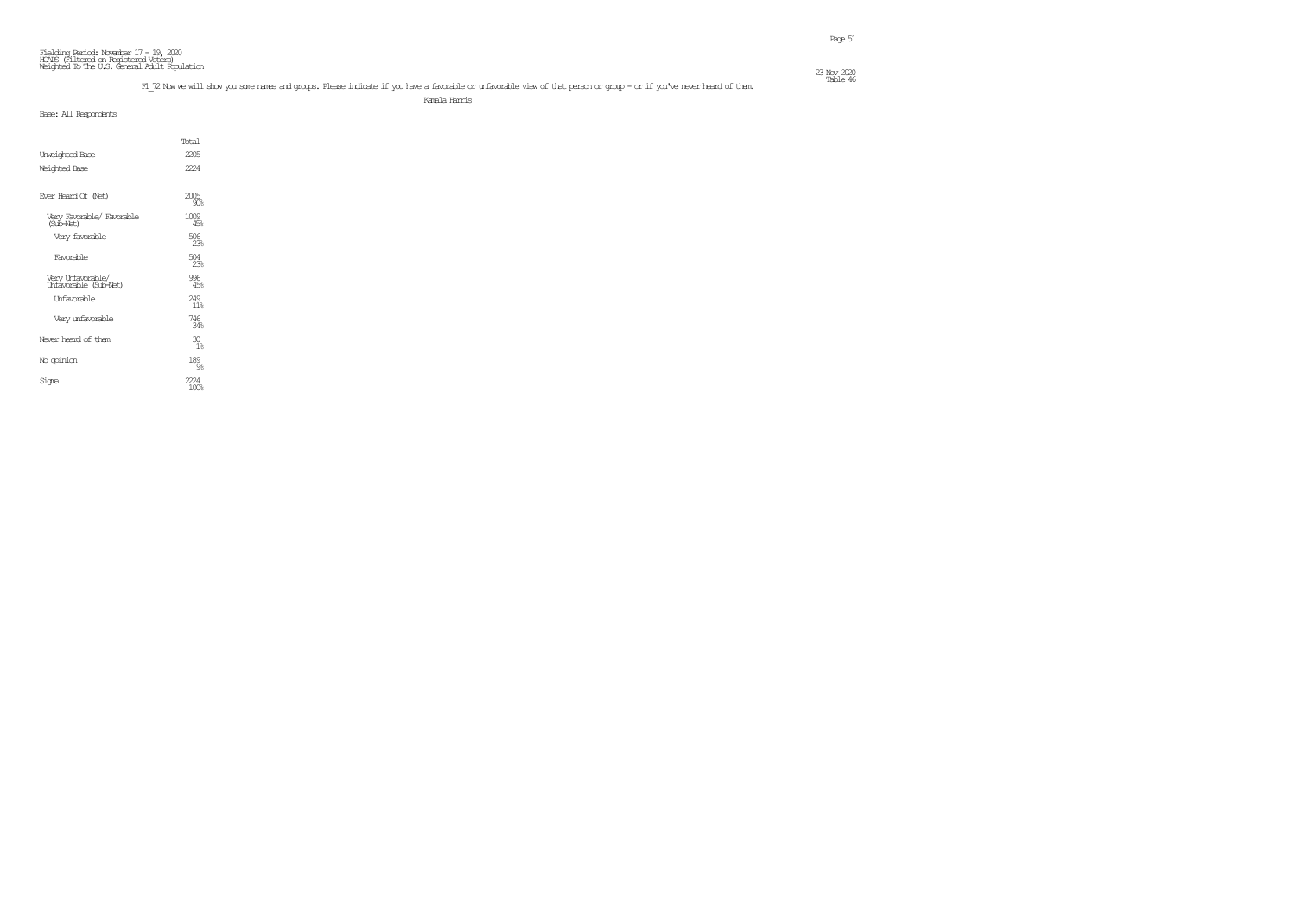Fielding Period: November 17 - 19, 2020
HCAPS (Filtered on Registered Voters)
Weighted To The U.S. General Adult Population

23 Nov 2020
Table 46

F1_72 Now we will show you some names and groups. Please indicate if you have a favorable or unfavorable view of that person or group - or if you've never heard of them.

Kamala Harris

Base: All Respondents

| | Total |
|---|---|
| Unweighted Base | 2205 |
| Weighted Base | 2224 |
| Ever Heard Of (Net) | 2005<br>90% |
| Very Favorable/ Favorable (Sub-Net) | 1009<br>45% |
| Very favorable | 506<br>23% |
| Favorable | 504<br>23% |
| Very Unfavorable/ Unfavorable (Sub-Net) | 996<br>45% |
| Unfavorable | 249<br>11% |
| Very unfavorable | 746<br>34% |
| Never heard of them | 30<br>1% |
| No opinion | 189<br>9% |
| Sigma | 2224<br>100% |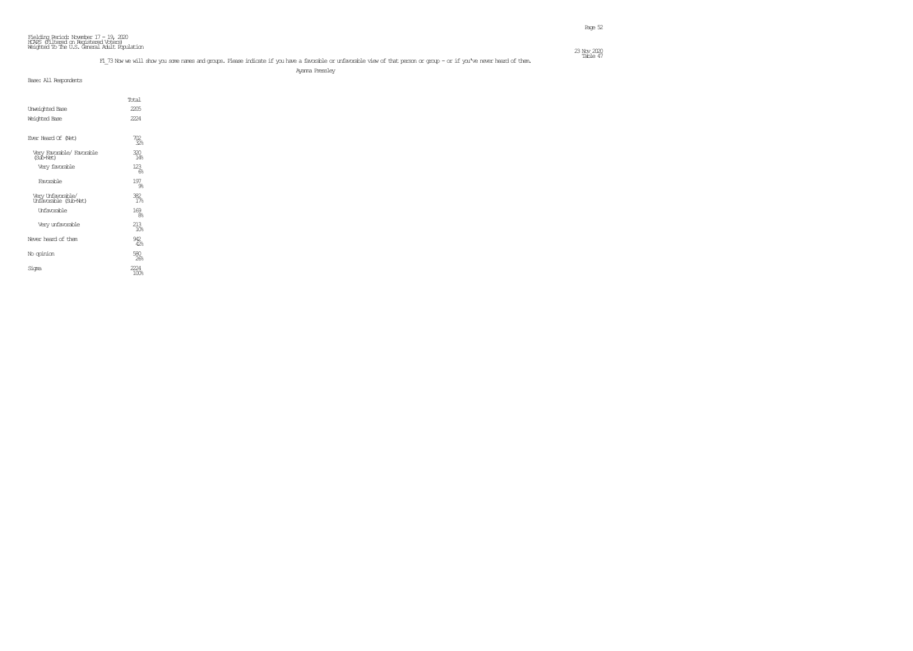Fielding Period: November 17 - 19, 2020
HCAPS (Filtered on Registered Voters)
Weighted To The U.S. General Adult Population

23 Nov 2020
Table 47

F1_73 Now we will show you some names and groups. Please indicate if you have a favorable or unfavorable view of that person or group - or if you've never heard of them.

Ayanna Pressley

Base: All Respondents

| | Total |
|---|---|
| Unweighted Base | 2205 |
| Weighted Base | 2224 |
| Ever Heard Of (Net) | 702<br>32% |
| Very Favorable/ Favorable (Sub-Net) | 320<br>14% |
| Very favorable | 123<br>6% |
| Favorable | 197<br>9% |
| Very Unfavorable/ Unfavorable (Sub-Net) | 382<br>17% |
| Unfavorable | 169<br>8% |
| Very unfavorable | 213<br>10% |
| Never heard of them | 942<br>42% |
| No opinion | 580<br>26% |
| Sigma | 2224<br>100% |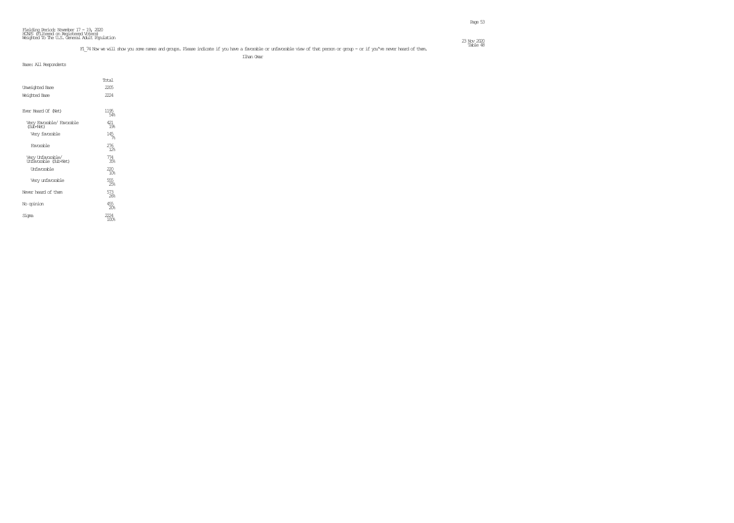Fielding Period: November 17 - 19, 2020
HCAPS (Filtered on Registered Voters)
Weighted To The U.S. General Adult Population

23 Nov 2020
Table 48

F1_74 Now we will show you some names and groups. Please indicate if you have a favorable or unfavorable view of that person or group - or if you've never heard of them.

Ilhan Omar

Base: All Respondents

| | Total |
|---|---|
| Unweighted Base | 2205 |
| Weighted Base | 2224 |
| Ever Heard Of (Net) | 1195<br>54% |
| Very Favorable/ Favorable (Sub-Net) | 421<br>19% |
| Very favorable | 145<br>7% |
| Favorable | 276<br>12% |
| Very Unfavorable/ Unfavorable (Sub-Net) | 774<br>35% |
| Unfavorable | 220<br>10% |
| Very unfavorable | 555<br>25% |
| Never heard of them | 573<br>26% |
| No opinion | 455<br>20% |
| Sigma | 2224<br>100% |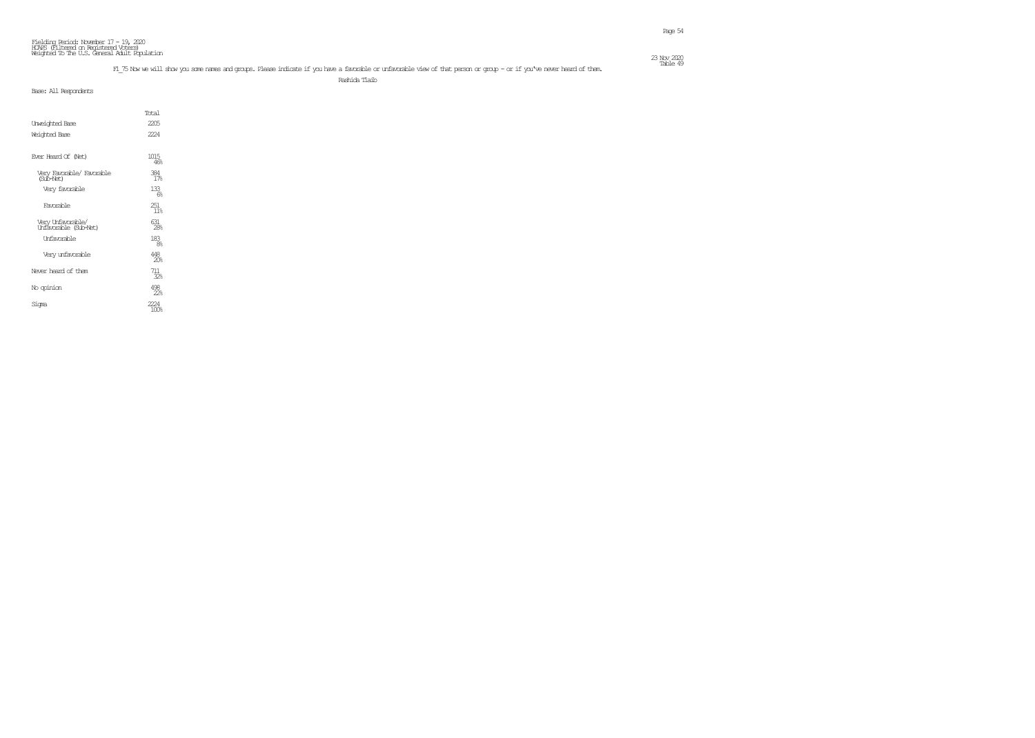Fielding Period: November 17 - 19, 2020
HCAPS (Filtered on Registered Voters)
Weighted To The U.S. General Adult Population

23 Nov 2020
Table 49

F1_75 Now we will show you some names and groups. Please indicate if you have a favorable or unfavorable view of that person or group - or if you've never heard of them.

Rashida Tlaib

Base: All Respondents

| | Total |
|---|---|
| Unweighted Base | 2205 |
| Weighted Base | 2224 |
| Ever Heard Of (Net) | 1015<br>46% |
| Very Favorable/ Favorable (Sub-Net) | 384<br>17% |
| Very favorable | 133<br>6% |
| Favorable | 251<br>11% |
| Very Unfavorable/ Unfavorable (Sub-Net) | 631<br>28% |
| Unfavorable | 183<br>8% |
| Very unfavorable | 448<br>20% |
| Never heard of them | 711<br>32% |
| No opinion | 498<br>22% |
| Sigma | 2224<br>100% |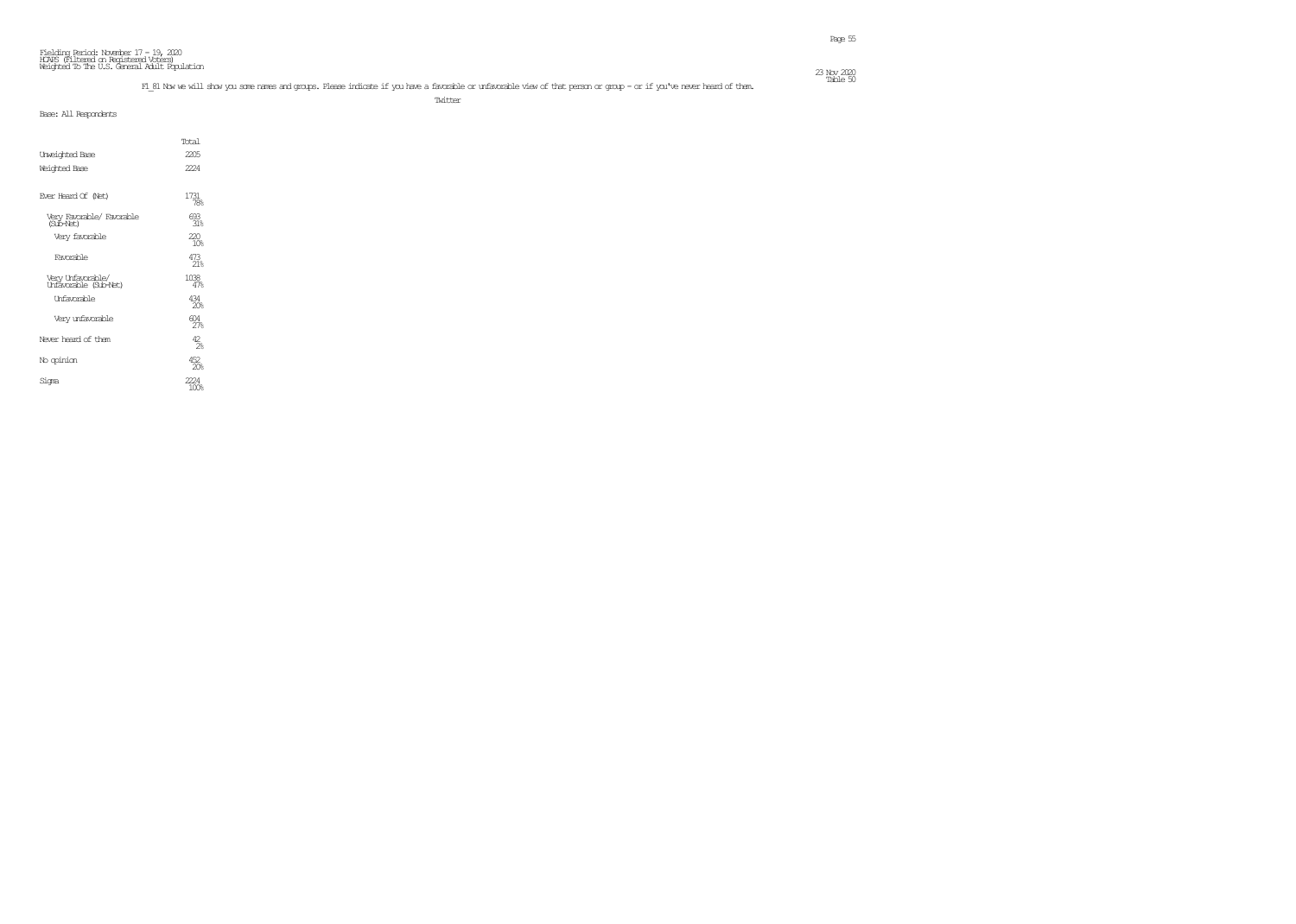Fielding Period: November 17 - 19, 2020
HCAPS (Filtered on Registered Voters)
Weighted To The U.S. General Adult Population

23 Nov 2020
Table 50

F1_81 Now we will show you some names and groups. Please indicate if you have a favorable or unfavorable view of that person or group - or if you've never heard of them.

Twitter

Base: All Respondents

| | Total |
|---|---|
| Unweighted Base | 2205 |
| Weighted Base | 2224 |
| Ever Heard Of (Net) | 1731<br>78% |
| Very Favorable/ Favorable (Sub-Net) | 693<br>31% |
| Very favorable | 220<br>10% |
| Favorable | 473<br>21% |
| Very Unfavorable/ Unfavorable (Sub-Net) | 1038<br>47% |
| Unfavorable | 434<br>20% |
| Very unfavorable | 604<br>27% |
| Never heard of them | 42<br>2% |
| No opinion | 452<br>20% |
| Sigma | 2224<br>100% |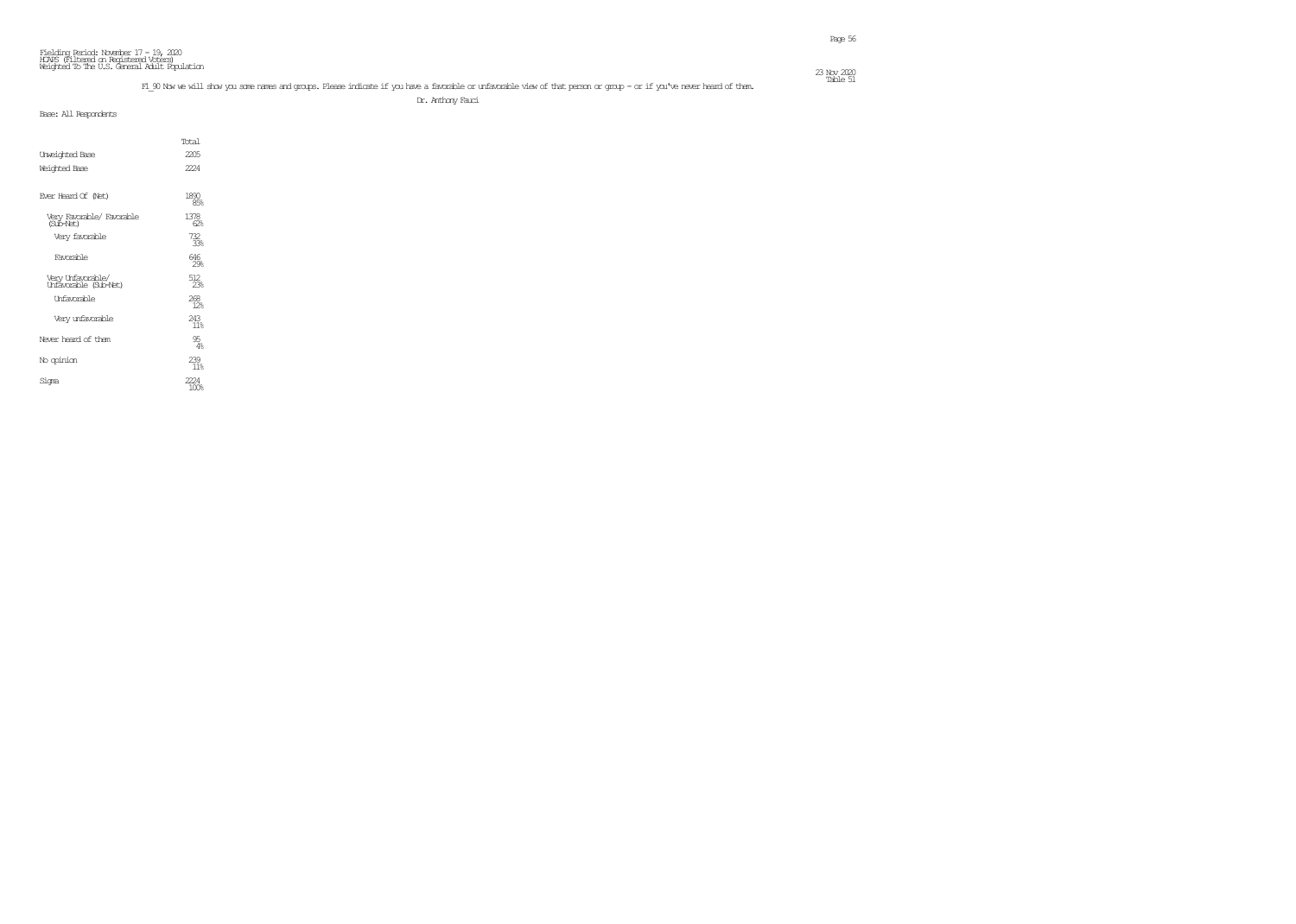Fielding Period: November 17 - 19, 2020
HCAPS (Filtered on Registered Voters)
Weighted To The U.S. General Adult Population

23 Nov 2020
Table 51

F1_90 Now we will show you some names and groups. Please indicate if you have a favorable or unfavorable view of that person or group - or if you've never heard of them.

Dr. Anthony Fauci

Base: All Respondents

| | Total |
|---|---|
| Unweighted Base | 2205 |
| Weighted Base | 2224 |
| Ever Heard Of (Net) | 1890<br>85% |
| Very Favorable/ Favorable (Sub-Net) | 1378<br>62% |
| Very favorable | 732<br>33% |
| Favorable | 646<br>29% |
| Very Unfavorable/ Unfavorable (Sub-Net) | 512<br>23% |
| Unfavorable | 268<br>12% |
| Very unfavorable | 243<br>11% |
| Never heard of them | 95<br>4% |
| No opinion | 239<br>11% |
| Sigma | 2224<br>100% |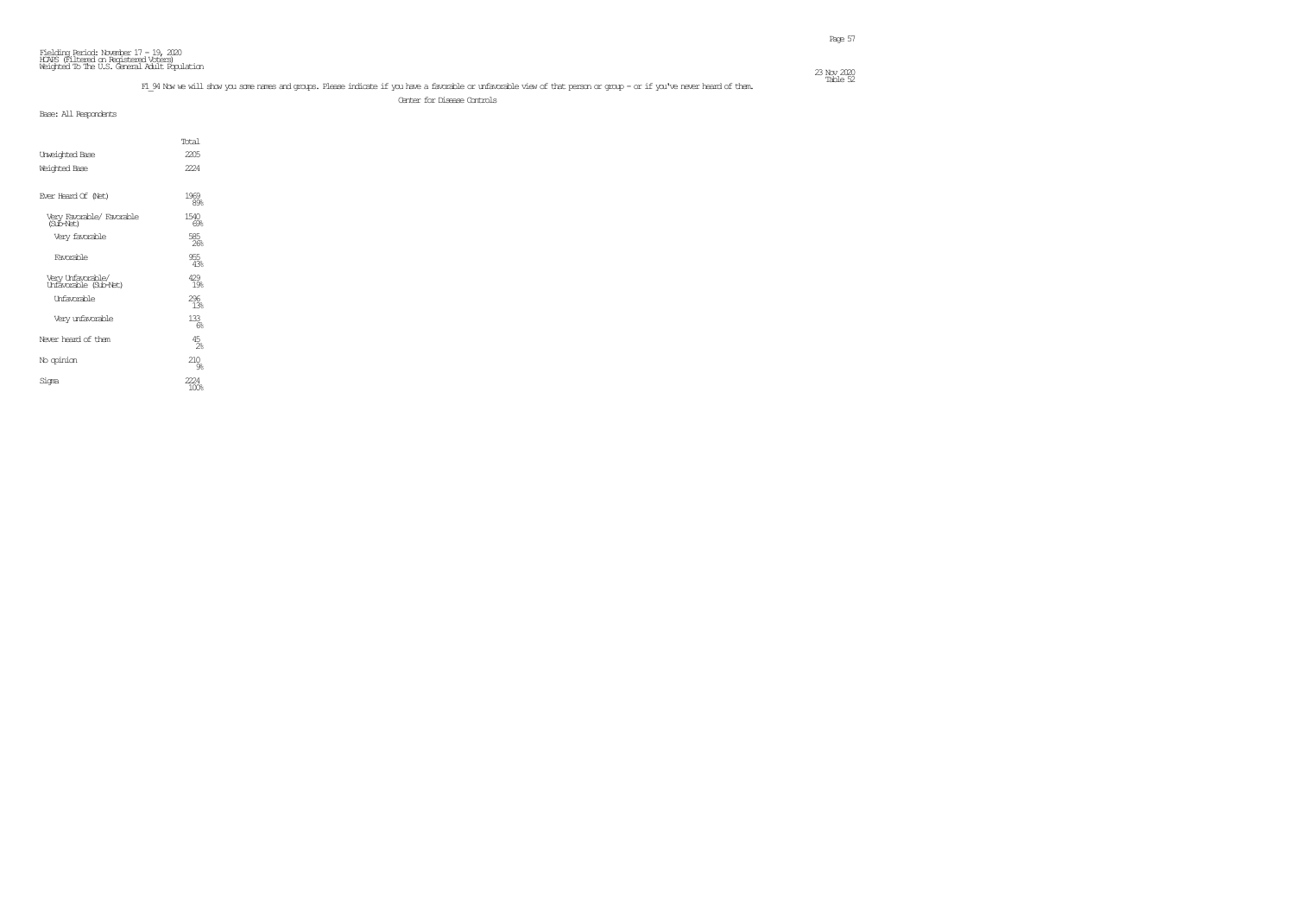Fielding Period: November 17 - 19, 2020
HCAPS (Filtered on Registered Voters)
Weighted To The U.S. General Adult Population

Table 52

F1_94 Now we will show you some names and groups. Please indicate if you have a favorable or unfavorable view of that person or group - or if you've never heard of them.

Center for Disease Controls

Base: All Respondents

| | Total |
|---|---|
| Unweighted Base | 2205 |
| Weighted Base | 2224 |
| Ever Heard Of (Net) | 1969<br>89% |
| Very Favorable/ Favorable (Sub-Net) | 1540<br>69% |
| Very favorable | 585<br>26% |
| Favorable | 955<br>43% |
| Very Unfavorable/ Unfavorable (Sub-Net) | 429<br>19% |
| Unfavorable | 296<br>13% |
| Very unfavorable | 133<br>6% |
| Never heard of them | 45<br>2% |
| No opinion | 210<br>9% |
| Sigma | 2224<br>100% |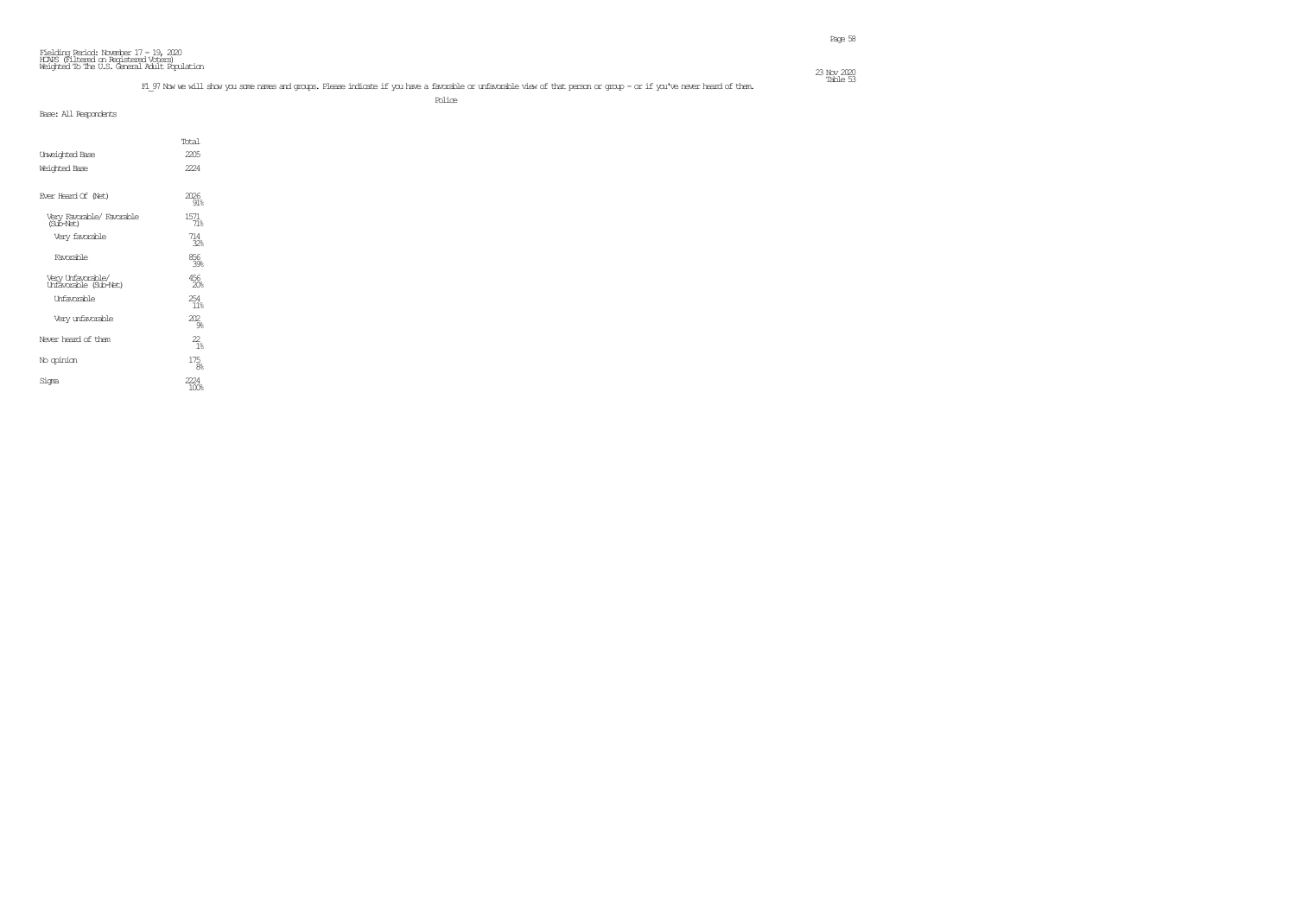Fielding Period: November 17 - 19, 2020
HCAPS (Filtered on Registered Voters)
Weighted To The U.S. General Adult Population

Table 53

F1_97 Now we will show you some names and groups. Please indicate if you have a favorable or unfavorable view of that person or group - or if you've never heard of them.

Police

Base: All Respondents

| | Total |
|---|---|
| Unweighted Base | 2205 |
| Weighted Base | 2224 |
| Ever Heard Of (Net) | 2026<br>91% |
| Very Favorable/ Favorable (Sub-Net) | 1571<br>71% |
| Very favorable | 714<br>32% |
| Favorable | 856<br>39% |
| Very Unfavorable/ Unfavorable (Sub-Net) | 456<br>20% |
| Unfavorable | 254<br>11% |
| Very unfavorable | 202<br>9% |
| Never heard of them | 22<br>1% |
| No opinion | 175<br>8% |
| Sigma | 2224<br>100% |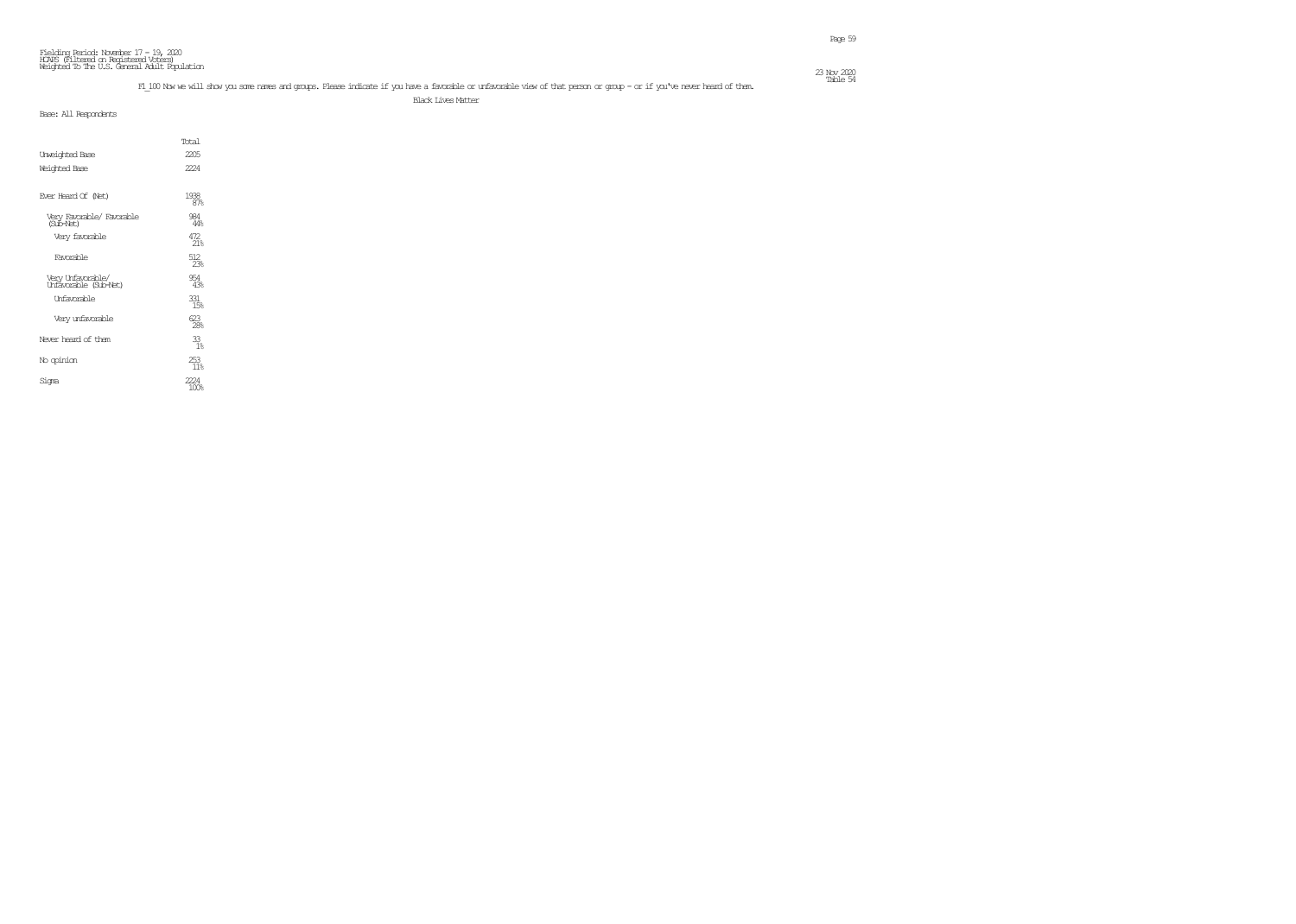Fielding Period: November 17 - 19, 2020
HCAPS (Filtered on Registered Voters)
Weighted To The U.S. General Adult Population

23 Nov 2020
Table 54

F1_100 Now we will show you some names and groups. Please indicate if you have a favorable or unfavorable view of that person or group - or if you've never heard of them.

Black Lives Matter

Base: All Respondents

| | Total |
|---|---|
| Unweighted Base | 2205 |
| Weighted Base | 2224 |
| Ever Heard Of (Net) | 1938<br>87% |
| Very Favorable/ Favorable (Sub-Net) | 984<br>44% |
| Very favorable | 472<br>21% |
| Favorable | 512<br>23% |
| Very Unfavorable/ Unfavorable (Sub-Net) | 954<br>43% |
| Unfavorable | 331<br>15% |
| Very unfavorable | 623<br>28% |
| Never heard of them | 33<br>1% |
| No opinion | 253<br>11% |
| Sigma | 2224<br>100% |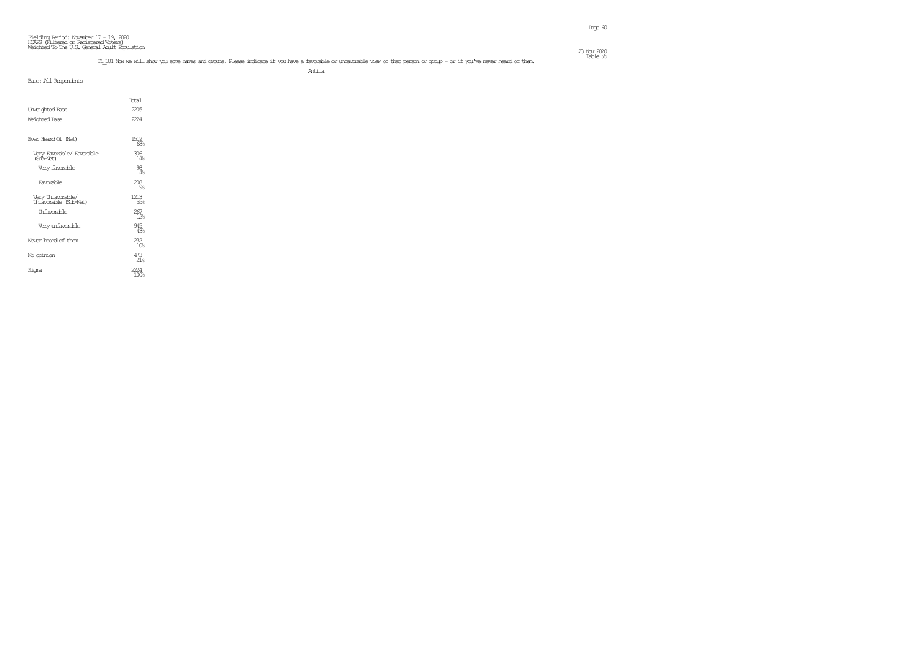Fielding Period: November 17 - 19, 2020
HCAPS (Filtered on Registered Voters)
Weighted To The U.S. General Adult Population

23 Nov 2020
Table 55

F1_101 Now we will show you some names and groups. Please indicate if you have a favorable or unfavorable view of that person or group - or if you've never heard of them.

Antifa

Base: All Respondents

| | Total |
|---|---|
| Unweighted Base | 2205 |
| Weighted Base | 2224 |
| Ever Heard Of (Net) | 1519<br>68% |
| Very Favorable/ Favorable (Sub-Net) | 306<br>14% |
| Very favorable | 98<br>4% |
| Favorable | 208<br>9% |
| Very Unfavorable/ Unfavorable (Sub-Net) | 1213<br>55% |
| Unfavorable | 267<br>12% |
| Very unfavorable | 945<br>43% |
| Never heard of them | 232<br>10% |
| No opinion | 473<br>21% |
| Sigma | 2224<br>100% |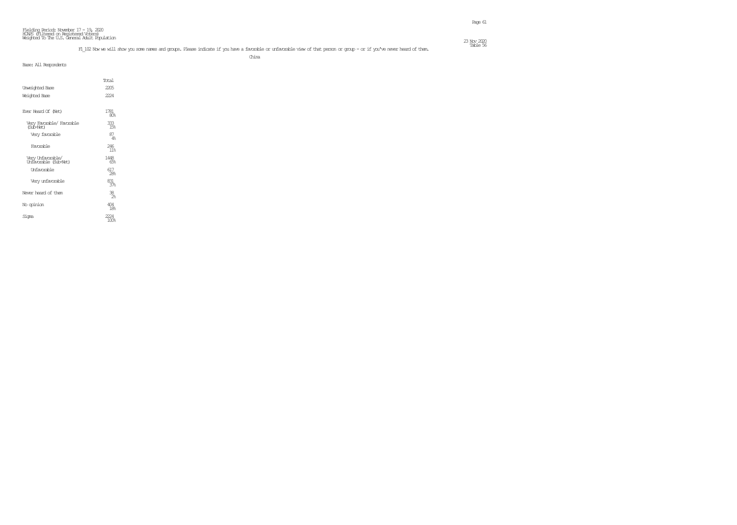Fielding Period: November 17 - 19, 2020
HCAPS (Filtered on Registered Voters)
Weighted To The U.S. General Adult Population

23 Nov 2020
Table 56

F1_102 Now we will show you some names and groups. Please indicate if you have a favorable or unfavorable view of that person or group - or if you've never heard of them.

China

Base: All Respondents

| | Total |
|---|---|
| Unweighted Base | 2205 |
| Weighted Base | 2224 |
| Ever Heard Of (Net) | 1781<br>80% |
| Very Favorable/ Favorable (Sub-Net) | 333<br>15% |
| Very favorable | 87<br>4% |
| Favorable | 246<br>11% |
| Very Unfavorable/ Unfavorable (Sub-Net) | 1448<br>65% |
| Unfavorable | 617<br>28% |
| Very unfavorable | 831<br>37% |
| Never heard of them | 38<br>2% |
| No opinion | 404<br>18% |
| Sigma | 2224<br>100% |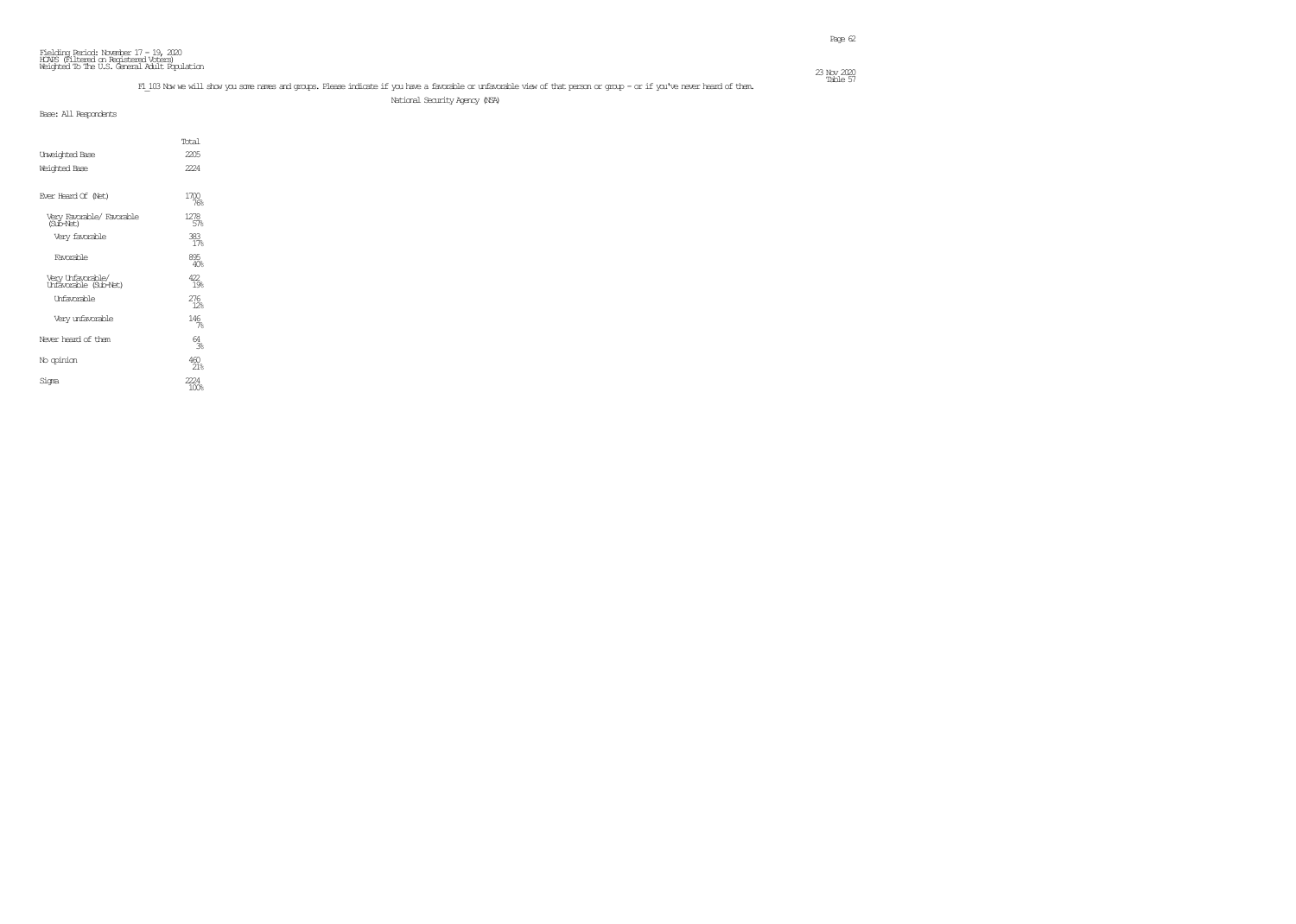Fielding Period: November 17 - 19, 2020
HCAPS (Filtered on Registered Voters)
Weighted To The U.S. General Adult Population

23 Nov 2020
Table 57

F1_103 Now we will show you some names and groups. Please indicate if you have a favorable or unfavorable view of that person or group - or if you've never heard of them.

National Security Agency (NSA)

Base: All Respondents

| | Total |
|---|---|
| Unweighted Base | 2205 |
| Weighted Base | 2224 |
| Ever Heard Of (Net) | 1700<br>76% |
| Very Favorable/ Favorable (Sub-Net) | 1278<br>57% |
| Very favorable | 383<br>17% |
| Favorable | 895<br>40% |
| Very Unfavorable/ Unfavorable (Sub-Net) | 422<br>19% |
| Unfavorable | 276<br>12% |
| Very unfavorable | 146<br>7% |
| Never heard of them | 64<br>3% |
| No opinion | 460<br>21% |
| Sigma | 2224<br>100% |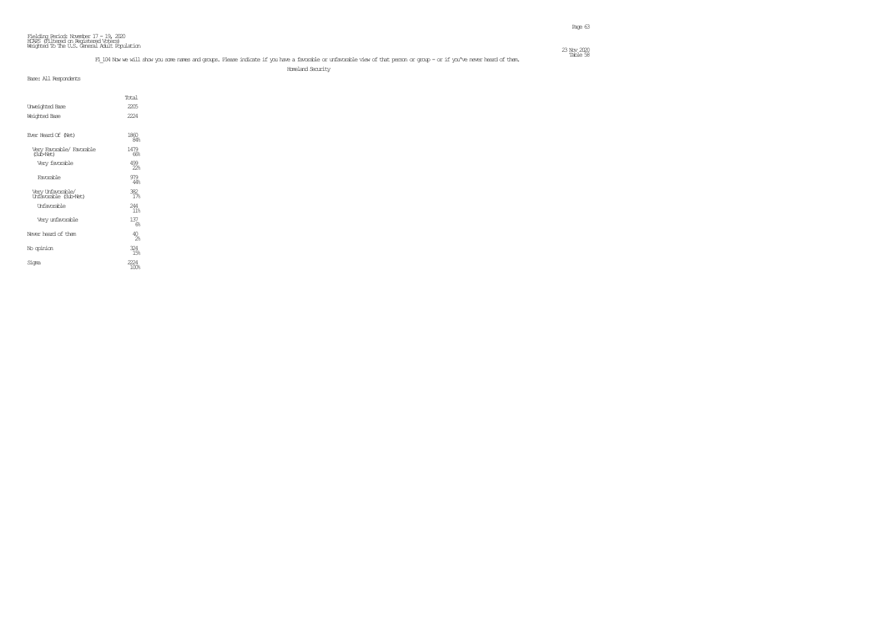Fielding Period: November 17 - 19, 2020
HCAPS (Filtered on Registered Voters)
Weighted To The U.S. General Adult Population

23 Nov 2020
Table 58

F1_104 Now we will show you some names and groups. Please indicate if you have a favorable or unfavorable view of that person or group - or if you've never heard of them.

Homeland Security

Base: All Respondents

| | Total |
|---|---|
| Unweighted Base | 2205 |
| Weighted Base | 2224 |
| Ever Heard Of (Net) | 1860<br>84% |
| Very Favorable/ Favorable (Sub-Net) | 1479<br>66% |
| Very favorable | 499<br>22% |
| Favorable | 979<br>44% |
| Very Unfavorable/ Unfavorable (Sub-Net) | 382<br>17% |
| Unfavorable | 244<br>11% |
| Very unfavorable | 137<br>6% |
| Never heard of them | 40<br>2% |
| No opinion | 324<br>15% |
| Sigma | 2224<br>100% |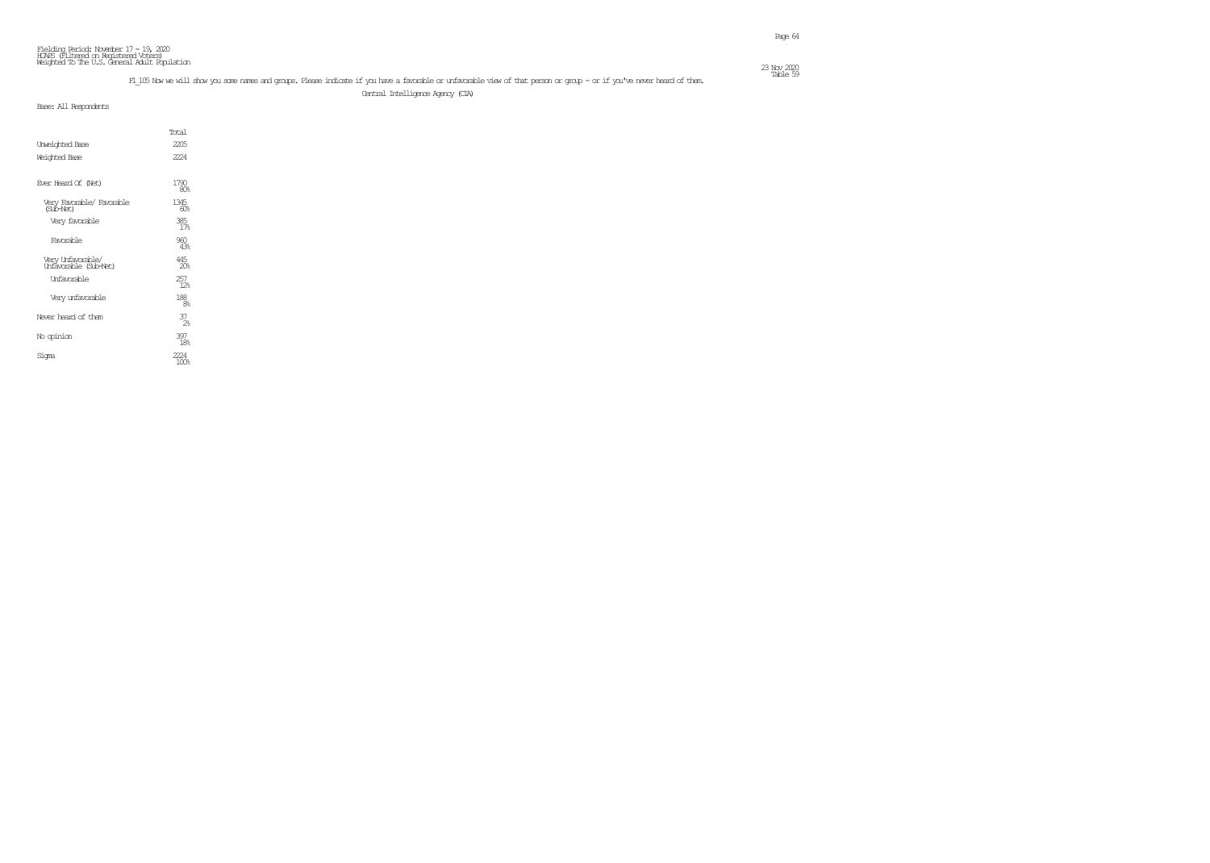Fielding Period: November 17 - 19, 2020
HCAPS (Filtered on Registered Voters)
Weighted To The U.S. General Adult Population

Table 59

F1_105 Now we will show you some names and groups. Please indicate if you have a favorable or unfavorable view of that person or group - or if you've never heard of them.

Central Intelligence Agency (CIA)

Base: All Respondents

| | Total |
|---|---|
| Unweighted Base | 2205 |
| Weighted Base | 2224 |
| Ever Heard Of (Net) | 1790<br>80% |
| Very Favorable/ Favorable (Sub-Net) | 1345<br>60% |
| Very favorable | 385<br>17% |
| Favorable | 960<br>43% |
| Very Unfavorable/ Unfavorable (Sub-Net) | 445<br>20% |
| Unfavorable | 257<br>12% |
| Very unfavorable | 188<br>8% |
| Never heard of them | 37<br>2% |
| No opinion | 397<br>18% |
| Sigma | 2224<br>100% |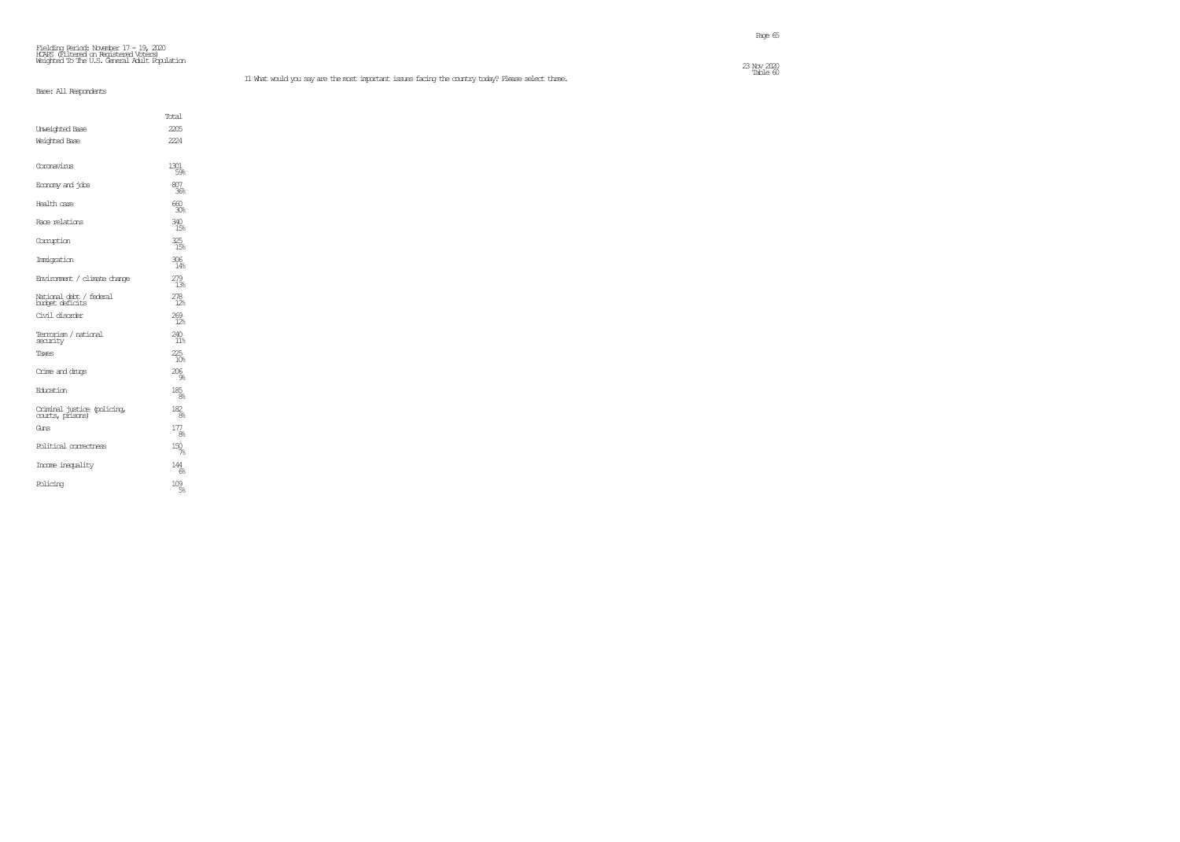Fielding Period: November 17 - 19, 2020
HCAPS (Filtered on Registered Voters)
Weighted To The U.S. General Adult Population

23 Nov 2020
Table 60

I1 What would you say are the most important issues facing the country today? Please select three.

Base: All Respondents

| | Total |
|---|---|
| Unweighted Base | 2205 |
| Weighted Base | 2224 |
| Coronavirus | 1301<br>59% |
| Economy and jobs | 807<br>36% |
| Health care | 660<br>30% |
| Race relations | 340<br>15% |
| Corruption | 325<br>15% |
| Immigration | 306<br>14% |
| Environment / climate change | 279<br>13% |
| National debt / federal budget deficits | 278<br>12% |
| Civil disorder | 269<br>12% |
| Terrorism / national security | 240<br>11% |
| Taxes | 225<br>10% |
| Crime and drugs | 206<br>9% |
| Education | 185<br>8% |
| Criminal justice (policing, courts, prisons) | 182<br>8% |
| Guns | 177<br>8% |
| Political correctness | 150<br>7% |
| Income inequality | 144<br>6% |
| Policing | 109<br>5% |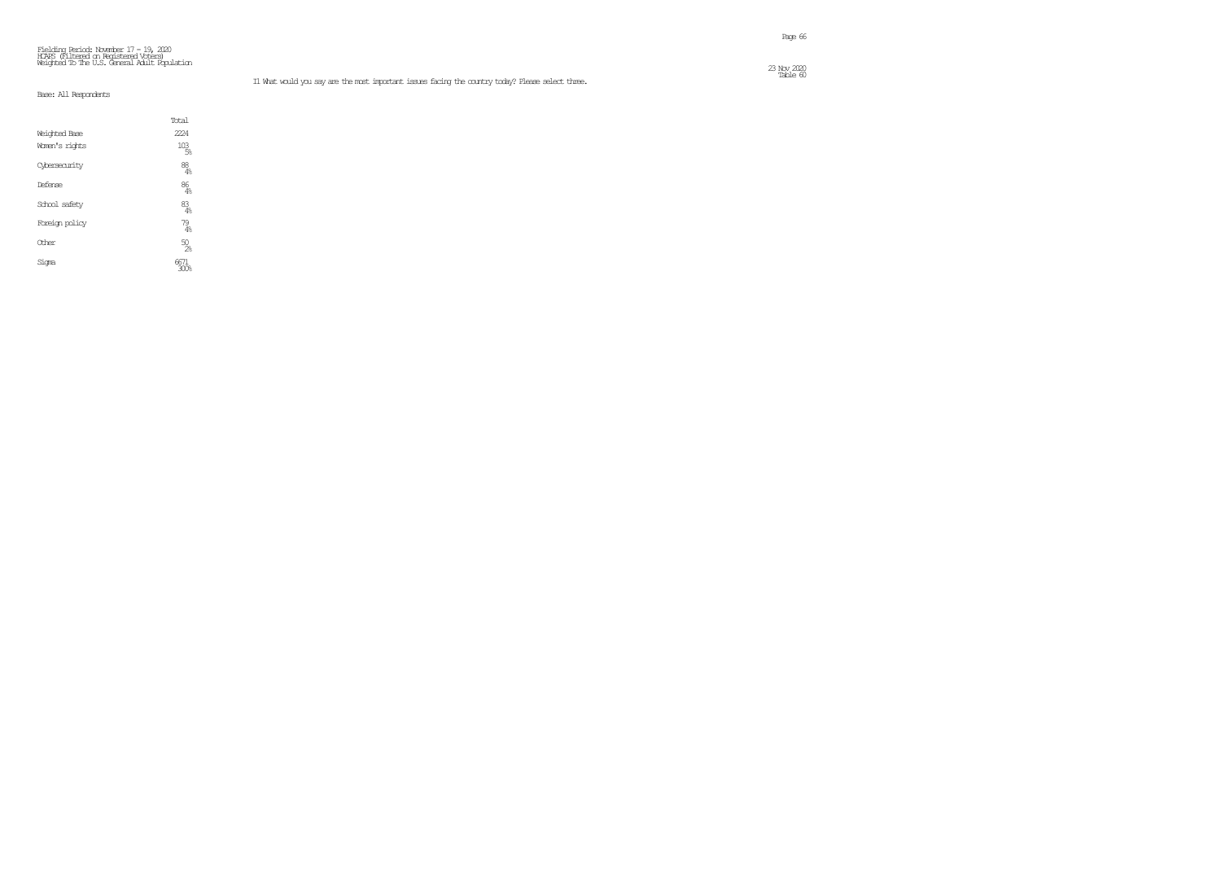Fielding Period: November 17 - 19, 2020
HCAPS (Filtered on Registered Voters)
Weighted To The U.S. General Adult Population

23 Nov 2020
Table 60

I1 What would you say are the most important issues facing the country today? Please select three.

Base: All Respondents

| | Total |
|---|---|
| Weighted Base | 2224 |
| Women's rights | 103<br>5% |
| Cybersecurity | 88<br>4% |
| Defense | 86<br>4% |
| School safety | 83<br>4% |
| Foreign policy | 79<br>4% |
| Other | 50<br>2% |
| Sigma | 6671<br>300% |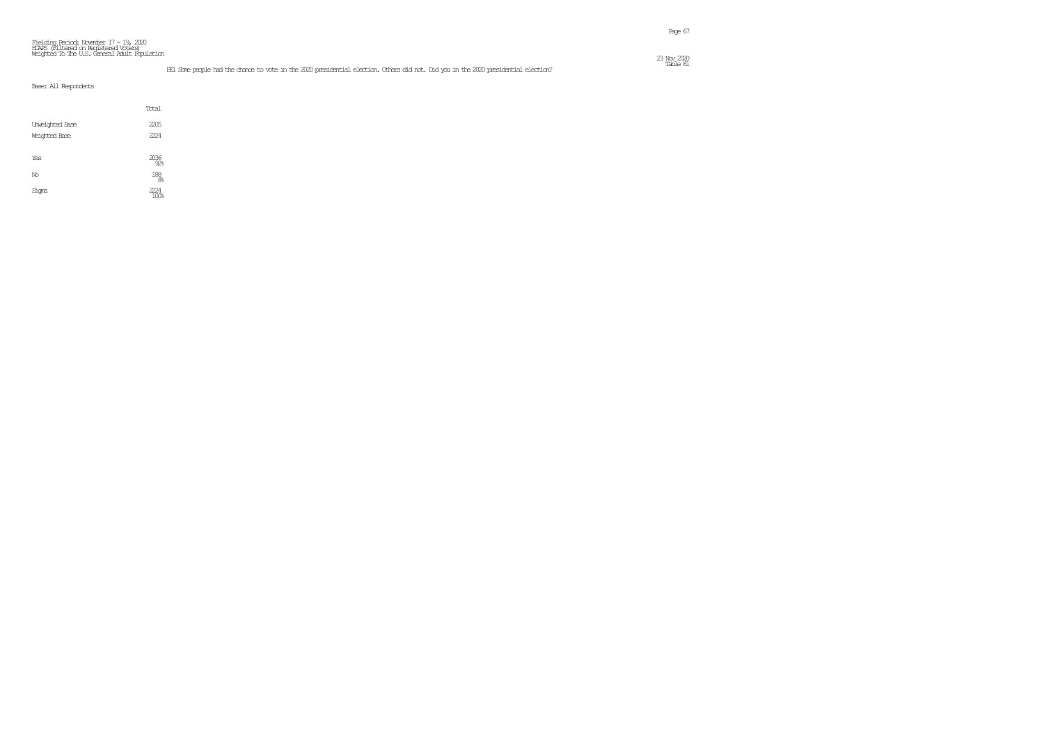Fielding Period: November 17 - 19, 2020
HCAPS (Filtered on Registered Voters)
Weighted To The U.S. General Adult Population

23 Nov 2020
Table 61

PE1 Some people had the chance to vote in the 2020 presidential election. Others did not. Did you in the 2020 presidential election?

Base: All Respondents

| | Total |
|---|---|
| Unweighted Base | 2205 |
| Weighted Base | 2224 |
| Yes | 2036<br>92% |
| No | 188<br>8% |
| Sigma | 2224<br>100% |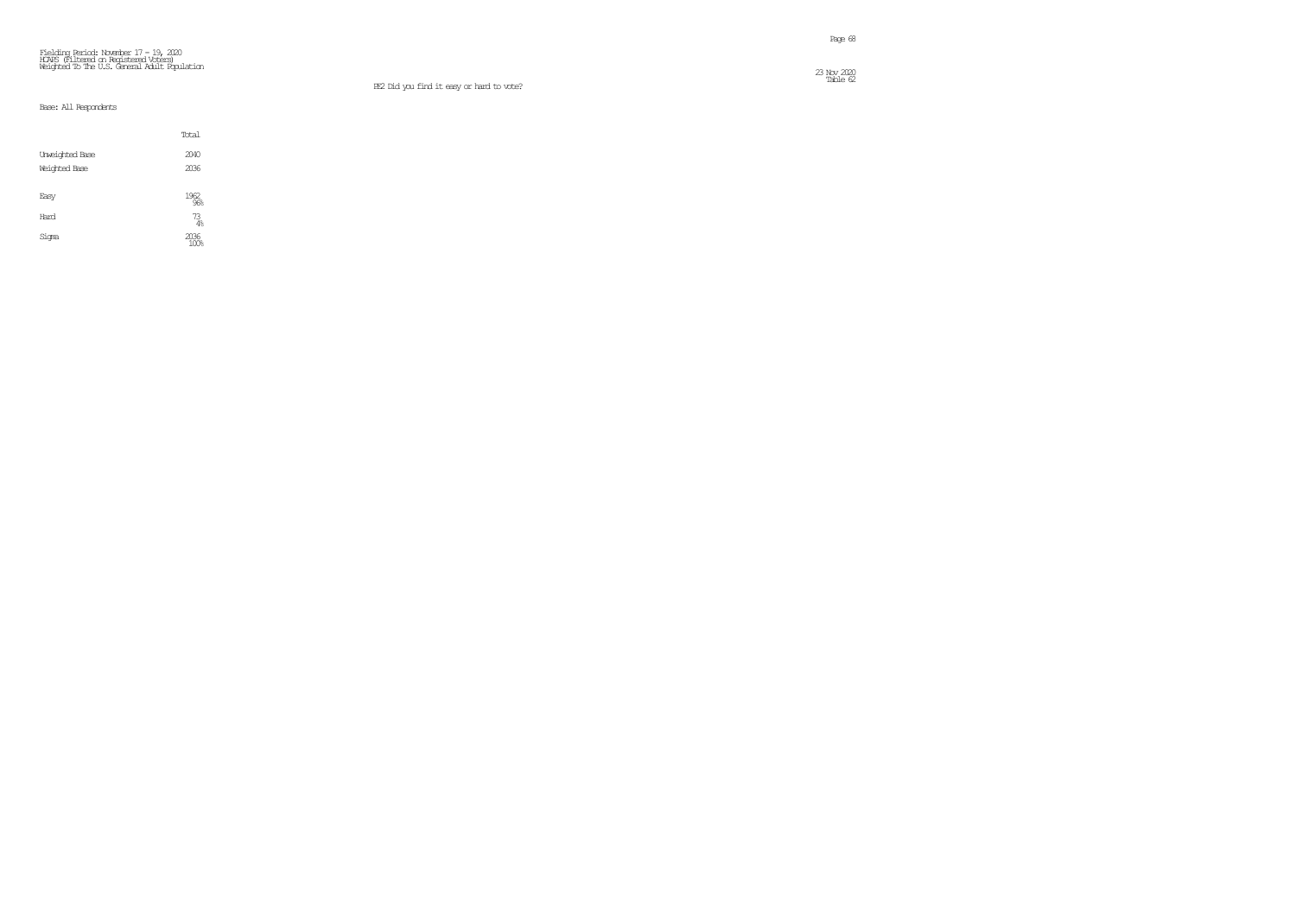Fielding Period: November 17 - 19, 2020
HCAPS (Filtered on Registered Voters)
Weighted To The U.S. General Adult Population

23 Nov 2020
Table 62

EE2 Did you find it easy or hard to vote?

Base: All Respondents

| | Total |
|---|---|
| Unweighted Base | 2040 |
| Weighted Base | 2036 |
| Easy | 1962<br>96% |
| Hard | 73<br>4% |
| Sigma | 2036<br>100% |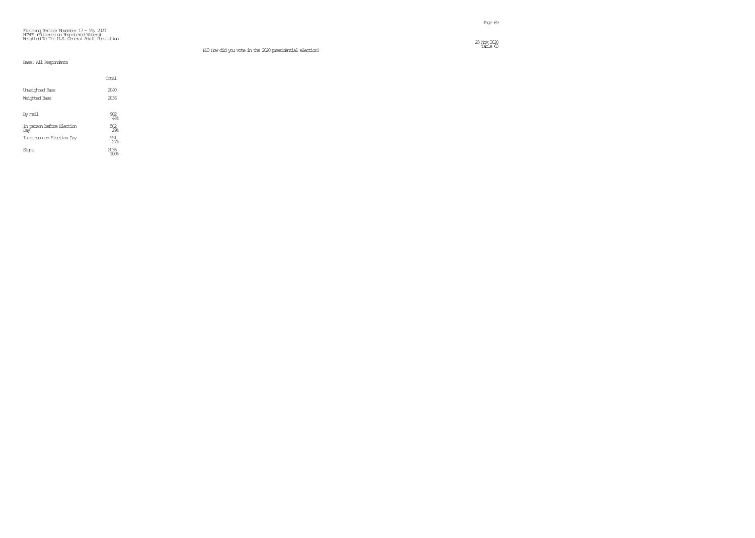Fielding Period: November 17 - 19, 2020
HCAPS (Filtered on Registered Voters)
Weighted To The U.S. General Adult Population

23 Nov 2020
Table 63

PE3 How did you vote in the 2020 presidential election?

Base: All Respondents

| | Total |
|---|---|
| Unweighted Base | 2040 |
| Weighted Base | 2036 |
| By mail | 902<br>44% |
| In person before Election Day | 582<br>29% |
| In person on Election Day | 551<br>27% |
| Sigma | 2036<br>100% |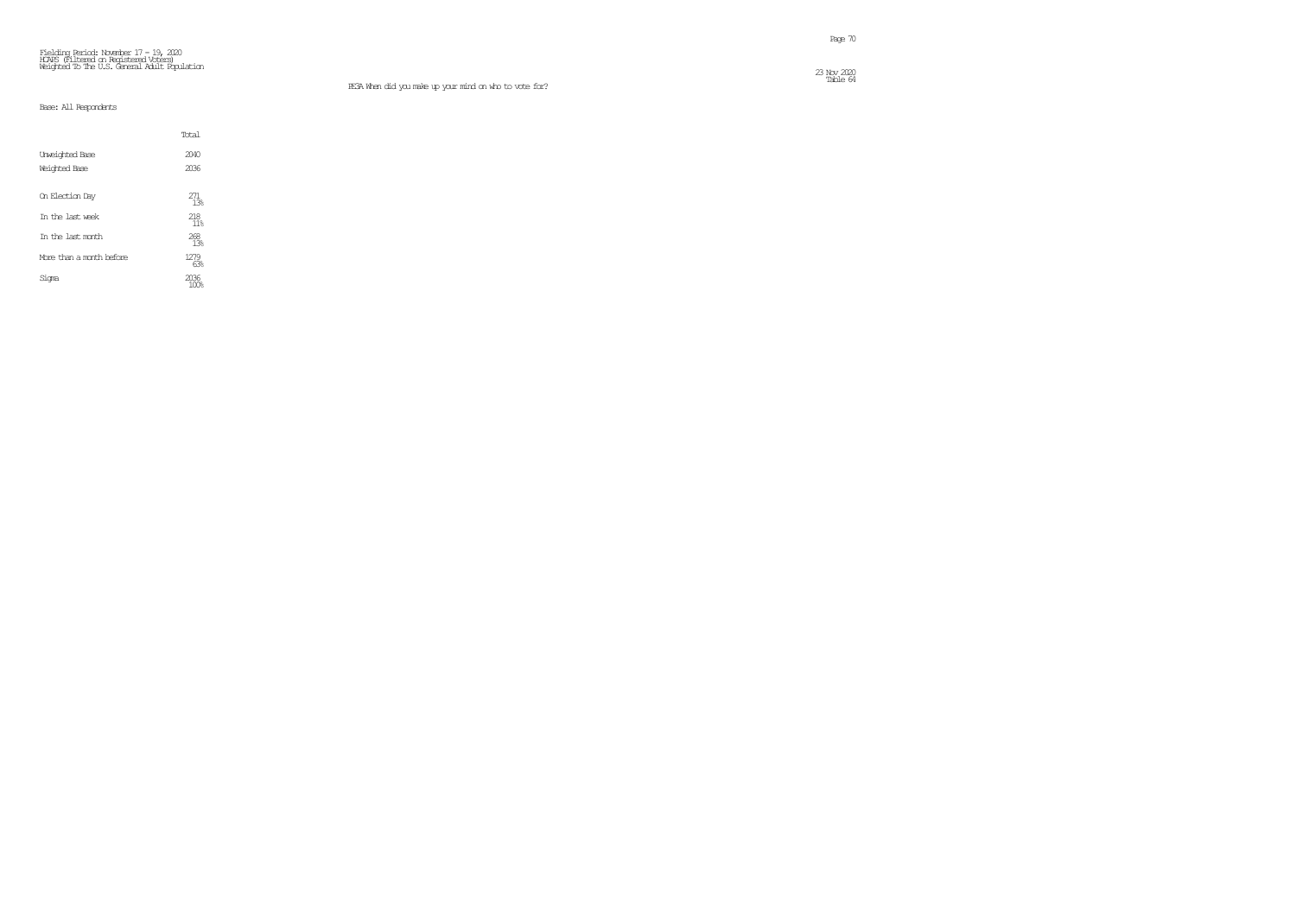Fielding Period: November 17 - 19, 2020
HCAPS (Filtered on Registered Voters)
Weighted To The U.S. General Adult Population

23 Nov 2020
Table 64

PE3A When did you make up your mind on who to vote for?

Base: All Respondents

| | Total |
|---|---|
| Unweighted Base | 2040 |
| Weighted Base | 2036 |
| On Election Day | 271<br>13% |
| In the last week | 218<br>11% |
| In the last month | 268<br>13% |
| More than a month before | 1279<br>63% |
| Sigma | 2036<br>100% |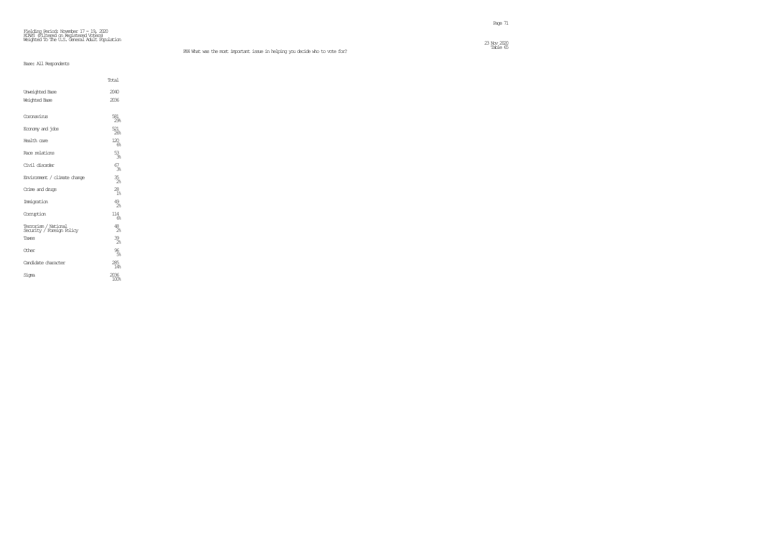Fielding Period: November 17 - 19, 2020
HCAPS (Filtered on Registered Voters)
Weighted To The U.S. General Adult Population

23 Nov 2020
Table 65

PE4 What was the most important issue in helping you decide who to vote for?

Base: All Respondents

| | Total |
|---|---|
| Unweighted Base | 2040 |
| Weighted Base | 2036 |
| Coronavirus | 581<br>29% |
| Economy and jobs | 521<br>26% |
| Health care | 120<br>6% |
| Race relations | 53<br>3% |
| Civil disorder | 67<br>3% |
| Environment / climate change | 35<br>2% |
| Crime and drugs | 28<br>1% |
| Immigration | 49<br>2% |
| Corruption | 114<br>6% |
| Terrorism / National Security / Foreign Policy | 48<br>2% |
| Taxes | 39<br>2% |
| Other | 96<br>5% |
| Candidate character | 285<br>14% |
| Sigma | 2036<br>100% |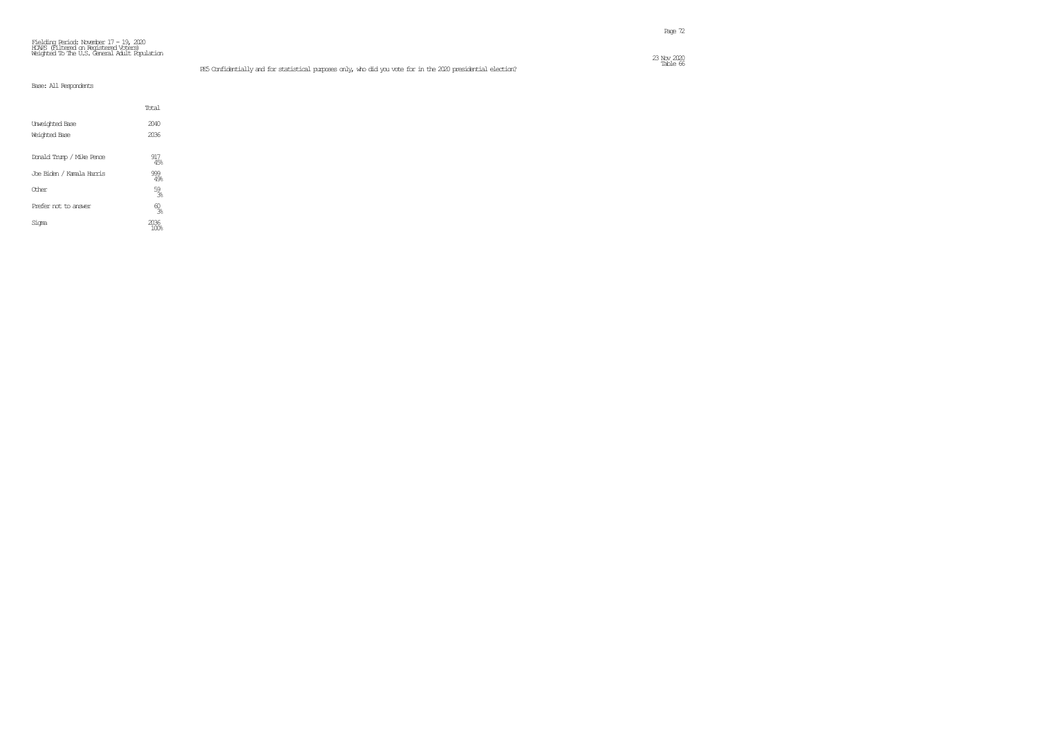Fielding Period: November 17 - 19, 2020
HCAPS (Filtered on Registered Voters)
Weighted To The U.S. General Adult Population

Table 66

PE5 Confidentially and for statistical purposes only, who did you vote for in the 2020 presidential election?

Base: All Respondents

| | Total |
|---|---|
| Unweighted Base | 2040 |
| Weighted Base | 2036 |
| Donald Trump / Mike Pence | 917<br>45% |
| Joe Biden / Kamala Harris | 999<br>49% |
| Other | 59<br>3% |
| Prefer not to answer | 60<br>3% |
| Sigma | 2036<br>100% |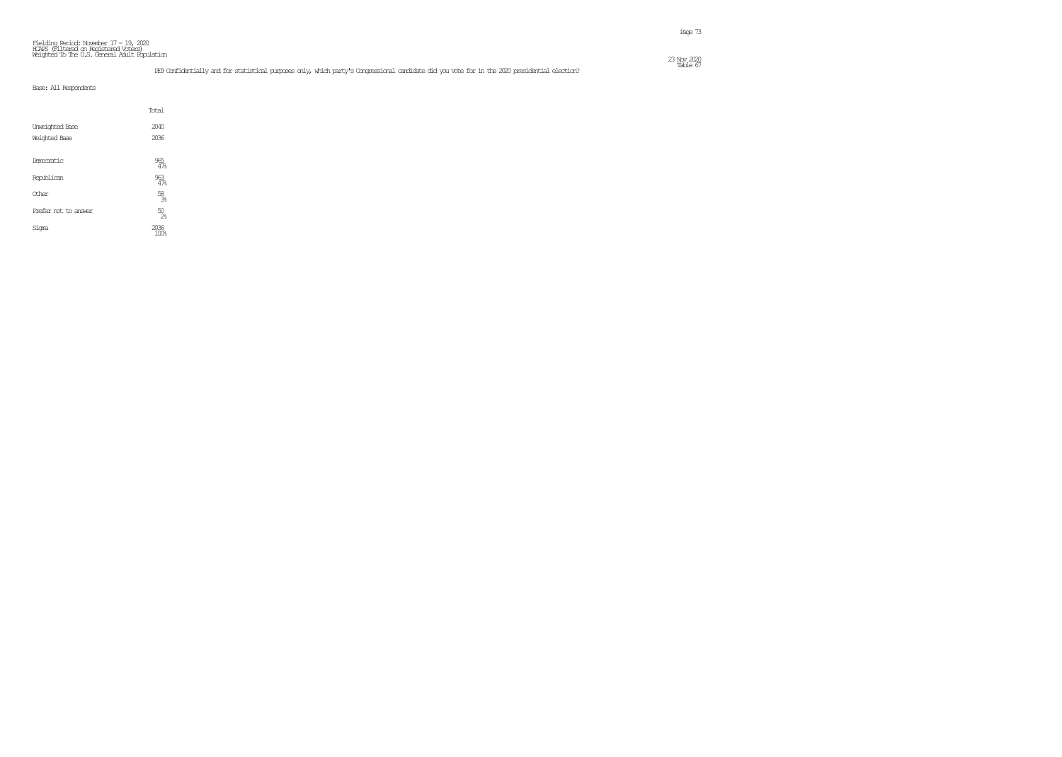Fielding Period: November 17 - 19, 2020
HCAPS (Filtered on Registered Voters)
Weighted To The U.S. General Adult Population

23 Nov 2020
Table 67

PE9 Confidentially and for statistical purposes only, which party's Congressional candidate did you vote for in the 2020 presidential election?

Base: All Respondents

| | Total |
|---|---|
| Unweighted Base | 2040 |
| Weighted Base | 2036 |
| Democratic | 965<br>47% |
| Republican | 963<br>47% |
| Other | 58<br>3% |
| Prefer not to answer | 50<br>2% |
| Sigma | 2036<br>100% |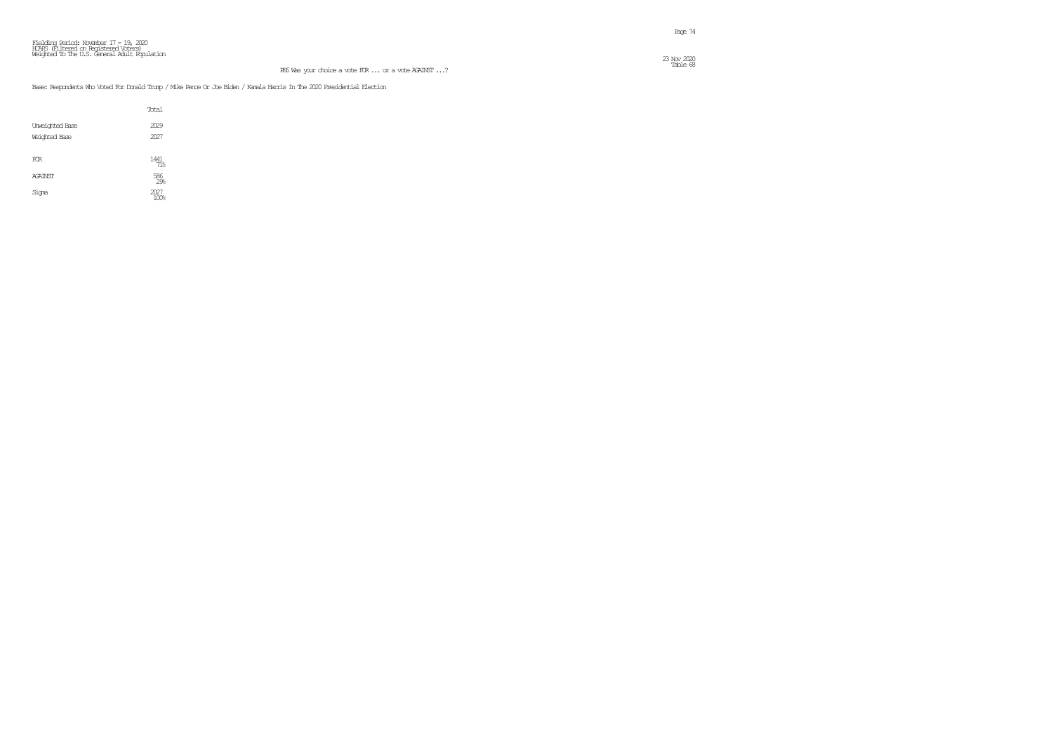Fielding Period: November 17 - 19, 2020
HCAPS (Filtered on Registered Voters)
Weighted To The U.S. General Adult Population

Table 68

PE6 Was your choice a vote FOR ... or a vote AGAINST ...?

Base: Respondents Who Voted For Donald Trump / Mike Pence Or Joe Biden / Kamala Harris In The 2020 Presidential Election

| | Total |
|---|---|
| Unweighted Base | 2029 |
| Weighted Base | 2027 |
| FOR | 1441<br>71% |
| AGAINST | 586<br>29% |
| Sigma | 2027<br>100% |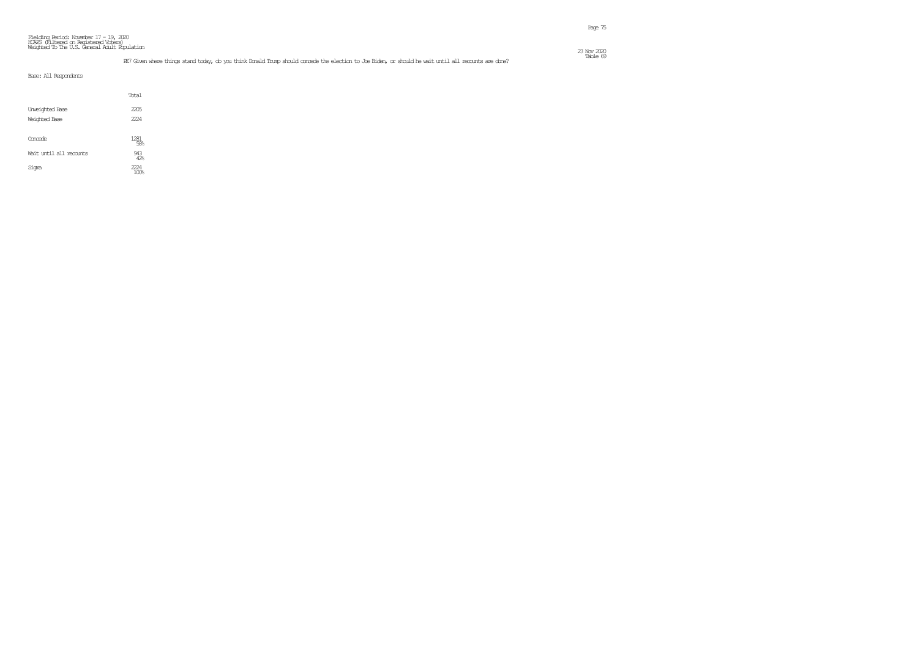Fielding Period: November 17 - 19, 2020
HCAPS (Filtered on Registered Voters)
Weighted To The U.S. General Adult Population

23 Nov 2020
Table 69

PE7 Given where things stand today, do you think Donald Trump should concede the election to Joe Biden, or should he wait until all recounts are done?

Base: All Respondents

| | Total |
|---|---|
| Unweighted Base | 2205 |
| Weighted Base | 2224 |
| Concede | 1281 |
| | 58% |
| Wait until all recounts | 943 |
| | 42% |
| Sigma | 2224 |
| | 100% |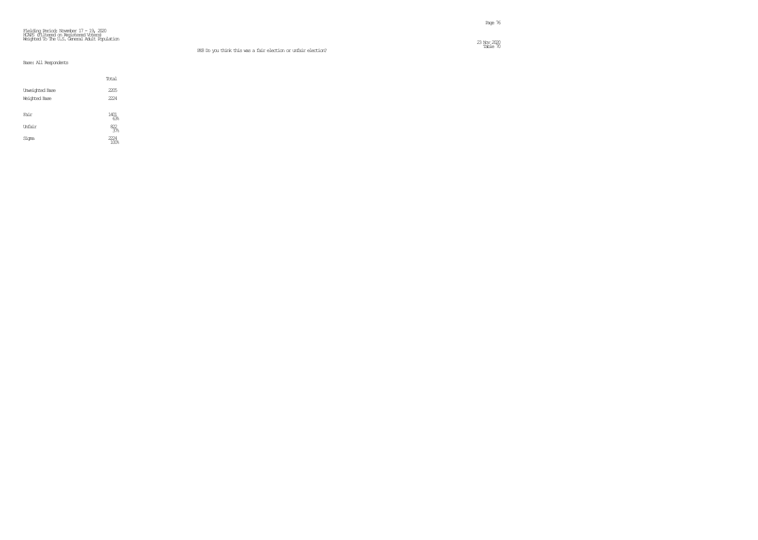Fielding Period: November 17 - 19, 2020
HCAPS (Filtered on Registered Voters)
Weighted To The U.S. General Adult Population

23 Nov 2020
Table 70

PE8 Do you think this was a fair election or unfair election?

Base: All Respondents

| | Total |
|---|---|
| Unweighted Base | 2205 |
| Weighted Base | 2224 |
| Fair | 1401<br>63% |
| Unfair | 822<br>37% |
| Sigma | 2224<br>100% |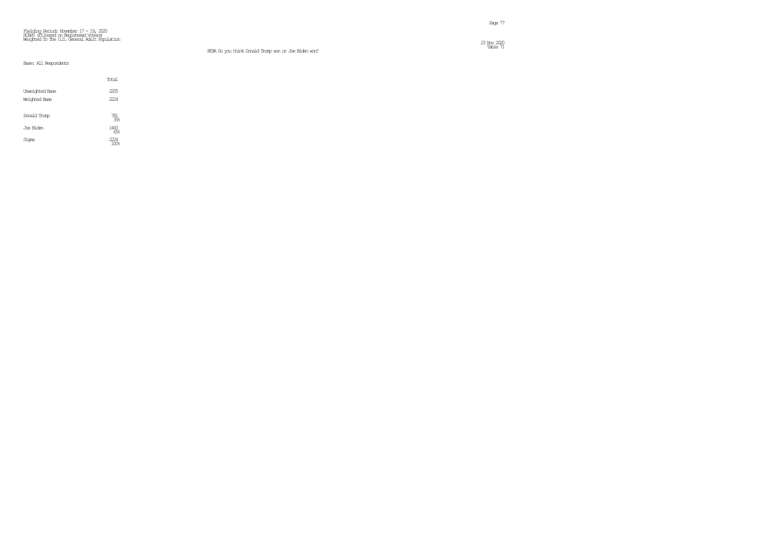Fielding Period: November 17 - 19, 2020
HCAPS (Filtered on Registered Voters)
Weighted To The U.S. General Adult Population

23 Nov 2020
Table 71

PE9A Do you think Donald Trump won or Joe Biden won?

Base: All Respondents

| | Total |
|---|---|
| Unweighted Base | 2205 |
| Weighted Base | 2224 |
| Donald Trump | 781<br>35% |
| Joe Biden | 1443<br>65% |
| Sigma | 2224<br>100% |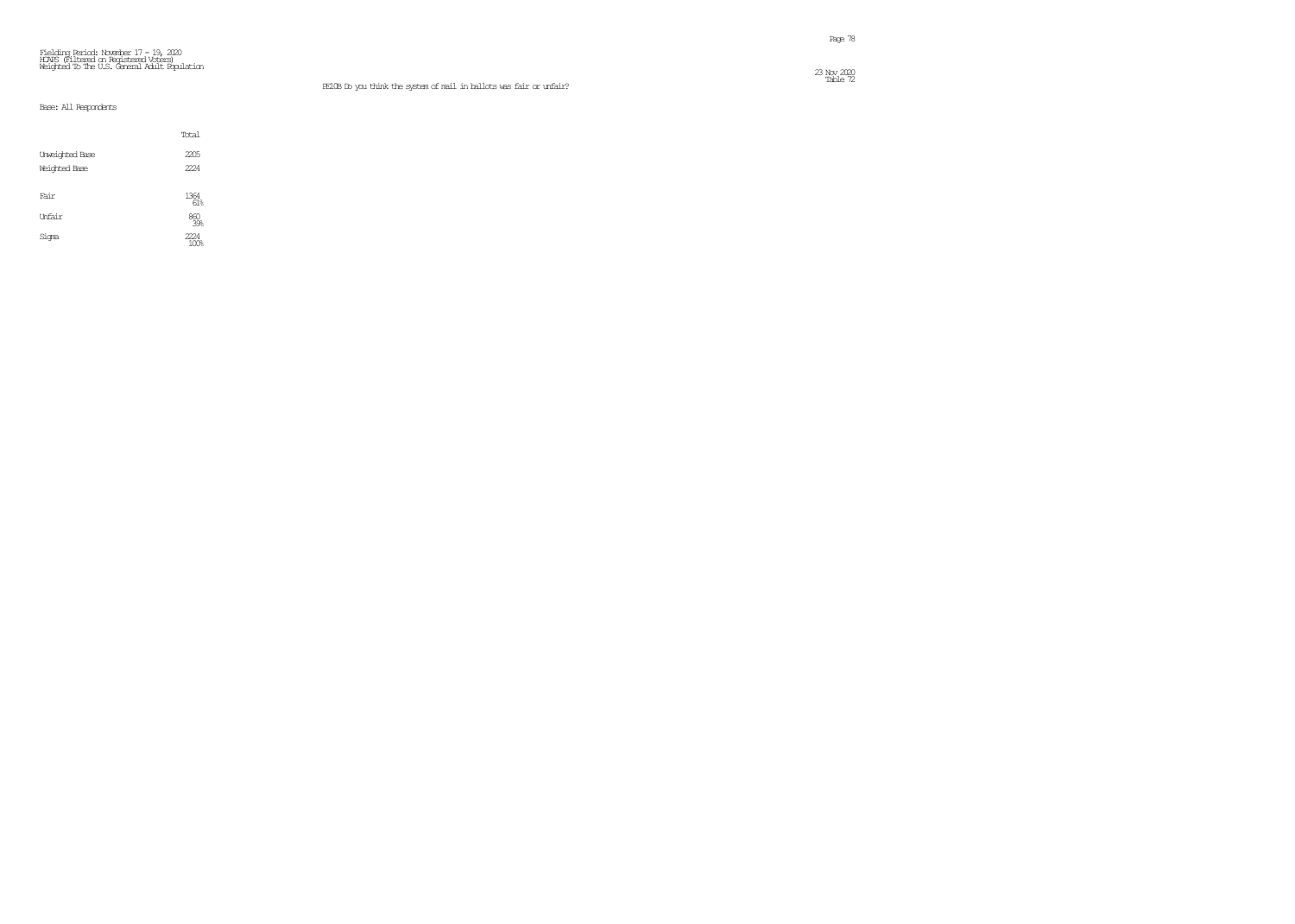Fielding Period: November 17 - 19, 2020
HCAPS (Filtered on Registered Voters)
Weighted To The U.S. General Adult Population

23 Nov 2020
Table 72

PE10B Do you think the system of mail in ballots was fair or unfair?

Base: All Respondents

| | Total |
|---|---|
| Unweighted Base | 2205 |
| Weighted Base | 2224 |
| Fair | 1364<br>61% |
| Unfair | 860<br>39% |
| Sigma | 2224<br>100% |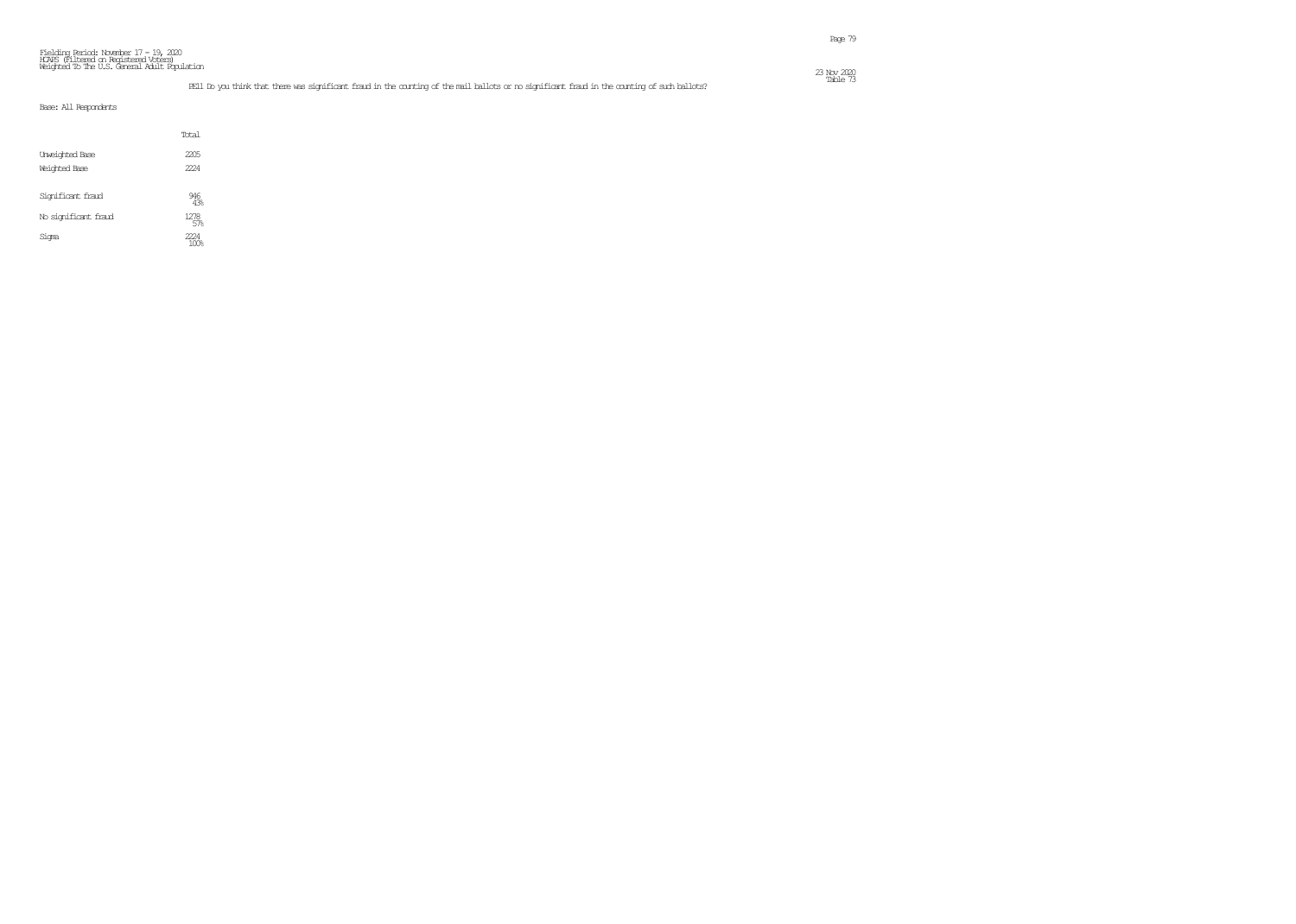Fielding Period: November 17 - 19, 2020
HCAPS (Filtered on Registered Voters)
Weighted To The U.S. General Adult Population

Table 73

PE11 Do you think that there was significant fraud in the counting of the mail ballots or no significant fraud in the counting of such ballots?

Base: All Respondents

| | Total |
|---|---|
| Unweighted Base | 2205 |
| Weighted Base | 2224 |
| Significant fraud | 946<br>43% |
| No significant fraud | 1278<br>57% |
| Sigma | 2224<br>100% |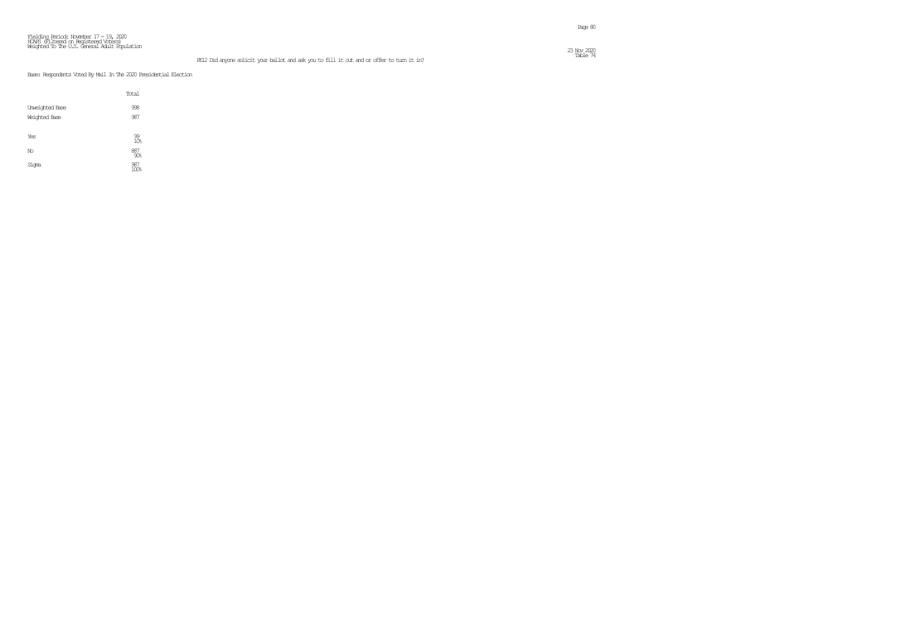Fielding Period: November 17 - 19, 2020
HCAPS (Filtered on Registered Voters)
Weighted To The U.S. General Adult Population

23 Nov 2020
Table 74

PE12 Did anyone solicit your ballot and ask you to fill it out and or offer to turn it in?

Base: Respondents Voted By Mail In The 2020 Presidential Election

| | Total |
|---|---|
| Unweighted Base | 998 |
| Weighted Base | 987 |
| Yes | 99 |
| | 10% |
| No | 887 |
| | 90% |
| Sigma | 987 |
| | 100% |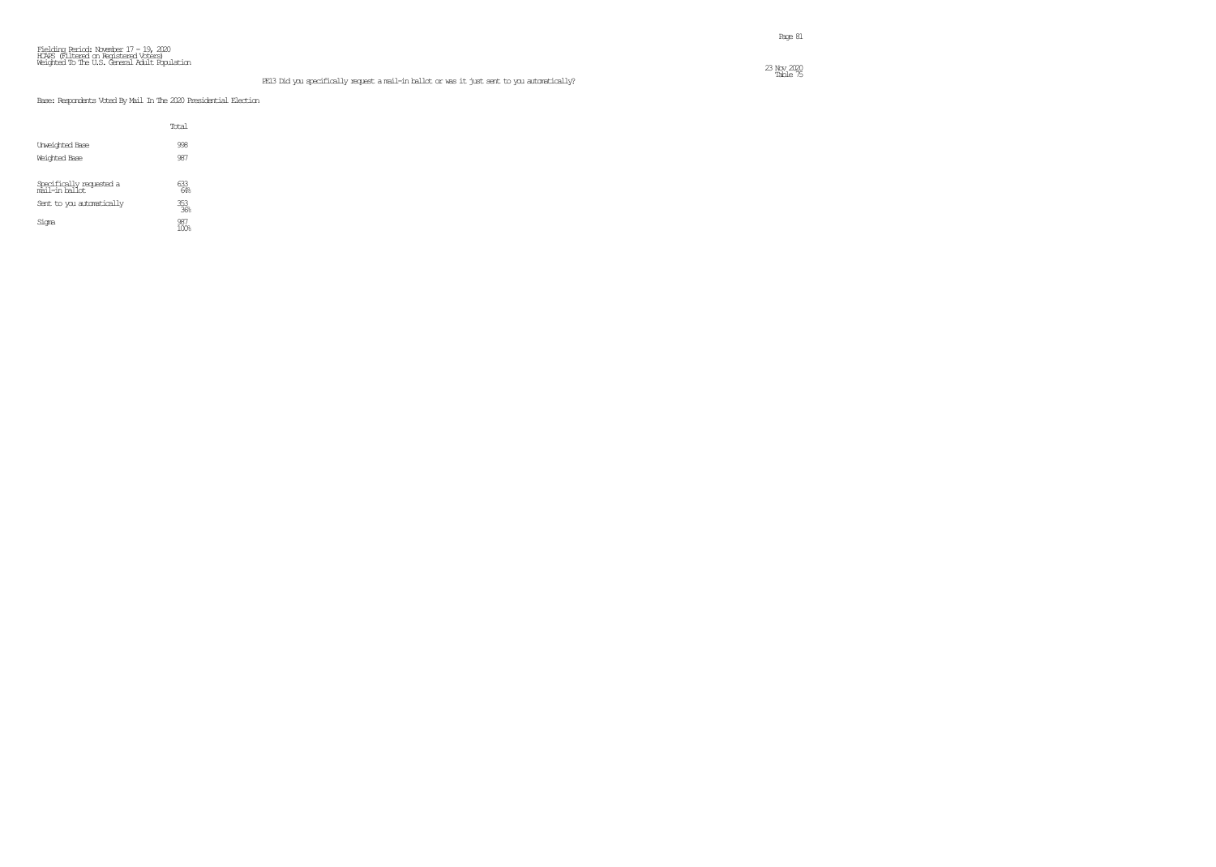Fielding Period: November 17 - 19, 2020
HCAPS (Filtered on Registered Voters)
Weighted To The U.S. General Adult Population

23 Nov 2020
Table 75

PE13 Did you specifically request a mail-in ballot or was it just sent to you automatically?

Base: Respondents Voted By Mail In The 2020 Presidential Election

| | Total |
|---|---|
| Unweighted Base | 998 |
| Weighted Base | 987 |
| Specifically requested a mail-in ballot | 633<br>64% |
| Sent to you automatically | 353<br>36% |
| Sigma | 987<br>100% |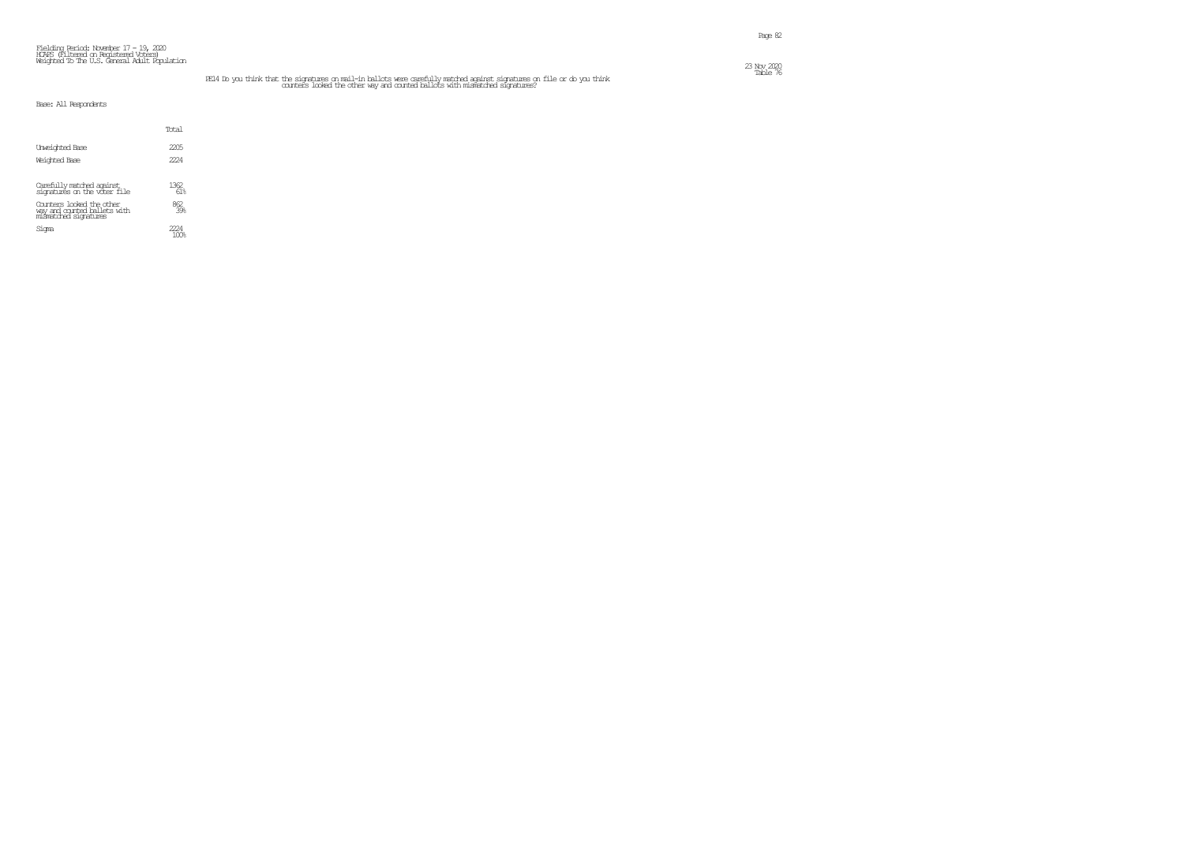Fielding Period: November 17 - 19, 2020
HCAPS (Filtered on Registered Voters)
Weighted To The U.S. General Adult Population

23 Nov 2020
Table 76

PE14 Do you think that the signatures on mail-in ballots were carefully matched against signatures on file or do you think counters looked the other way and counted ballots with mismatched signatures?

Base: All Respondents

| | Total |
|---|---|
| Unweighted Base | 2205 |
| Weighted Base | 2224 |
| Carefully matched against signatures on the voter file | 1362<br>61% |
| Counters looked the other way and counted ballots with mismatched signatures | 862<br>39% |
| Sigma | 2224<br>100% |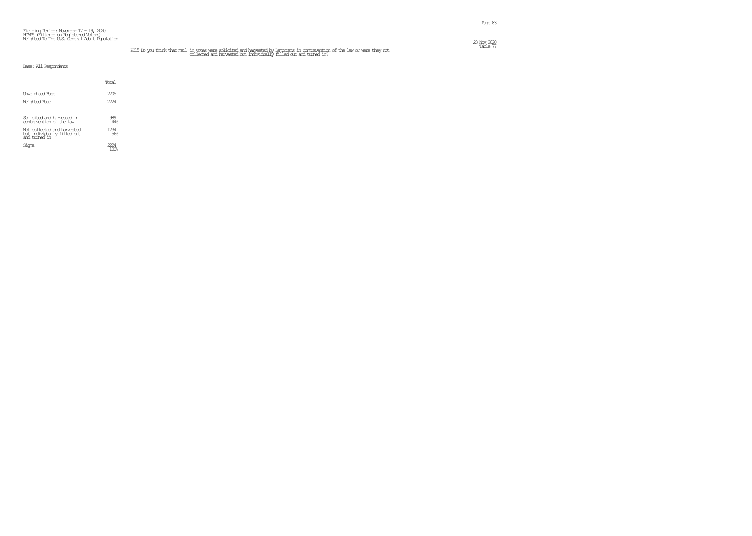Fielding Period: November 17 - 19, 2020
HCAPS (Filtered on Registered Voters)
Weighted To The U.S. General Adult Population

23 Nov 2020
Table 77

PE15 Do you think that mail in votes were solicited and harvested by Democrats in contravention of the law or were they not collected and harvested but individually filled out and turned in?

Base: All Respondents

| | Total |
|---|---|
| Unweighted Base | 2205 |
| Weighted Base | 2224 |
| Solicited and harvested in contravention of the law | 989<br>44% |
| Not collected and harvested but individually filled out and turned in | 1234<br>56% |
| Sigma | 2224<br>100% |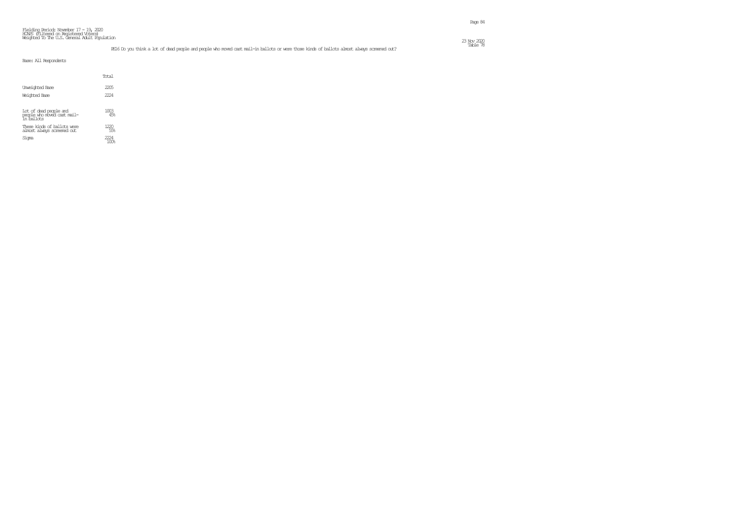Fielding Period: November 17 - 19, 2020
HCAPS (Filtered on Registered Voters)
Weighted To The U.S. General Adult Population

23 Nov 2020
Table 78

FE16 Do you think a lot of dead people and people who moved cast mail-in ballots or were those kinds of ballots almost always screened out?

Base: All Respondents

| | Total |
|---|---|
| Unweighted Base | 2205 |
| Weighted Base | 2224 |
| Lot of dead people and people who moved cast mail-in ballots | 1003<br>45% |
| These kinds of ballots were almost always screened out | 1220<br>55% |
| Sigma | 2224<br>100% |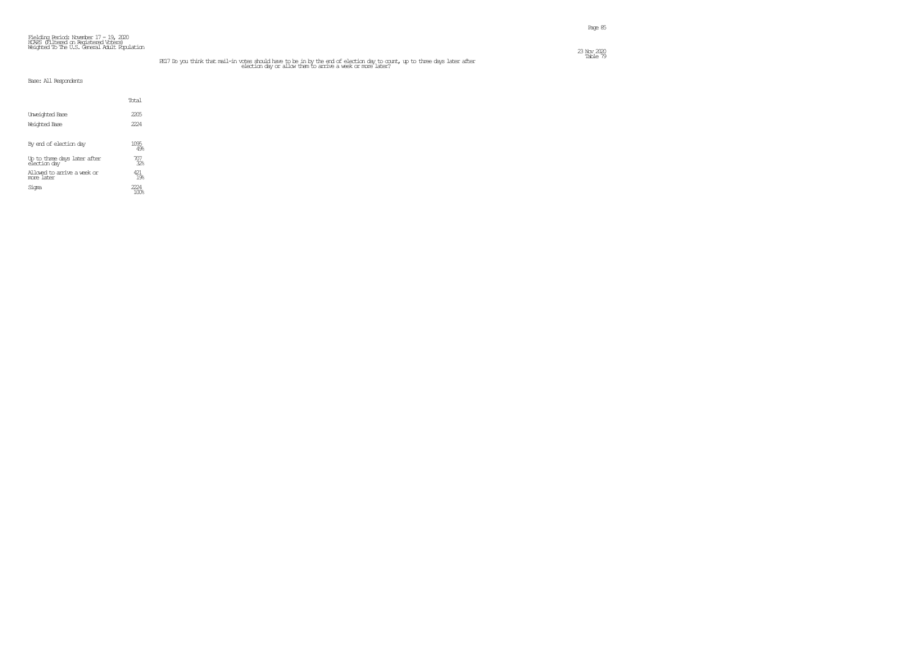Fielding Period: November 17 - 19, 2020
HCAPS (Filtered on Registered Voters)
Weighted To The U.S. General Adult Population

Table 79

PE17 Do you think that mail-in votes should have to be in by the end of election day to count, up to three days later after election day or allow them to arrive a week or more later?

Base: All Respondents

| | Total |
|---|---|
| Unweighted Base | 2205 |
| Weighted Base | 2224 |
| By end of election day | 1095<br>49% |
| Up to three days later after election day | 707<br>32% |
| Allowed to arrive a week or more later | 421<br>19% |
| Sigma | 2224<br>100% |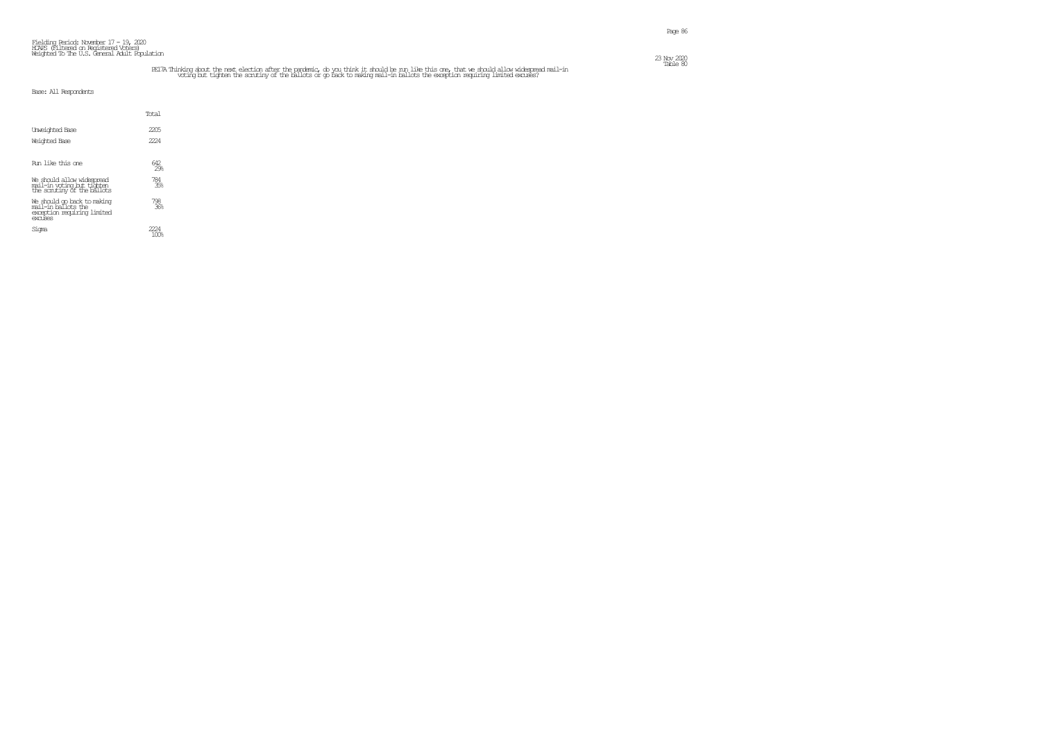Fielding Period: November 17 - 19, 2020
HCAPS (Filtered on Registered Voters)
Weighted To The U.S. General Adult Population

23 Nov 2020
Table 80

PE17A Thinking about the next election after the pandemic, do you think it should be run like this one, that we should allow widespread mail-in voting but tighten the scrutiny of the ballots or go back to making mail-in ballots the exception requiring limited excuses?

Base: All Respondents

| | Total |
|---|---|
| Unweighted Base | 2205 |
| Weighted Base | 2224 |
| Run like this one | 642<br>29% |
| We should allow widespread mail-in voting but tighten the scrutiny of the ballots | 784<br>35% |
| We should go back to making mail-in ballots the exception requiring limited excuses | 798<br>36% |
| Sigma | 2224<br>100% |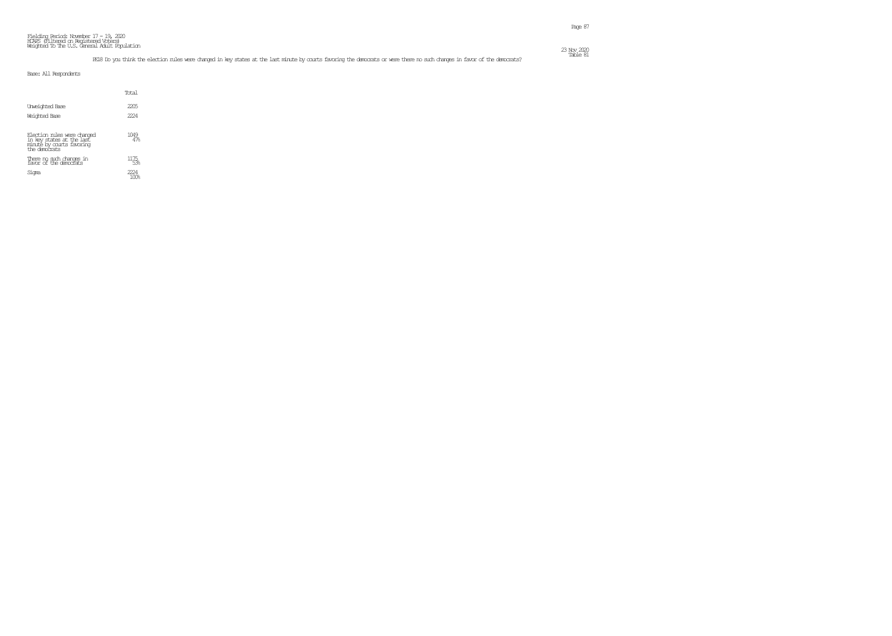Fielding Period: November 17 - 19, 2020
HCAPS (Filtered on Registered Voters)
Weighted To The U.S. General Adult Population

Table 81

HE18 Do you think the election rules were changed in key states at the last minute by courts favoring the democrats or were there no such changes in favor of the democrats?

Base: All Respondents

| | Total |
|---|---|
| Unweighted Base | 2205 |
| Weighted Base | 2224 |
| Election rules were changed in key states at the last minute by courts favoring the democrats | 1049<br>47% |
| There no such changes in favor of the democrats | 1175<br>53% |
| Sigma | 2224<br>100% |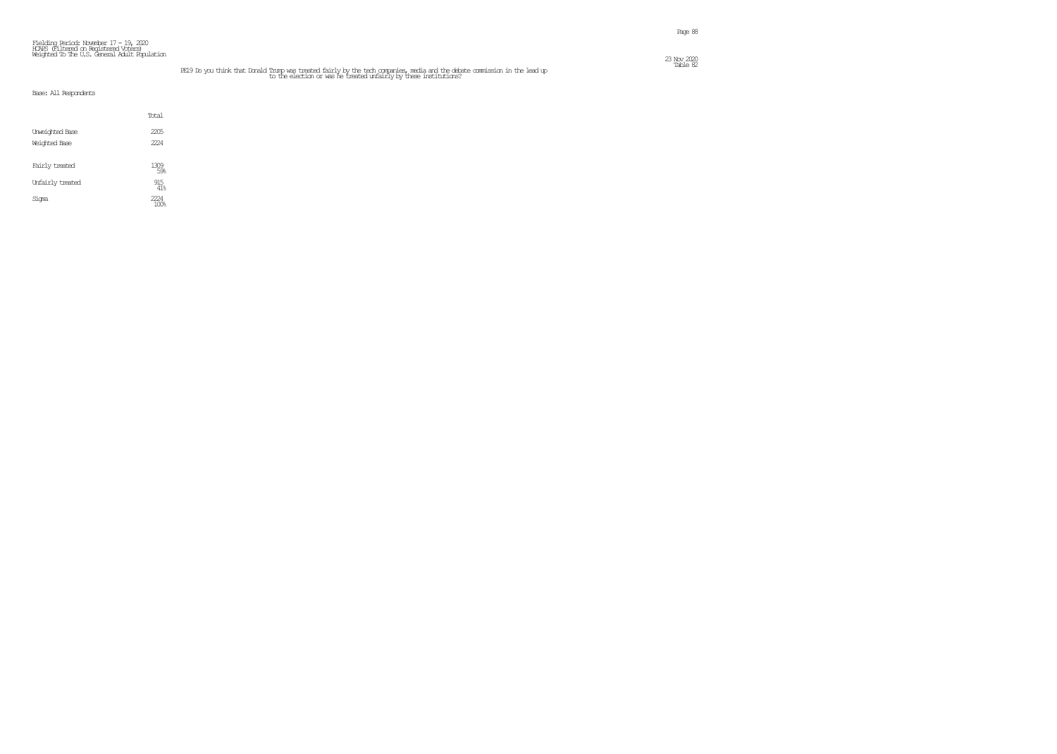Fielding Period: November 17 - 19, 2020
HCAPS (Filtered on Registered Voters)
Weighted To The U.S. General Adult Population

23 Nov 2020
Table 82

PE19 Do you think that Donald Trump was treated fairly by the tech companies, media and the debate commission in the lead up to the election or was he treated unfairly by these institutions?

Base: All Respondents

| | Total |
|---|---|
| Unweighted Base | 2205 |
| Weighted Base | 2224 |
| Fairly treated | 1309<br>59% |
| Unfairly treated | 915<br>41% |
| Sigma | 2224<br>100% |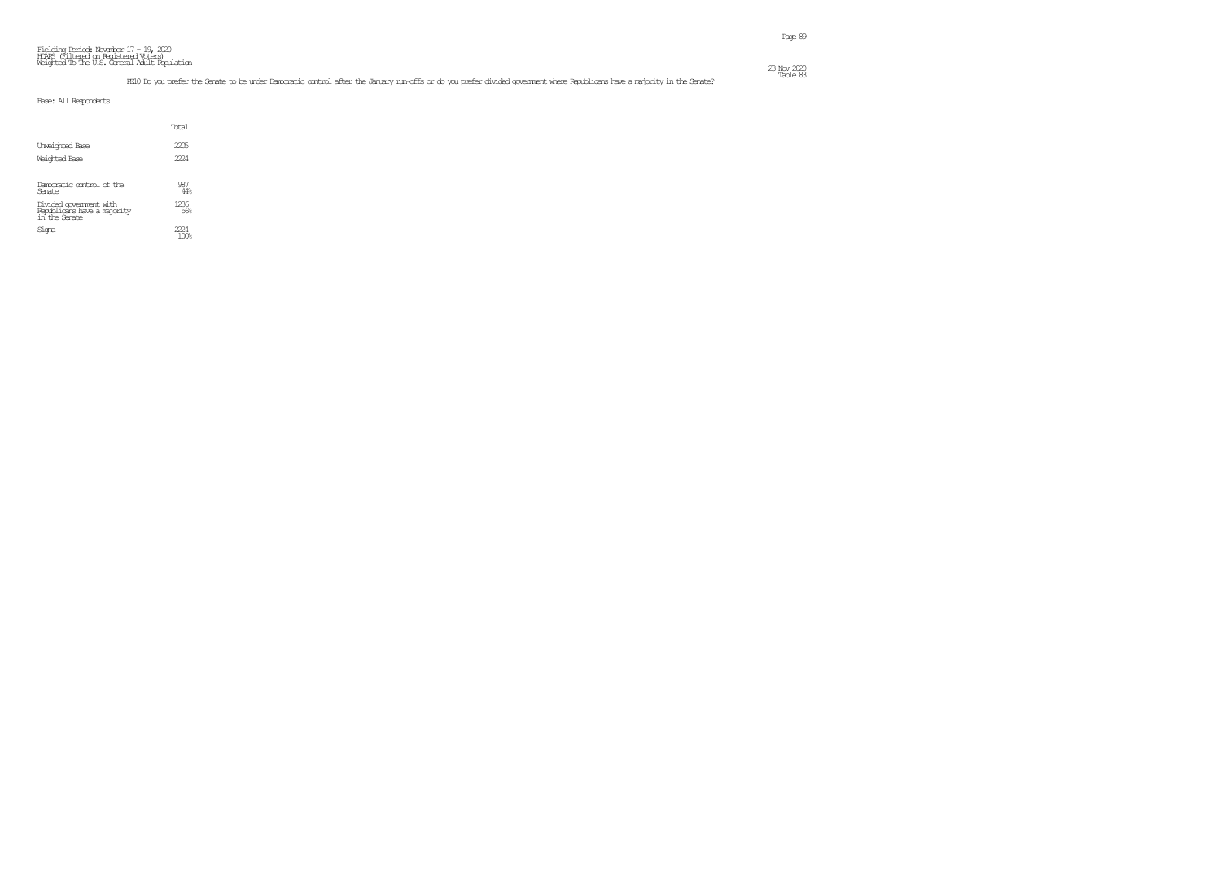Fielding Period: November 17 - 19, 2020
HCAPS (Filtered on Registered Voters)
Weighted To The U.S. General Adult Population

PE10 Do you prefer the Senate to be under Democratic control after the January run-offs or do you prefer divided government where Republicans have a majority in the Senate?

Base: All Respondents

| | Total |
|---|---|
| Unweighted Base | 2205 |
| Weighted Base | 2224 |
| Democratic control of the Senate | 987<br>44% |
| Divided government with Republicans have a majority in the Senate | 1236<br>56% |
| Sigma | 2224<br>100% |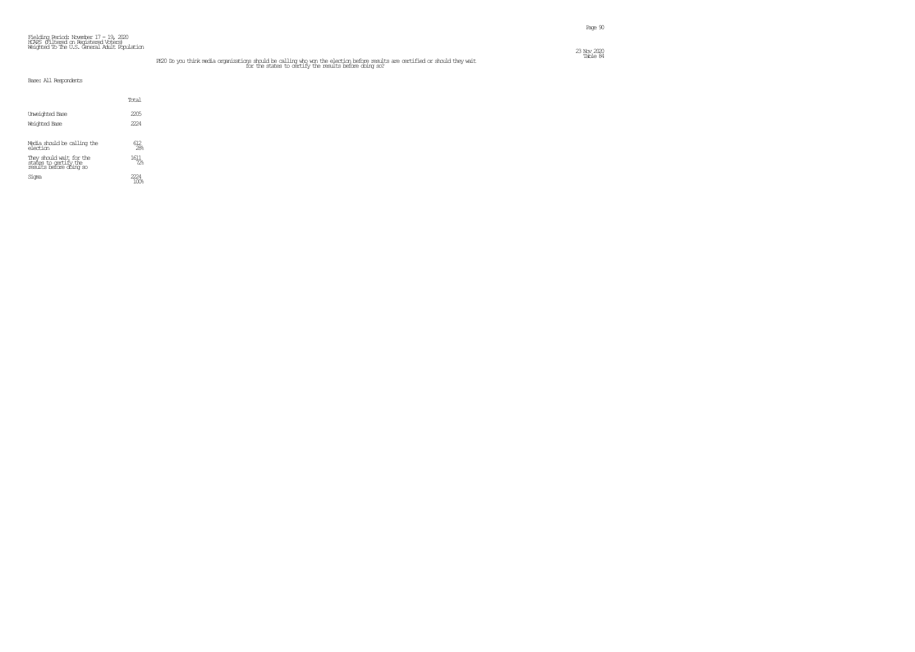Fielding Period: November 17 - 19, 2020
HCAPS (Filtered on Registered Voters)
Weighted To The U.S. General Adult Population

23 Nov 2020
Table 84

PE20 Do you think media organizations should be calling who won the election before results are certified or should they wait for the states to certify the results before doing so?

Base: All Respondents

| | Total |
|---|---|
| Unweighted Base | 2205 |
| Weighted Base | 2224 |
| Media should be calling the election | 612<br>28% |
| They should wait for the states to certify the results before doing so | 1611<br>72% |
| Sigma | 2224<br>100% |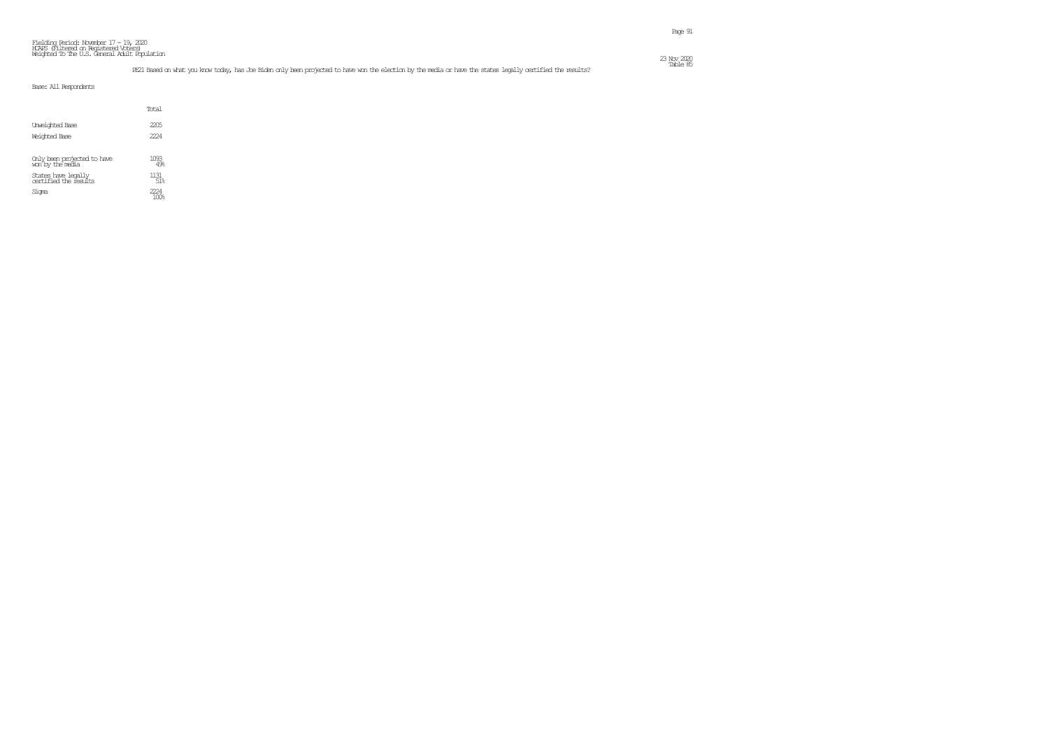Fielding Period: November 17 - 19, 2020
HCAPS (Filtered on Registered Voters)
Weighted To The U.S. General Adult Population

23 Nov 2020
Table 85

PE21 Based on what you know today, has Joe Biden only been projected to have won the election by the media or have the states legally certified the results?

Base: All Respondents

| | Total |
|---|---|
| Unweighted Base | 2205 |
| Weighted Base | 2224 |
| Only been projected to have won by the media | 1093<br>49% |
| States have legally certified the results | 1131<br>51% |
| Sigma | 2224<br>100% |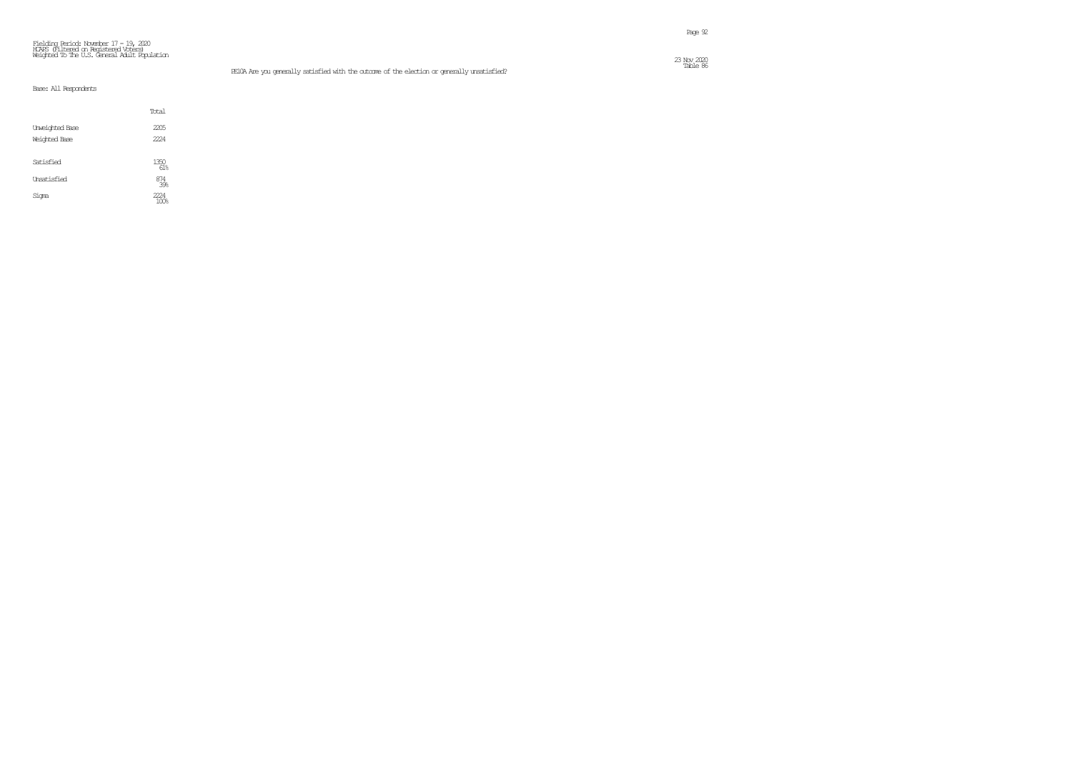Fielding Period: November 17 - 19, 2020
HCAPS (Filtered on Registered Voters)
Weighted To The U.S. General Adult Population

23 Nov 2020
Table 86

PE10A Are you generally satisfied with the outcome of the election or generally unsatisfied?

Base: All Respondents

| | Total |
|---|---|
| Unweighted Base | 2205 |
| Weighted Base | 2224 |
| Satisfied | 1350<br>61% |
| Unsatisfied | 874<br>39% |
| Sigma | 2224<br>100% |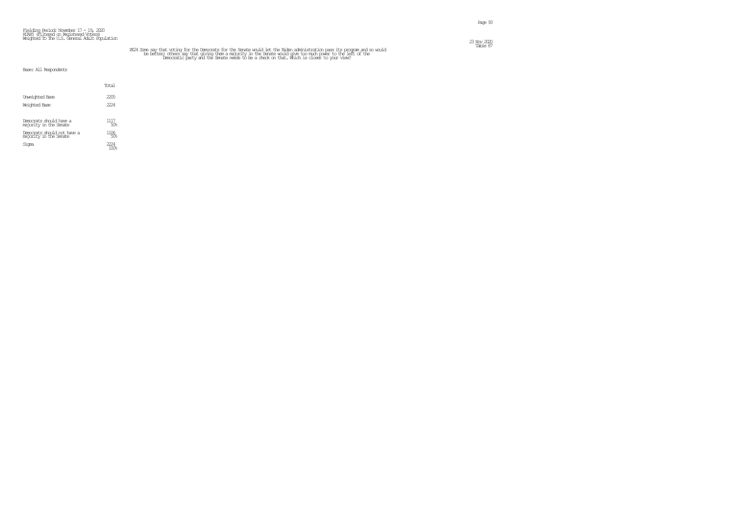Fielding Period: November 17 - 19, 2020
HCAPS (Filtered on Registered Voters)
Weighted To The U.S. General Adult Population

Table 87

PE24 Some say that voting for the Democrats for the Senate would let the Biden administration pass its program and so would be better; others say that giving them a majority in the Senate would give too much power to the left of the Democratic party and the Senate needs to be a check on that. Which is closer to your view?

Base: All Respondents

| | Total |
|---|---|
| Unweighted Base | 2205 |
| Weighted Base | 2224 |
| Democrats should have a majority in the Senate | 1117<br>50% |
| Democrats should not have a majority in the Senate | 1106<br>50% |
| Sigma | 2224<br>100% |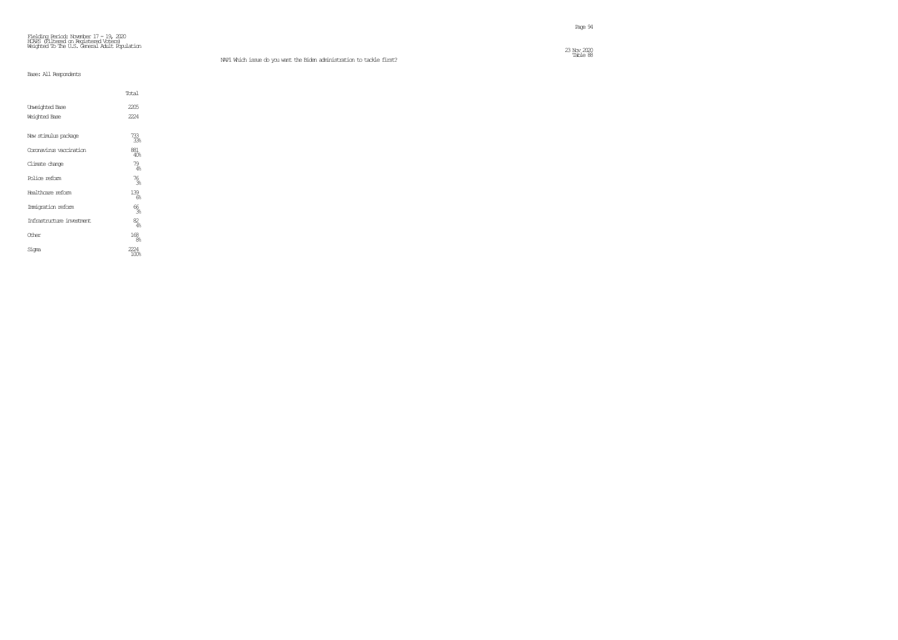Fielding Period: November 17 - 19, 2020
HCAPS (Filtered on Registered Voters)
Weighted To The U.S. General Adult Population

NAP1 Which issue do you want the Biden administration to tackle first?

Base: All Respondents

| | Total |
|---|---|
| Unweighted Base | 2205 |
| Weighted Base | 2224 |
| New stimulus package | 733<br>33% |
| Coronavirus vaccination | 881<br>40% |
| Climate change | 79<br>4% |
| Police reform | 76<br>3% |
| Healthcare reform | 139<br>6% |
| Immigration reform | 66<br>3% |
| Infrastructure investment | 82<br>4% |
| Other | 168<br>8% |
| Sigma | 2224<br>100% |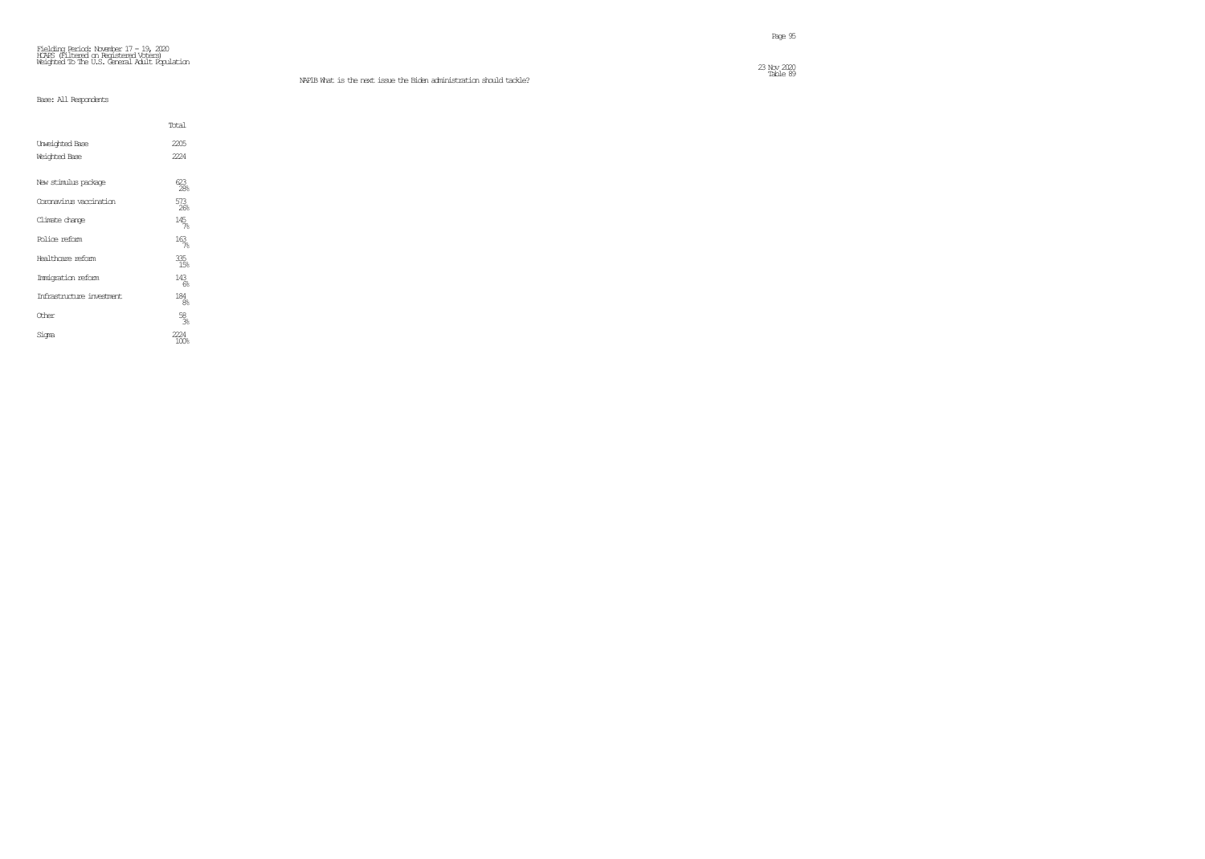Fielding Period: November 17 - 19, 2020
HCAPS (Filtered on Registered Voters)
Weighted To The U.S. General Adult Population

23 Nov 2020
Table 89

NAP1B What is the next issue the Biden administration should tackle?

Base: All Respondents

| | Total |
|---|---|
| Unweighted Base | 2205 |
| Weighted Base | 2224 |
| New stimulus package | 623<br>28% |
| Coronavirus vaccination | 573<br>26% |
| Climate change | 145<br>7% |
| Police reform | 163<br>7% |
| Healthcare reform | 335<br>15% |
| Immigration reform | 143<br>6% |
| Infrastructure investment | 184<br>8% |
| Other | 58<br>3% |
| Sigma | 2224<br>100% |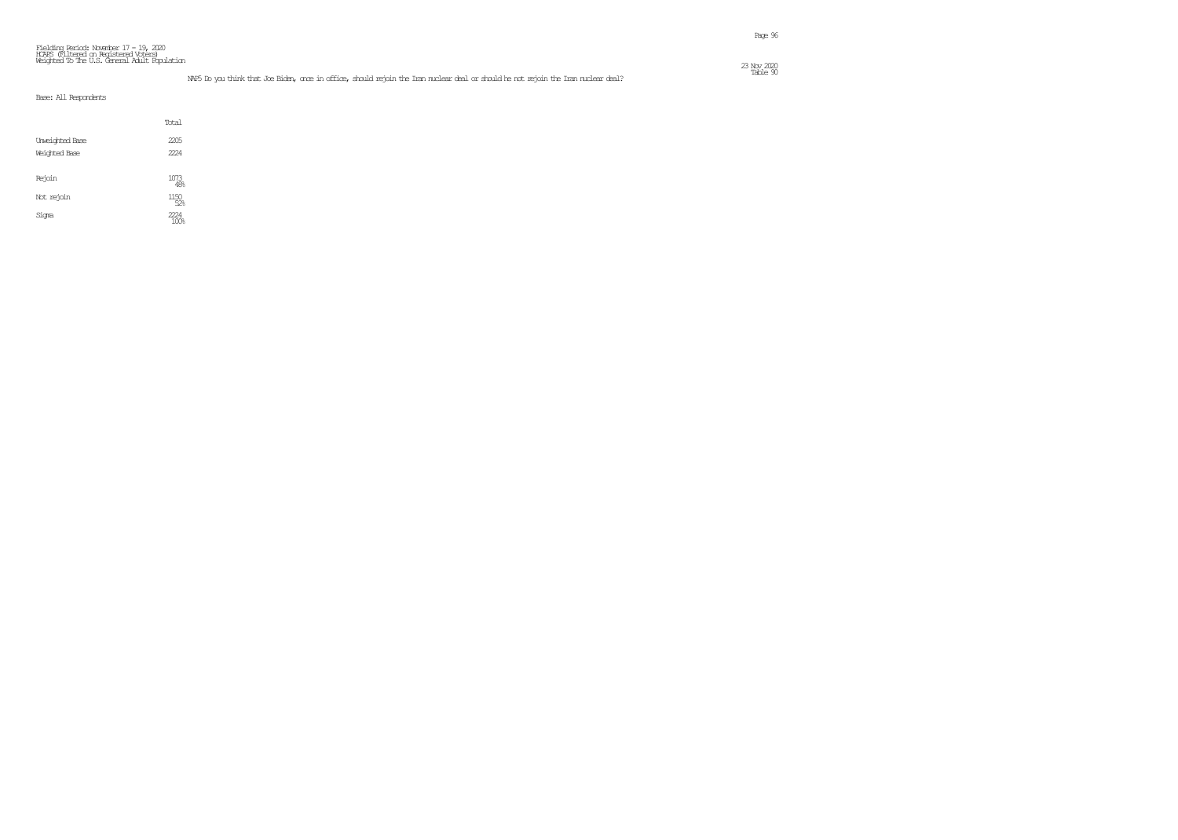Fielding Period: November 17 - 19, 2020
HCAPS (Filtered on Registered Voters)
Weighted To The U.S. General Adult Population

23 Nov 2020
Table 90

NAP5 Do you think that Joe Biden, once in office, should rejoin the Iran nuclear deal or should he not rejoin the Iran nuclear deal?

Base: All Respondents

| | Total |
|---|---|
| Unweighted Base | 2205 |
| Weighted Base | 2224 |
| Rejoin | 1073 |
| | 48% |
| Not rejoin | 1150 |
| | 52% |
| Sigma | 2224 |
| | 100% |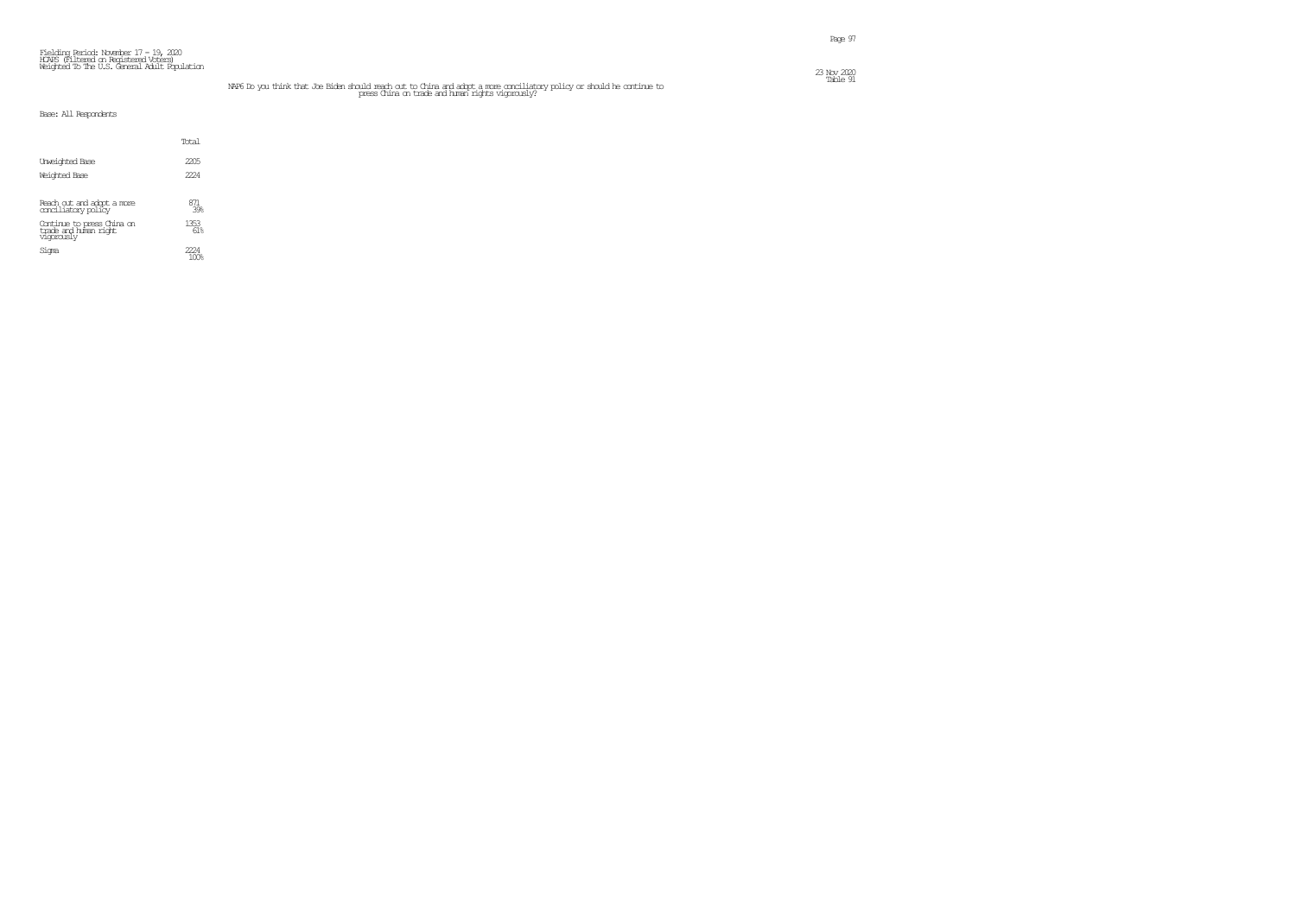Fielding Period: November 17 - 19, 2020
HCAPS (Filtered on Registered Voters)
Weighted To The U.S. General Adult Population

23 Nov 2020
Table 91

NAP6 Do you think that Joe Biden should reach out to China and adopt a more conciliatory policy or should he continue to press China on trade and human rights vigorously?

Base: All Respondents

| | Total |
|---|---|
| Unweighted Base | 2205 |
| Weighted Base | 2224 |
| Reach out and adopt a more conciliatory policy | 871<br>39% |
| Continue to press China on trade and human right vigorously | 1353<br>61% |
| Sigma | 2224<br>100% |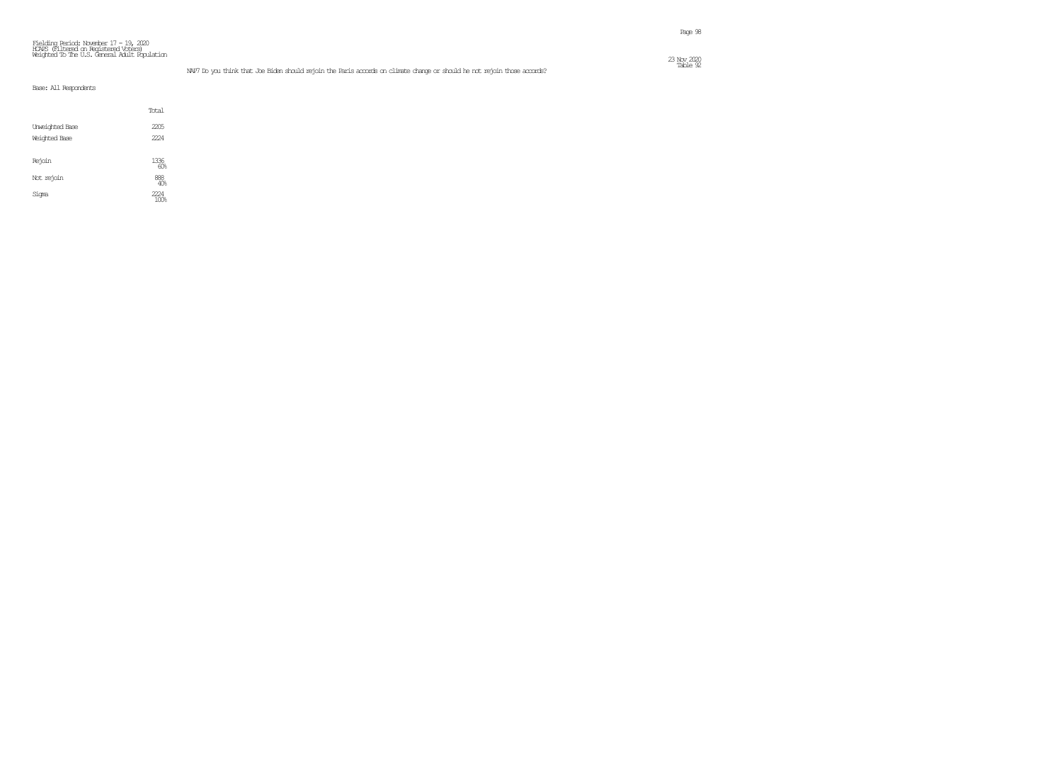Fielding Period: November 17 - 19, 2020
HCAPS (Filtered on Registered Voters)
Weighted To The U.S. General Adult Population

23 Nov 2020
Table 92

NAF7 Do you think that Joe Biden should rejoin the Paris accords on climate change or should he not rejoin those accords?

Base: All Respondents

| | Total |
|---|---|
| Unweighted Base | 2205 |
| Weighted Base | 2224 |
| Rejoin | 1336<br>60% |
| Not rejoin | 888<br>40% |
| Sigma | 2224<br>100% |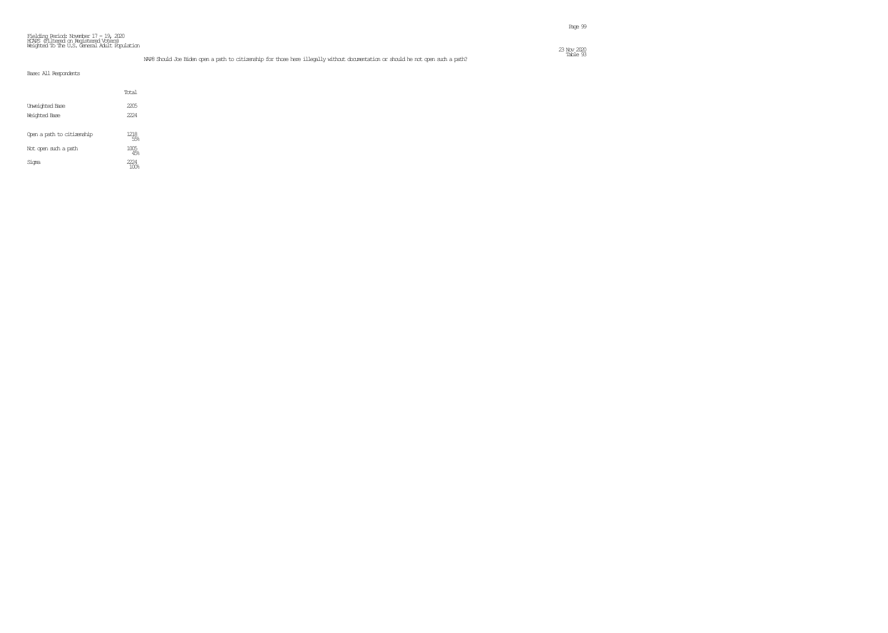Fielding Period: November 17 - 19, 2020
HCAPS (Filtered on Registered Voters)
Weighted To The U.S. General Adult Population

Table 93

NAP8 Should Joe Biden open a path to citizenship for those here illegally without documentation or should he not open such a path?

Base: All Respondents

| | Total |
|---|---|
| Unweighted Base | 2205 |
| Weighted Base | 2224 |
| Open a path to citizenship | 1218<br>55% |
| Not open such a path | 1005<br>45% |
| Sigma | 2224<br>100% |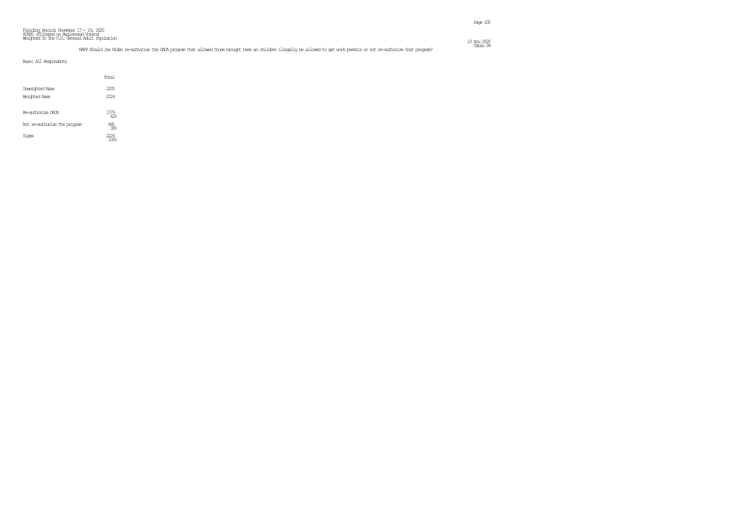Fielding Period: November 17 - 19, 2020
HCAPS (Filtered on Registered Voters)
Weighted To The U.S. General Adult Population

23 Nov 2020
Table 94

NAP9 Should Joe Biden re-authorize the DACA program that allowed those brought here as children illegally be allowed to get work permits or not re-authorize that program?

Base: All Respondents

| | Total |
|---|---|
| Unweighted Base | 2205 |
| Weighted Base | 2224 |
| Re-authorize DACA | 1379<br>62% |
| Not re-authorize the program | 845<br>38% |
| Sigma | 2224<br>100% |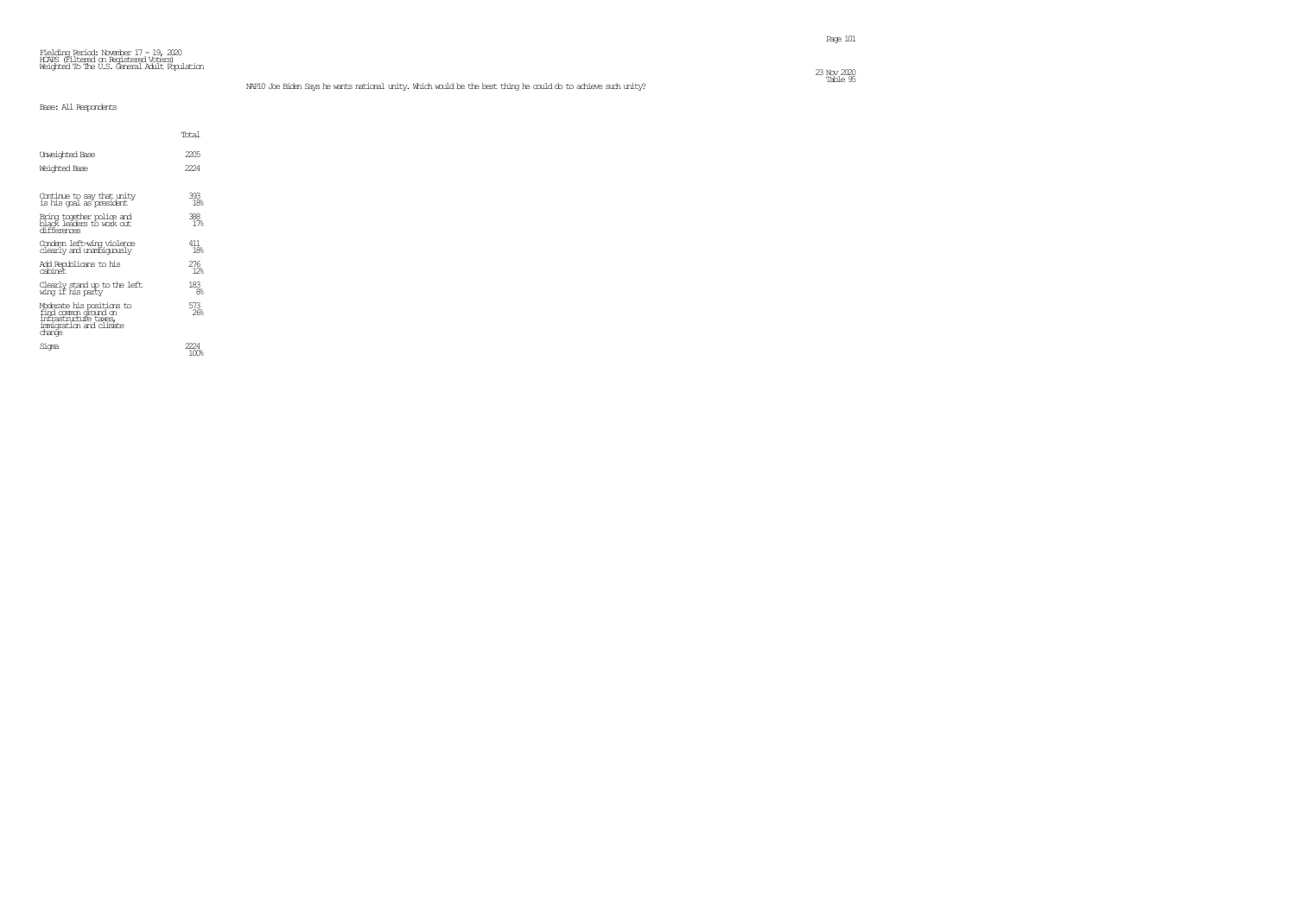Fielding Period: November 17 - 19, 2020
HCAPS (Filtered on Registered Voters)
Weighted To The U.S. General Adult Population

23 Nov 2020
Table 95

NAP10 Joe Biden Says he wants national unity. Which would be the best thing he could do to achieve such unity?

Base: All Respondents

| | Total |
|---|---|
| Unweighted Base | 2205 |
| Weighted Base | 2224 |
| Continue to say that unity is his goal as president | 393<br>18% |
| Bring together police and black leaders to work out differences | 388<br>17% |
| Condemn left-wing violence clearly and unambiguously | 411<br>18% |
| Add Republicans to his cabinet | 276<br>12% |
| Clearly stand up to the left wing if his party | 183<br>8% |
| Moderate his positions to find common ground on infrastructure taxes, immigration and climate change | 573<br>26% |
| Sigma | 2224<br>100% |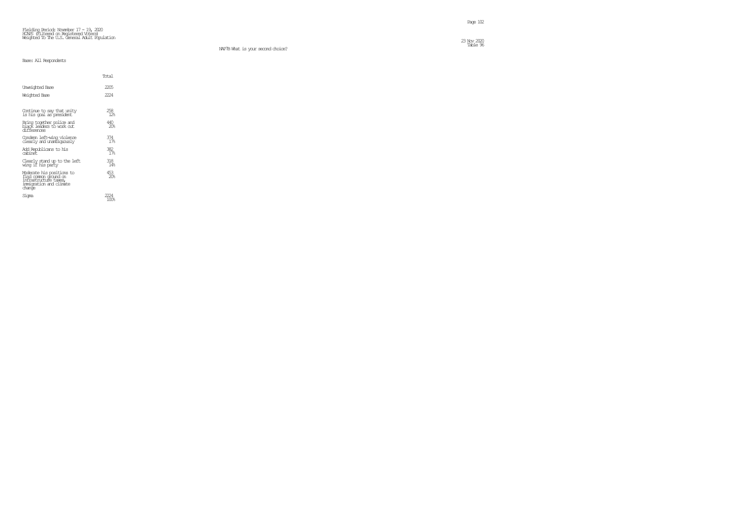Fielding Period: November 17 - 19, 2020
HCAPS (Filtered on Registered Voters)
Weighted To The U.S. General Adult Population

23 Nov 2020
Table 96

NAP7B What is your second choice?

Base: All Respondents

| | Total |
|---|---|
| Unweighted Base | 2205 |
| Weighted Base | 2224 |
| Continue to say that unity is his goal as president | 258<br>12% |
| Bring together police and black leaders to work out differences | 440<br>20% |
| Condemn left-wing violence clearly and unambiguously | 374<br>17% |
| Add Republicans to his cabinet | 382<br>17% |
| Clearly stand up to the left wing if his party | 318<br>14% |
| Moderate his positions to find common ground on infrastructure taxes, immigration and climate change | 453<br>20% |
| Sigma | 2224<br>100% |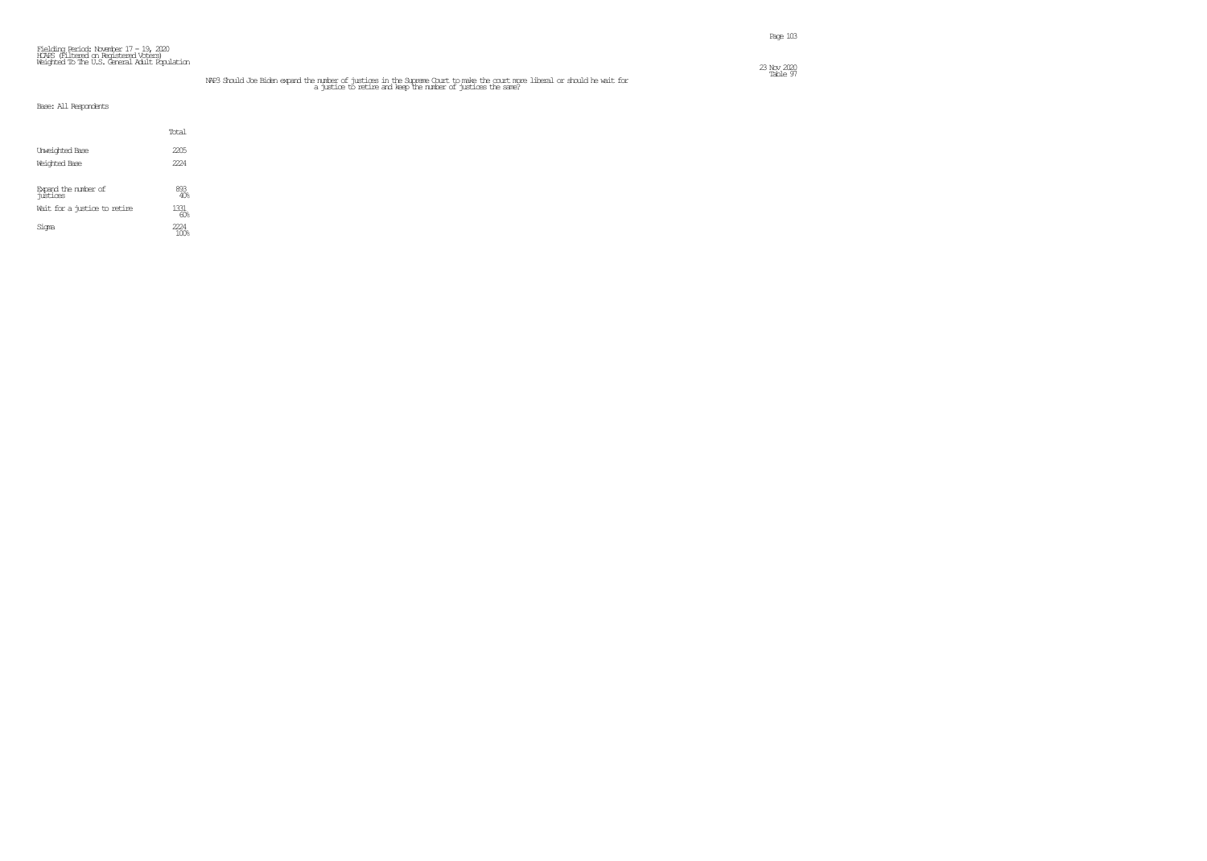Fielding Period: November 17 - 19, 2020
HCAPS (Filtered on Registered Voters)
Weighted To The U.S. General Adult Population

23 Nov 2020
Table 97

NAP3 Should Joe Biden expand the number of justices in the Supreme Court to make the court more liberal or should he wait for a justice to retire and keep the number of justices the same?

Base: All Respondents

| | Total |
|---|---|
| Unweighted Base | 2205 |
| Weighted Base | 2224 |
| Expand the number of justices | 893<br>40% |
| Wait for a justice to retire | 1331<br>60% |
| Sigma | 2224<br>100% |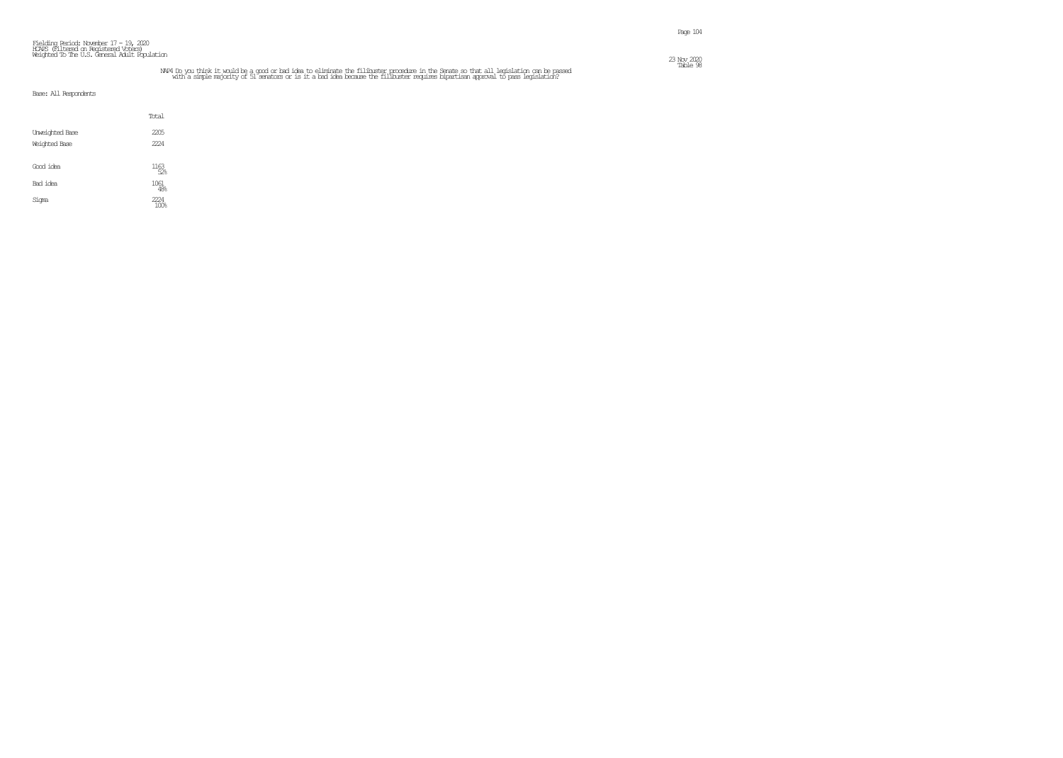Fielding Period: November 17 - 19, 2020
HCAPS (Filtered on Registered Voters)
Weighted To The U.S. General Adult Population

Table 98

NAP4 Do you think it would be a good or bad idea to eliminate the filibuster procedure in the Senate so that all legislation can be passed with a simple majority of 51 senators or is it a bad idea because the filibuster requires bipartisan approval to pass legislation?

Base: All Respondents

| | Total |
|---|---|
| Unweighted Base | 2205 |
| Weighted Base | 2224 |
| Good idea | 1163<br>52% |
| Bad idea | 1061<br>48% |
| Sigma | 2224<br>100% |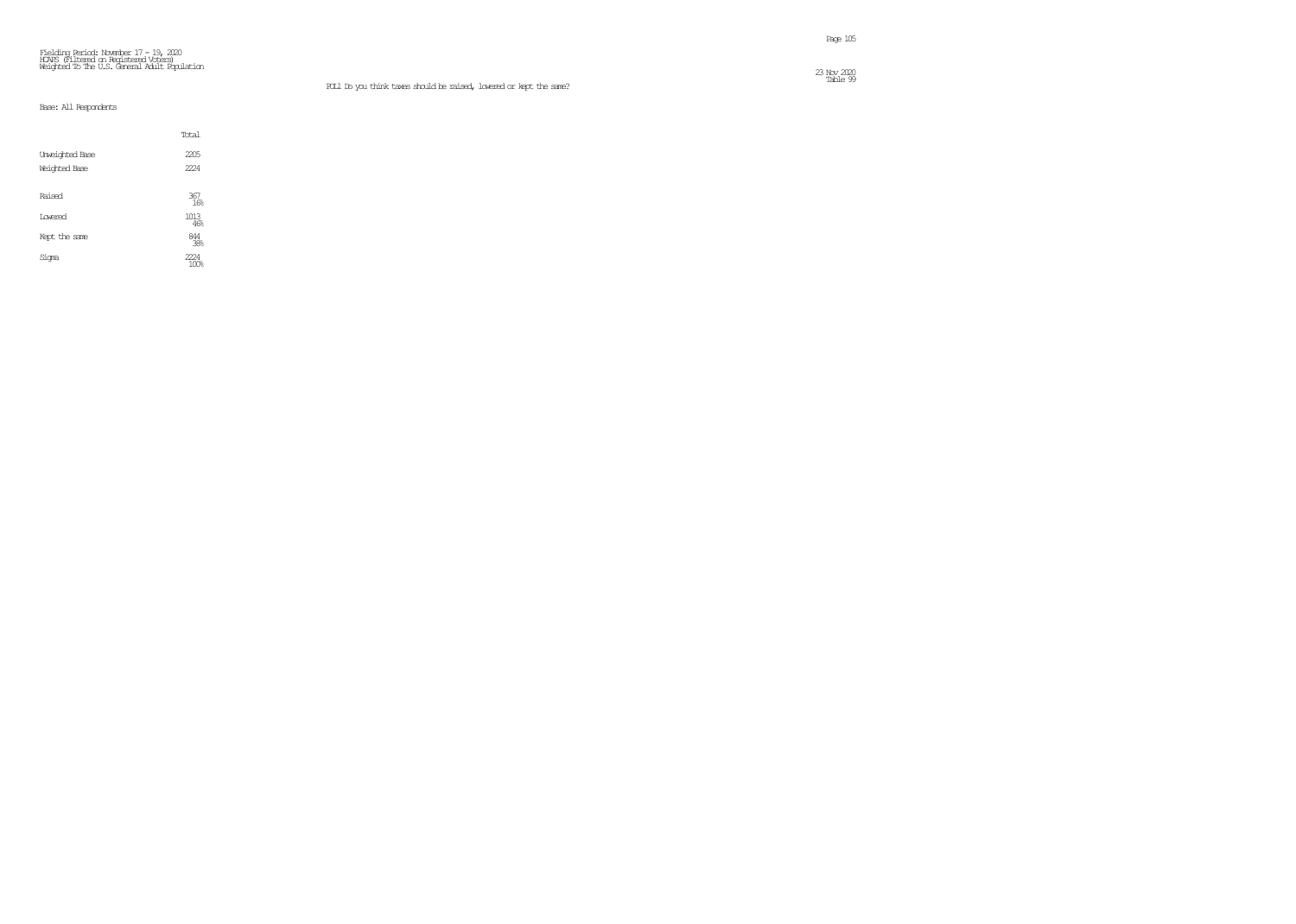Fielding Period: November 17 - 19, 2020
HCAPS (Filtered on Registered Voters)
Weighted To The U.S. General Adult Population

POL1 Do you think taxes should be raised, lowered or kept the same?

Base: All Respondents

| | Total |
|---|---|
| Unweighted Base | 2205 |
| Weighted Base | 2224 |
| Raised | 367<br>16% |
| Lowered | 1013<br>46% |
| Kept the same | 844<br>38% |
| Sigma | 2224<br>100% |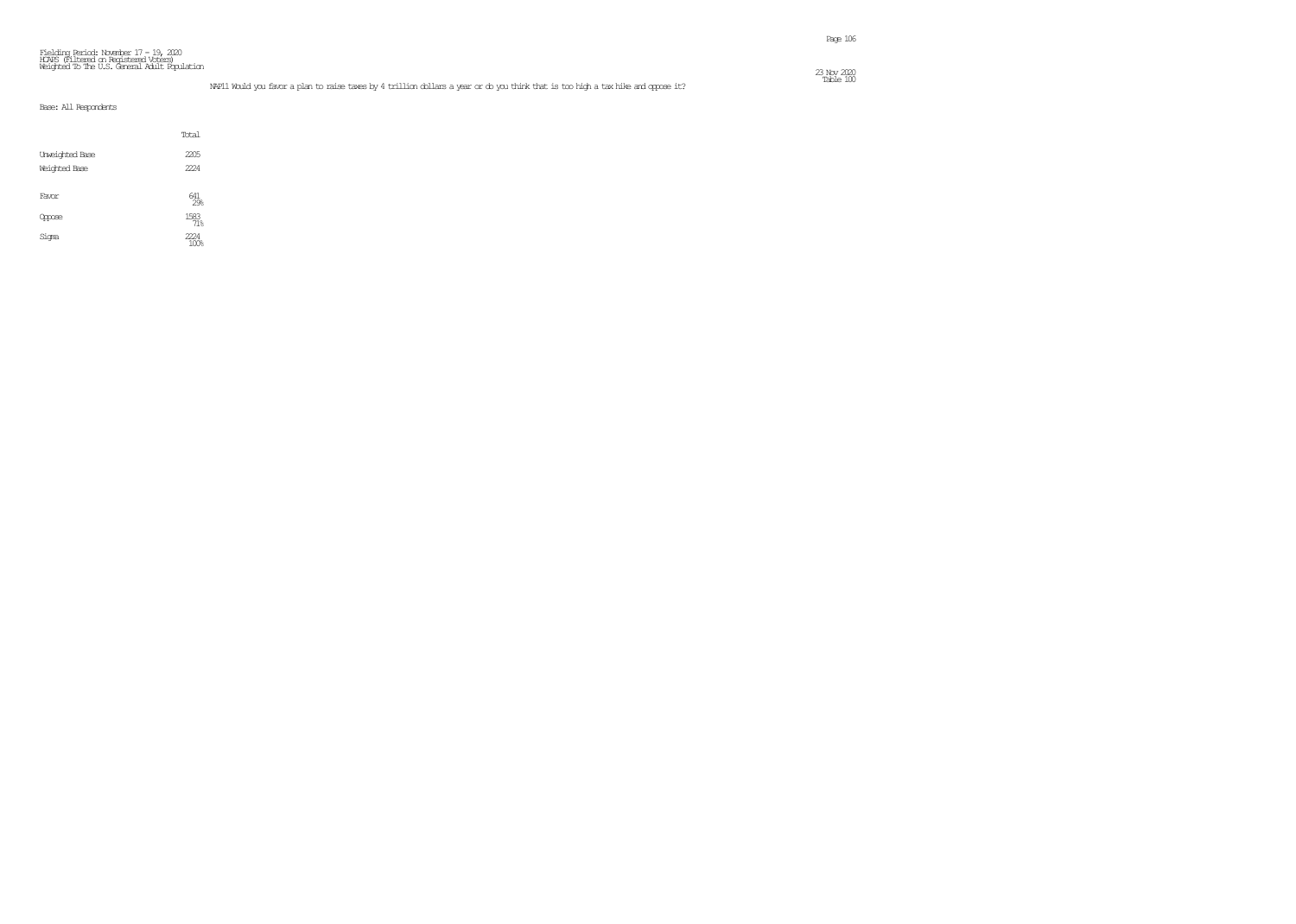Fielding Period: November 17 - 19, 2020
HCAPS (Filtered on Registered Voters)
Weighted To The U.S. General Adult Population

23 Nov 2020
Table 100

NAP11 Would you favor a plan to raise taxes by 4 trillion dollars a year or do you think that is too high a tax hike and oppose it?

Base: All Respondents

| | Total |
|---|---|
| Unweighted Base | 2205 |
| Weighted Base | 2224 |
| Favor | 641<br>29% |
| Oppose | 1583<br>71% |
| Sigma | 2224<br>100% |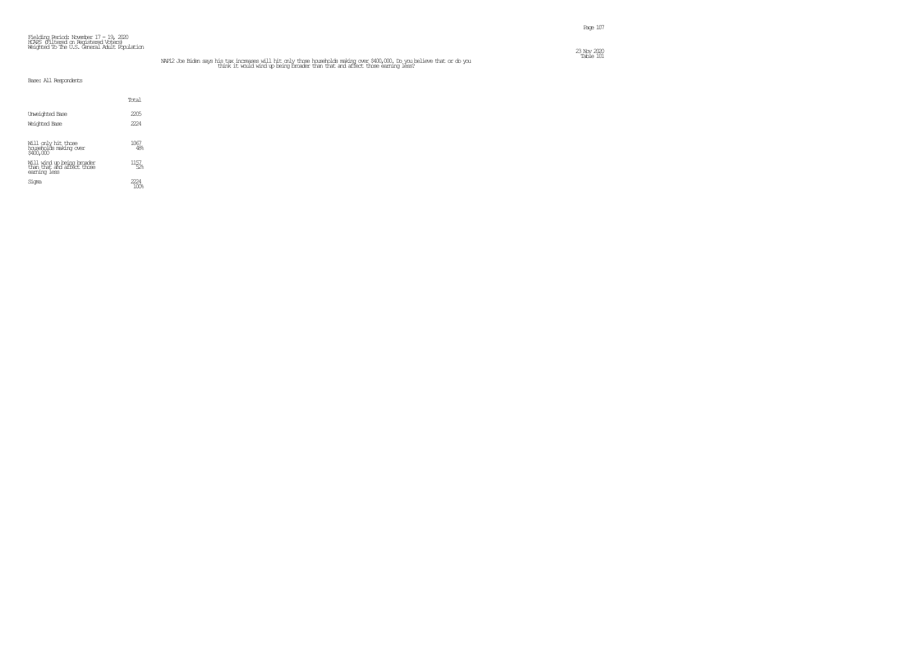Fielding Period: November 17 - 19, 2020
HCAPS (Filtered on Registered Voters)
Weighted To The U.S. General Adult Population

23 Nov 2020
Table 101

NAP12 Joe Biden says his tax increases will hit only those households making over $400,000. Do you believe that or do you think it would wind up being broader than that and affect those earning less?

Base: All Respondents

| | Total |
|---|---|
| Unweighted Base | 2205 |
| Weighted Base | 2224 |
| Will only hit those households making over $400,000 | 1067<br>48% |
| Will wind up being broader than that and affect those earning less | 1157<br>52% |
| Sigma | 2224<br>100% |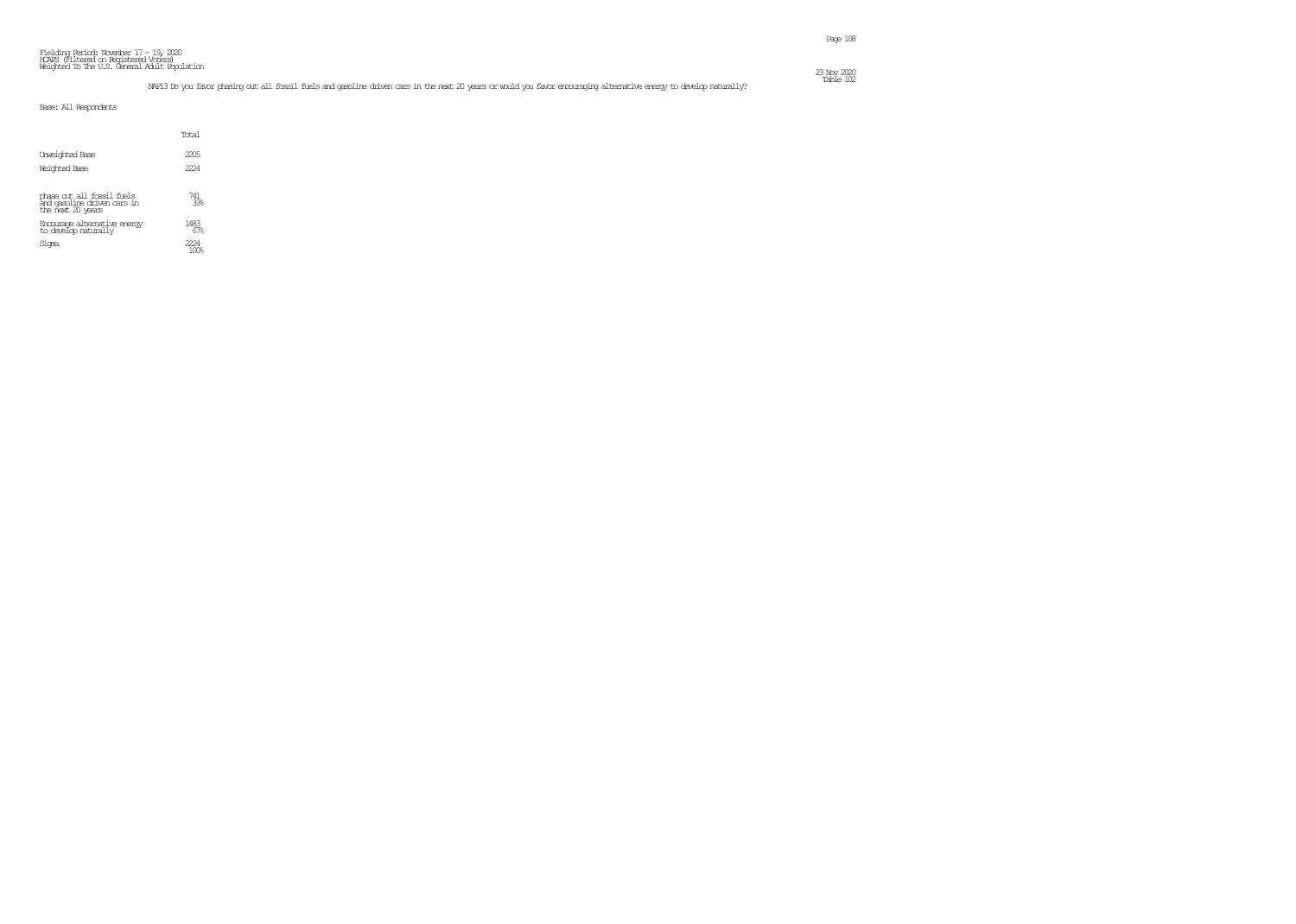Fielding Period: November 17 - 19, 2020
HCAPS (Filtered on Registered Voters)
Weighted To The U.S. General Adult Population

23 Nov 2020
Table 102

NAP13 Do you favor phasing out all fossil fuels and gasoline driven cars in the next 20 years or would you favor encouraging alternative energy to develop naturally?

Base: All Respondents

| | Total |
|---|---|
| Unweighted Base | 2205 |
| Weighted Base | 2224 |
| phase out all fossil fuels and gasoline driven cars in the next 20 years | 741<br>33% |
| Encourage alternative energy to develop naturally | 1483<br>67% |
| Sigma | 2224<br>100% |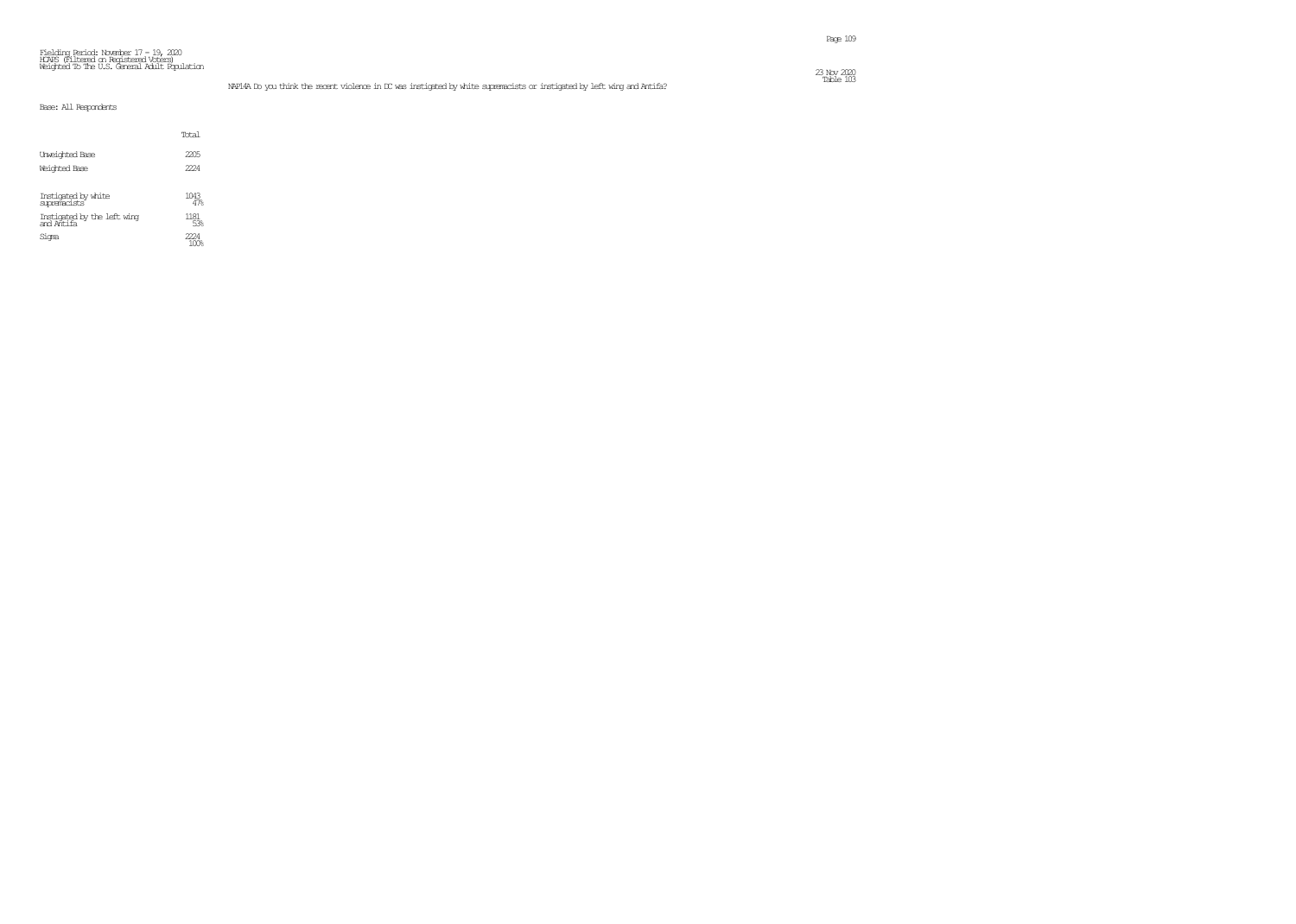Fielding Period: November 17 - 19, 2020
HCAPS (Filtered on Registered Voters)
Weighted To The U.S. General Adult Population

23 Nov 2020
Table 103

NAP14A Do you think the recent violence in DC was instigated by white supremacists or instigated by left wing and Antifa?

Base: All Respondents

| | Total |
|---|---|
| Unweighted Base | 2205 |
| Weighted Base | 2224 |
| Instigated by white supremacists | 1043<br>47% |
| Instigated by the left wing and Antifa | 1181<br>53% |
| Sigma | 2224<br>100% |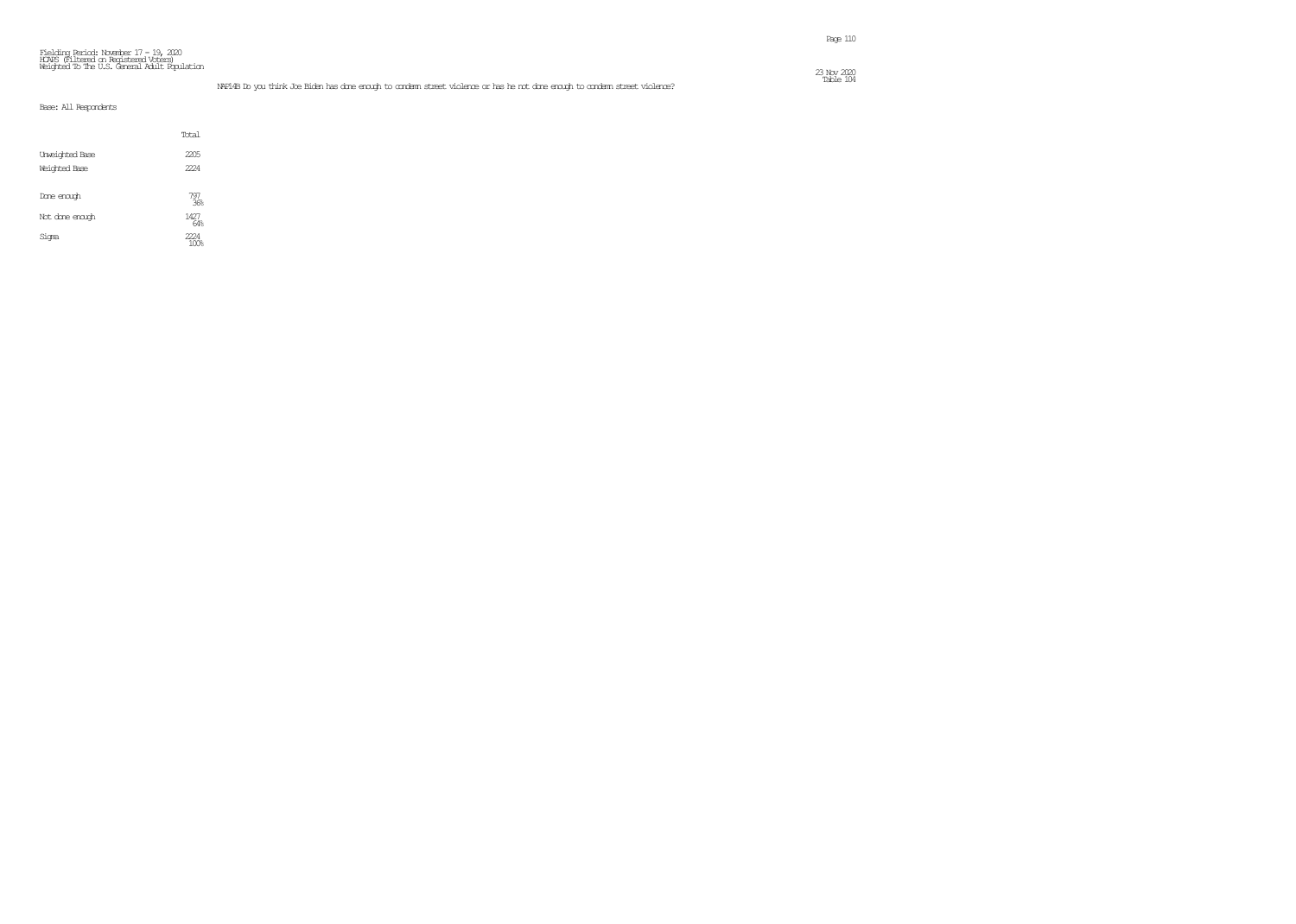Fielding Period: November 17 - 19, 2020
HCAPS (Filtered on Registered Voters)
Weighted To The U.S. General Adult Population

23 Nov 2020
Table 104

NAP14B Do you think Joe Biden has done enough to condemn street violence or has he not done enough to condemn street violence?

Base: All Respondents

| | Total |
|---|---|
| Unweighted Base | 2205 |
| Weighted Base | 2224 |
| Done enough | 797<br>36% |
| Not done enough | 1427<br>64% |
| Sigma | 2224<br>100% |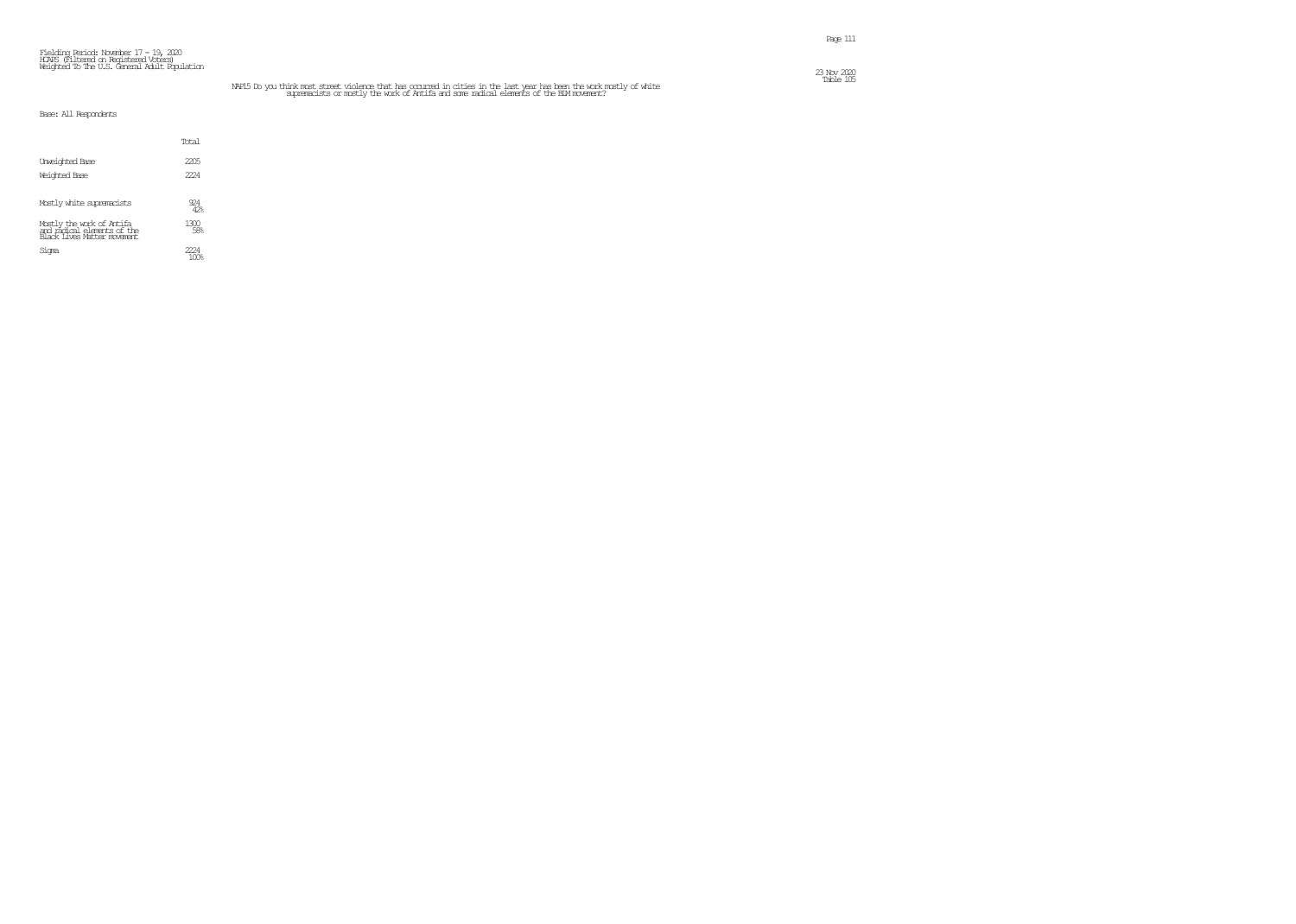Fielding Period: November 17 - 19, 2020
HCAPS (Filtered on Registered Voters)
Weighted To The U.S. General Adult Population

23 Nov 2020
Table 105

NAP15 Do you think most street violence that has occurred in cities in the last year has been the work mostly of white supremacists or mostly the work of Antifa and some radical elements of the BLM movement?

Base: All Respondents

| | Total |
|---|---|
| Unweighted Base | 2205 |
| Weighted Base | 2224 |
| Mostly white supremacists | 924<br>42% |
| Mostly the work of Antifa and radical elements of the Black Lives Matter movement | 1300<br>58% |
| Sigma | 2224<br>100% |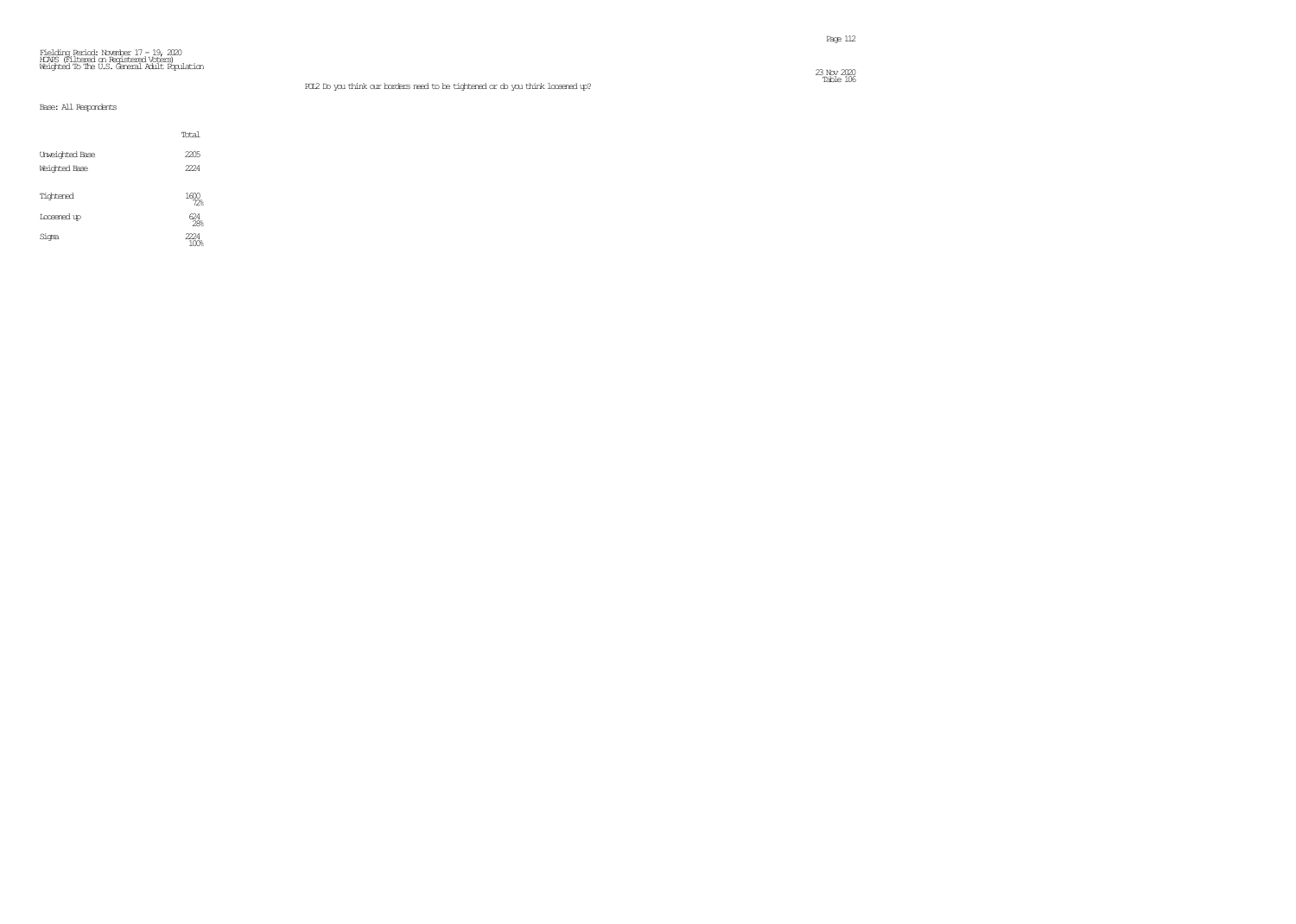Fielding Period: November 17 - 19, 2020
HCAPS (Filtered on Registered Voters)
Weighted To The U.S. General Adult Population

POL2 Do you think our borders need to be tightened or do you think loosened up?

Base: All Respondents

| | Total |
|---|---|
| Unweighted Base | 2205 |
| Weighted Base | 2224 |
| Tightened | 1600<br>72% |
| Loosened up | 624<br>28% |
| Sigma | 2224<br>100% |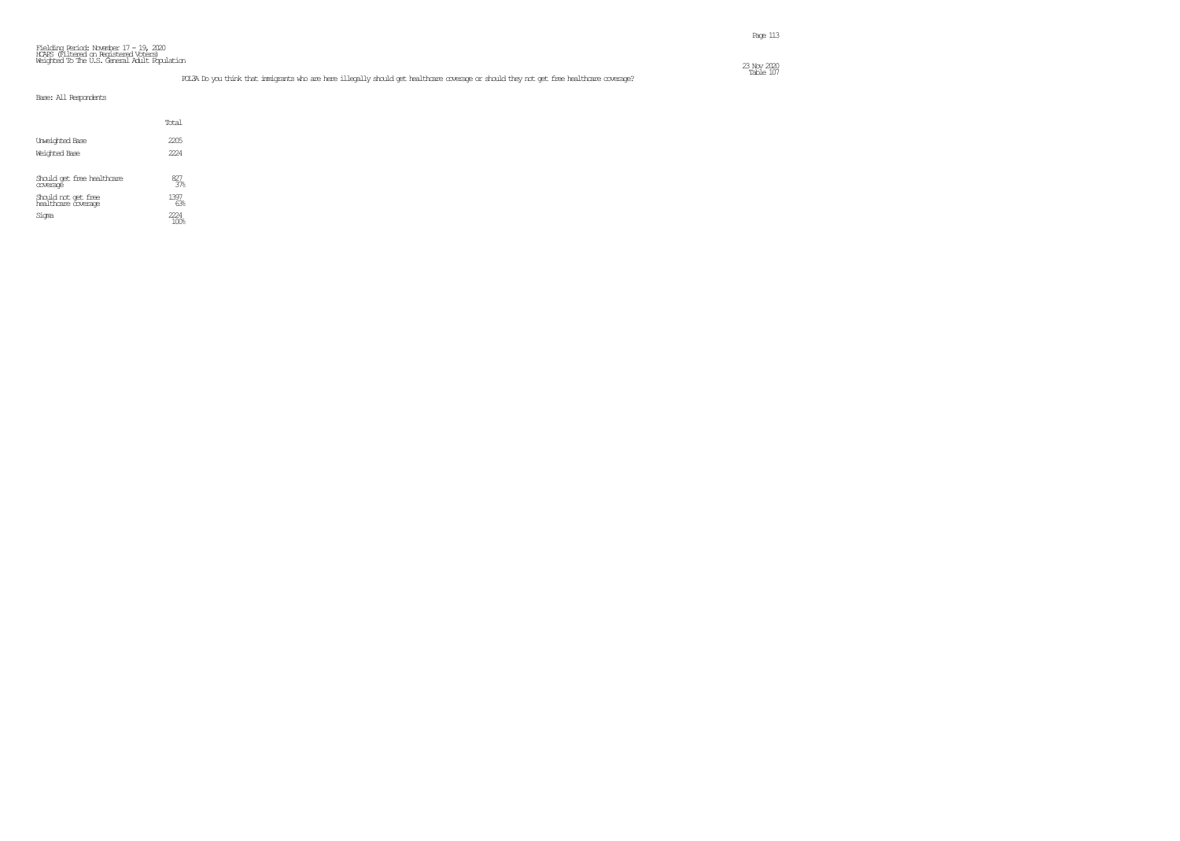Fielding Period: November 17 - 19, 2020
HCAPS (Filtered on Registered Voters)
Weighted To The U.S. General Adult Population

Table 107

POL3A Do you think that immigrants who are here illegally should get healthcare coverage or should they not get free healthcare coverage?

Base: All Respondents

| | Total |
|---|---|
| Unweighted Base | 2205 |
| Weighted Base | 2224 |
| Should get free healthcare coverage | 827<br>37% |
| Should not get free healthcare coverage | 1397<br>63% |
| Sigma | 2224<br>100% |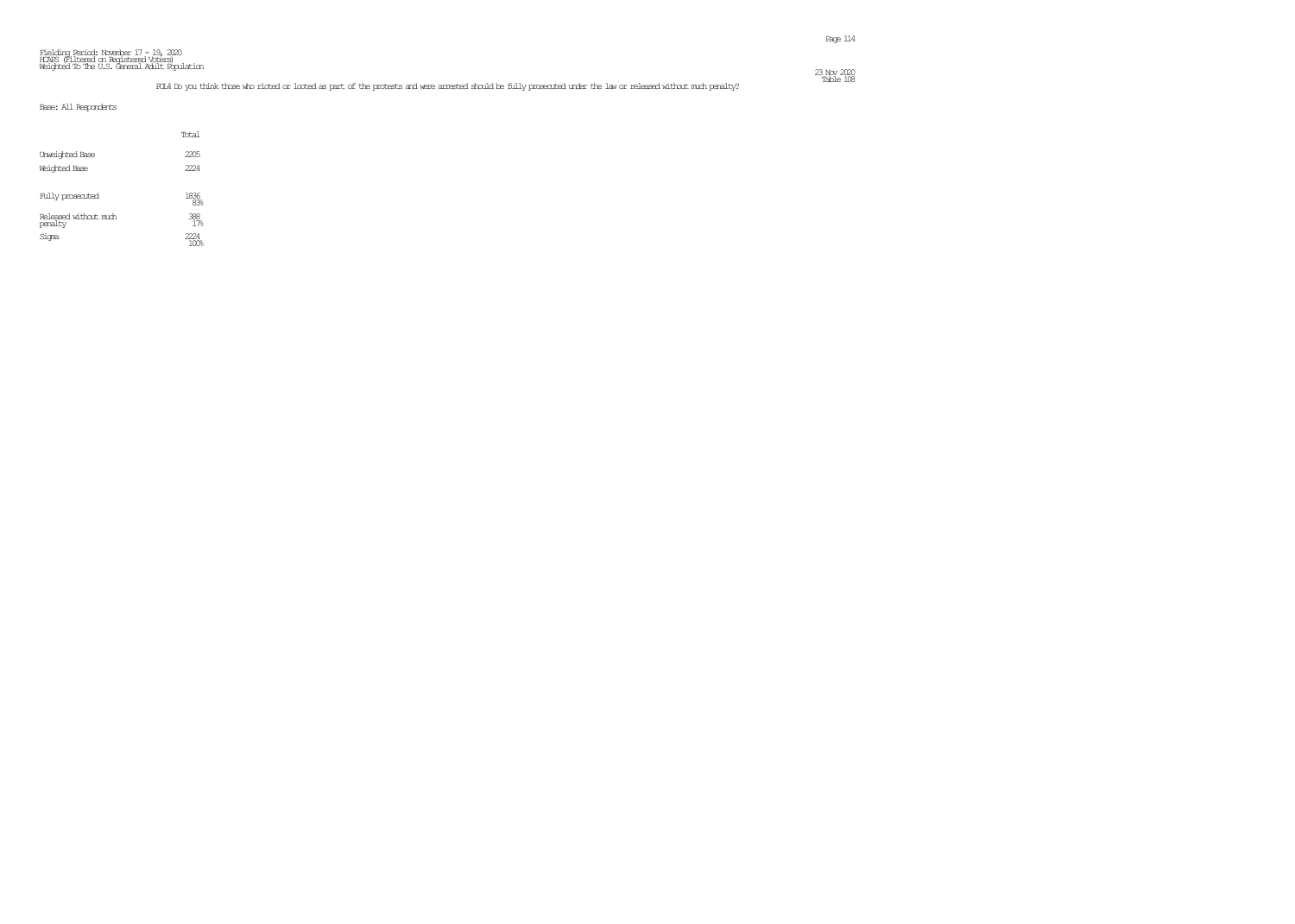Fielding Period: November 17 - 19, 2020
HCAPS (Filtered on Registered Voters)
Weighted To The U.S. General Adult Population

23 Nov 2020
Table 108

POL4 Do you think those who rioted or looted as part of the protests and were arrested should be fully prosecuted under the law or released without much penalty?

Base: All Respondents

| | Total |
|---|---|
| Unweighted Base | 2205 |
| Weighted Base | 2224 |
| Fully prosecuted | 1836<br>83% |
| Released without much penalty | 388<br>17% |
| Sigma | 2224<br>100% |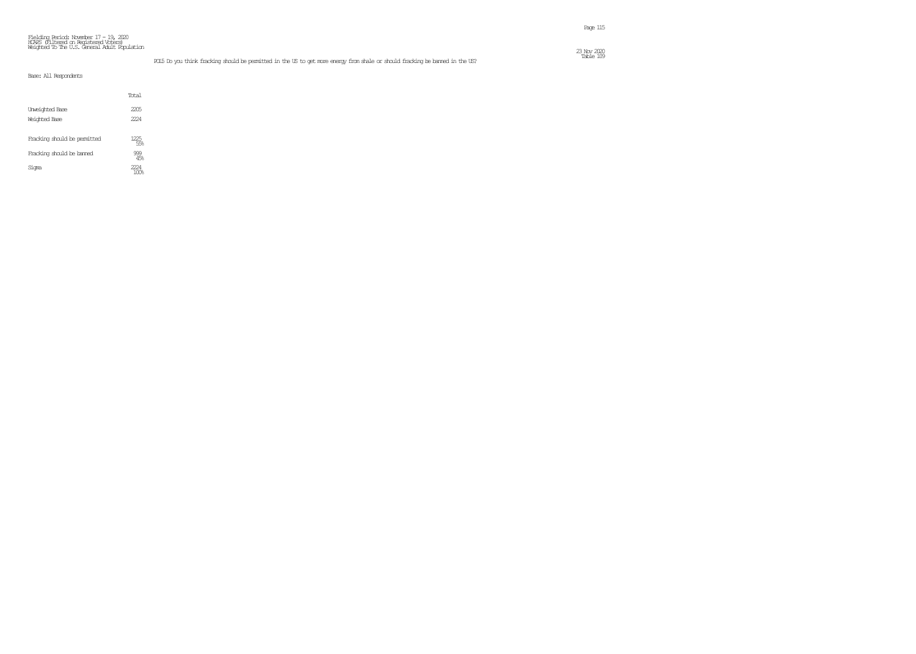Fielding Period: November 17 - 19, 2020
HCAPS (Filtered on Registered Voters)
Weighted To The U.S. General Adult Population

23 Nov 2020
Table 109

POL5 Do you think fracking should be permitted in the US to get more energy from shale or should fracking be banned in the US?

Base: All Respondents

| | Total |
|---|---|
| Unweighted Base | 2205 |
| Weighted Base | 2224 |
| Fracking should be permitted | 1225<br>55% |
| Fracking should be banned | 999<br>45% |
| Sigma | 2224<br>100% |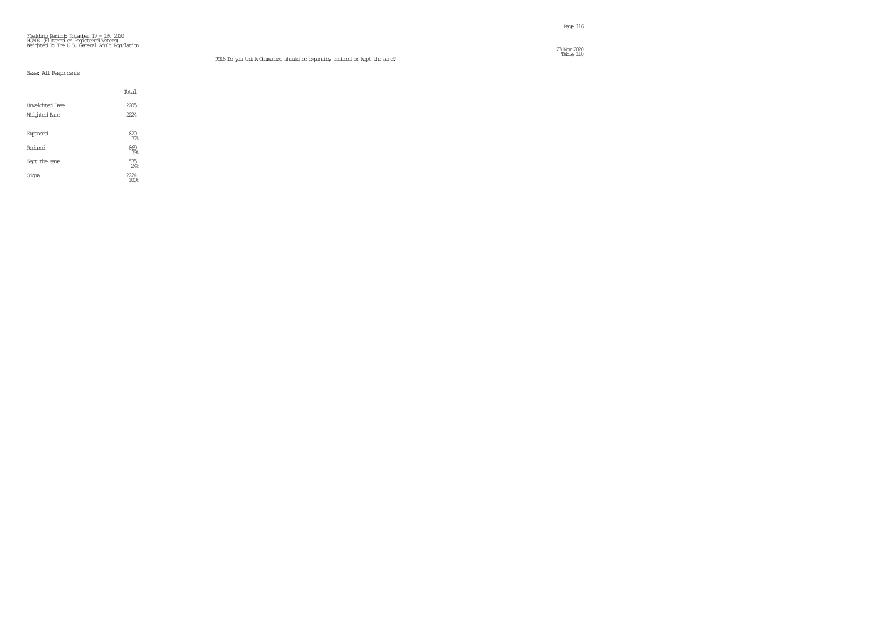Fielding Period: November 17 - 19, 2020
HCAPS (Filtered on Registered Voters)
Weighted To The U.S. General Adult Population

23 Nov 2020
Table 110

POL6 Do you think Obamacare should be expanded, reduced or kept the same?

Base: All Respondents

| | Total |
|---|---|
| Unweighted Base | 2205 |
| Weighted Base | 2224 |
| Expanded | 820<br>37% |
| Reduced | 869<br>39% |
| Kept the same | 535<br>24% |
| Sigma | 2224<br>100% |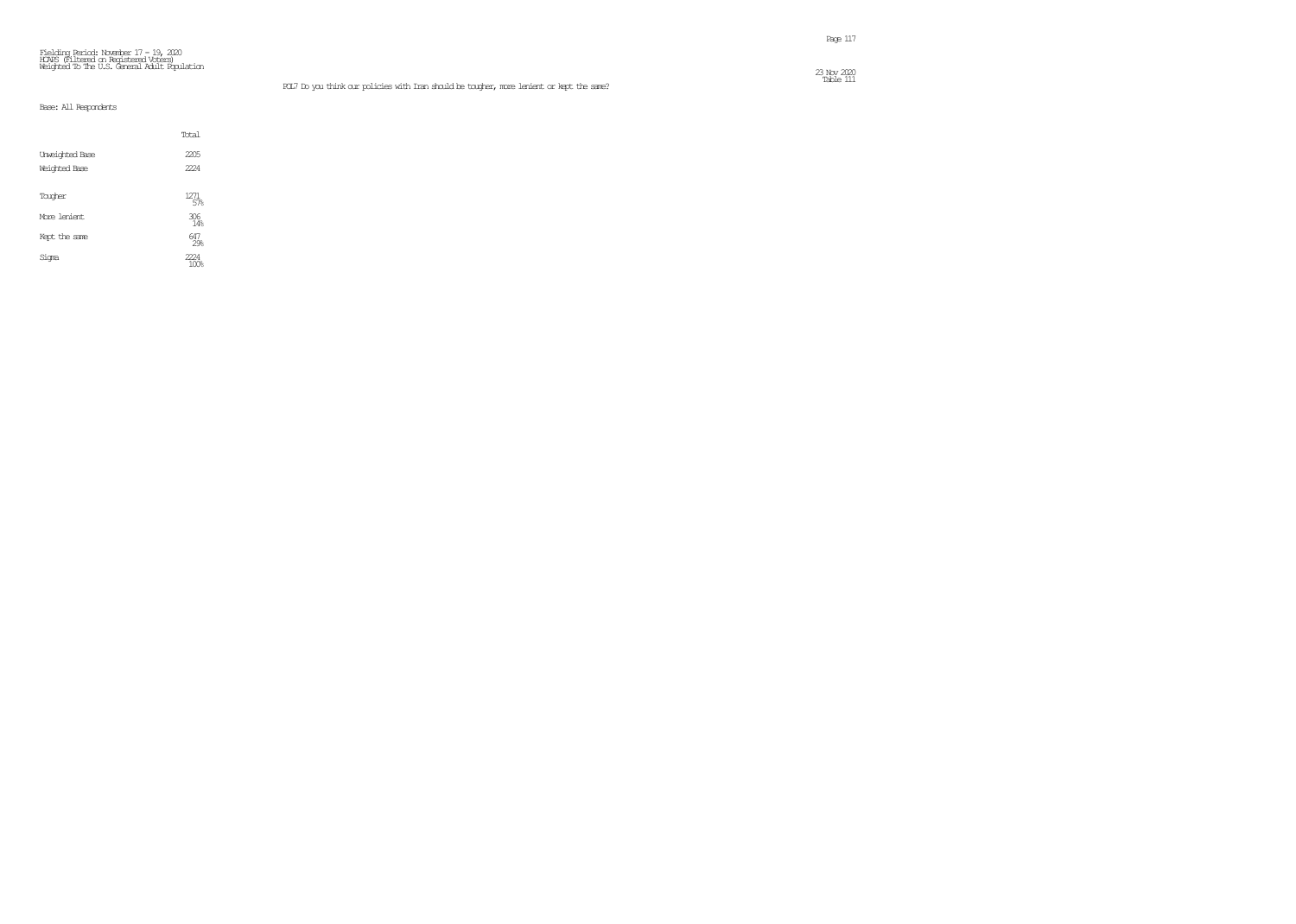Fielding Period: November 17 - 19, 2020
HCAPS (Filtered on Registered Voters)
Weighted To The U.S. General Adult Population

23 Nov 2020
Table 111

POL7 Do you think our policies with Iran should be tougher, more lenient or kept the same?

Base: All Respondents

| | Total |
|---|---|
| Unweighted Base | 2205 |
| Weighted Base | 2224 |
| Tougher | 1271<br>57% |
| More lenient | 306<br>14% |
| Kept the same | 647<br>29% |
| Sigma | 2224<br>100% |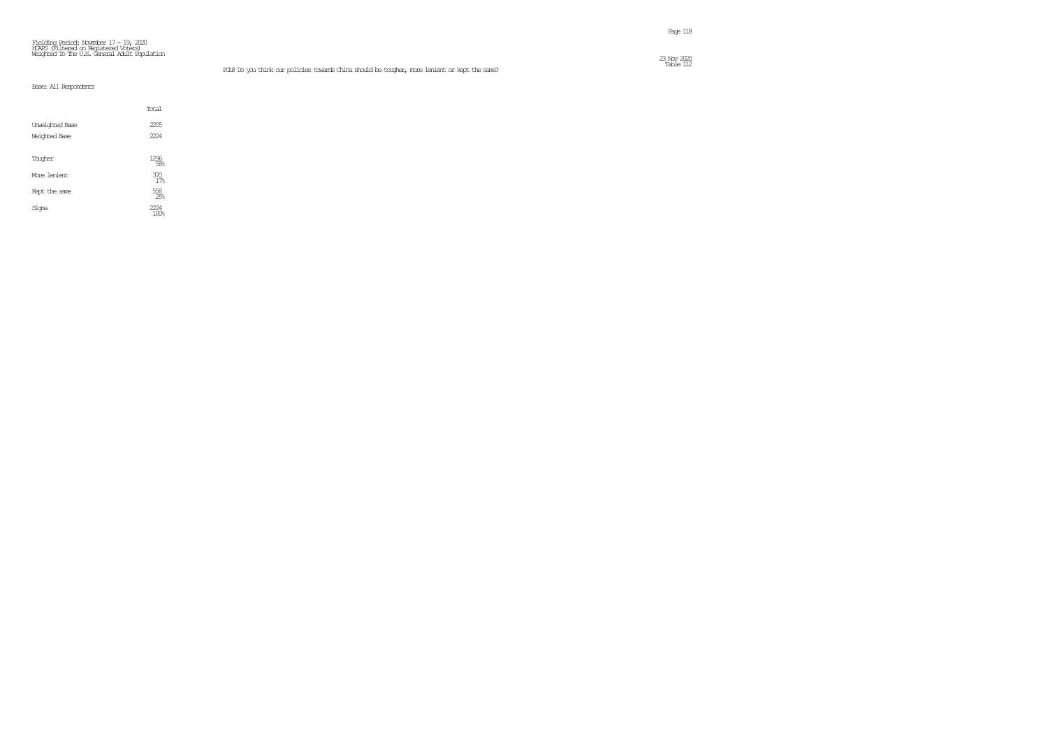Fielding Period: November 17 - 19, 2020
HCAPS (Filtered on Registered Voters)
Weighted To The U.S. General Adult Population

23 Nov 2020
Table 112

FOL8 Do you think our policies towards China should be tougher, more lenient or kept the same?

Base: All Respondents

| | Total |
|---|---|
| Unweighted Base | 2205 |
| Weighted Base | 2224 |
| Tougher | 1296<br>58% |
| More lenient | 370<br>17% |
| Kept the same | 558<br>25% |
| Sigma | 2224<br>100% |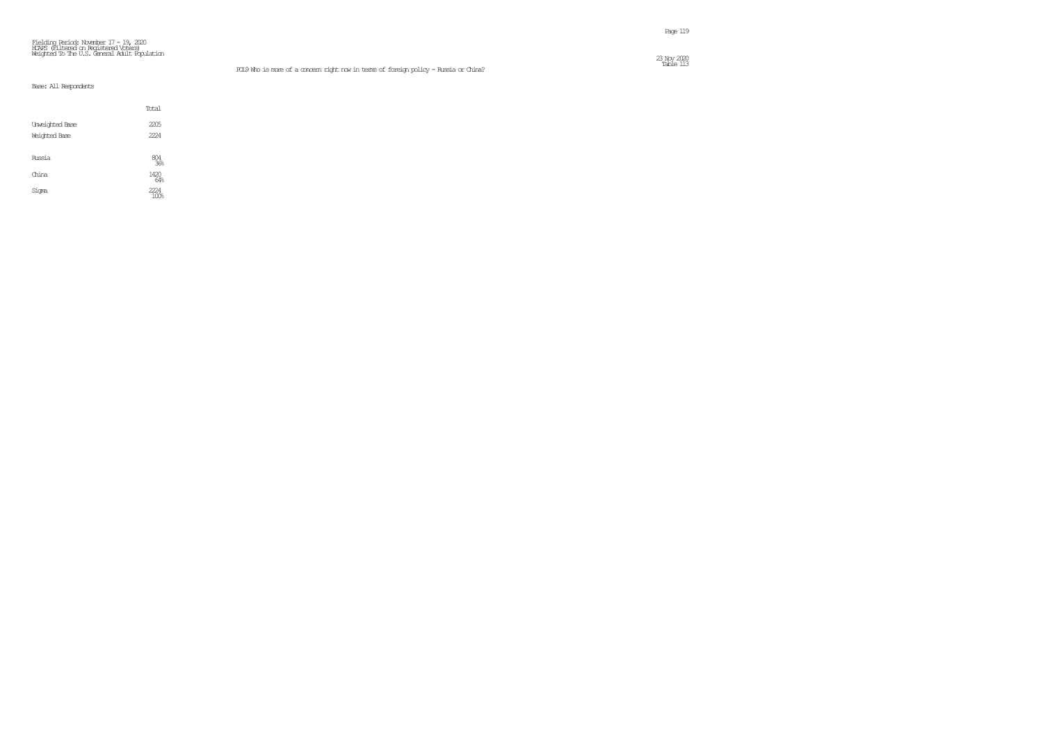Fielding Period: November 17 - 19, 2020
HCAPS (Filtered on Registered Voters)
Weighted To The U.S. General Adult Population

23 Nov 2020
Table 113

FOL9 Who is more of a concern right now in terms of foreign policy - Russia or China?

Base: All Respondents

| | Total |
|---|---|
| Unweighted Base | 2205 |
| Weighted Base | 2224 |
| Russia | 804<br>36% |
| China | 1420<br>64% |
| Sigma | 2224<br>100% |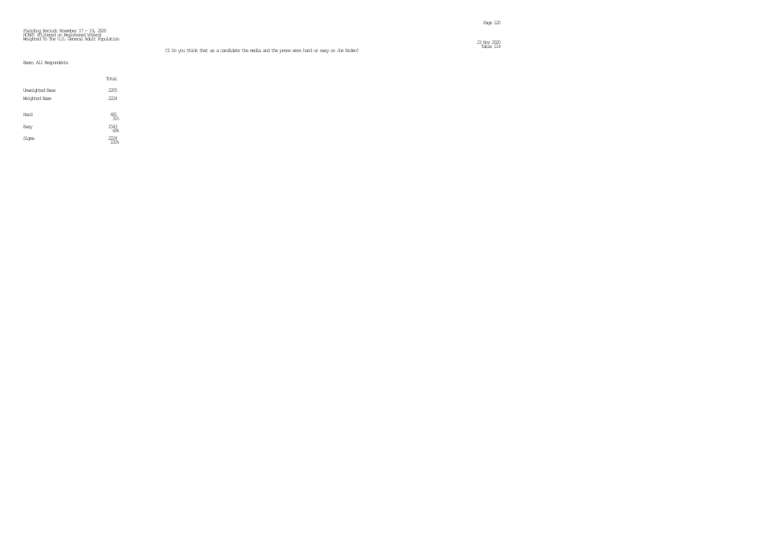Fielding Period: November 17 - 19, 2020
HCAPS (Filtered on Registered Voters)
Weighted To The U.S. General Adult Population

23 Nov 2020
Table 114

C1 Do you think that as a candidate the media and the press were hard or easy on Joe Biden?

Base: All Respondents

| | Total |
|---|---|
| Unweighted Base | 2205 |
| Weighted Base | 2224 |
| Hard | 681<br>31% |
| Easy | 1543<br>69% |
| Sigma | 2224<br>100% |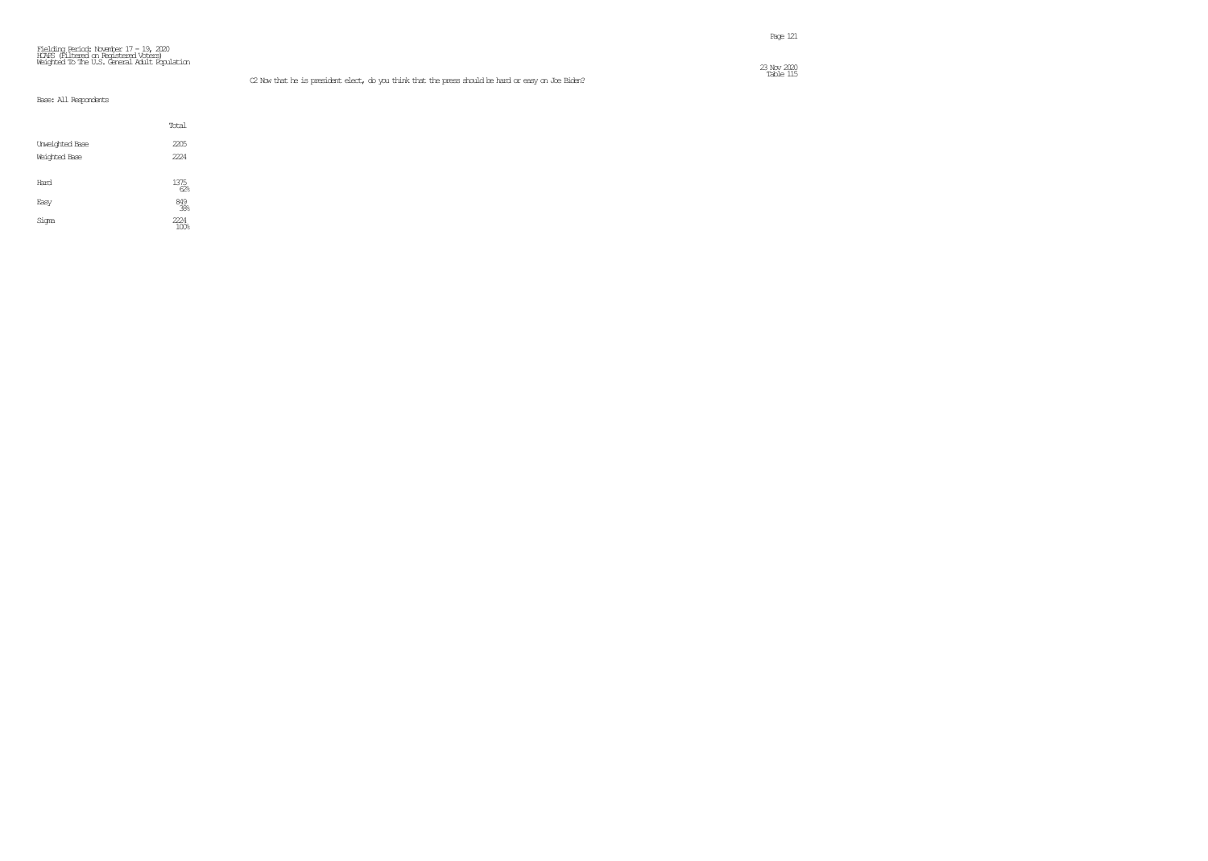Fielding Period: November 17 - 19, 2020
HCAPS (Filtered on Registered Voters)
Weighted To The U.S. General Adult Population

23 Nov 2020
Table 115

C2 Now that he is president elect, do you think that the press should be hard or easy on Joe Biden?

Base: All Respondents

| | Total |
|---|---|
| Unweighted Base | 2205 |
| Weighted Base | 2224 |
| Hard | 1375<br>62% |
| Easy | 849<br>38% |
| Sigma | 2224<br>100% |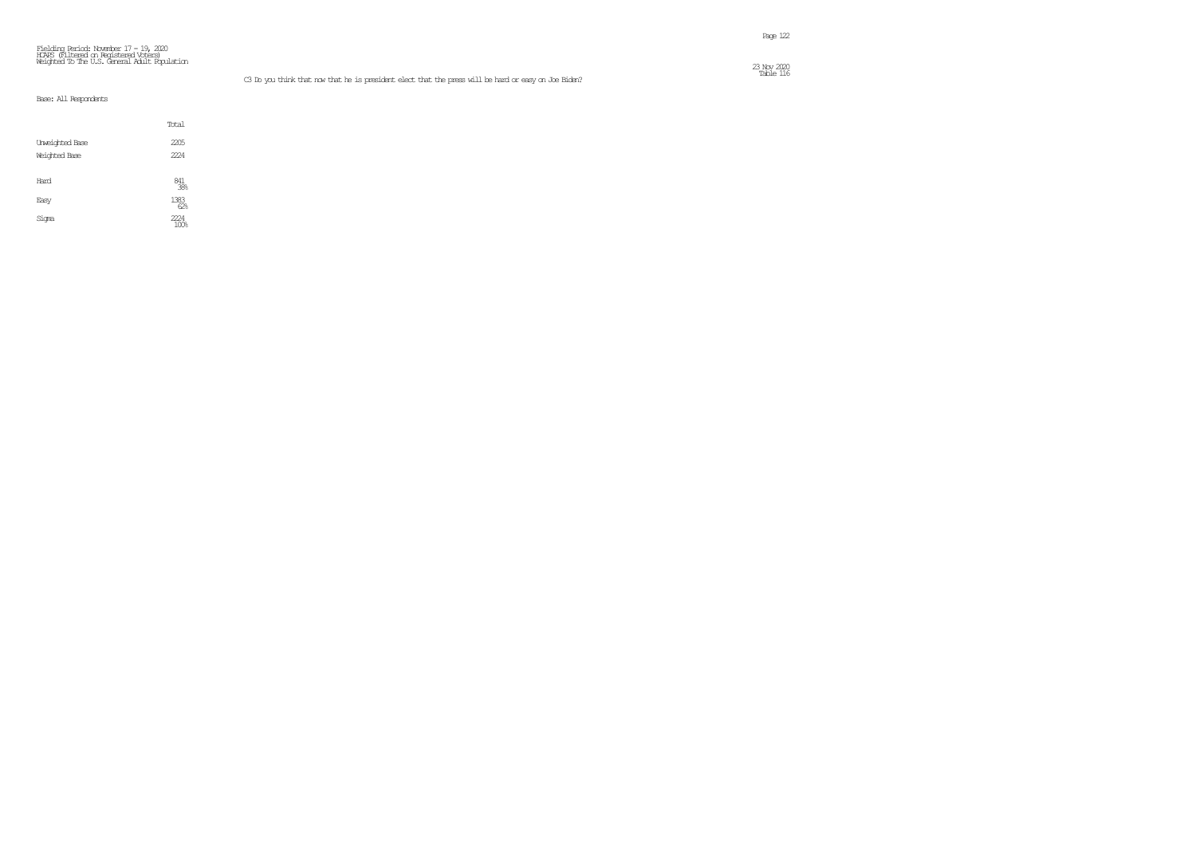Fielding Period: November 17 - 19, 2020
HCAPS (Filtered on Registered Voters)
Weighted To The U.S. General Adult Population

23 Nov 2020
Table 116

C3 Do you think that now that he is president elect that the press will be hard or easy on Joe Biden?

Base: All Respondents

| | Total |
|---|---|
| Unweighted Base | 2205 |
| Weighted Base | 2224 |
| Hard | 841<br>38% |
| Easy | 1383<br>62% |
| Sigma | 2224<br>100% |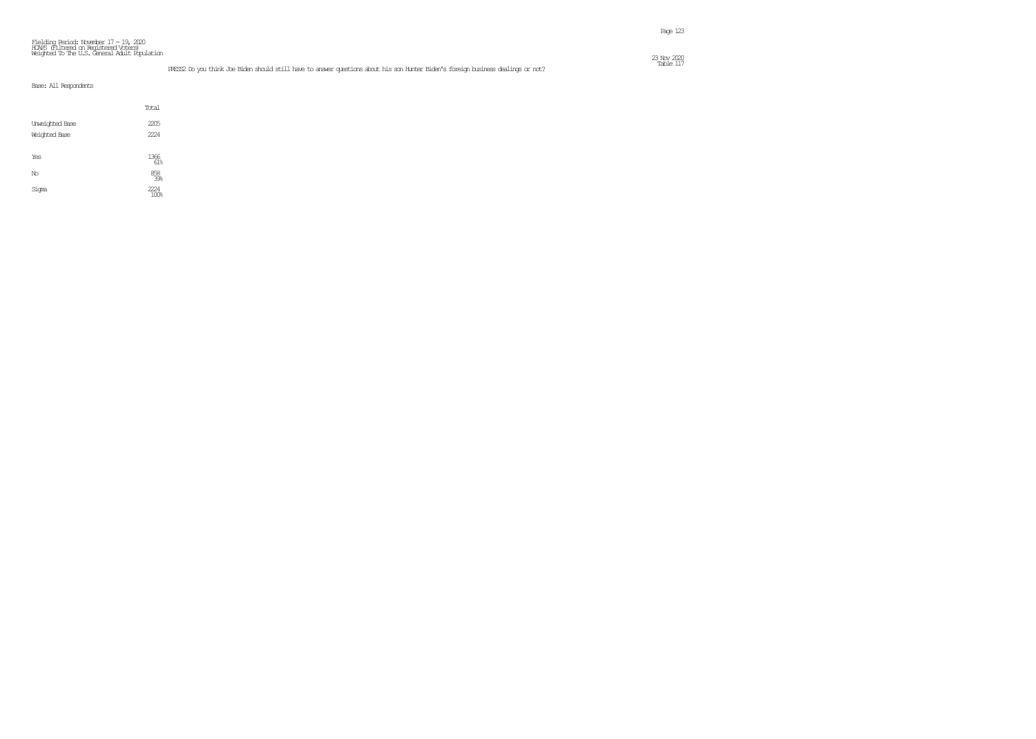Fielding Period: November 17 - 19, 2020
HCAPS (Filtered on Registered Voters)
Weighted To The U.S. General Adult Population

23 Nov 2020
Table 117

PRESS2 Do you think Joe Biden should still have to answer questions about his son Hunter Biden's foreign business dealings or not?

Base: All Respondents

| | Total |
|---|---|
| Unweighted Base | 2205 |
| Weighted Base | 2224 |
| Yes | 1366<br>61% |
| No | 858<br>39% |
| Sigma | 2224<br>100% |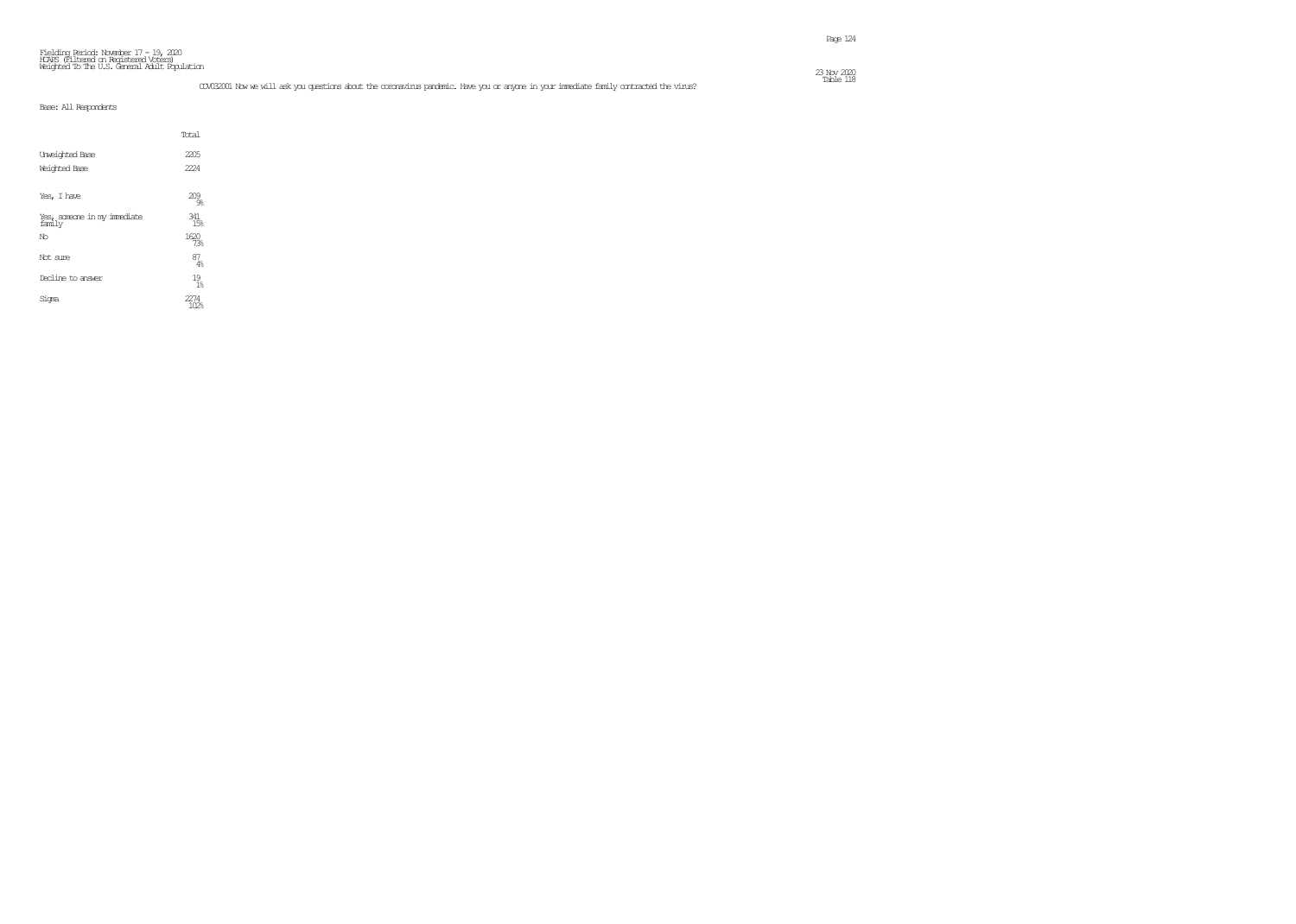Fielding Period: November 17 - 19, 2020
HCAPS (Filtered on Registered Voters)
Weighted To The U.S. General Adult Population

23 Nov 2020
Table 118

COV032001 Now we will ask you questions about the coronavirus pandemic. Have you or anyone in your immediate family contracted the virus?

Base: All Respondents

| | Total |
|---|---|
| Unweighted Base | 2205 |
| Weighted Base | 2224 |
| Yes, I have | 209<br>9% |
| Yes, someone in my immediate family | 341<br>15% |
| No | 1620<br>73% |
| Not sure | 87<br>4% |
| Decline to answer | 19<br>1% |
| Sigma | 2274<br>102% |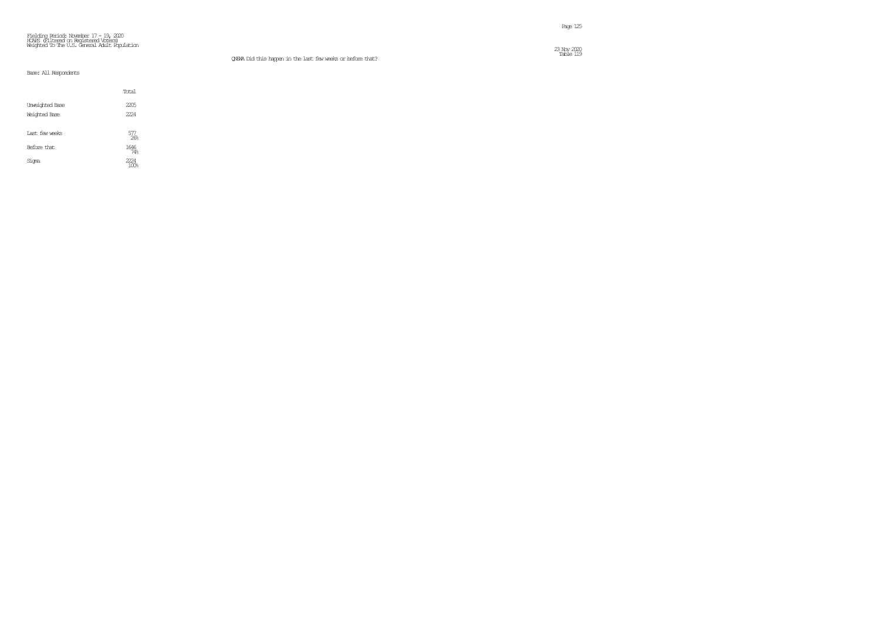Fielding Period: November 17 - 19, 2020
HCAPS (Filtered on Registered Voters)
Weighted To The U.S. General Adult Population

QNEWA Did this happen in the last few weeks or before that?

Base: All Respondents

| | Total |
|---|---|
| Unweighted Base | 2205 |
| Weighted Base | 2224 |
| Last few weeks | 577<br>26% |
| Before that | 1646<br>74% |
| Sigma | 2224<br>100% |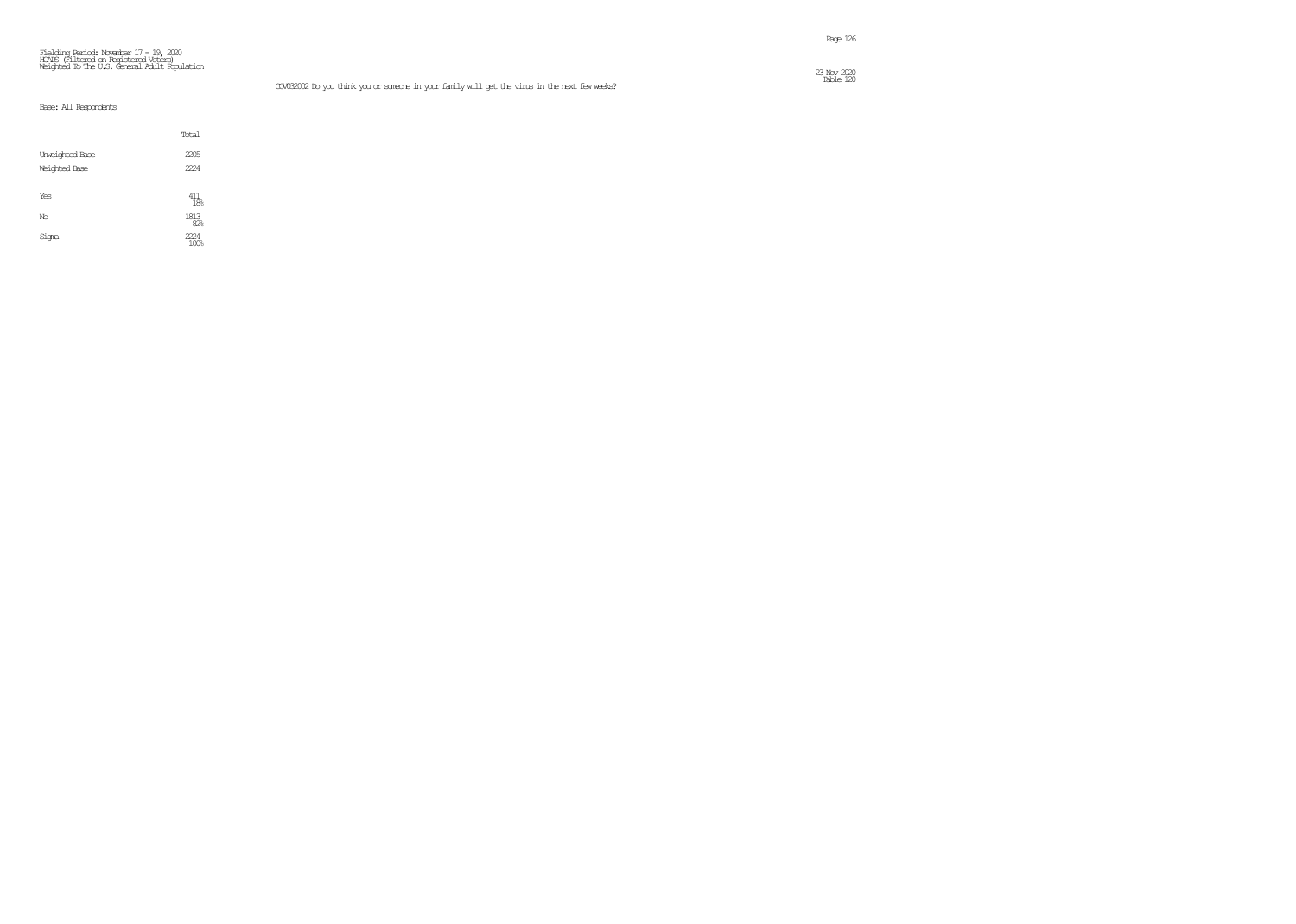Fielding Period: November 17 - 19, 2020
HCAPS (Filtered on Registered Voters)
Weighted To The U.S. General Adult Population

23 Nov 2020
Table 120

COV032002 Do you think you or someone in your family will get the virus in the next few weeks?

Base: All Respondents

| | Total |
|---|---|
| Unweighted Base | 2205 |
| Weighted Base | 2224 |
| Yes | 411 |
| | 18% |
| No | 1813 |
| | 82% |
| Sigma | 2224 |
| | 100% |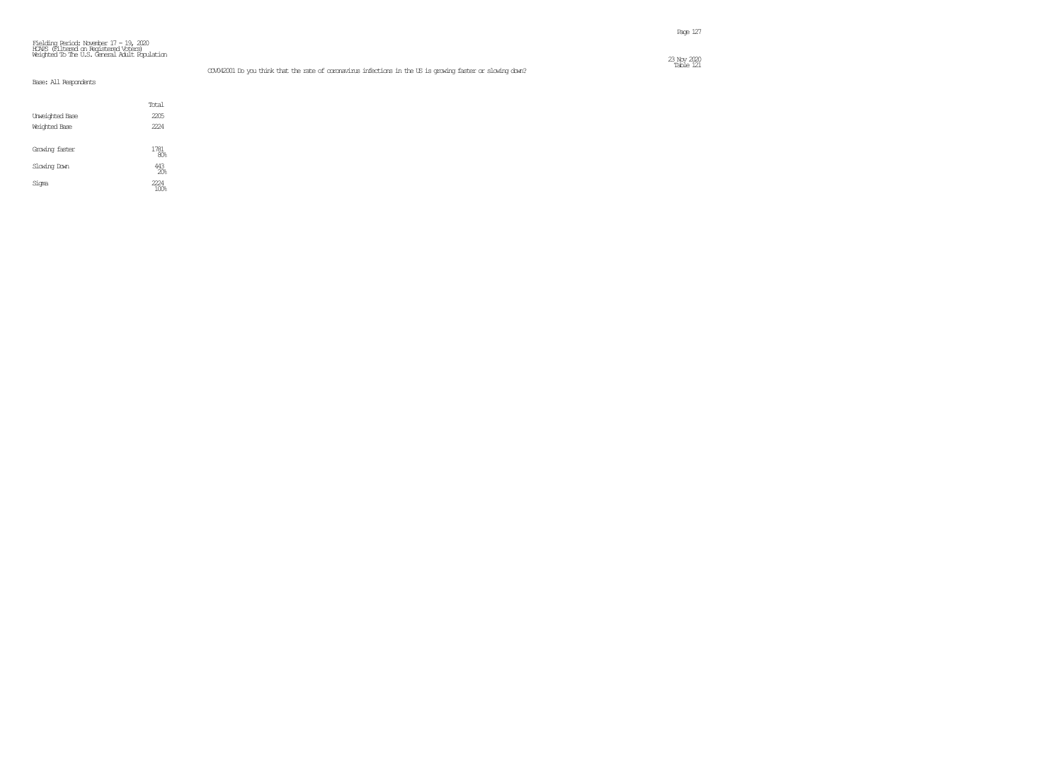Fielding Period: November 17 - 19, 2020
HCAPS (Filtered on Registered Voters)
Weighted To The U.S. General Adult Population

23 Nov 2020
Table 121

COV042001 Do you think that the rate of coronavirus infections in the US is growing faster or slowing down?

Base: All Respondents

| | Total |
|---|---|
| Unweighted Base | 2205 |
| Weighted Base | 2224 |
| Growing faster | 1781 |
| | 80% |
| Slowing Down | 443 |
| | 20% |
| Sigma | 2224 |
| | 100% |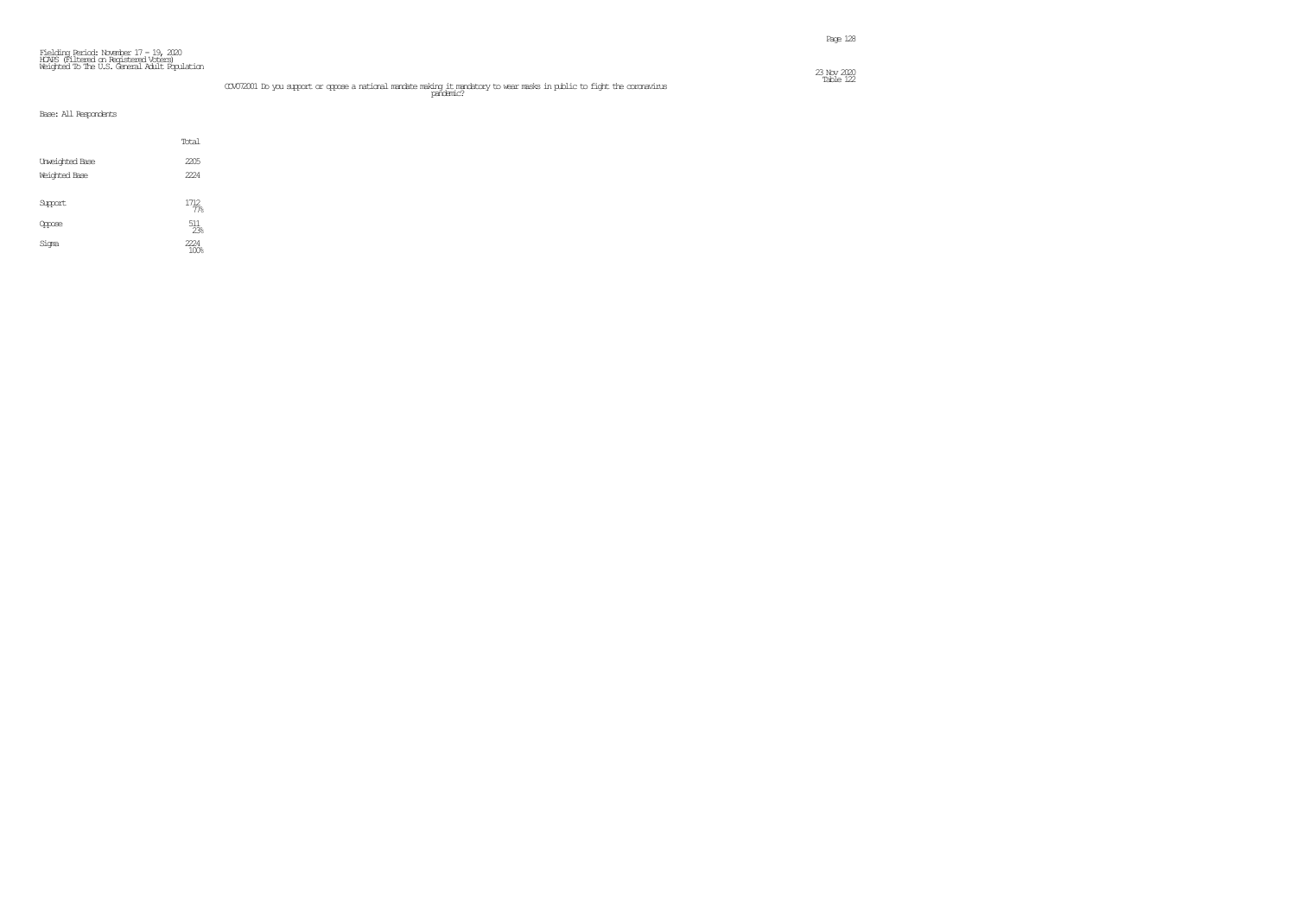Fielding Period: November 17 - 19, 2020
HCAPS (Filtered on Registered Voters)
Weighted To The U.S. General Adult Population

Table 122

COV072001 Do you support or oppose a national mandate making it mandatory to wear masks in public to fight the coronavirus pandemic?

Base: All Respondents

| | Total |
|---|---|
| Unweighted Base | 2205 |
| Weighted Base | 2224 |
| Support | 1712<br>77% |
| Oppose | 511<br>23% |
| Sigma | 2224<br>100% |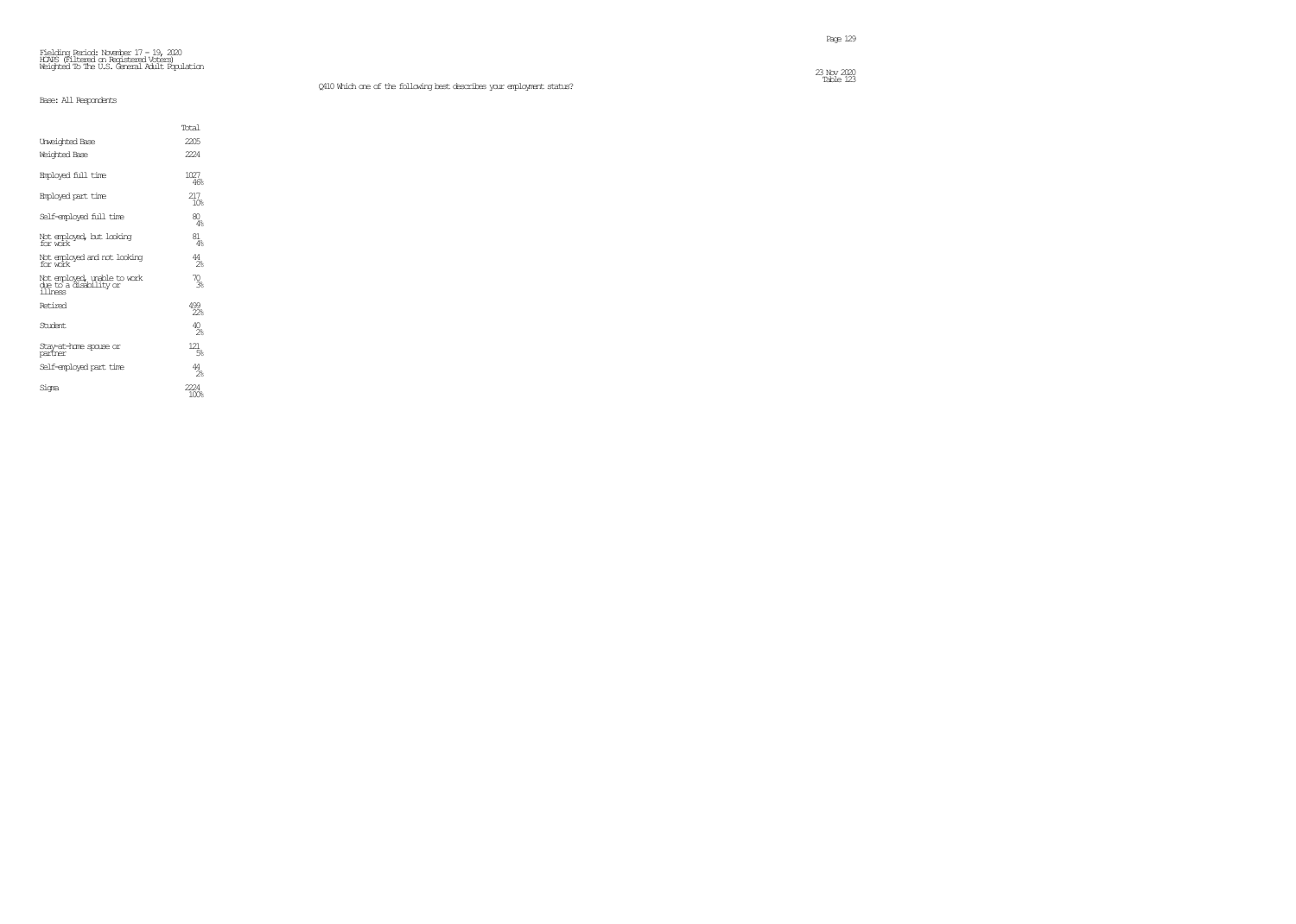Fielding Period: November 17 - 19, 2020
HCAPS (Filtered on Registered Voters)
Weighted To The U.S. General Adult Population

23 Nov 2020
Table 123

Q410 Which one of the following best describes your employment status?

Base: All Respondents

| | Total |
|---|---|
| Unweighted Base | 2205 |
| Weighted Base | 2224 |
| Employed full time | 1027<br>46% |
| Employed part time | 217<br>10% |
| Self-employed full time | 80<br>4% |
| Not employed, but looking for work | 81<br>4% |
| Not employed and not looking for work | 44<br>2% |
| Not employed, unable to work due to a disability or illness | 70<br>3% |
| Retired | 499<br>22% |
| Student | 40<br>2% |
| Stay-at-home spouse or partner | 121<br>5% |
| Self-employed part time | 44<br>2% |
| Sigma | 2224<br>100% |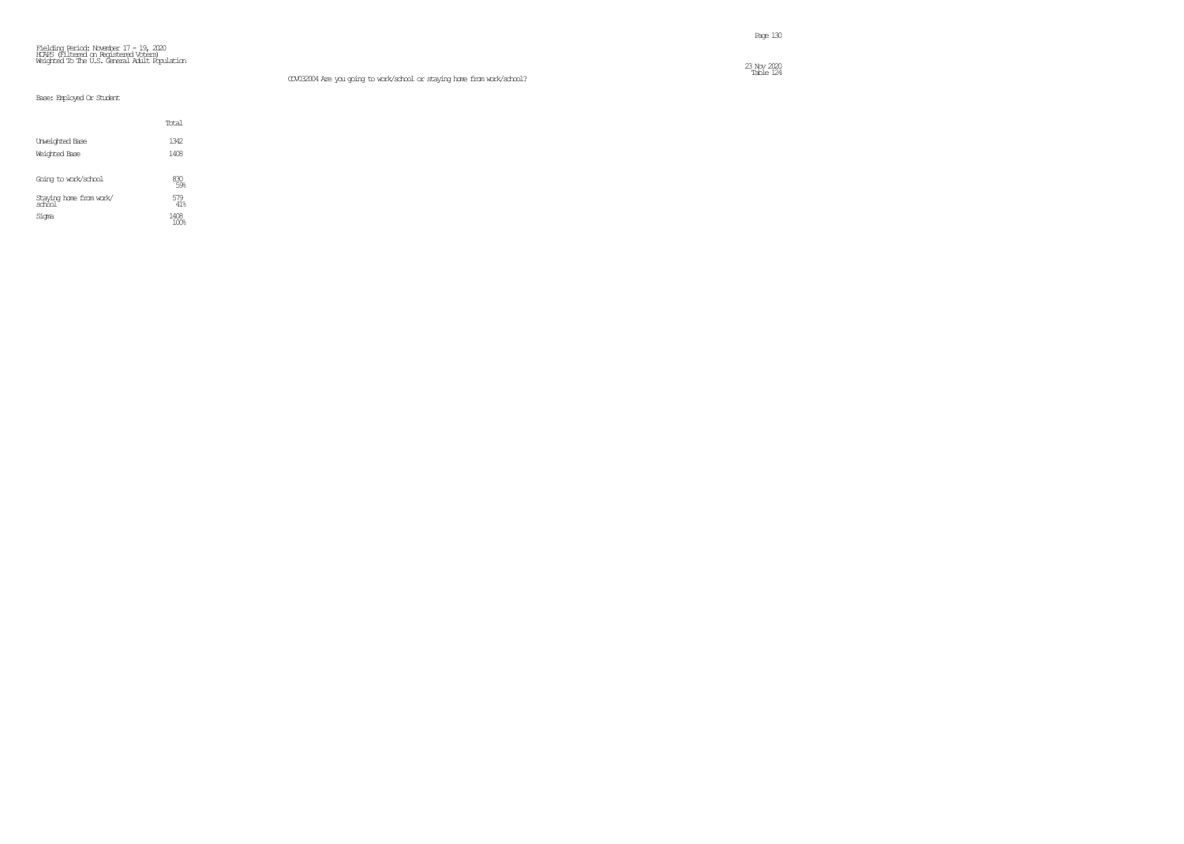Fielding Period: November 17 - 19, 2020
HCAPS (Filtered on Registered Voters)
Weighted To The U.S. General Adult Population

23 Nov 2020
Table 124

COV032004 Are you going to work/school or staying home from work/school?

Base: Employed Or Student

| | Total |
|---|---|
| Unweighted Base | 1342 |
| Weighted Base | 1408 |
| Going to work/school | 830<br>59% |
| Staying home from work/school | 579<br>41% |
| Sigma | 1408<br>100% |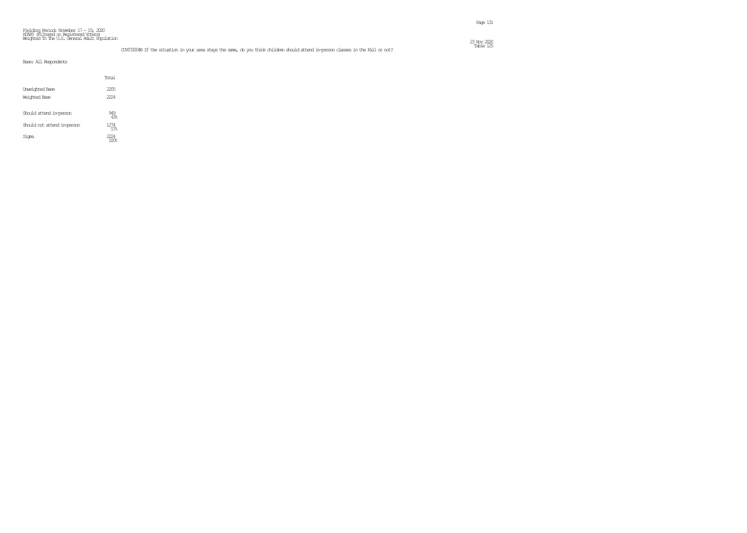Fielding Period: November 17 - 19, 2020
HCAPS (Filtered on Registered Voters)
Weighted To The U.S. General Adult Population

23 Nov 2020
Table 125

COV0720048 If the situation in your area stays the same, do you think children should attend in-person classes in the Fall or not?

Base: All Respondents

| | Total |
|---|---|
| Unweighted Base | 2205 |
| Weighted Base | 2224 |
| Should attend in-person | 949<br>43% |
| Should not attend in-person | 1274<br>57% |
| Sigma | 2224<br>100% |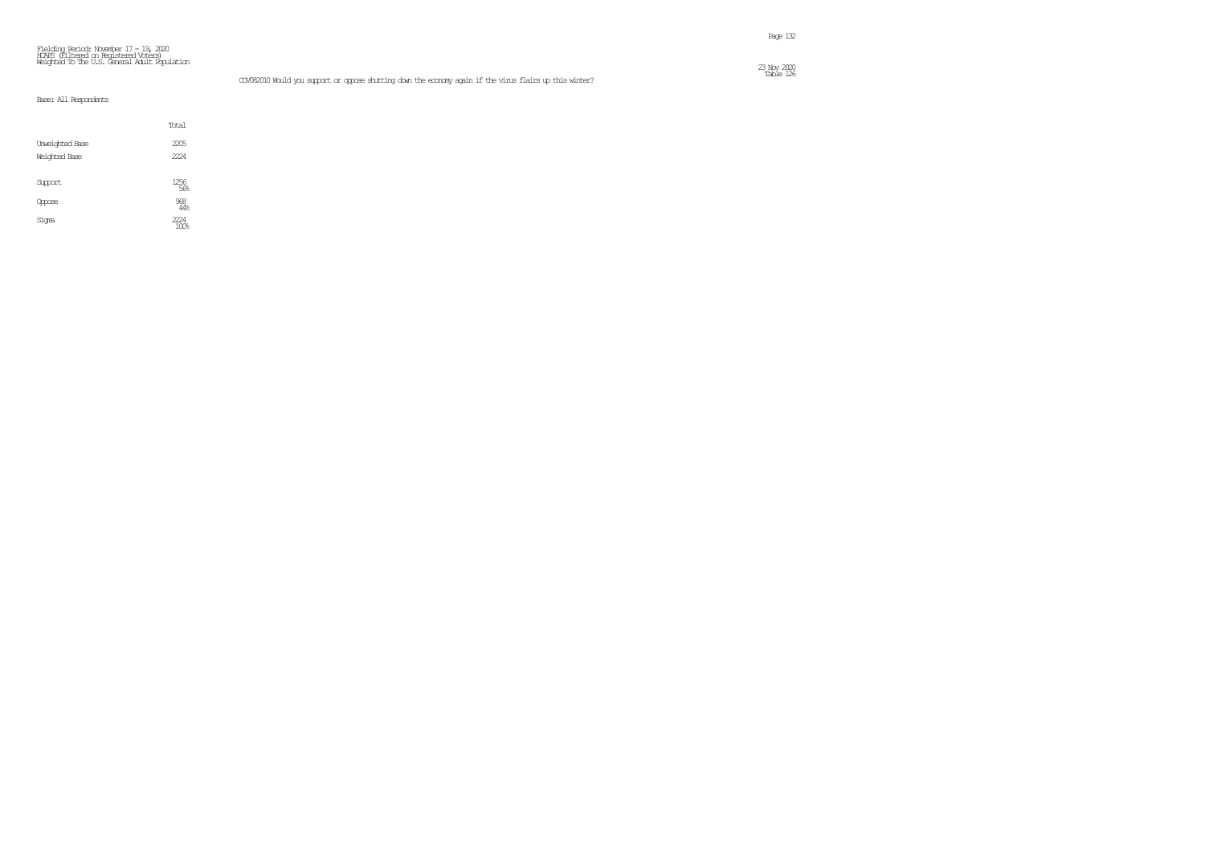Fielding Period: November 17 - 19, 2020
HCAPS (Filtered on Registered Voters)
Weighted To The U.S. General Adult Population

23 Nov 2020
Table 126

COV082010 Would you support or oppose shutting down the economy again if the virus flairs up this winter?

Base: All Respondents

| | Total |
|---|---|
| Unweighted Base | 2205 |
| Weighted Base | 2224 |
| Support | 1256<br>56% |
| Oppose | 968<br>44% |
| Sigma | 2224<br>100% |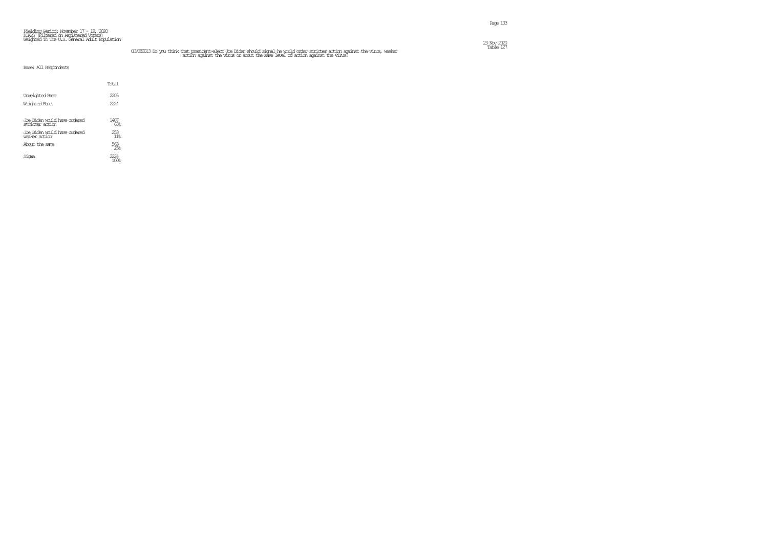Fielding Period: November 17 - 19, 2020
HCAPS (Filtered on Registered Voters)
Weighted To The U.S. General Adult Population

23 Nov 2020
Table 127

COV082013 Do you think that president-elect Joe Biden should signal he would order stricter action against the virus, weaker action against the virus or about the same level of action against the virus?

Base: All Respondents

| | Total |
|---|---|
| Unweighted Base | 2205 |
| Weighted Base | 2224 |
| Joe Biden would have ordered stricter action | 1407<br>63% |
| Joe Biden would have ordered weaker action | 253<br>11% |
| About the same | 563<br>25% |
| Sigma | 2224<br>100% |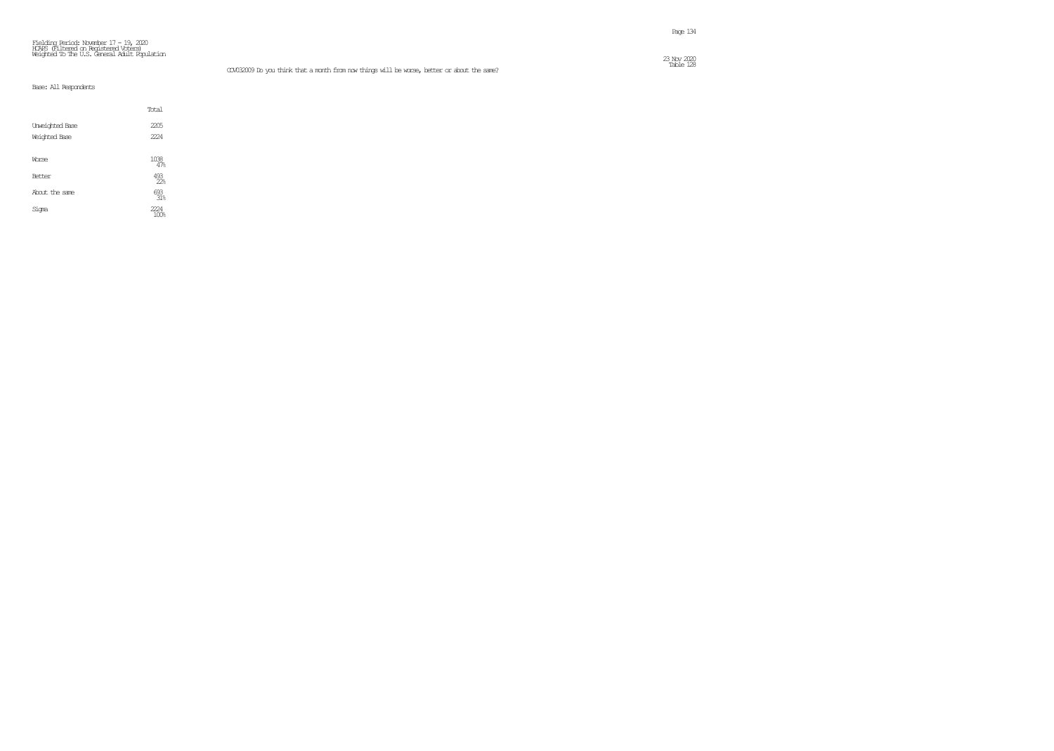Fielding Period: November 17 - 19, 2020
HCAPS (Filtered on Registered Voters)
Weighted To The U.S. General Adult Population

23 Nov 2020
Table 128

COV032009 Do you think that a month from now things will be worse, better or about the same?

Base: All Respondents

| | Total |
|---|---|
| Unweighted Base | 2205 |
| Weighted Base | 2224 |
| Worse | 1038<br>47% |
| Better | 493<br>22% |
| About the same | 693<br>31% |
| Sigma | 2224<br>100% |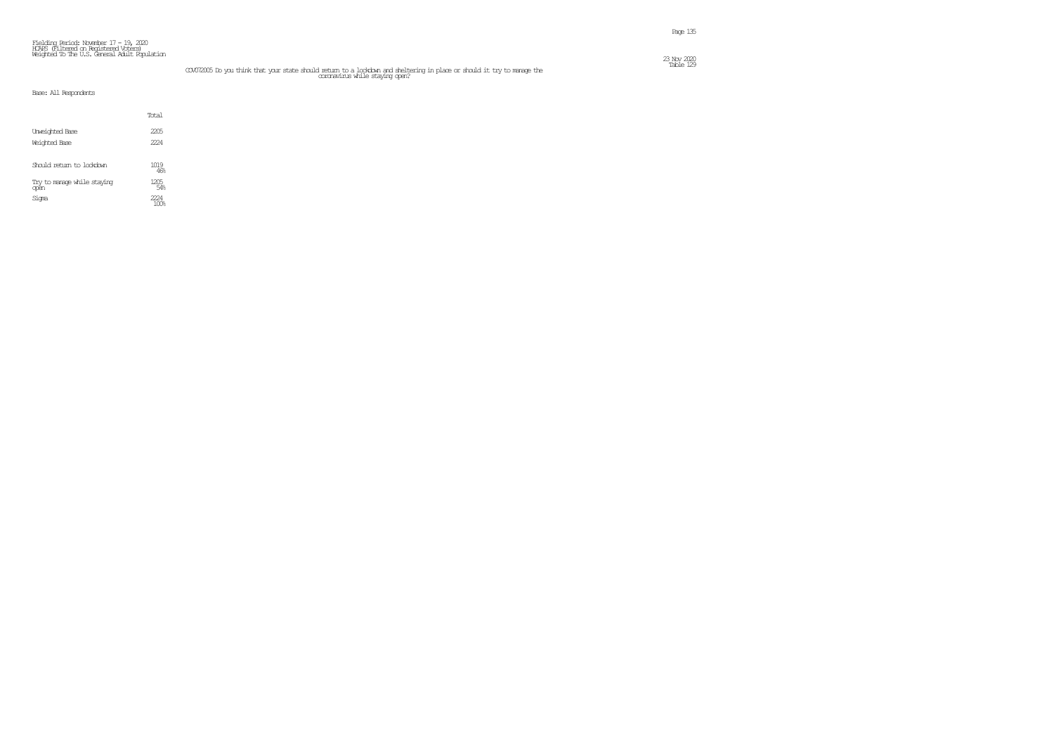Fielding Period: November 17 - 19, 2020
HCAPS (Filtered on Registered Voters)
Weighted To The U.S. General Adult Population

23 Nov 2020
Table 129

COV072005 Do you think that your state should return to a lockdown and sheltering in place or should it try to manage the coronavirus while staying open?

Base: All Respondents

| | Total |
|---|---|
| Unweighted Base | 2205 |
| Weighted Base | 2224 |
| Should return to lockdown | 1019<br>46% |
| Try to manage while staying open | 1205<br>54% |
| Sigma | 2224<br>100% |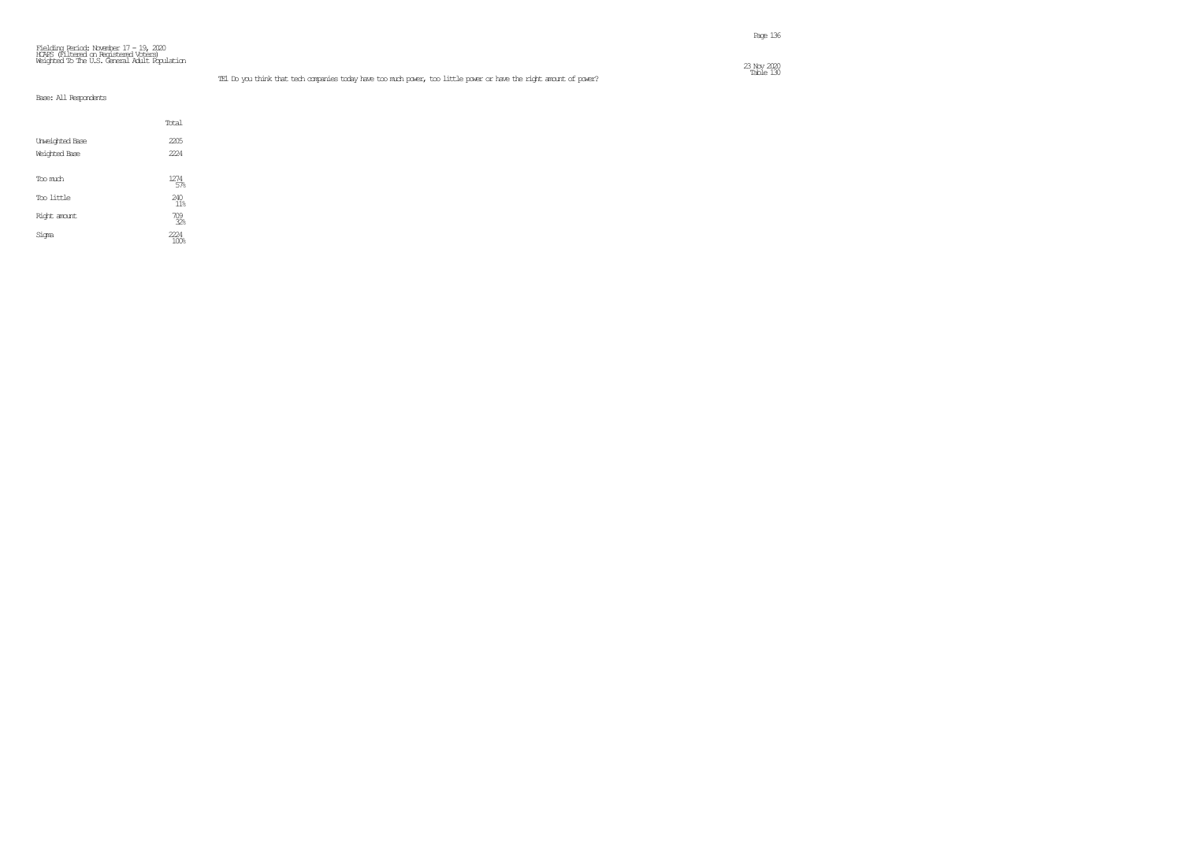Fielding Period: November 17 - 19, 2020
HCAPS (Filtered on Registered Voters)
Weighted To The U.S. General Adult Population

23 Nov 2020
Table 130

TE1 Do you think that tech companies today have too much power, too little power or have the right amount of power?

Base: All Respondents

| | Total |
|---|---|
| Unweighted Base | 2205 |
| Weighted Base | 2224 |
| Too much | 1274<br>57% |
| Too little | 240<br>11% |
| Right amount | 709<br>32% |
| Sigma | 2224<br>100% |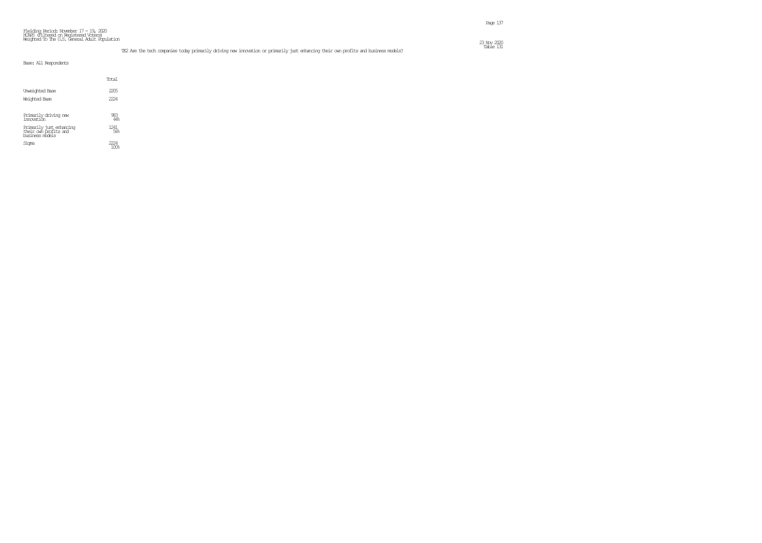Fielding Period: November 17 - 19, 2020
HCAPS (Filtered on Registered Voters)
Weighted To The U.S. General Adult Population

23 Nov 2020
Table 131

TE2 Are the tech companies today primarily driving new innovation or primarily just enhancing their own profits and business models?

Base: All Respondents

| | Total |
|---|---|
| Unweighted Base | 2205 |
| Weighted Base | 2224 |
| Primarily driving new innovation | 983 44% |
| Primarily just enhancing their own profits and business models | 1241 56% |
| Sigma | 2224 100% |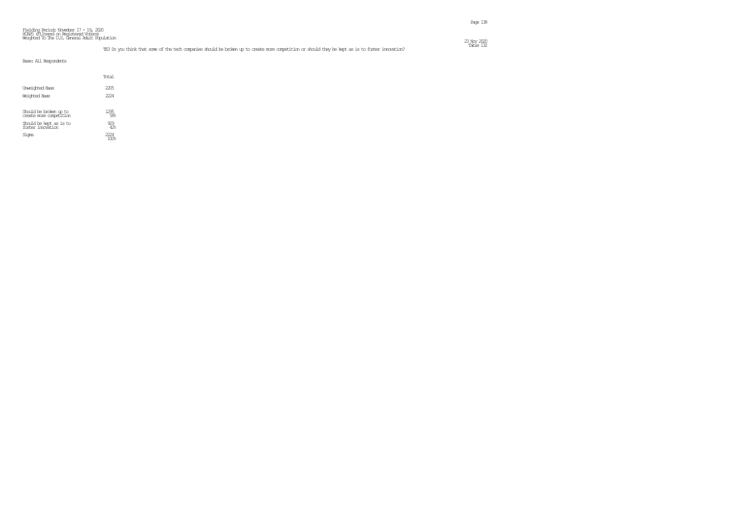Fielding Period: November 17 - 19, 2020
HCAPS (Filtered on Registered Voters)
Weighted To The U.S. General Adult Population

Table 132

TE3 Do you think that some of the tech companies should be broken up to create more competition or should they be kept as is to foster innovation?

Base: All Respondents

| | Total |
|---|---|
| Unweighted Base | 2205 |
| Weighted Base | 2224 |
| Should be broken up to create more competition | 1295<br>58% |
| Should be kept as is to foster innovation | 929<br>42% |
| Sigma | 2224<br>100% |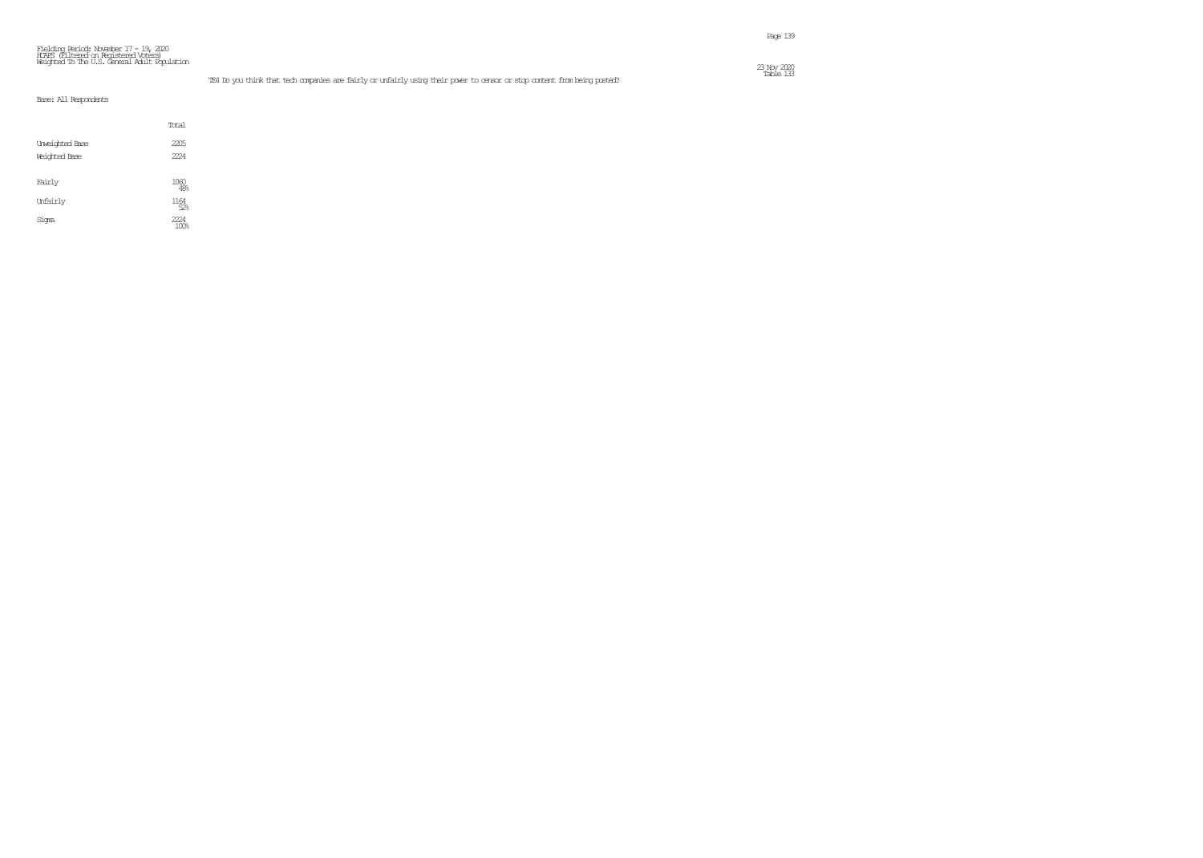Fielding Period: November 17 - 19, 2020
HCAPS (Filtered on Registered Voters)
Weighted To The U.S. General Adult Population

23 Nov 2020
Table 133

TE4 Do you think that tech companies are fairly or unfairly using their power to censor or stop content from being posted?

Base: All Respondents

| | Total |
|---|---|
| Unweighted Base | 2205 |
| Weighted Base | 2224 |
| Fairly | 1060 |
| | 48% |
| Unfairly | 1164 |
| | 52% |
| Sigma | 2224 |
| | 100% |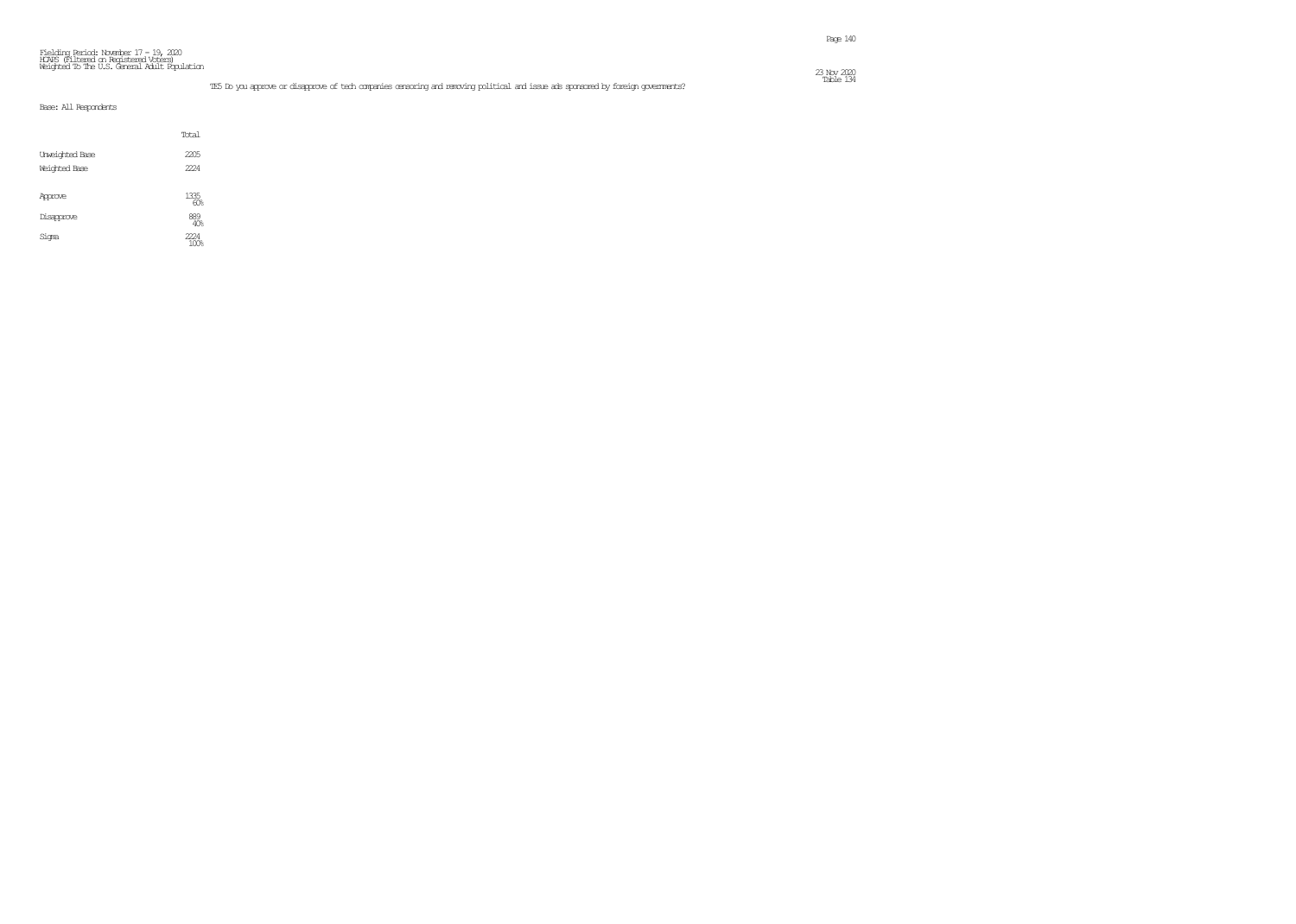Fielding Period: November 17 - 19, 2020
HCAPS (Filtered on Registered Voters)
Weighted To The U.S. General Adult Population

23 Nov 2020
Table 134

TE5 Do you approve or disapprove of tech companies censoring and removing political and issue ads sponsored by foreign governments?

Base: All Respondents

| | Total |
|---|---|
| Unweighted Base | 2205 |
| Weighted Base | 2224 |
| Approve | 1335<br>60% |
| Disapprove | 889<br>40% |
| Sigma | 2224<br>100% |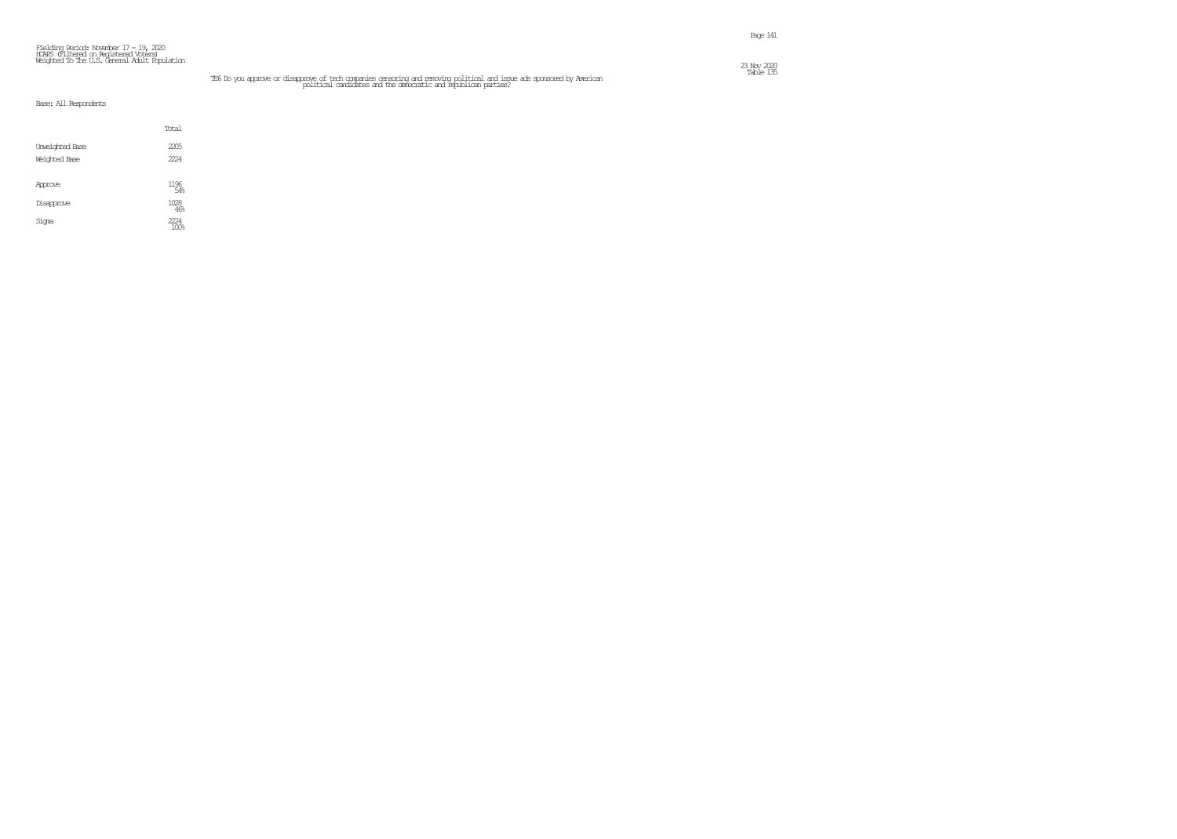Fielding Period: November 17 - 19, 2020
HCAPS (Filtered on Registered Voters)
Weighted To The U.S. General Adult Population

Table 135

T56 Do you approve or disapprove of tech companies censoring and removing political and issue ads sponsored by American political candidates and the democratic and republican parties?

Base: All Respondents

| | Total |
|---|---|
| Unweighted Base | 2205 |
| Weighted Base | 2224 |
| Approve | 1196<br>54% |
| Disapprove | 1028<br>46% |
| Sigma | 2224<br>100% |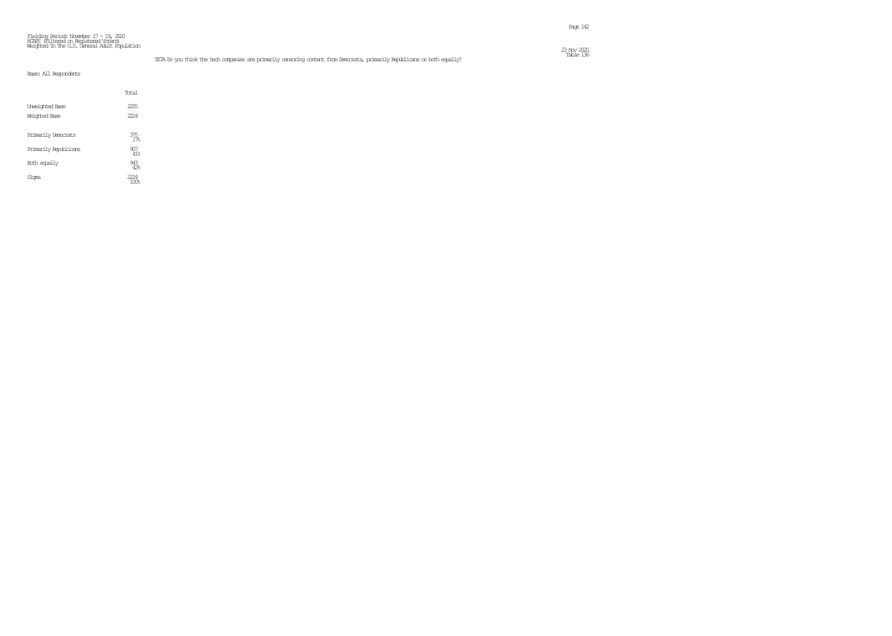Fielding Period: November 17 - 19, 2020
HCAPS (Filtered on Registered Voters)
Weighted To The U.S. General Adult Population

23 Nov 2020
Table 136

TE7A Do you think the tech companies are primarily censoring content from Democrats, primarily Republicans or both equally?

Base: All Respondents

| | Total |
|---|---|
| Unweighted Base | 2205 |
| Weighted Base | 2224 |
| Primarily Democrats | 375<br>17% |
| Primarily Republicans | 907<br>41% |
| Both equally | 943<br>42% |
| Sigma | 2224<br>100% |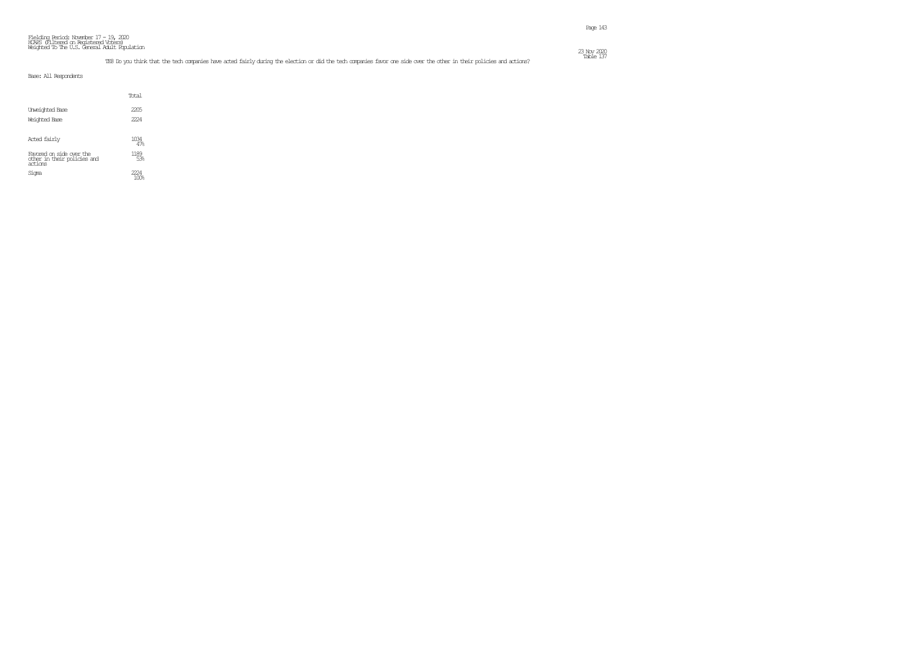Fielding Period: November 17 - 19, 2020
HCAPS (Filtered on Registered Voters)
Weighted To The U.S. General Adult Population

23 Nov 2020
Table 137

TE8 Do you think that the tech companies have acted fairly during the election or did the tech companies favor one side over the other in their policies and actions?

Base: All Respondents

| | Total |
|---|---|
| Unweighted Base | 2205 |
| Weighted Base | 2224 |
| Acted fairly | 1034<br>47% |
| Favored on side over the other in their policies and actions | 1189<br>53% |
| Sigma | 2224<br>100% |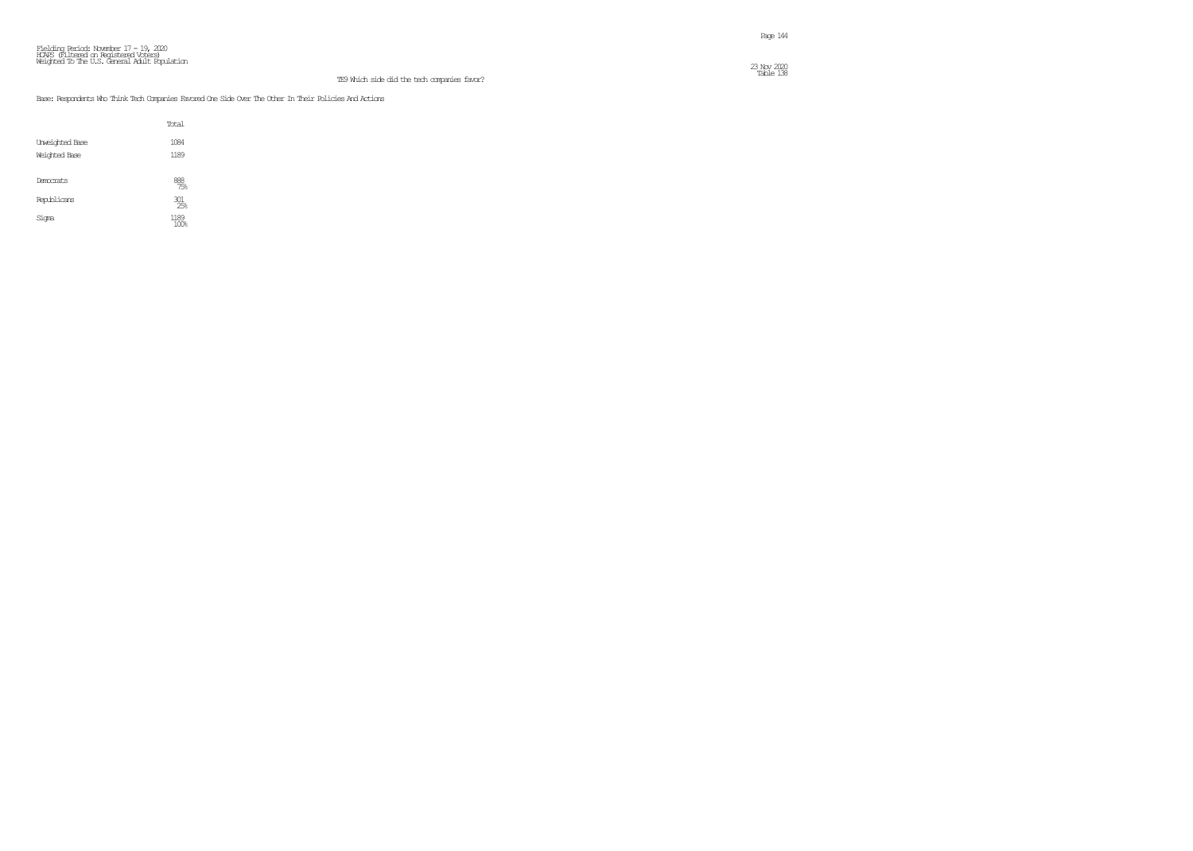Fielding Period: November 17 - 19, 2020
HCAPS (Filtered on Registered Voters)
Weighted To The U.S. General Adult Population

23 Nov 2020
Table 138

TE9 Which side did the tech companies favor?

Base: Respondents Who Think Tech Companies Favored One Side Over The Other In Their Policies And Actions

| | Total |
|---|---|
| Unweighted Base | 1084 |
| Weighted Base | 1189 |
| Democrats | 888<br>75% |
| Republicans | 301<br>25% |
| Sigma | 1189<br>100% |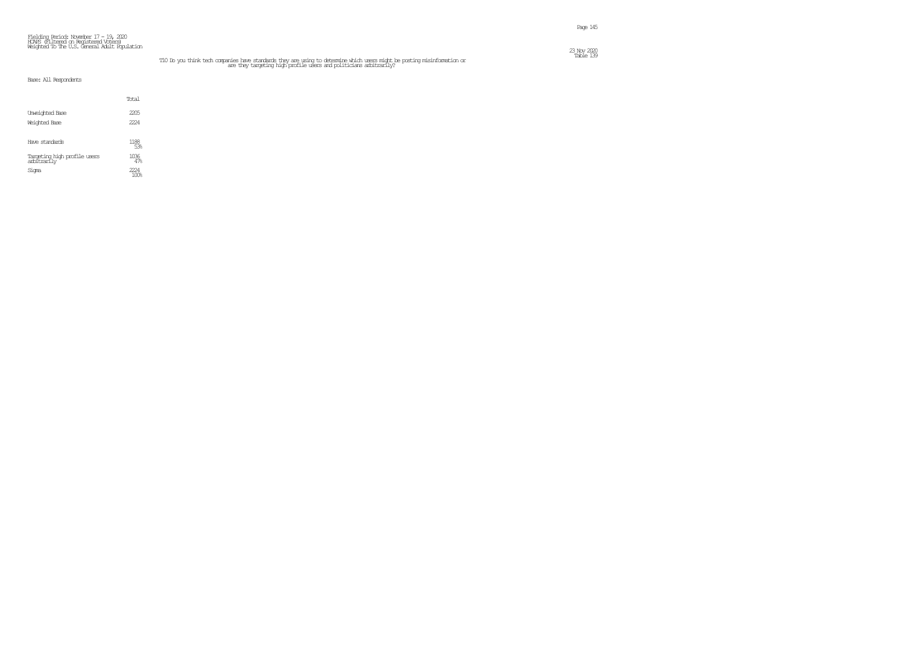Fielding Period: November 17 - 19, 2020
HCAPS (Filtered on Registered Voters)
Weighted To The U.S. General Adult Population

23 Nov 2020
Table 139

T10 Do you think tech companies have standards they are using to determine which users might be posting misinformation or are they targeting high profile users and politicians arbitrarily?

Base: All Respondents

| | Total |
|---|---|
| Unweighted Base | 2205 |
| Weighted Base | 2224 |
| Have standards | 1188<br>53% |
| Targeting high profile users arbitrarily | 1036<br>47% |
| Sigma | 2224<br>100% |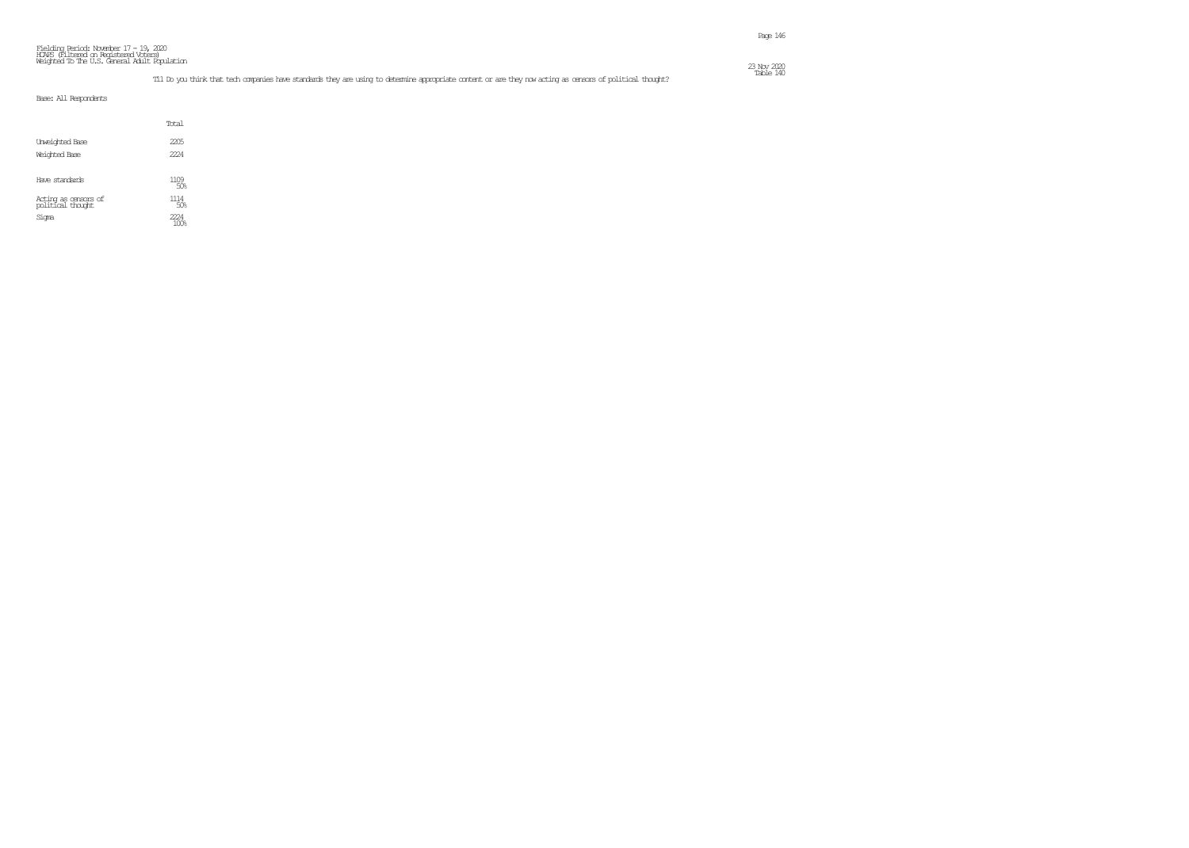Fielding Period: November 17 - 19, 2020
HCAPS (Filtered on Registered Voters)
Weighted To The U.S. General Adult Population

Table 140

T11 Do you think that tech companies have standards they are using to determine appropriate content or are they now acting as censors of political thought?

Base: All Respondents

| | Total |
|---|---|
| Unweighted Base | 2205 |
| Weighted Base | 2224 |
| Have standards | 1109 |
| | 50% |
| Acting as censors of political thought | 1114 |
| | 50% |
| Sigma | 2224 |
| | 100% |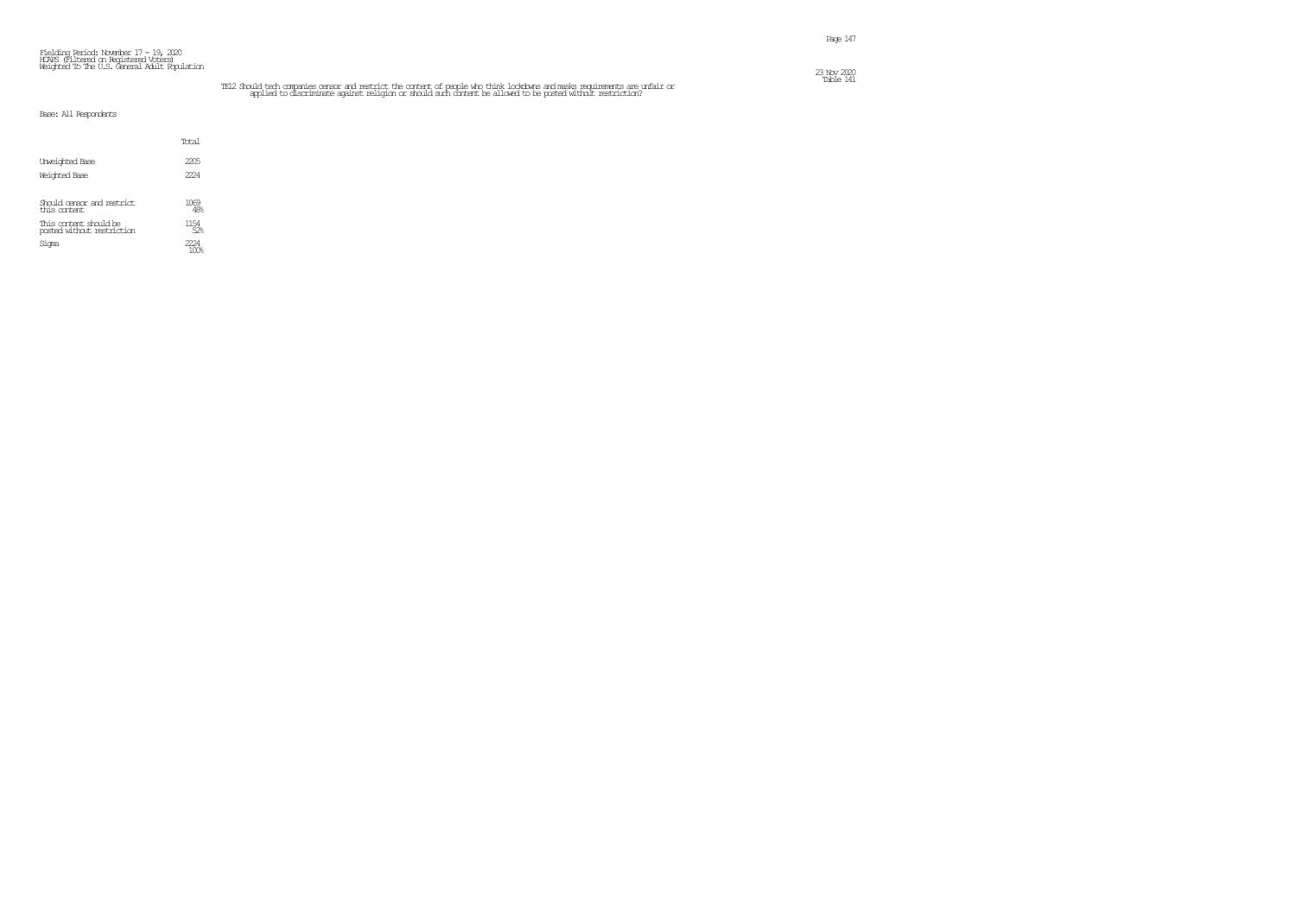Fielding Period: November 17 - 19, 2020
HCAPS (Filtered on Registered Voters)
Weighted To The U.S. General Adult Population

23 Nov 2020
Table 141

TE12 Should tech companies censor and restrict the content of people who think lockdowns and masks requirements are unfair or applied to discriminate against religion or should such content be allowed to be posted without restriction?

Base: All Respondents

| | Total |
|---|---|
| Unweighted Base | 2205 |
| Weighted Base | 2224 |
| Should censor and restrict this content | 1069<br>48% |
| This content should be posted without restriction | 1154<br>52% |
| Sigma | 2224<br>100% |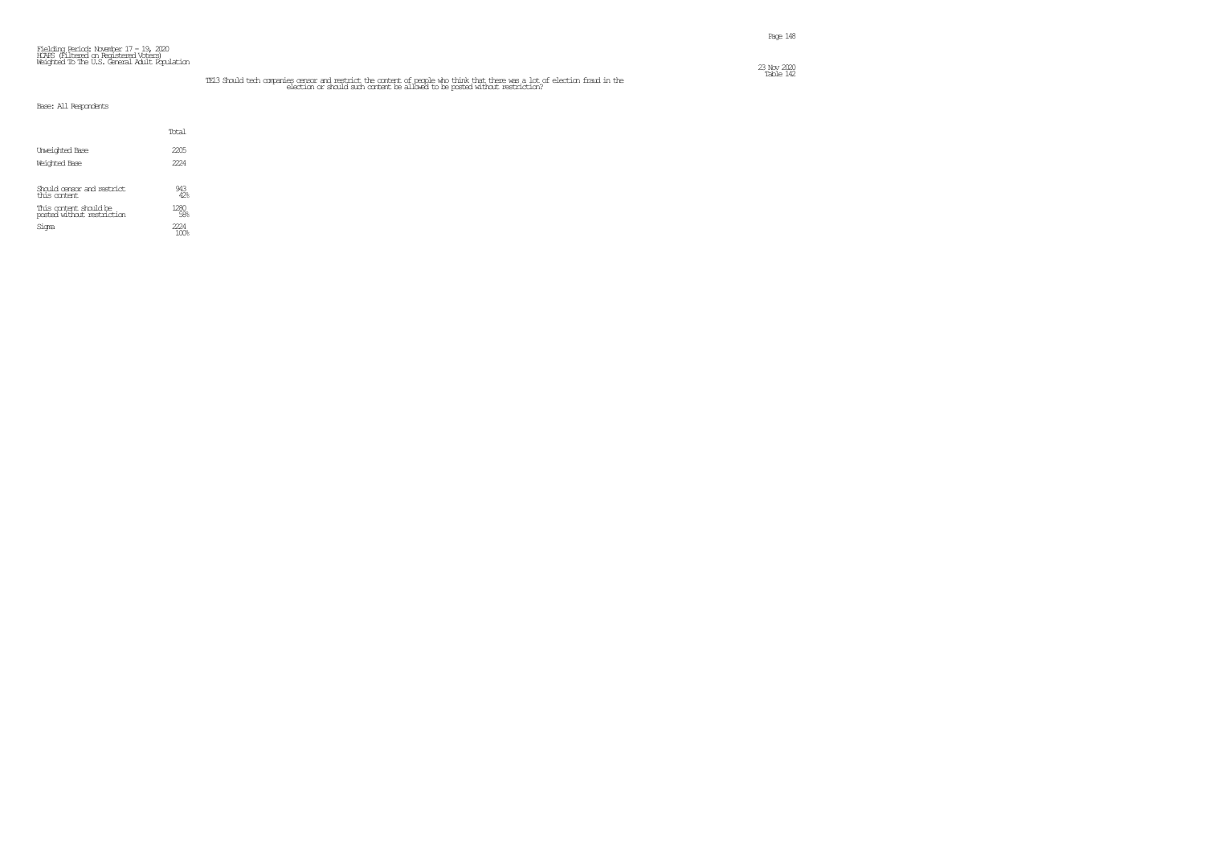Fielding Period: November 17 - 19, 2020
HCAPS (Filtered on Registered Voters)
Weighted To The U.S. General Adult Population

23 Nov 2020
Table 142

TE13 Should tech companies censor and restrict the content of people who think that there was a lot of election fraud in the election or should such content be allowed to be posted without restriction?

Base: All Respondents

| | Total |
|---|---|
| Unweighted Base | 2205 |
| Weighted Base | 2224 |
| Should censor and restrict this content | 943<br>42% |
| This content should be posted without restriction | 1280<br>58% |
| Sigma | 2224<br>100% |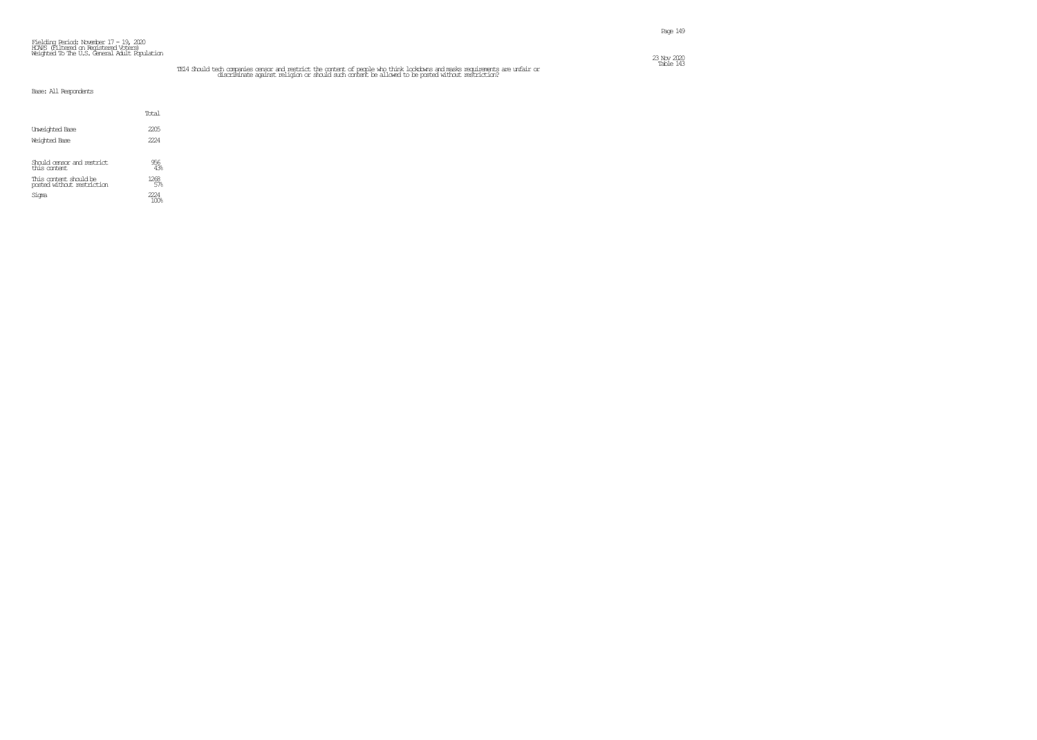Fielding Period: November 17 - 19, 2020
HCAPS (Filtered on Registered Voters)
Weighted To The U.S. General Adult Population

23 Nov 2020
Table 143

TE14 Should tech companies censor and restrict the content of people who think lockdowns and masks requirements are unfair or discriminate against religion or should such content be allowed to be posted without restriction?

Base: All Respondents

| | Total |
|---|---|
| Unweighted Base | 2205 |
| Weighted Base | 2224 |
| Should censor and restrict this content | 956<br>43% |
| This content should be posted without restriction | 1268<br>57% |
| Sigma | 2224<br>100% |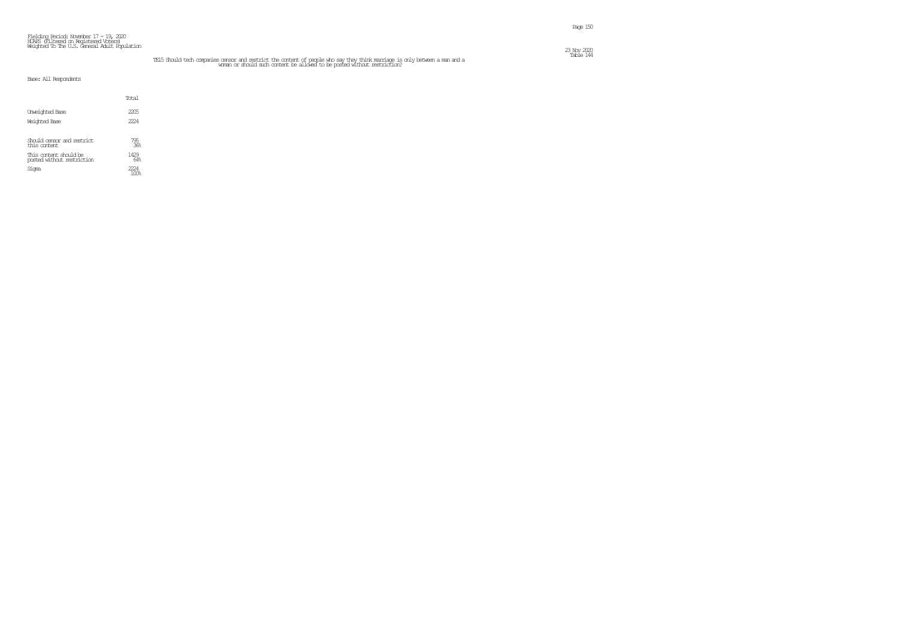Fielding Period: November 17 - 19, 2020
HCAPS (Filtered on Registered Voters)
Weighted To The U.S. General Adult Population

23 Nov 2020
Table 144

TE15 Should tech companies censor and restrict the content of people who say they think marriage is only between a man and a woman or should such content be allowed to be posted without restriction?

Base: All Respondents

| | Total |
|---|---|
| Unweighted Base | 2205 |
| Weighted Base | 2224 |
| Should censor and restrict this content | 795<br>36% |
| This content should be posted without restriction | 1429<br>64% |
| Sigma | 2224<br>100% |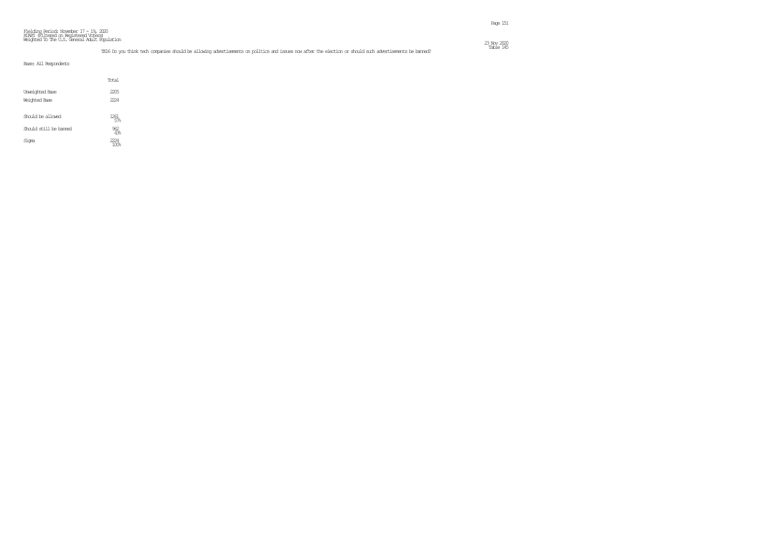Fielding Period: November 17 - 19, 2020
HCAPS (Filtered on Registered Voters)
Weighted To The U.S. General Adult Population

Table 145

TE16 Do you think tech companies should be allowing advertisements on politics and issues now after the election or should such advertisements be banned?

Base: All Respondents

| | Total |
|---|---|
| Unweighted Base | 2205 |
| Weighted Base | 2224 |
| Should be allowed | 1261<br>57% |
| Should still be banned | 962<br>43% |
| Sigma | 2224<br>100% |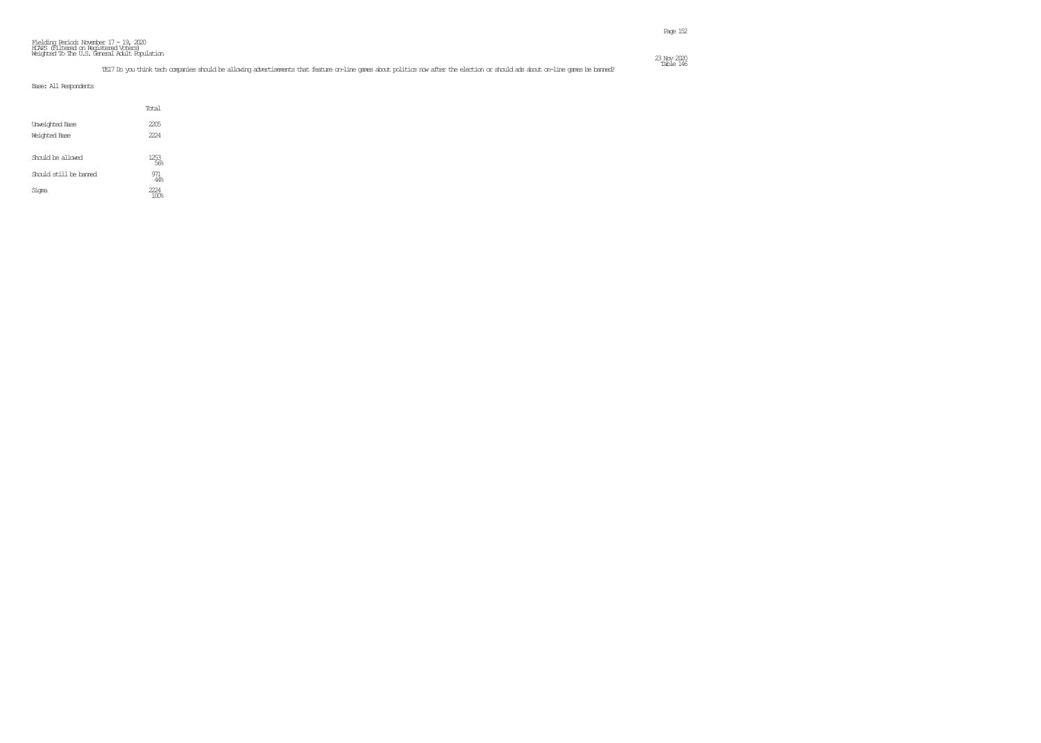Fielding Period: November 17 - 19, 2020
HCAPS (Filtered on Registered Voters)
Weighted To The U.S. General Adult Population

23 Nov 2020
Table 146

TE17 Do you think tech companies should be allowing advertisements that feature on-line games about politics now after the election or should ads about on-line games be banned?

Base: All Respondents

| | Total |
|---|---|
| Unweighted Base | 2205 |
| Weighted Base | 2224 |
| Should be allowed | 1253<br>56% |
| Should still be banned | 971<br>44% |
| Sigma | 2224<br>100% |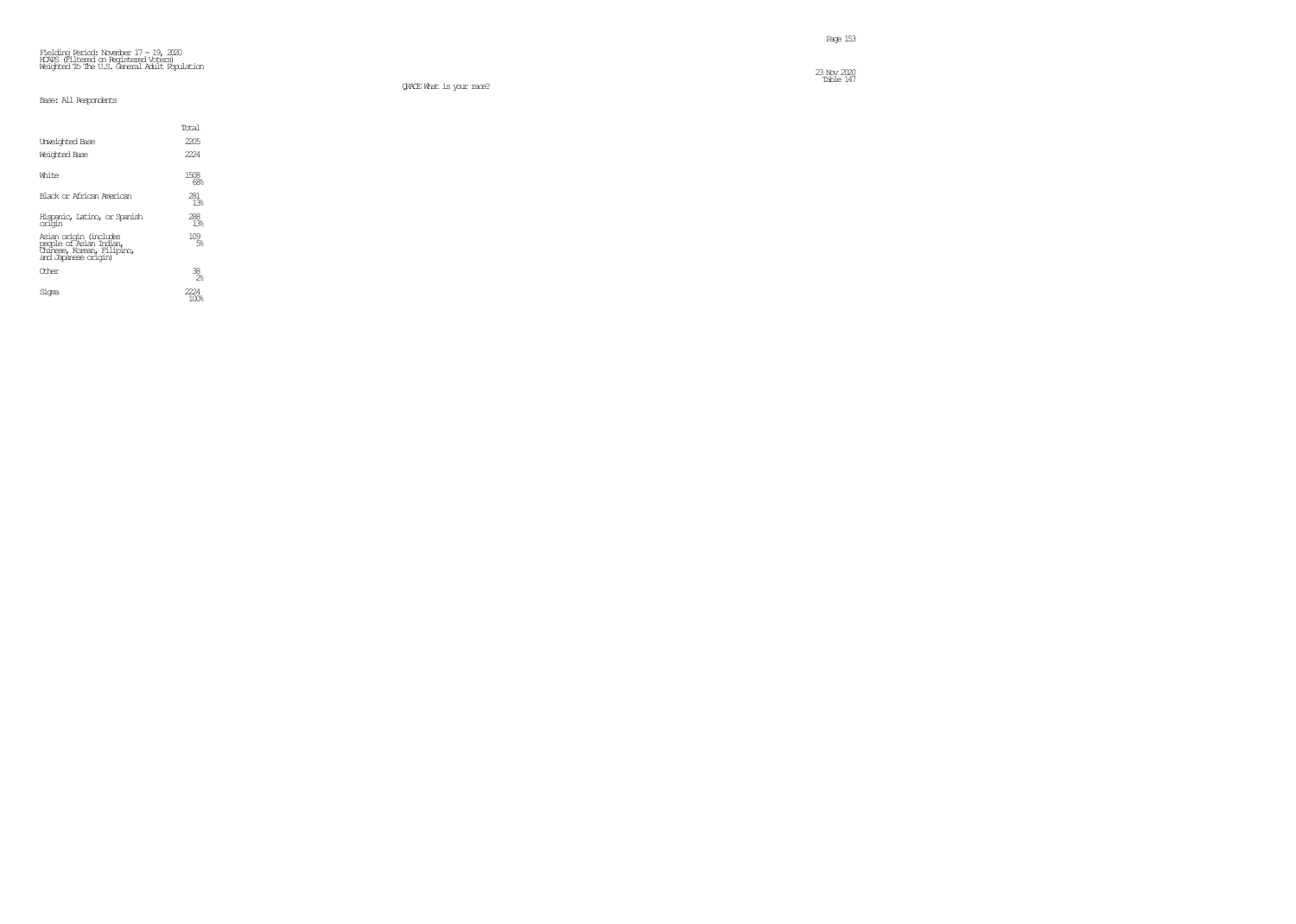Fielding Period: November 17 - 19, 2020
HCAPS (Filtered on Registered Voters)
Weighted To The U.S. General Adult Population

23 Nov 2020
Table 147

QRACE What is your race?

Base: All Respondents

| | Total |
|---|---|
| Unweighted Base | 2205 |
| Weighted Base | 2224 |
| White | 1508<br>68% |
| Black or African American | 281<br>13% |
| Hispanic, Latino, or Spanish origin | 288<br>13% |
| Asian origin (includes people of Asian Indian, Chinese, Korean, Filipino, and Japanese origin) | 109<br>5% |
| Other | 38<br>2% |
| Sigma | 2224<br>100% |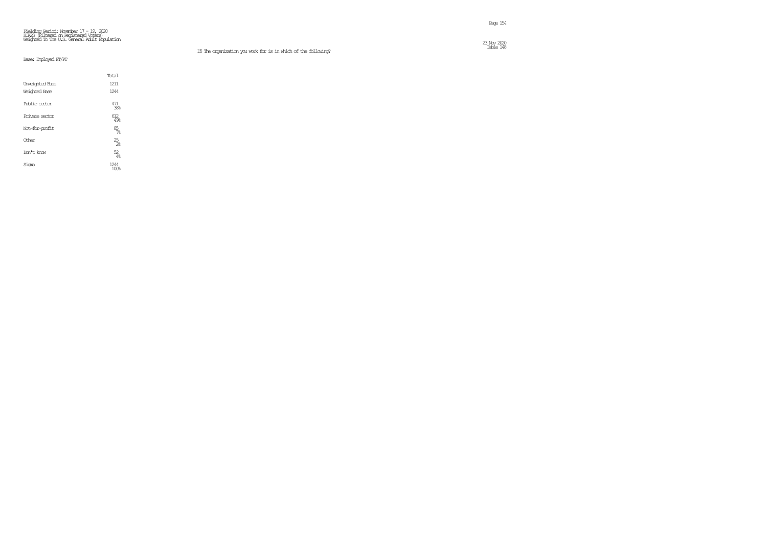Fielding Period: November 17 - 19, 2020
HCAPS (Filtered on Registered Voters)
Weighted To The U.S. General Adult Population

23 Nov 2020
Table 148

D5 The organization you work for is in which of the following?

Base: Employed FT/PT

| | Total |
|---|---|
| Unweighted Base | 1211 |
| Weighted Base | 1244 |
| Public sector | 471<br>38% |
| Private sector | 612<br>49% |
| Not-for-profit | 85<br>7% |
| Other | 25<br>2% |
| Don't know | 52<br>4% |
| Sigma | 1244<br>100% |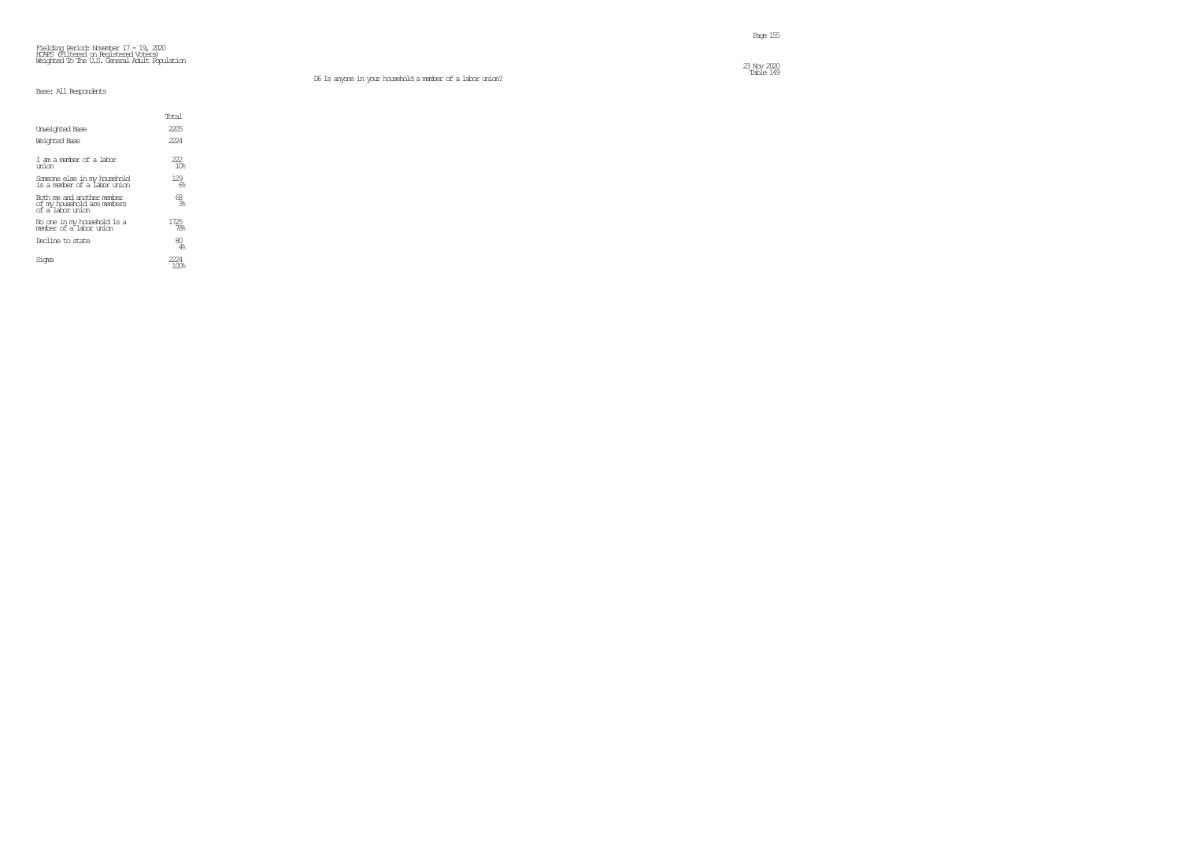Fielding Period: November 17 - 19, 2020
HCAPS (Filtered on Registered Voters)
Weighted To The U.S. General Adult Population

Table 149

## D6 Is anyone in your household a member of a labor union?

Base: All Respondents

| | Total |
|---|---|
| Unweighted Base | 2205 |
| Weighted Base | 2224 |
| I am a member of a labor union | 222<br>10% |
| Someone else in my household is a member of a labor union | 129<br>6% |
| Both me and another member of my household are members of a labor union | 68<br>3% |
| No one in my household is a member of a labor union | 1725<br>78% |
| Decline to state | 80<br>4% |
| Sigma | 2224<br>100% |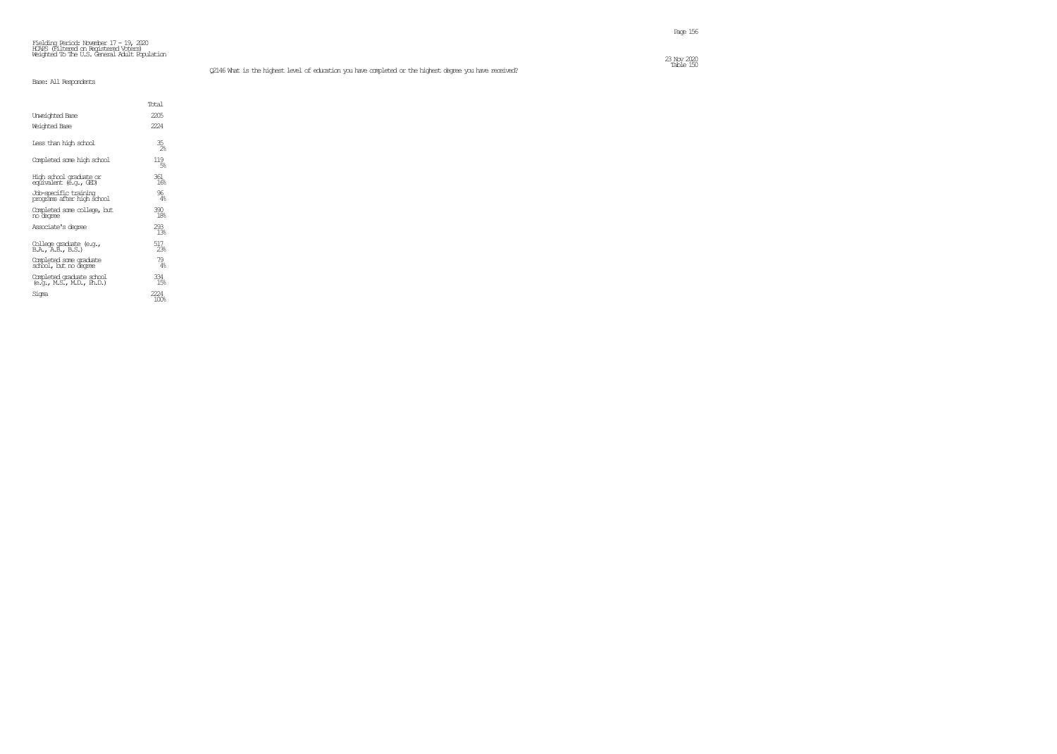Fielding Period: November 17 - 19, 2020
HCAPS (Filtered on Registered Voters)
Weighted To The U.S. General Adult Population

23 Nov 2020
Table 150

Q2146 What is the highest level of education you have completed or the highest degree you have received?

Base: All Respondents

| | Total |
|---|---|
| Unweighted Base | 2205 |
| Weighted Base | 2224 |
| Less than high school | 35<br>2% |
| Completed some high school | 119<br>5% |
| High school graduate or equivalent (e.g., GED) | 361<br>16% |
| Job-specific training programs after high school | 96<br>4% |
| Completed some college, but no degree | 390<br>18% |
| Associate's degree | 293<br>13% |
| College graduate (e.g., B.A., A.B., B.S.) | 517<br>23% |
| Completed some graduate school, but no degree | 79<br>4% |
| Completed graduate school (e.g., M.S., M.D., Ph.D.) | 334<br>15% |
| Sigma | 2224<br>100% |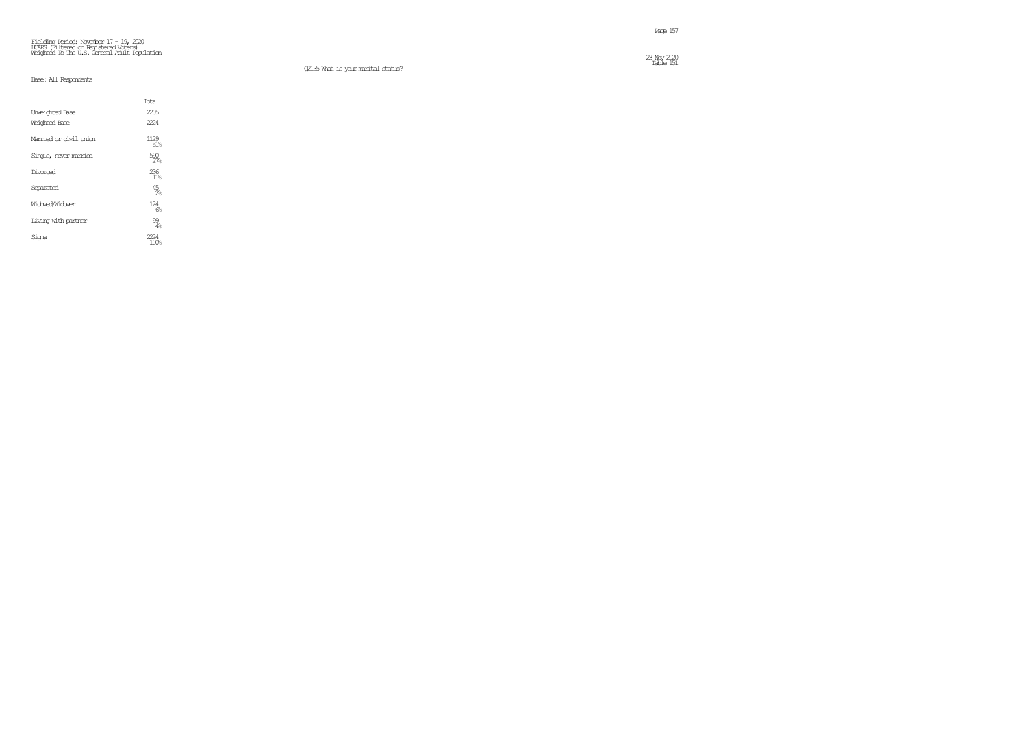Fielding Period: November 17 - 19, 2020
HCAPS (Filtered on Registered Voters)
Weighted To The U.S. General Adult Population

23 Nov 2020
Table 151

Q2135 What is your marital status?

Base: All Respondents

| | Total |
|---|---|
| Unweighted Base | 2205 |
| Weighted Base | 2224 |
| Married or civil union | 1129 |
| | 51% |
| Single, never married | 590 |
| | 27% |
| Divorced | 236 |
| | 11% |
| Separated | 45 |
| | 2% |
| Widowed/Widower | 124 |
| | 6% |
| Living with partner | 99 |
| | 4% |
| Sigma | 2224 |
| | 100% |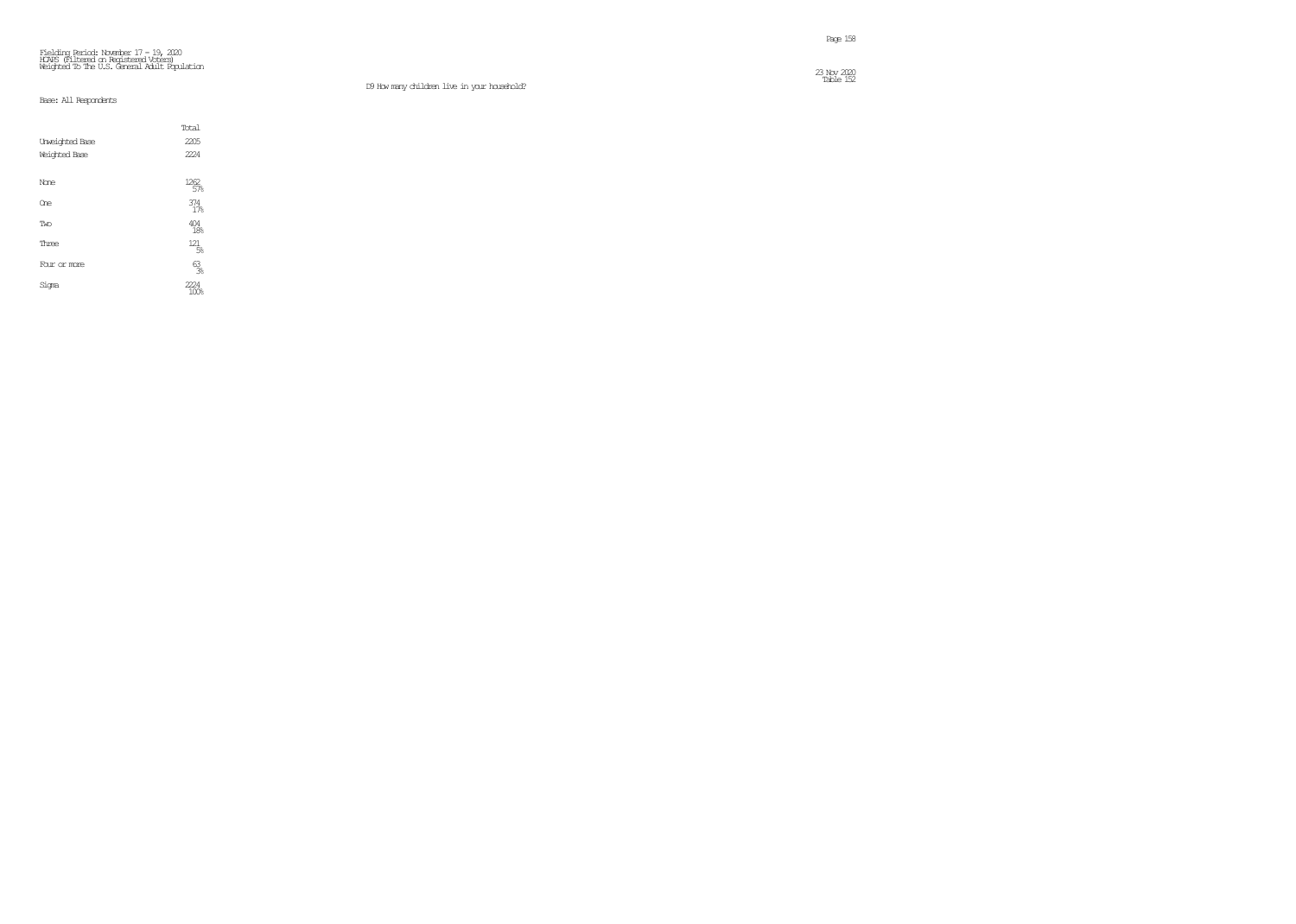Fielding Period: November 17 - 19, 2020
HCAPS (Filtered on Registered Voters)
Weighted To The U.S. General Adult Population

23 Nov 2020
Table 152

D9 How many children live in your household?

Base: All Respondents

| | Total |
|---|---|
| Unweighted Base | 2205 |
| Weighted Base | 2224 |
| None | 1262 |
| | 57% |
| One | 374 |
| | 17% |
| Two | 404 |
| | 18% |
| Three | 121 |
| | 5% |
| Four or more | 63 |
| | 3% |
| Sigma | 2224 |
| | 100% |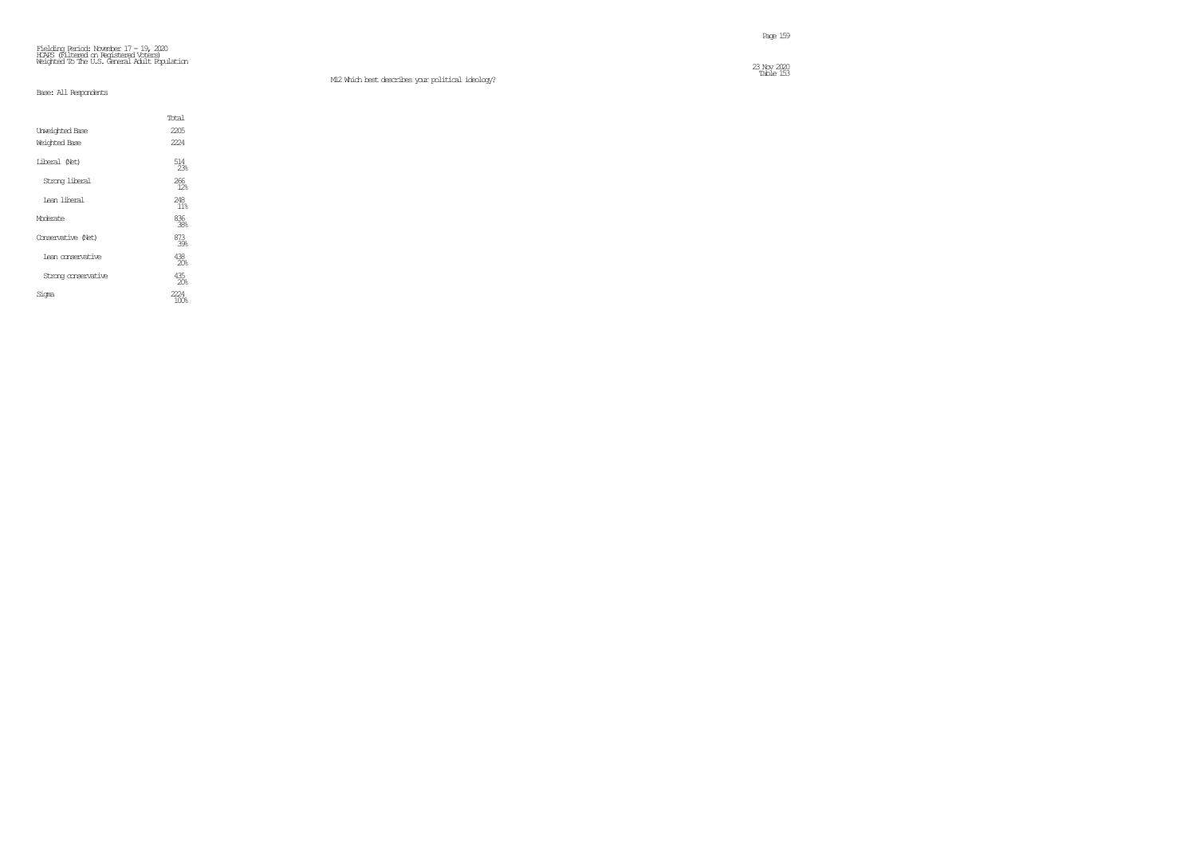Fielding Period: November 17 - 19, 2020
HCAPS (Filtered on Registered Voters)
Weighted To The U.S. General Adult Population

23 Nov 2020
Table 153

M12 Which best describes your political ideology?

Base: All Respondents

| | Total |
|---|---|
| Unweighted Base | 2205 |
| Weighted Base | 2224 |
| Liberal (Net) | 514<br>23% |
| Strong liberal | 266<br>12% |
| Lean liberal | 248<br>11% |
| Moderate | 836<br>38% |
| Conservative (Net) | 873<br>39% |
| Lean conservative | 438<br>20% |
| Strong conservative | 435<br>20% |
| Sigma | 2224<br>100% |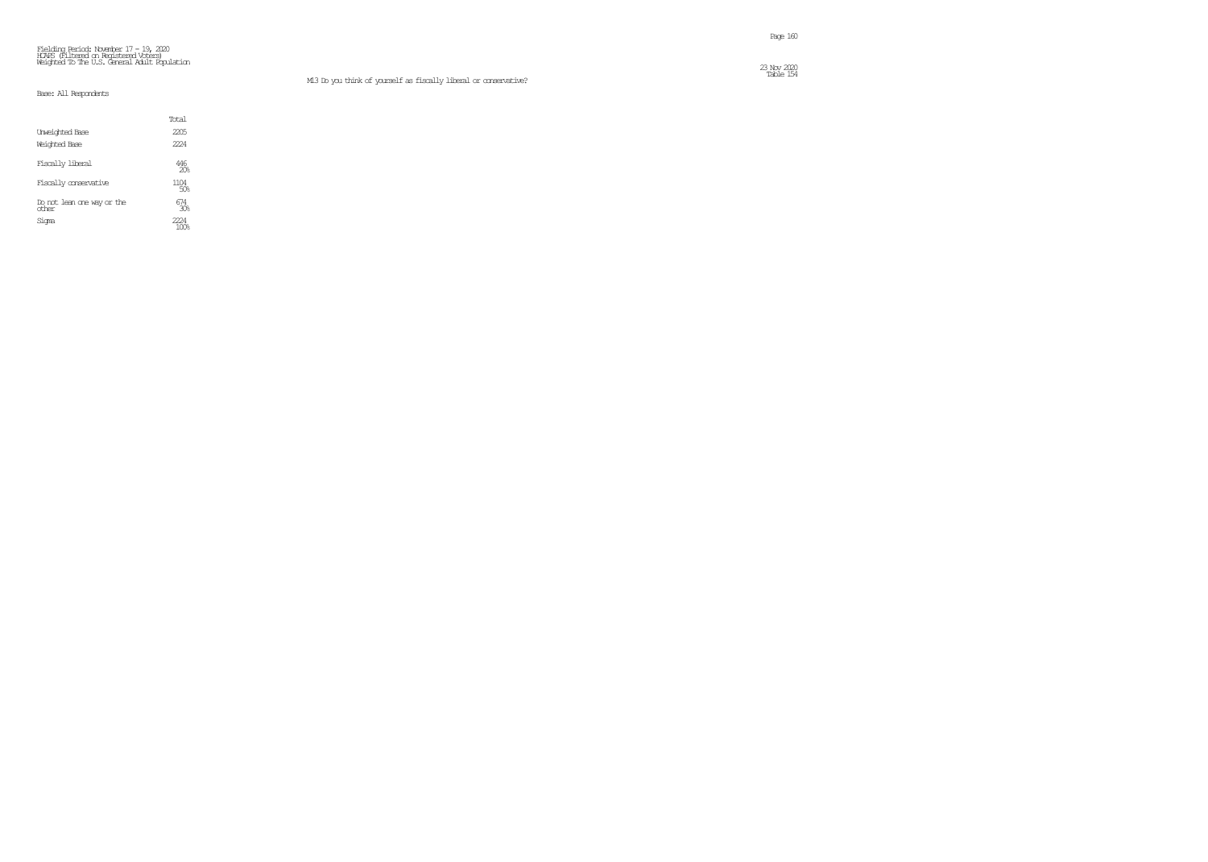Fielding Period: November 17 - 19, 2020
HCAPS (Filtered on Registered Voters)
Weighted To The U.S. General Adult Population

23 Nov 2020
Table 154

M13 Do you think of yourself as fiscally liberal or conservative?

Base: All Respondents

| | Total |
|---|---|
| Unweighted Base | 2205 |
| Weighted Base | 2224 |
| Fiscally liberal | 446<br>20% |
| Fiscally conservative | 1104<br>50% |
| Do not lean one way or the other | 674<br>30% |
| Sigma | 2224<br>100% |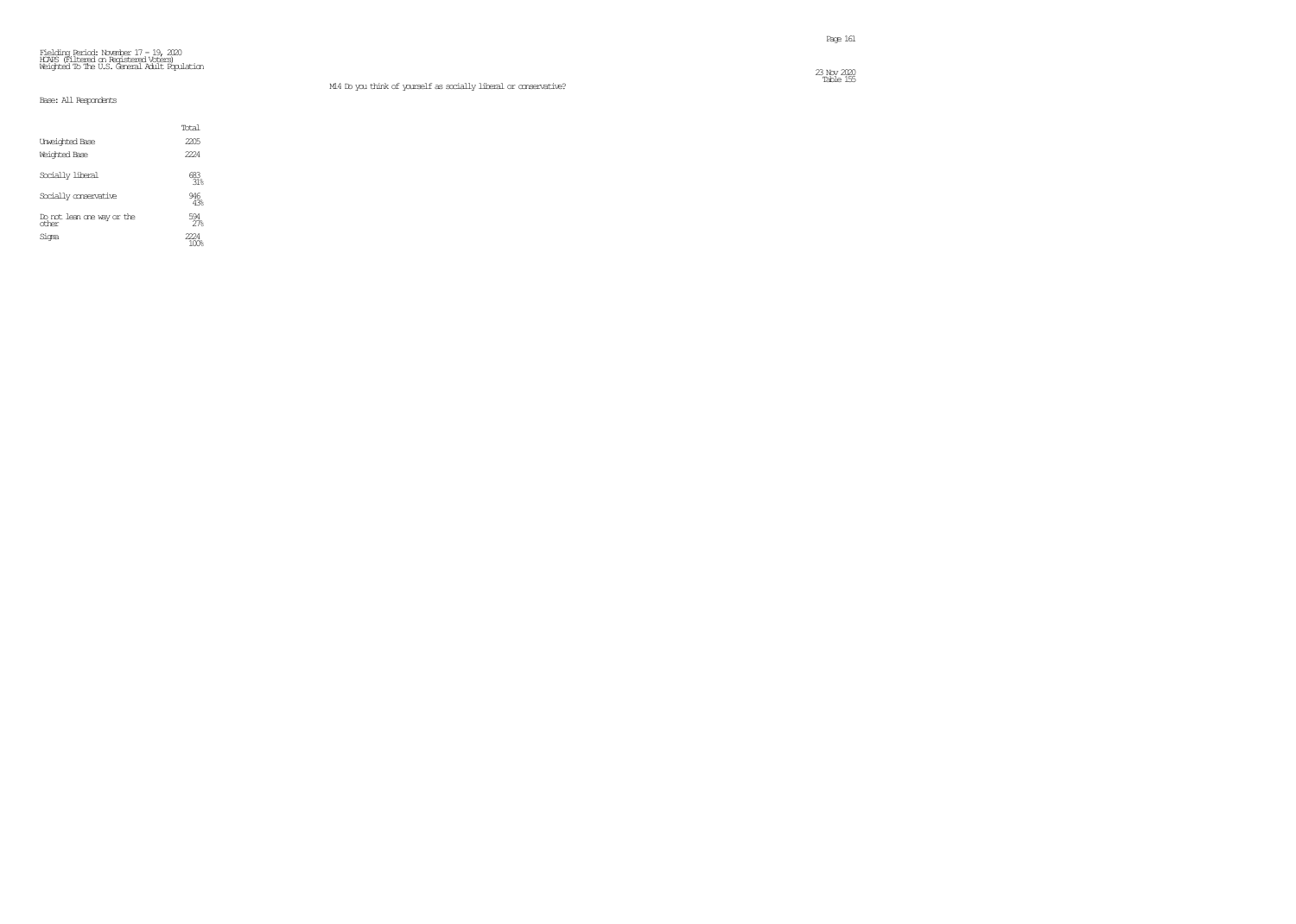Fielding Period: November 17 - 19, 2020
HCAPS (Filtered on Registered Voters)
Weighted To The U.S. General Adult Population

23 Nov 2020
Table 155

M14 Do you think of yourself as socially liberal or conservative?

Base: All Respondents

| | Total |
|---|---|
| Unweighted Base | 2205 |
| Weighted Base | 2224 |
| Socially liberal | 683<br>31% |
| Socially conservative | 946<br>43% |
| Do not lean one way or the other | 594<br>27% |
| Sigma | 2224<br>100% |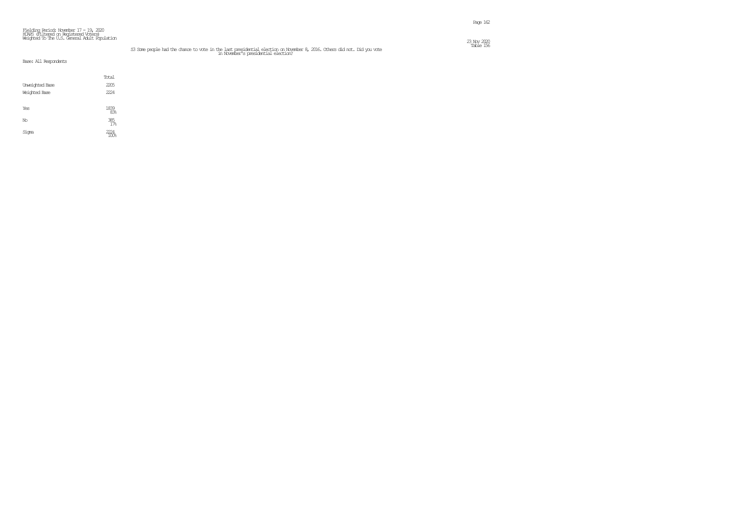Fielding Period: November 17 - 19, 2020
HCAPS (Filtered on Registered Voters)
Weighted To The U.S. General Adult Population

23 Nov 2020
Table 156

S3 Some people had the chance to vote in the last presidential election on November 8, 2016. Others did not. Did you vote in November's presidential election?

Base: All Respondents

| | Total |
|---|---|
| Unweighted Base | 2205 |
| Weighted Base | 2224 |
| Yes | 1839<br>83% |
| No | 385<br>17% |
| Sigma | 2224<br>100% |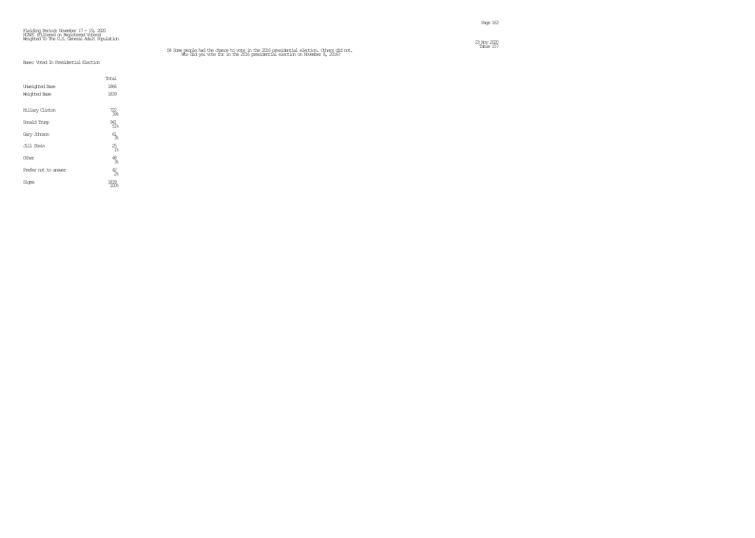Fielding Period: November 17 - 19, 2020
HCAPS (Filtered on Registered Voters)
Weighted To The U.S. General Adult Population

Table 157

S4 Some people had the chance to vote in the 2016 presidential election. Others did not.
Who did you vote for in the 2016 presidential election on November 8, 2016?

Base: Voted In Presidential Election

| | Total |
|---|---|
| Unweighted Base | 1866 |
| Weighted Base | 1839 |
| Hillary Clinton | 722<br>39% |
| Donald Trump | 941<br>51% |
| Gary Johnson | 61<br>3% |
| Jill Stein | 25<br>1% |
| Other | 48<br>3% |
| Prefer not to answer | 42<br>2% |
| Sigma | 1839<br>100% |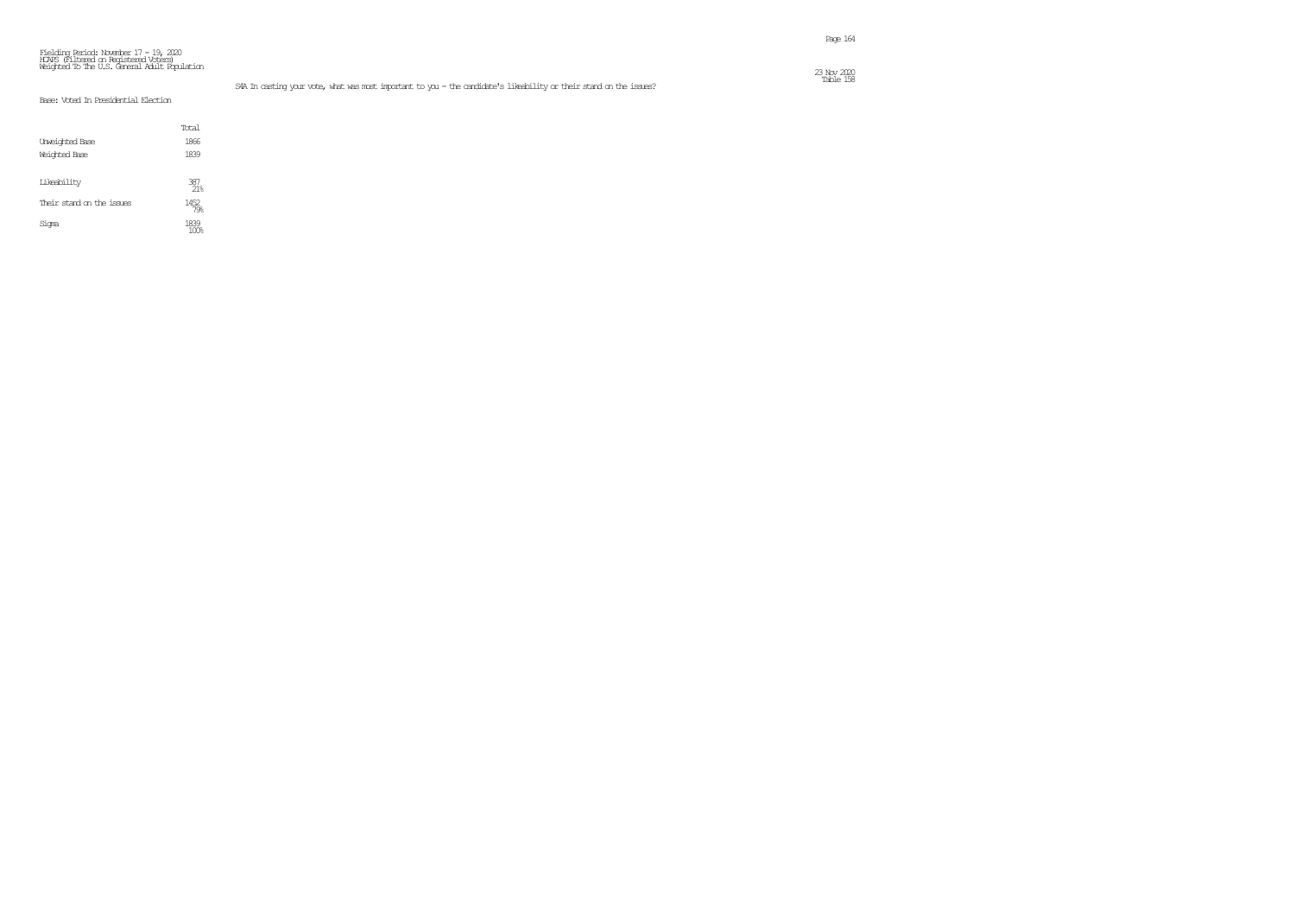Fielding Period: November 17 - 19, 2020
HCAPS (Filtered on Registered Voters)
Weighted To The U.S. General Adult Population

23 Nov 2020
Table 158

S4A In casting your vote, what was most important to you - the candidate's likeability or their stand on the issues?

Base: Voted In Presidential Election

| | Total |
|---|---|
| Unweighted Base | 1866 |
| Weighted Base | 1839 |
| Likeability | 387<br>21% |
| Their stand on the issues | 1452<br>79% |
| Sigma | 1839<br>100% |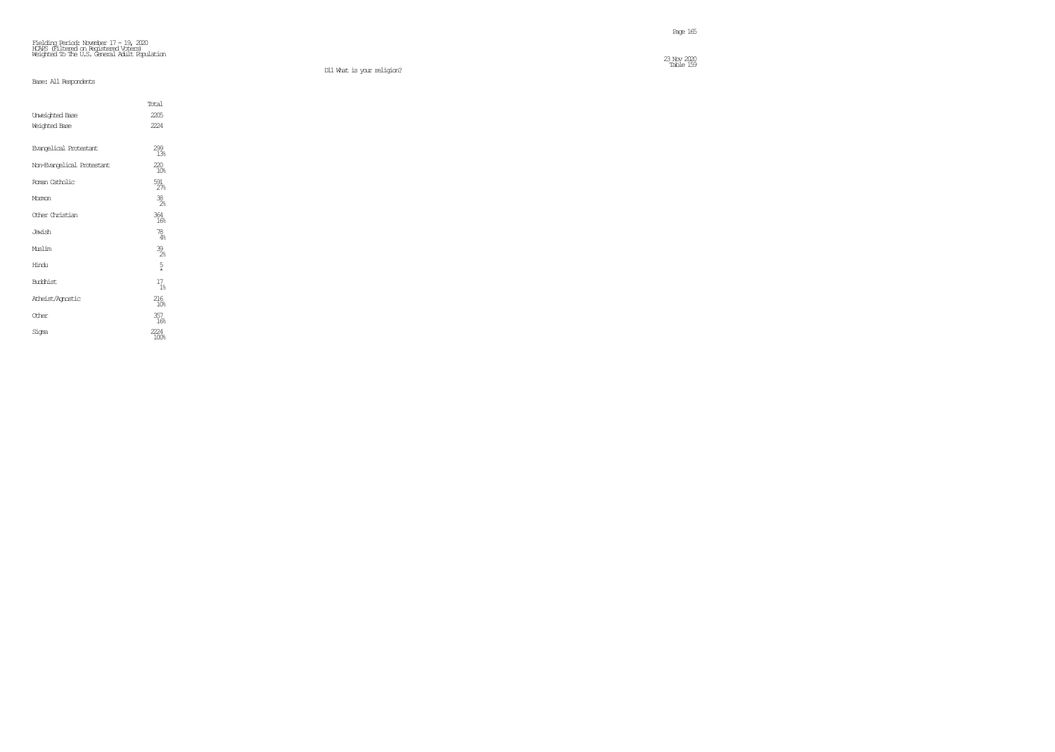Fielding Period: November 17 - 19, 2020
HCAPS (Filtered on Registered Voters)
Weighted To The U.S. General Adult Population

23 Nov 2020
Table 159

D11 What is your religion?

Base: All Respondents

| | Total |
|---|---|
| Unweighted Base | 2205 |
| Weighted Base | 2224 |
| Evangelical Protestant | 299 |
| | 13% |
| Non-Evangelical Protestant | 220 |
| | 10% |
| Roman Catholic | 591 |
| | 27% |
| Mormon | 38 |
| | 2% |
| Other Christian | 364 |
| | 16% |
| Jewish | 78 |
| | 4% |
| Muslim | 39 |
| | 2% |
| Hindu | 5 |
| | * |
| Buddhist | 17 |
| | 1% |
| Atheist/Agnostic | 216 |
| | 10% |
| Other | 357 |
| | 16% |
| Sigma | 2224 |
| | 100% |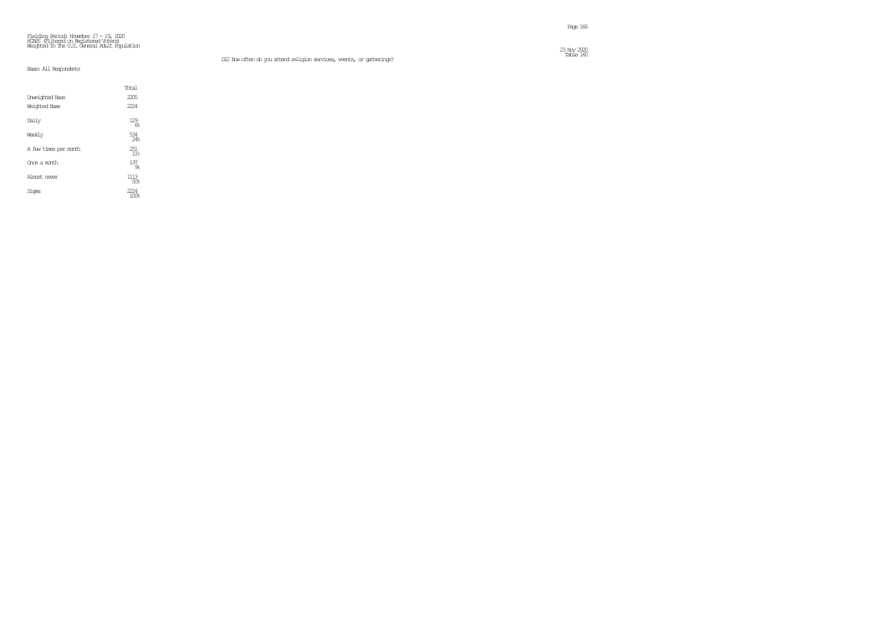Fielding Period: November 17 - 19, 2020
HCAPS (Filtered on Registered Voters)
Weighted To The U.S. General Adult Population

23 Nov 2020
Table 160

D12 How often do you attend religion services, events, or gatherings?

Base: All Respondents

| | Total |
|---|---|
| Unweighted Base | 2205 |
| Weighted Base | 2224 |
| Daily | 129<br>6% |
| Weekly | 534<br>24% |
| A few times per month | 251<br>11% |
| Once a month | 197<br>9% |
| Almost never | 1113<br>50% |
| Sigma | 2224<br>100% |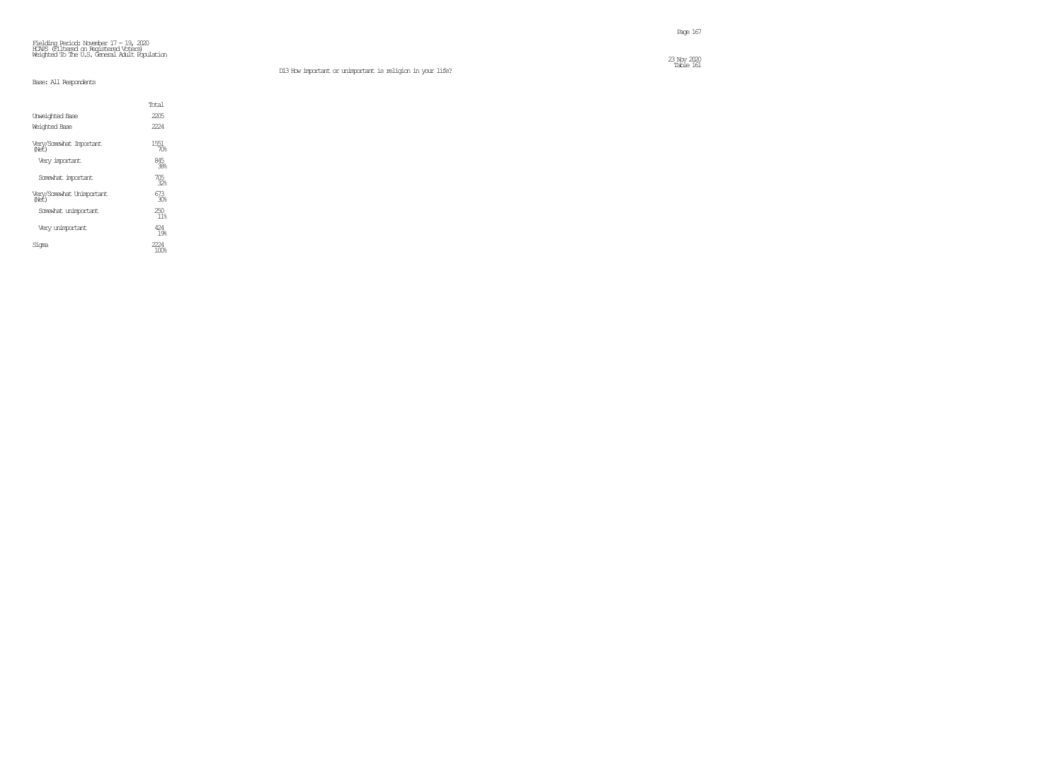Fielding Period: November 17 - 19, 2020
HCAPS (Filtered on Registered Voters)
Weighted To The U.S. General Adult Population

23 Nov 2020
Table 161

D13 How important or unimportant is religion in your life?

Base: All Respondents

| | Total |
|---|---|
| Unweighted Base | 2205 |
| Weighted Base | 2224 |
| Very/Somewhat Important (Net) | 1551<br>70% |
| Very important | 845<br>38% |
| Somewhat important | 705<br>32% |
| Very/Somewhat Unimportant (Net) | 673<br>30% |
| Somewhat unimportant | 250<br>11% |
| Very unimportant | 424<br>19% |
| Sigma | 2224<br>100% |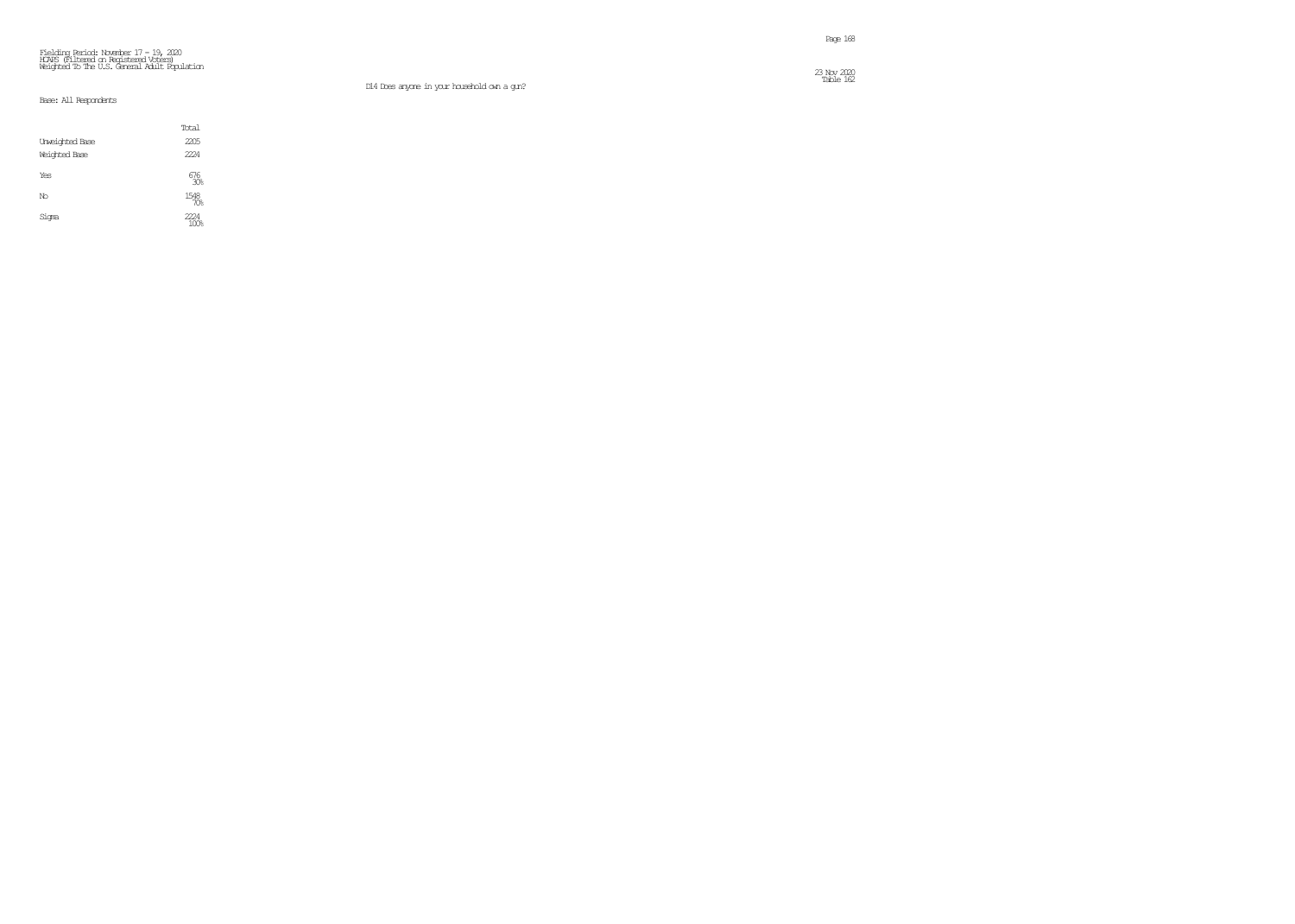Fielding Period: November 17 - 19, 2020
HCAPS (Filtered on Registered Voters)
Weighted To The U.S. General Adult Population

23 Nov 2020
Table 162

D14 Does anyone in your household own a gun?

Base: All Respondents

| | Total |
|---|---|
| Unweighted Base | 2205 |
| Weighted Base | 2224 |
| Yes | 676<br>30% |
| No | 1548<br>70% |
| Sigma | 2224<br>100% |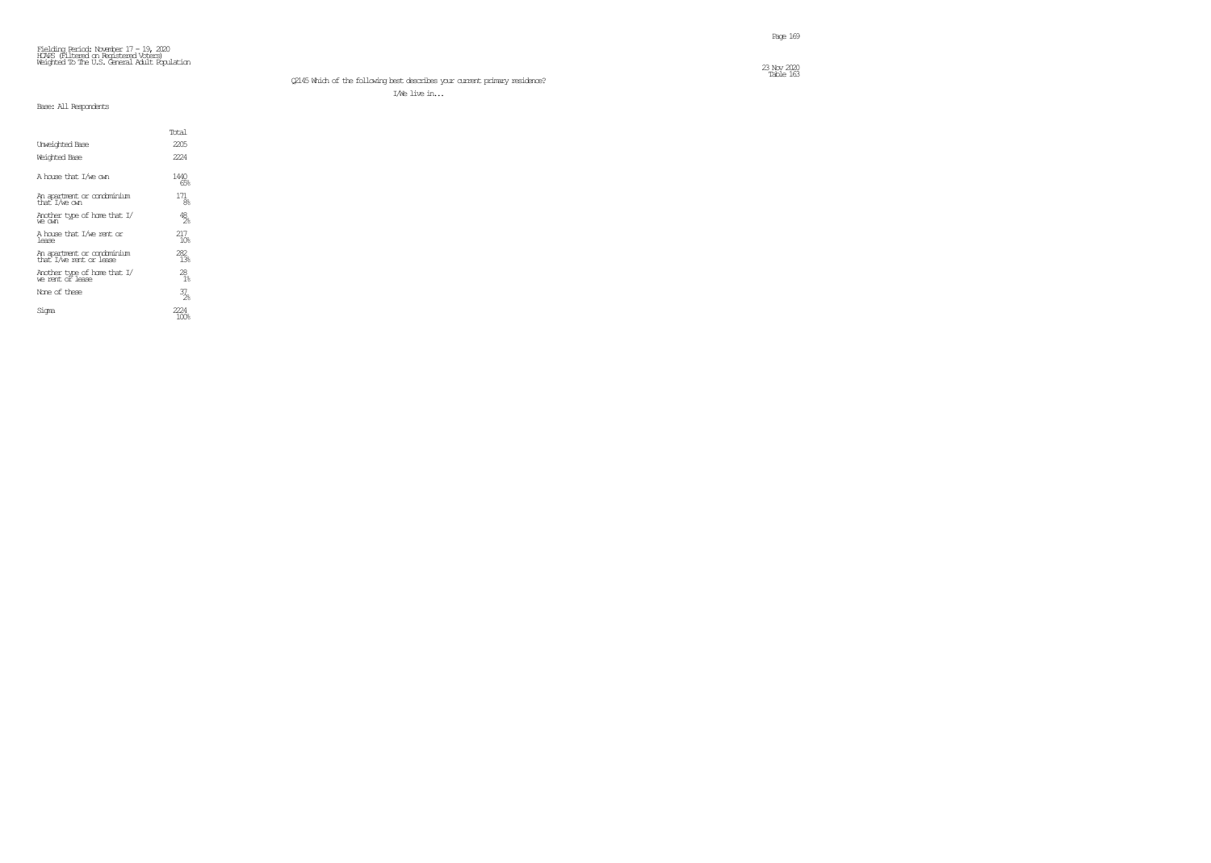Fielding Period: November 17 - 19, 2020
HCAPS (Filtered on Registered Voters)
Weighted To The U.S. General Adult Population

23 Nov 2020
Table 163

Q2145 Which of the following best describes your current primary residence?

I/We live in...

Base: All Respondents

| | Total |
|---|---|
| Unweighted Base | 2205 |
| Weighted Base | 2224 |
| A house that I/we own | 1440<br>65% |
| An apartment or condominium that I/we own | 171<br>8% |
| Another type of home that I/ we own | 48<br>2% |
| A house that I/we rent or lease | 217<br>10% |
| An apartment or condominium that I/we rent or lease | 282<br>13% |
| Another type of home that I/ we rent or lease | 28<br>1% |
| None of these | 37<br>2% |
| Sigma | 2224<br>100% |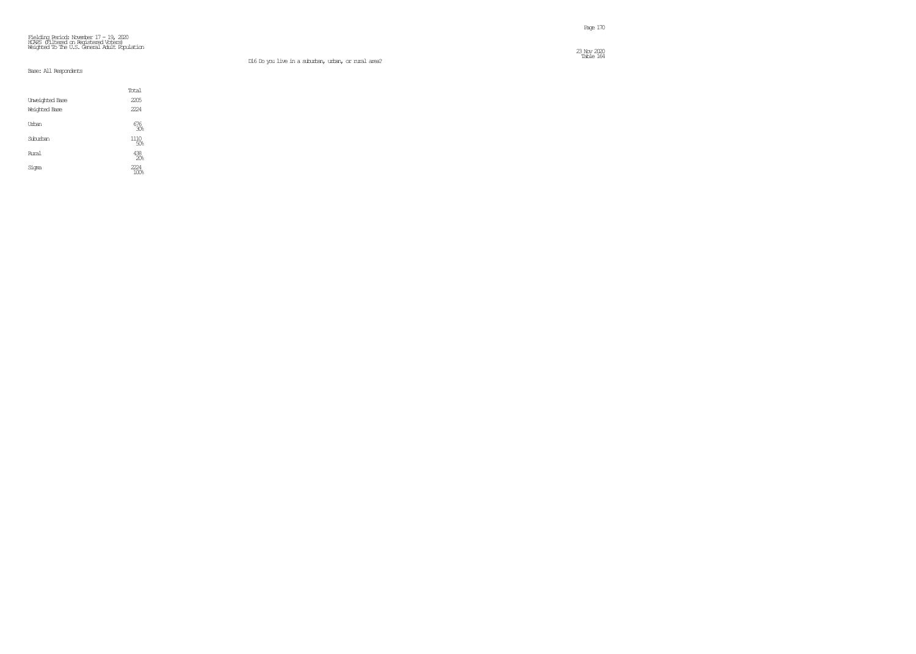Fielding Period: November 17 - 19, 2020
HCAPS (Filtered on Registered Voters)
Weighted To The U.S. General Adult Population

23 Nov 2020
Table 164

D16 Do you live in a suburban, urban, or rural area?

Base: All Respondents

| | Total |
|---|---|
| Unweighted Base | 2205 |
| Weighted Base | 2224 |
| Urban | 676<br>30% |
| Suburban | 1110<br>50% |
| Rural | 438<br>20% |
| Sigma | 2224<br>100% |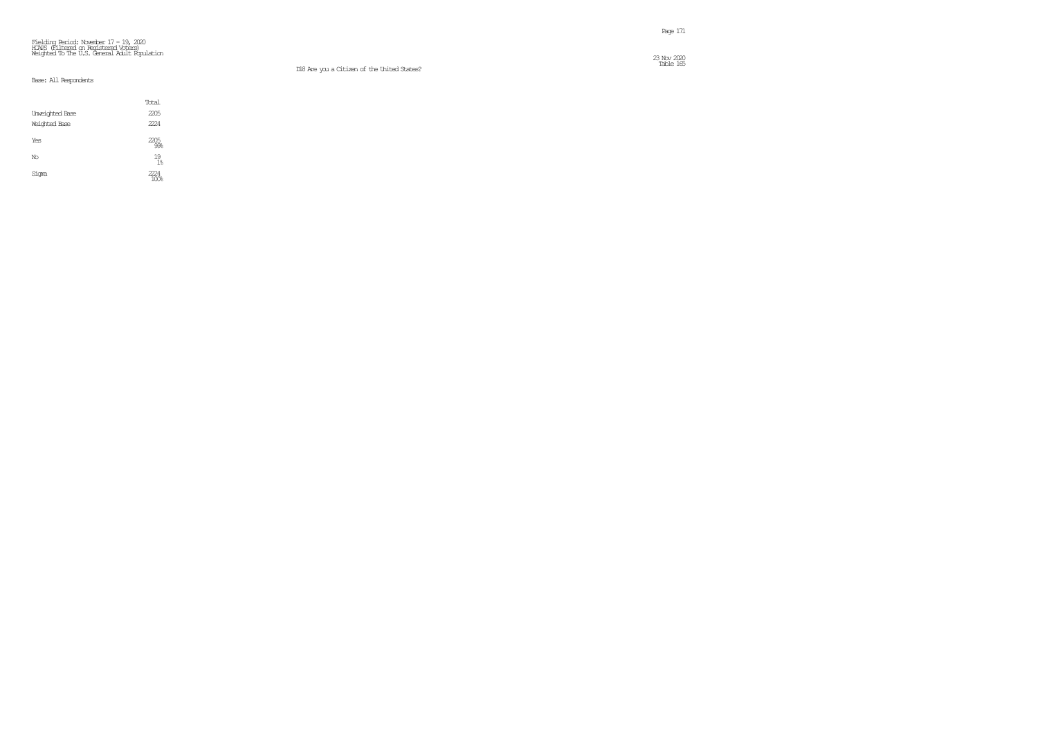Fielding Period: November 17 - 19, 2020
HCAPS (Filtered on Registered Voters)
Weighted To The U.S. General Adult Population

23 Nov 2020
Table 165

D18 Are you a Citizen of the United States?

Base: All Respondents

| | Total |
|---|---|
| Unweighted Base | 2205 |
| Weighted Base | 2224 |
| Yes | 2205<br>99% |
| No | 19<br>1% |
| Sigma | 2224<br>100% |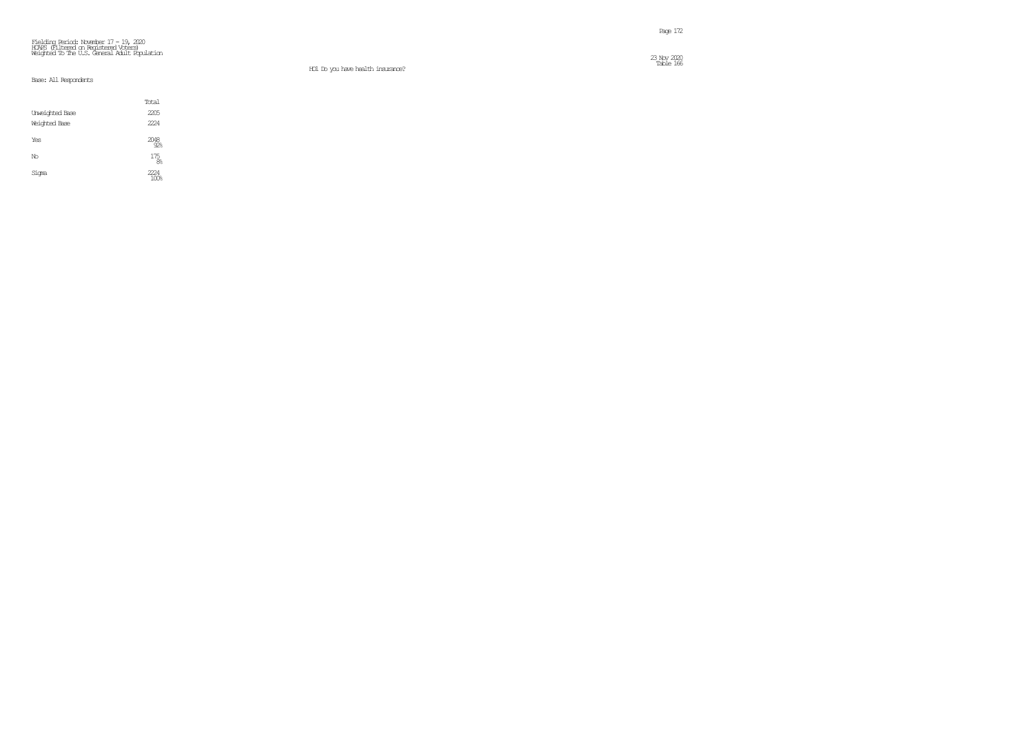Fielding Period: November 17 - 19, 2020
HCAPS (Filtered on Registered Voters)
Weighted To The U.S. General Adult Population

HC1 Do you have health insurance?

Base: All Respondents

| | Total |
|---|---|
| Unweighted Base | 2205 |
| Weighted Base | 2224 |
| Yes | 2048<br>92% |
| No | 175<br>8% |
| Sigma | 2224<br>100% |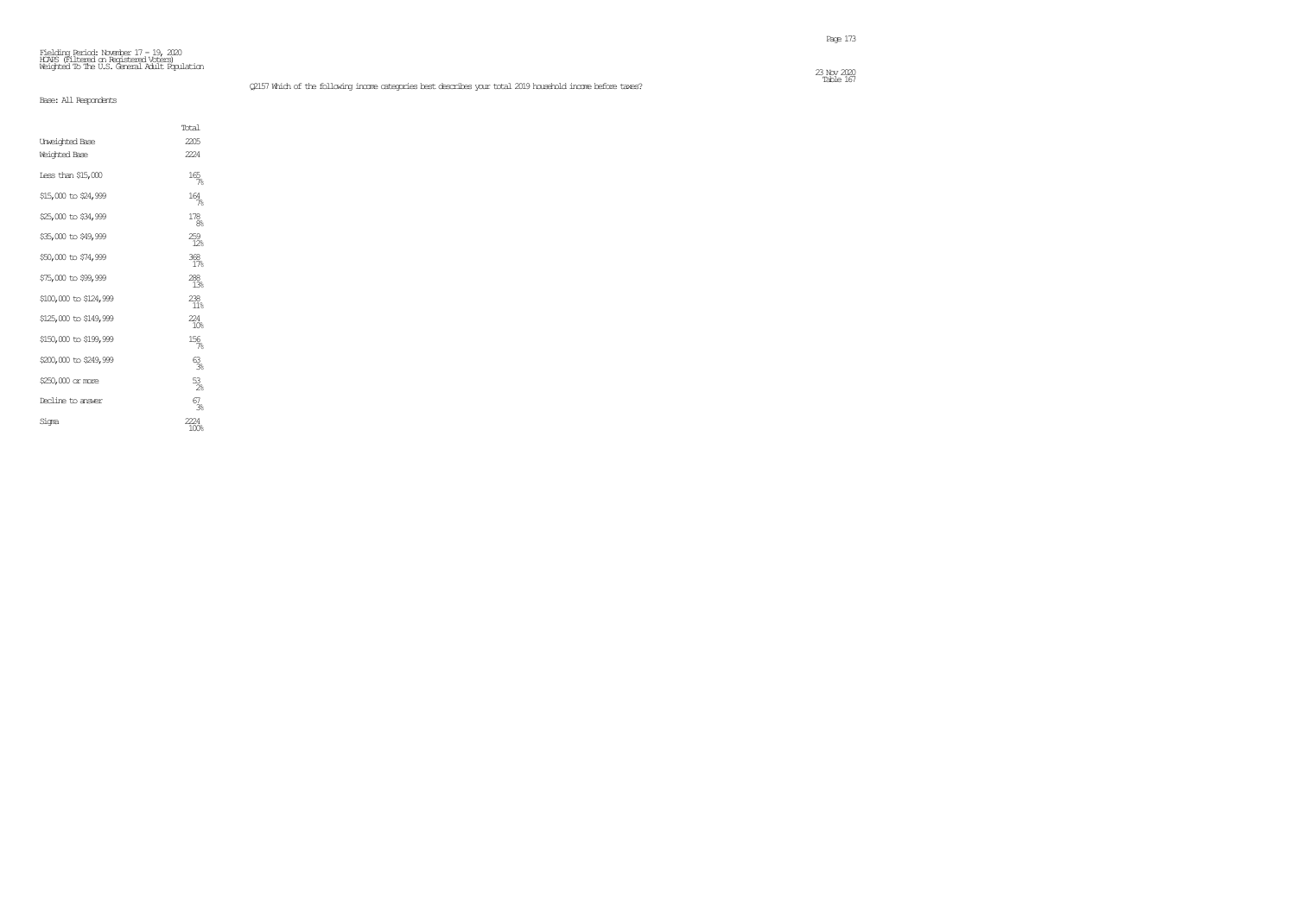Fielding Period: November 17 - 19, 2020
HCAPS (Filtered on Registered Voters)
Weighted To The U.S. General Adult Population

23 Nov 2020
Table 167

Q2157 Which of the following income categories best describes your total 2019 household income before taxes?

Base: All Respondents

| | Total |
|---|---|
| Unweighted Base | 2205 |
| Weighted Base | 2224 |
| Less than $15,000 | 165 |
| | 7% |
| $15,000 to $24,999 | 164 |
| | 7% |
| $25,000 to $34,999 | 178 |
| | 8% |
| $35,000 to $49,999 | 259 |
| | 12% |
| $50,000 to $74,999 | 368 |
| | 17% |
| $75,000 to $99,999 | 288 |
| | 13% |
| $100,000 to $124,999 | 238 |
| | 11% |
| $125,000 to $149,999 | 224 |
| | 10% |
| $150,000 to $199,999 | 156 |
| | 7% |
| $200,000 to $249,999 | 63 |
| | 3% |
| $250,000 or more | 53 |
| | 2% |
| Decline to answer | 67 |
| | 3% |
| Sigma | 2224 |
| | 100% |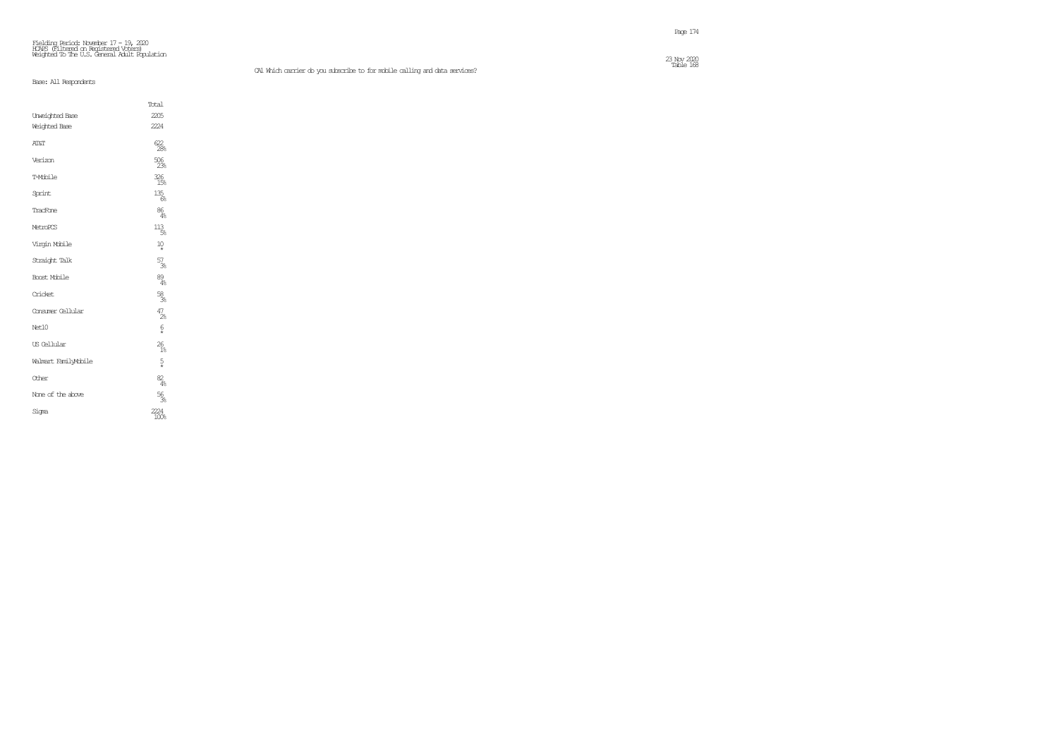Fielding Period: November 17 - 19, 2020
HCAPS (Filtered on Registered Voters)
Weighted To The U.S. General Adult Population

23 Nov 2020
Table 168

CA1 Which carrier do you subscribe to for mobile calling and data services?

Base: All Respondents

| | Total |
|---|---|
| Unweighted Base | 2205 |
| Weighted Base | 2224 |
| AT&T | 622<br>28% |
| Verizon | 506<br>23% |
| T-Mobile | 326<br>15% |
| Sprint | 135<br>6% |
| TracFone | 86<br>4% |
| MetroPCS | 113<br>5% |
| Virgin Mobile | 10<br>* |
| Straight Talk | 57<br>3% |
| Boost Mobile | 89<br>4% |
| Cricket | 58<br>3% |
| Consumer Cellular | 47<br>2% |
| Net10 | 6<br>* |
| US Cellular | 26<br>1% |
| Walmart FamilyMobile | 5<br>* |
| Other | 82<br>4% |
| None of the above | 56<br>3% |
| Sigma | 2224<br>100% |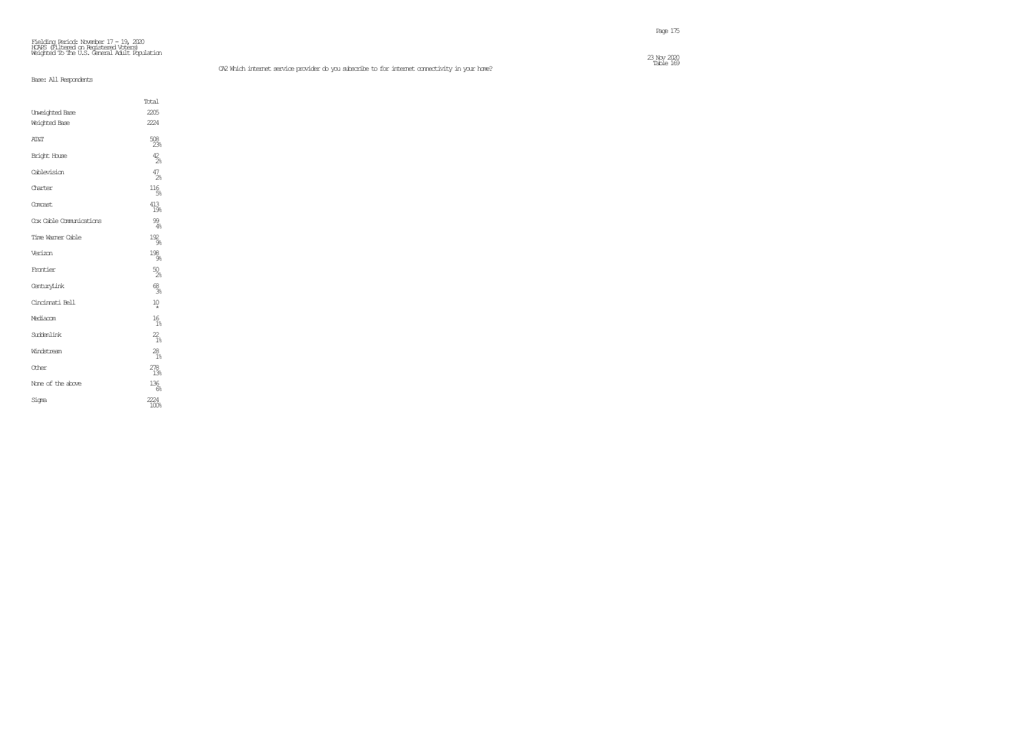Fielding Period: November 17 - 19, 2020
HCAPS (Filtered on Registered Voters)
Weighted To The U.S. General Adult Population

23 Nov 2020
Table 169

CA2 Which internet service provider do you subscribe to for internet connectivity in your home?

Base: All Respondents

| | Total |
|---|---|
| Unweighted Base | 2205 |
| Weighted Base | 2224 |
| AT&T | 508<br>23% |
| Bright House | 42<br>2% |
| Cablevision | 47<br>2% |
| Charter | 116<br>5% |
| Comcast | 413<br>19% |
| Cox Cable Communications | 99<br>4% |
| Time Warner Cable | 192<br>9% |
| Verizon | 198<br>9% |
| Frontier | 50<br>2% |
| CenturyLink | 68<br>3% |
| Cincinnati Bell | 10<br>* |
| Mediacom | 16<br>1% |
| Suddenlink | 22<br>1% |
| Windstream | 28<br>1% |
| Other | 278<br>13% |
| None of the above | 136<br>6% |
| Sigma | 2224<br>100% |